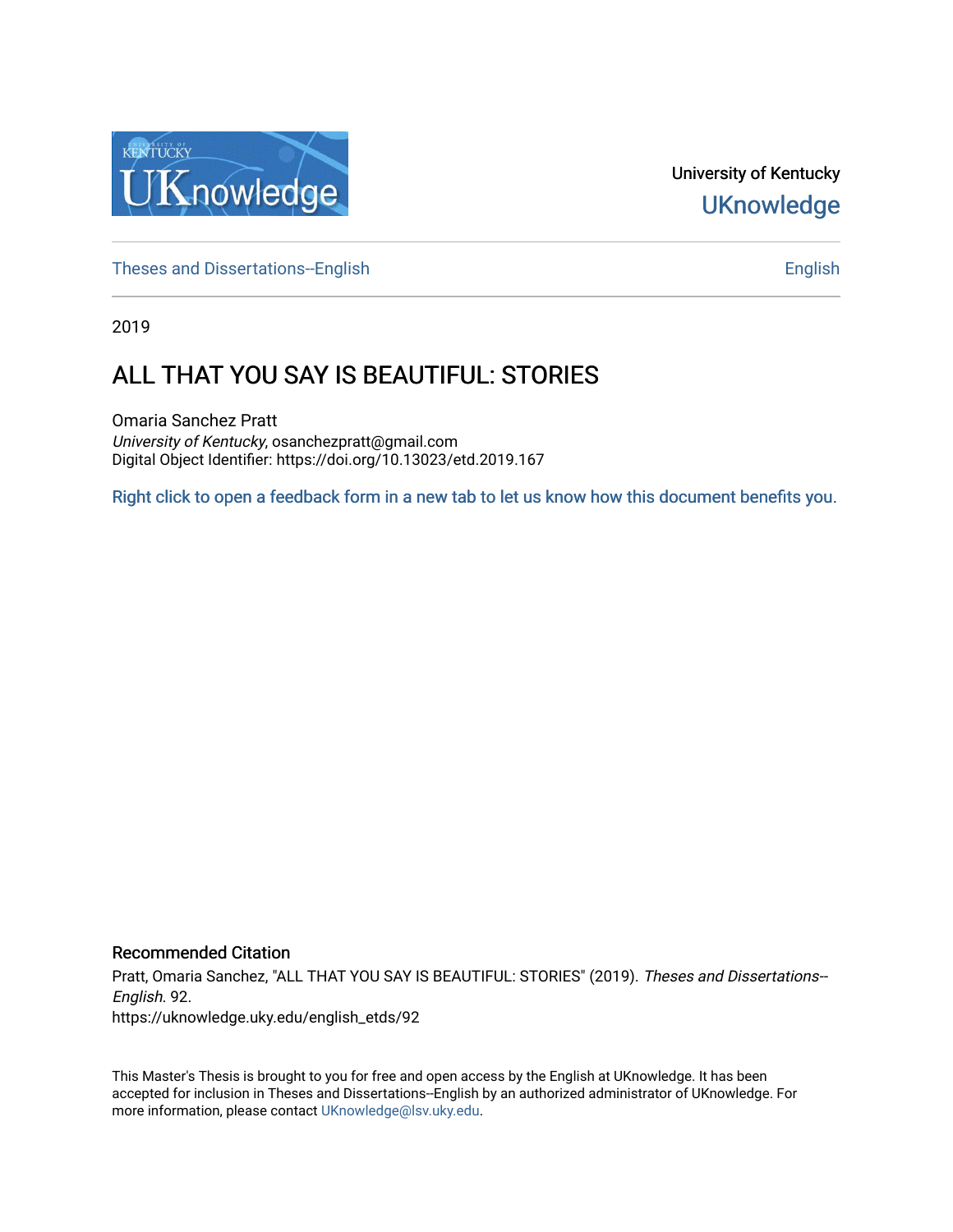University of Kentucky

UKnowledge

Theses and Dissertations--English

English

2019

# ALL THAT YOU SAY IS BEAUTIFUL: STORIES

Omaria Sanchez Pratt
*University of Kentucky*, osanchezpratt@gmail.com
Digital Object Identifier: https://doi.org/10.13023/etd.2019.167

Right click to open a feedback form in a new tab to let us know how this document benefits you.

## Recommended Citation

Pratt, Omaria Sanchez, "ALL THAT YOU SAY IS BEAUTIFUL: STORIES" (2019). *Theses and Dissertations--English*. 92.
https://uknowledge.uky.edu/english_etds/92

This Master's Thesis is brought to you for free and open access by the English at UKnowledge. It has been accepted for inclusion in Theses and Dissertations--English by an authorized administrator of UKnowledge. For more information, please contact UKnowledge@lsv.uky.edu.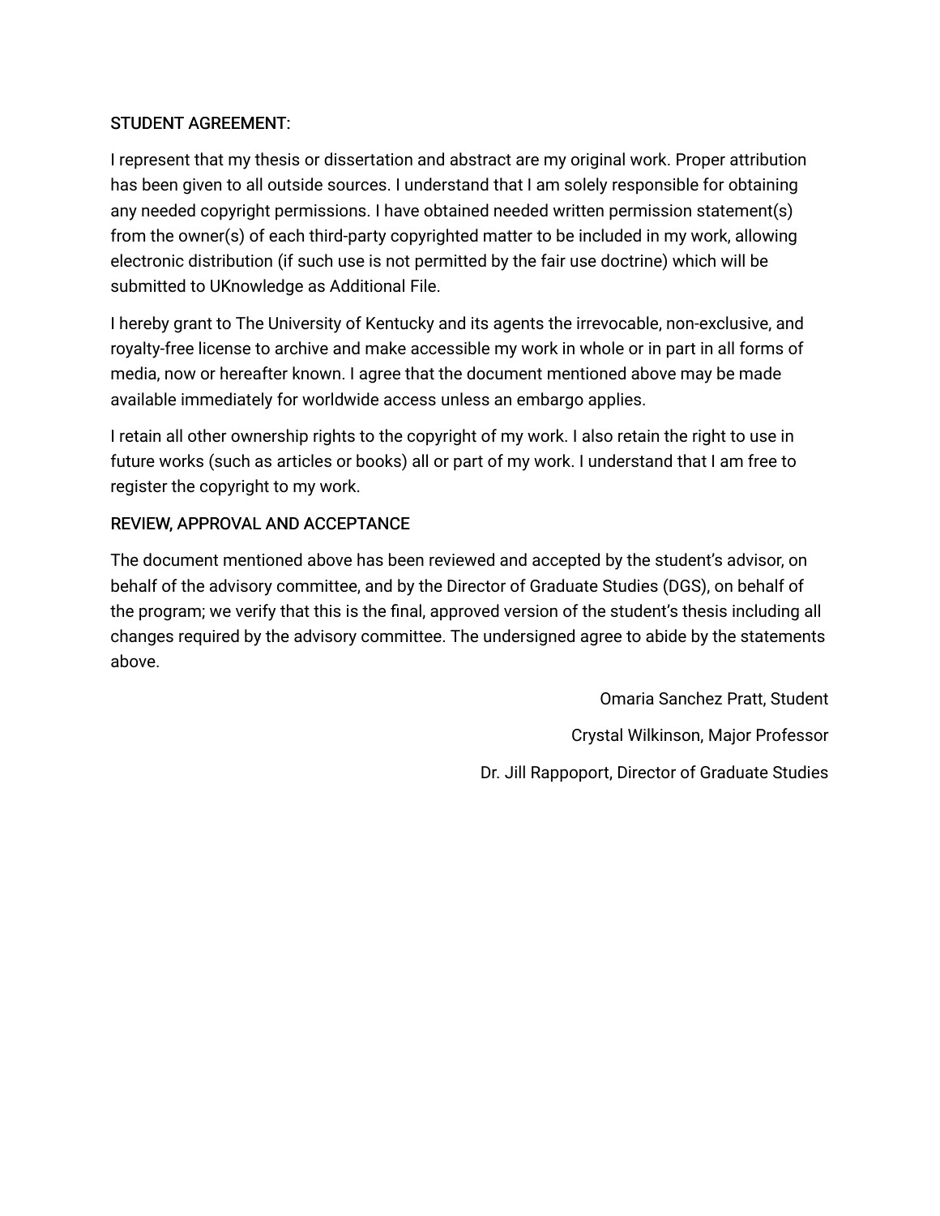STUDENT AGREEMENT:

I represent that my thesis or dissertation and abstract are my original work. Proper attribution has been given to all outside sources. I understand that I am solely responsible for obtaining any needed copyright permissions. I have obtained needed written permission statement(s) from the owner(s) of each third-party copyrighted matter to be included in my work, allowing electronic distribution (if such use is not permitted by the fair use doctrine) which will be submitted to UKnowledge as Additional File.

I hereby grant to The University of Kentucky and its agents the irrevocable, non-exclusive, and royalty-free license to archive and make accessible my work in whole or in part in all forms of media, now or hereafter known. I agree that the document mentioned above may be made available immediately for worldwide access unless an embargo applies.

I retain all other ownership rights to the copyright of my work. I also retain the right to use in future works (such as articles or books) all or part of my work. I understand that I am free to register the copyright to my work.

REVIEW, APPROVAL AND ACCEPTANCE

The document mentioned above has been reviewed and accepted by the student's advisor, on behalf of the advisory committee, and by the Director of Graduate Studies (DGS), on behalf of the program; we verify that this is the final, approved version of the student's thesis including all changes required by the advisory committee. The undersigned agree to abide by the statements above.

Omaria Sanchez Pratt, Student

Crystal Wilkinson, Major Professor

Dr. Jill Rappoport, Director of Graduate Studies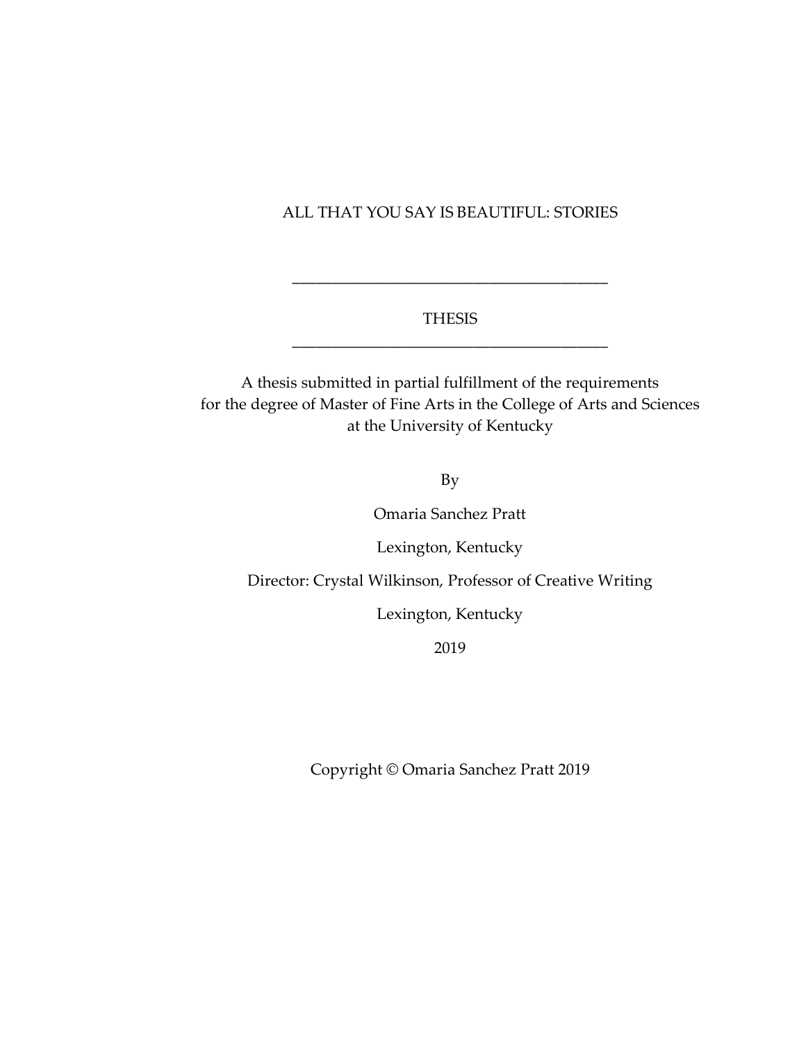# ALL THAT YOU SAY IS BEAUTIFUL: STORIES

---

THESIS

---

A thesis submitted in partial fulfillment of the requirements for the degree of Master of Fine Arts in the College of Arts and Sciences at the University of Kentucky

By

Omaria Sanchez Pratt

Lexington, Kentucky

Director: Crystal Wilkinson, Professor of Creative Writing

Lexington, Kentucky

2019

Copyright © Omaria Sanchez Pratt 2019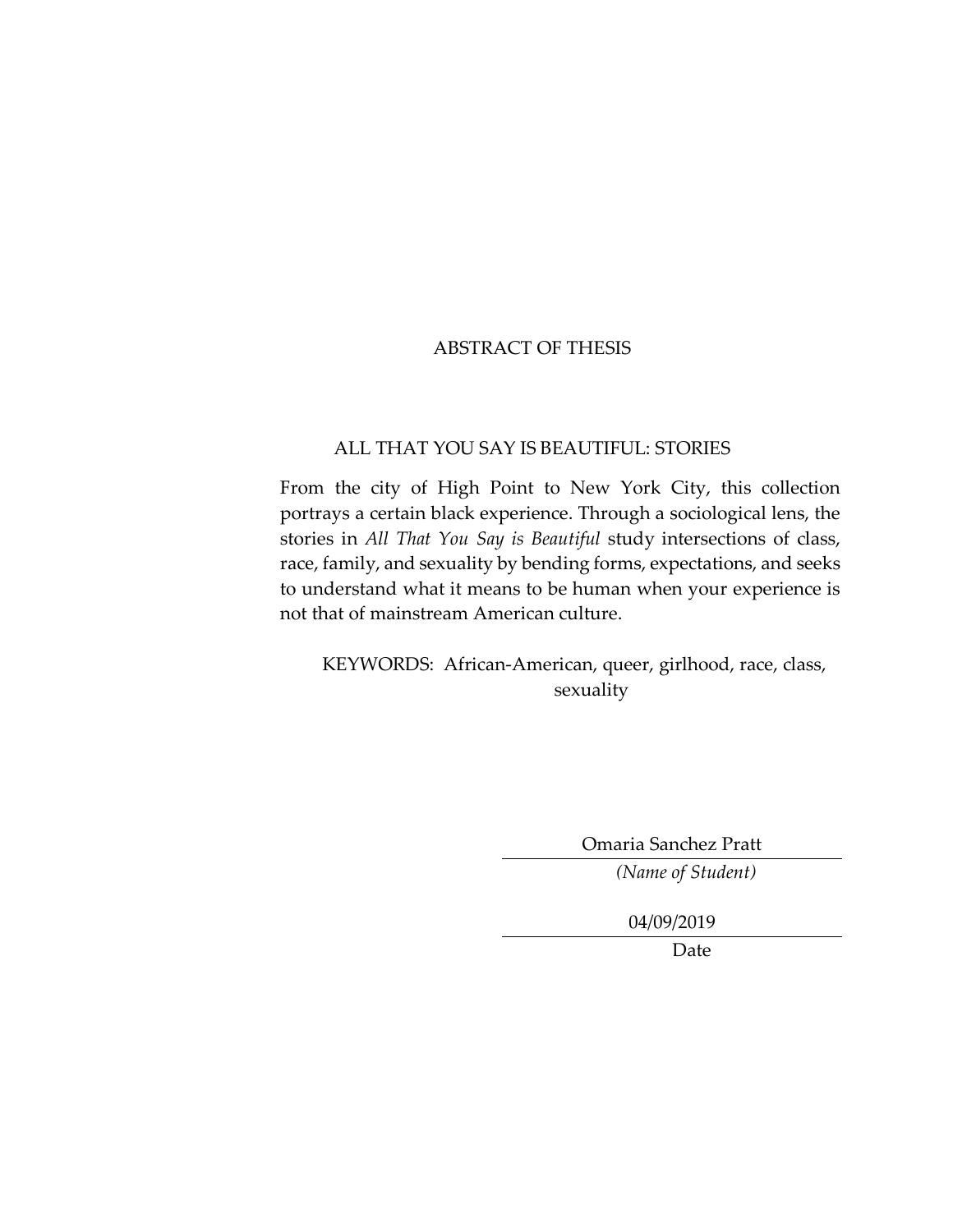# ABSTRACT OF THESIS

## ALL THAT YOU SAY IS BEAUTIFUL: STORIES

From the city of High Point to New York City, this collection portrays a certain black experience. Through a sociological lens, the stories in *All That You Say is Beautiful* study intersections of class, race, family, and sexuality by bending forms, expectations, and seeks to understand what it means to be human when your experience is not that of mainstream American culture.

KEYWORDS: African-American, queer, girlhood, race, class, sexuality

Omaria Sanchez Pratt

*(Name of Student)*

04/09/2019

Date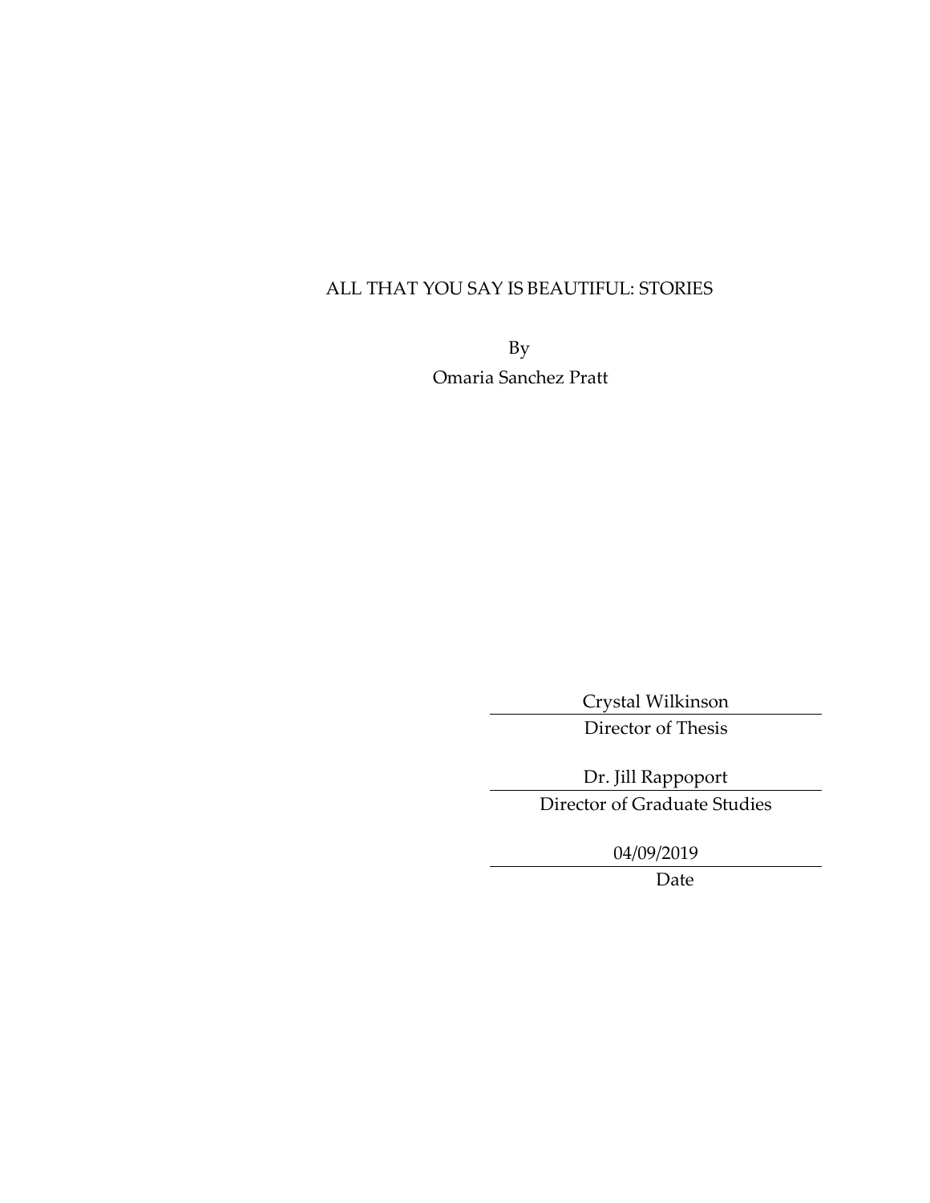ALL THAT YOU SAY IS BEAUTIFUL: STORIES

By

Omaria Sanchez Pratt

Crystal Wilkinson

Director of Thesis

Dr. Jill Rappoport

Director of Graduate Studies

04/09/2019

Date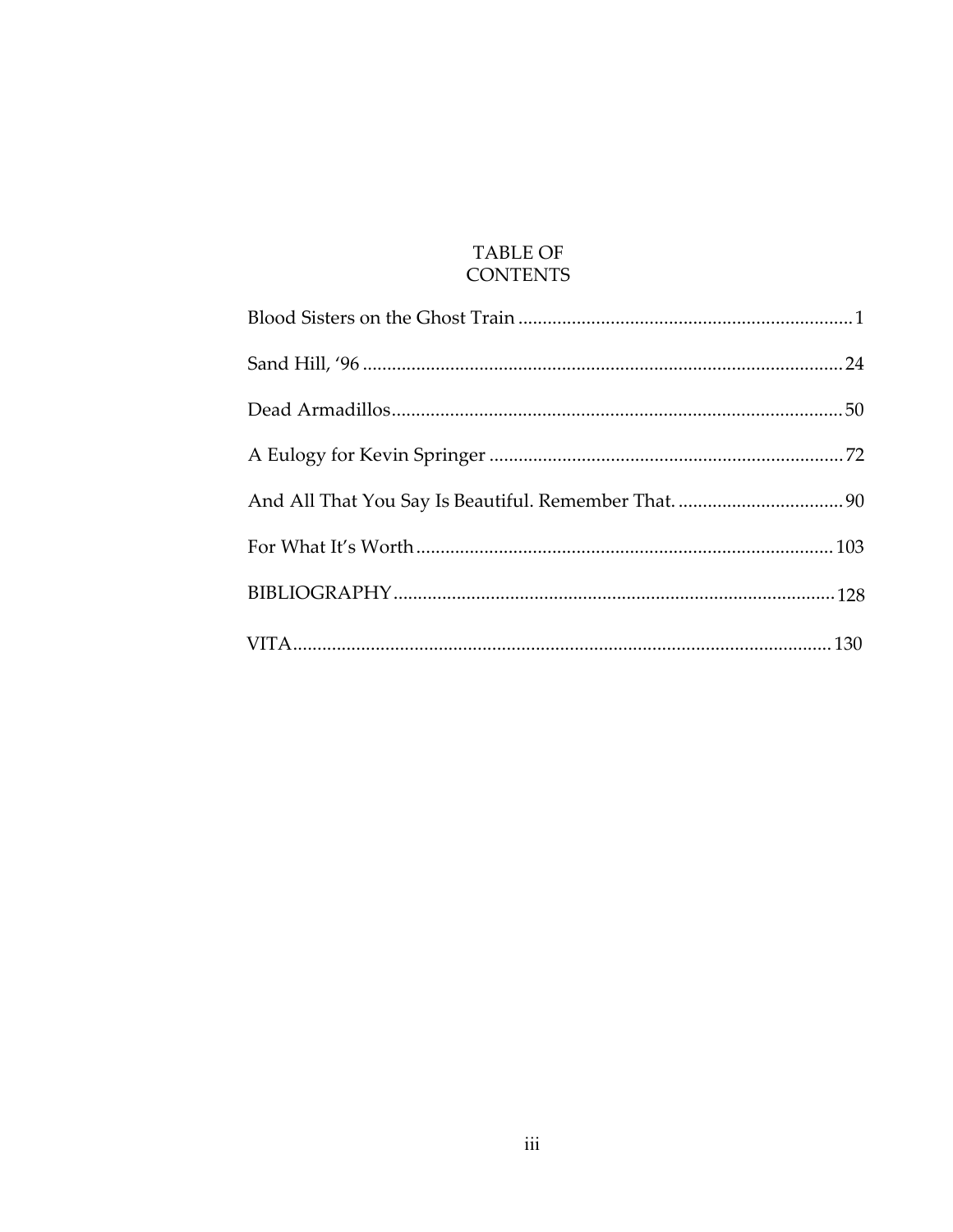# TABLE OF CONTENTS

Blood Sisters on the Ghost Train .......... 1

Sand Hill, '96 .......... 24

Dead Armadillos .......... 50

A Eulogy for Kevin Springer .......... 72

And All That You Say Is Beautiful. Remember That. .......... 90

For What It's Worth .......... 103

BIBLIOGRAPHY .......... 128

VITA .......... 130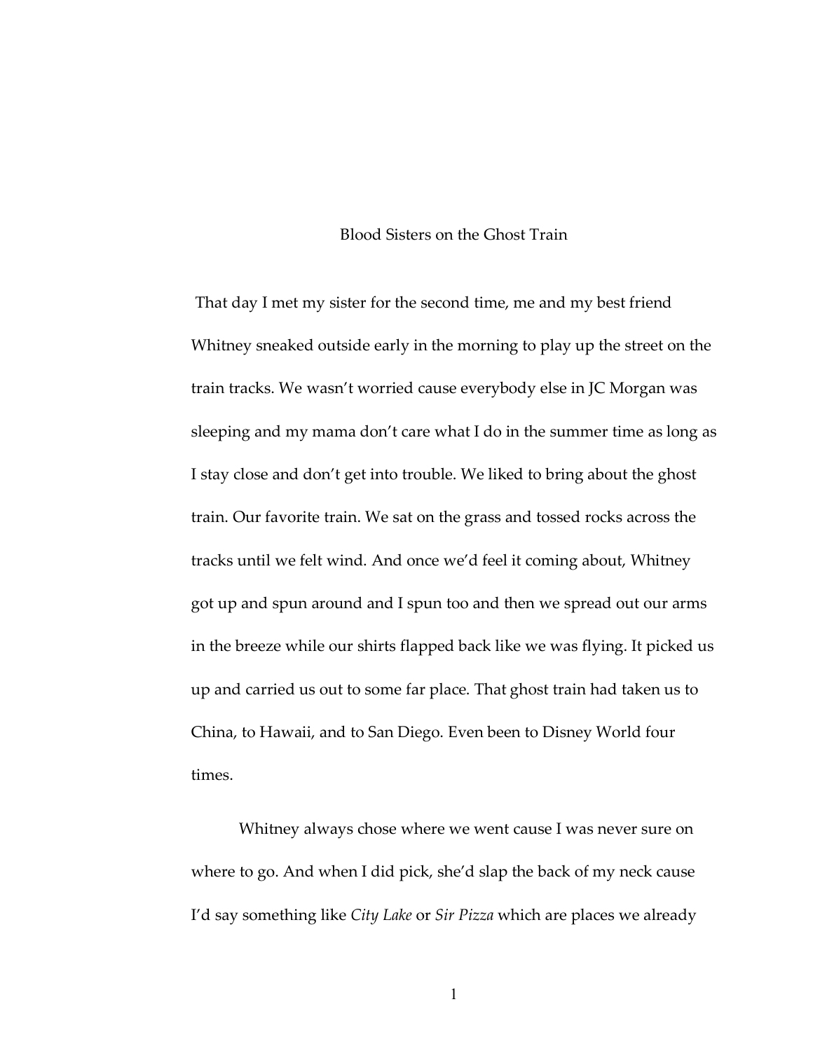# Blood Sisters on the Ghost Train

That day I met my sister for the second time, me and my best friend Whitney sneaked outside early in the morning to play up the street on the train tracks. We wasn't worried cause everybody else in JC Morgan was sleeping and my mama don't care what I do in the summer time as long as I stay close and don't get into trouble. We liked to bring about the ghost train. Our favorite train. We sat on the grass and tossed rocks across the tracks until we felt wind. And once we'd feel it coming about, Whitney got up and spun around and I spun too and then we spread out our arms in the breeze while our shirts flapped back like we was flying. It picked us up and carried us out to some far place. That ghost train had taken us to China, to Hawaii, and to San Diego. Even been to Disney World four times.

Whitney always chose where we went cause I was never sure on where to go. And when I did pick, she'd slap the back of my neck cause I'd say something like *City Lake* or *Sir Pizza* which are places we already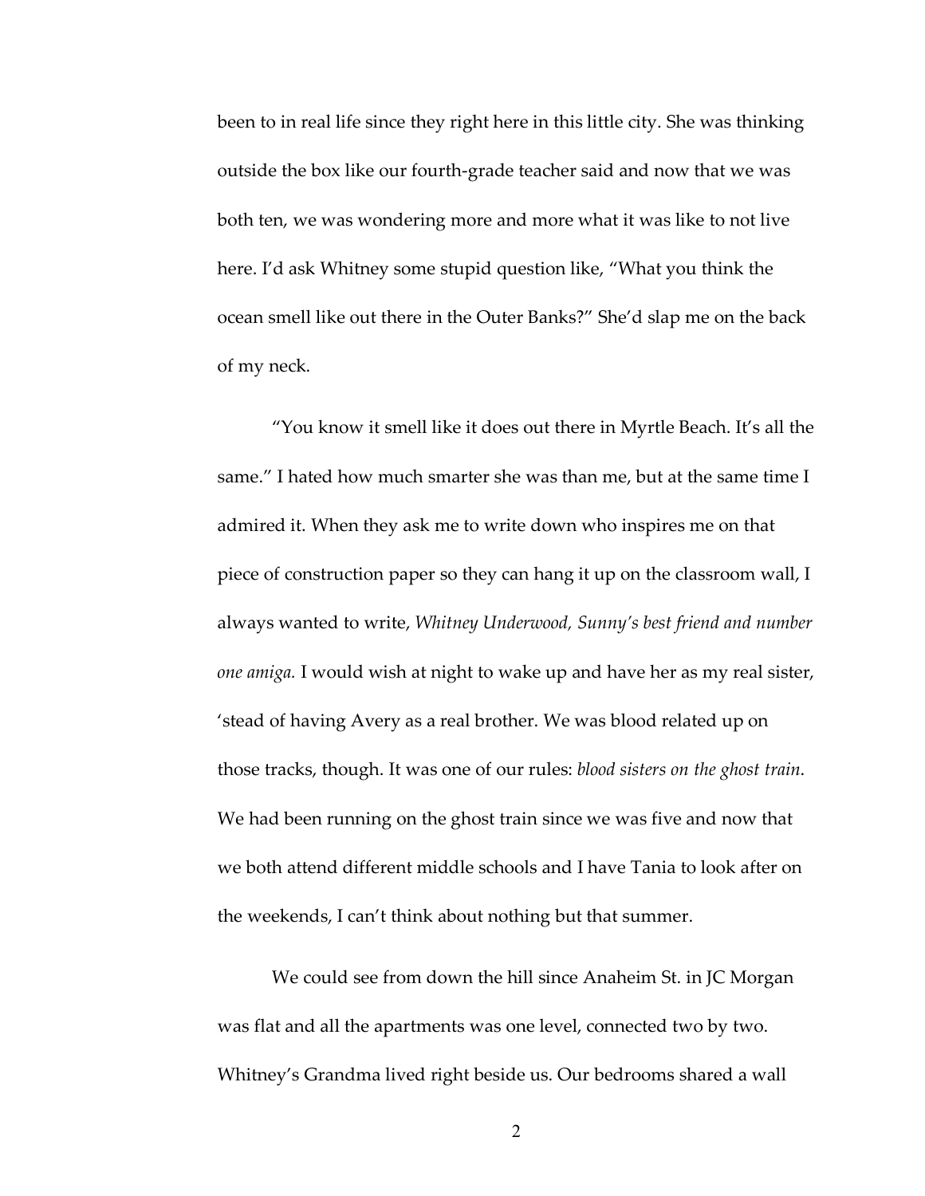been to in real life since they right here in this little city. She was thinking outside the box like our fourth-grade teacher said and now that we was both ten, we was wondering more and more what it was like to not live here. I'd ask Whitney some stupid question like, "What you think the ocean smell like out there in the Outer Banks?" She'd slap me on the back of my neck.

"You know it smell like it does out there in Myrtle Beach. It's all the same." I hated how much smarter she was than me, but at the same time I admired it. When they ask me to write down who inspires me on that piece of construction paper so they can hang it up on the classroom wall, I always wanted to write, *Whitney Underwood, Sunny's best friend and number one amiga.* I would wish at night to wake up and have her as my real sister, 'stead of having Avery as a real brother. We was blood related up on those tracks, though. It was one of our rules: *blood sisters on the ghost train*. We had been running on the ghost train since we was five and now that we both attend different middle schools and I have Tania to look after on the weekends, I can't think about nothing but that summer.

We could see from down the hill since Anaheim St. in JC Morgan was flat and all the apartments was one level, connected two by two. Whitney's Grandma lived right beside us. Our bedrooms shared a wall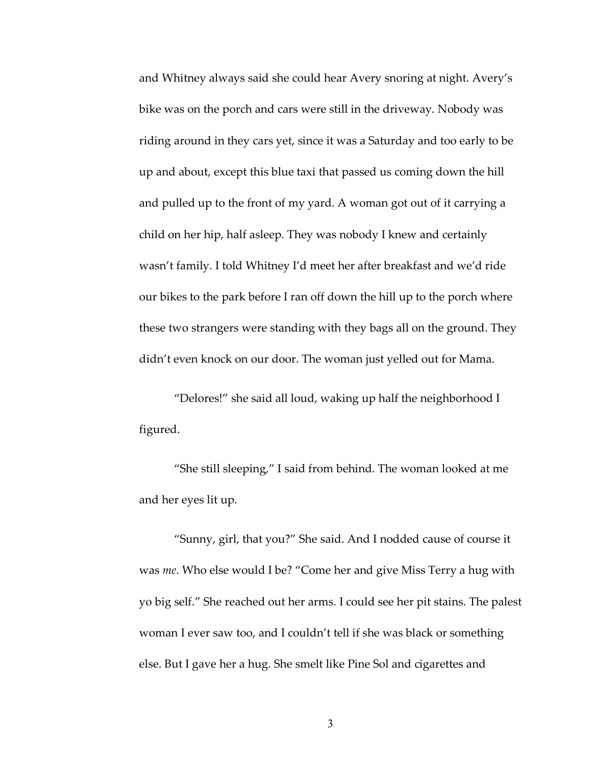and Whitney always said she could hear Avery snoring at night. Avery's bike was on the porch and cars were still in the driveway. Nobody was riding around in they cars yet, since it was a Saturday and too early to be up and about, except this blue taxi that passed us coming down the hill and pulled up to the front of my yard. A woman got out of it carrying a child on her hip, half asleep. They was nobody I knew and certainly wasn't family. I told Whitney I'd meet her after breakfast and we'd ride our bikes to the park before I ran off down the hill up to the porch where these two strangers were standing with they bags all on the ground. They didn't even knock on our door. The woman just yelled out for Mama.

"Delores!" she said all loud, waking up half the neighborhood I figured.

"She still sleeping," I said from behind. The woman looked at me and her eyes lit up.

"Sunny, girl, that you?" She said. And I nodded cause of course it was *me*. Who else would I be? "Come her and give Miss Terry a hug with yo big self." She reached out her arms. I could see her pit stains. The palest woman I ever saw too, and I couldn't tell if she was black or something else. But I gave her a hug. She smelt like Pine Sol and cigarettes and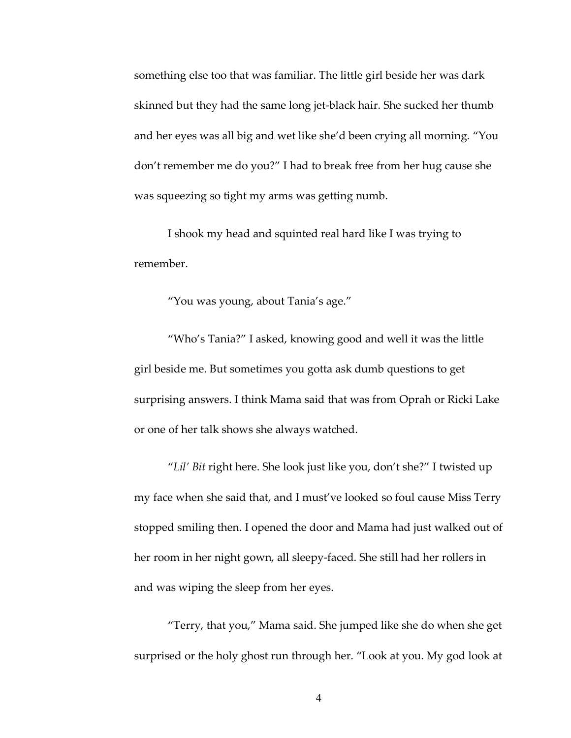something else too that was familiar. The little girl beside her was dark skinned but they had the same long jet-black hair. She sucked her thumb and her eyes was all big and wet like she'd been crying all morning. "You don't remember me do you?" I had to break free from her hug cause she was squeezing so tight my arms was getting numb.

I shook my head and squinted real hard like I was trying to remember.

"You was young, about Tania's age."

"Who's Tania?" I asked, knowing good and well it was the little girl beside me. But sometimes you gotta ask dumb questions to get surprising answers. I think Mama said that was from Oprah or Ricki Lake or one of her talk shows she always watched.

"*Lil' Bit* right here. She look just like you, don't she?" I twisted up my face when she said that, and I must've looked so foul cause Miss Terry stopped smiling then. I opened the door and Mama had just walked out of her room in her night gown, all sleepy-faced. She still had her rollers in and was wiping the sleep from her eyes.

"Terry, that you," Mama said. She jumped like she do when she get surprised or the holy ghost run through her. "Look at you. My god look at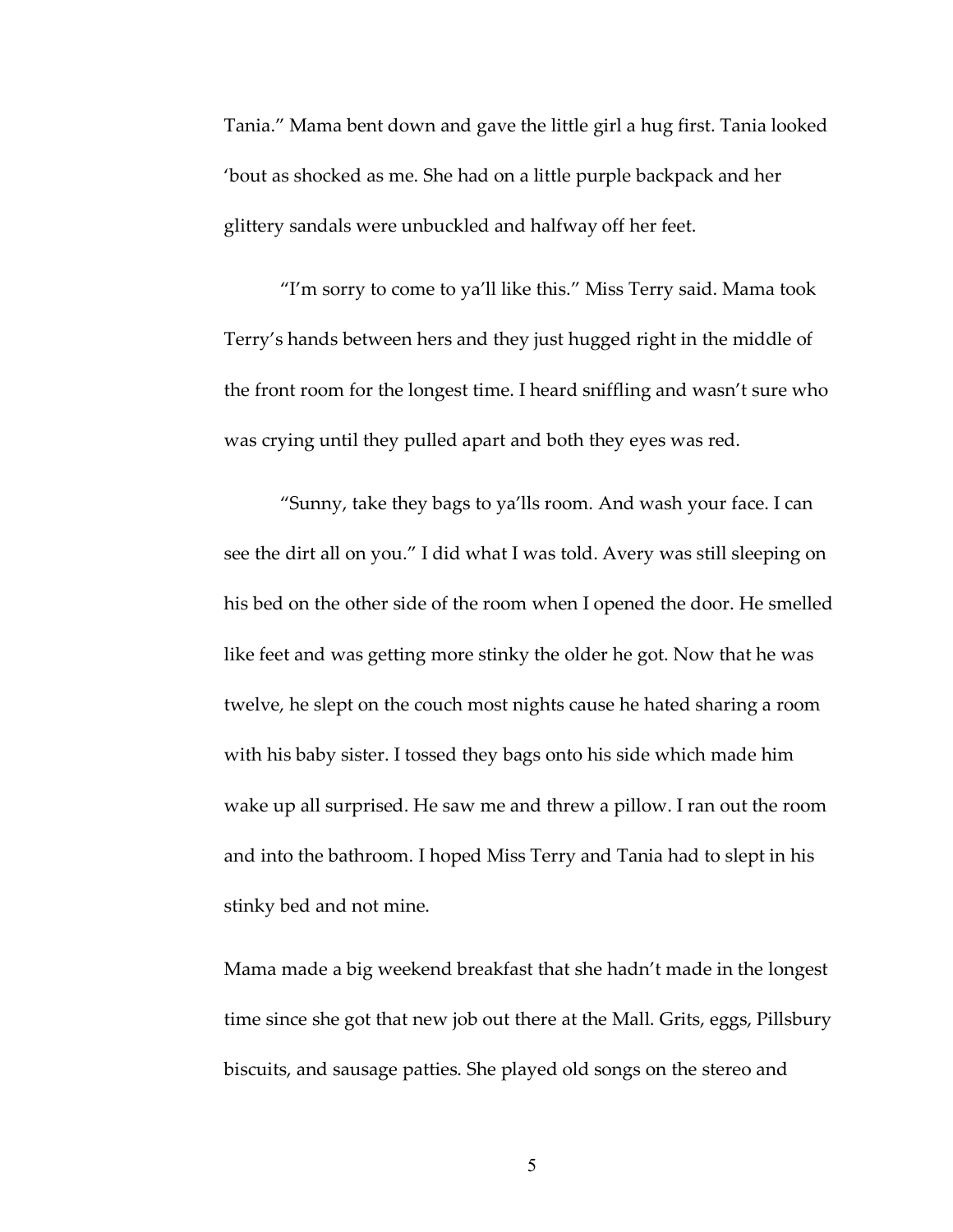Tania." Mama bent down and gave the little girl a hug first. Tania looked 'bout as shocked as me. She had on a little purple backpack and her glittery sandals were unbuckled and halfway off her feet.

"I'm sorry to come to ya'll like this." Miss Terry said. Mama took Terry's hands between hers and they just hugged right in the middle of the front room for the longest time. I heard sniffling and wasn't sure who was crying until they pulled apart and both they eyes was red.

"Sunny, take they bags to ya'lls room. And wash your face. I can see the dirt all on you." I did what I was told. Avery was still sleeping on his bed on the other side of the room when I opened the door. He smelled like feet and was getting more stinky the older he got. Now that he was twelve, he slept on the couch most nights cause he hated sharing a room with his baby sister. I tossed they bags onto his side which made him wake up all surprised. He saw me and threw a pillow. I ran out the room and into the bathroom. I hoped Miss Terry and Tania had to slept in his stinky bed and not mine.

Mama made a big weekend breakfast that she hadn't made in the longest time since she got that new job out there at the Mall. Grits, eggs, Pillsbury biscuits, and sausage patties. She played old songs on the stereo and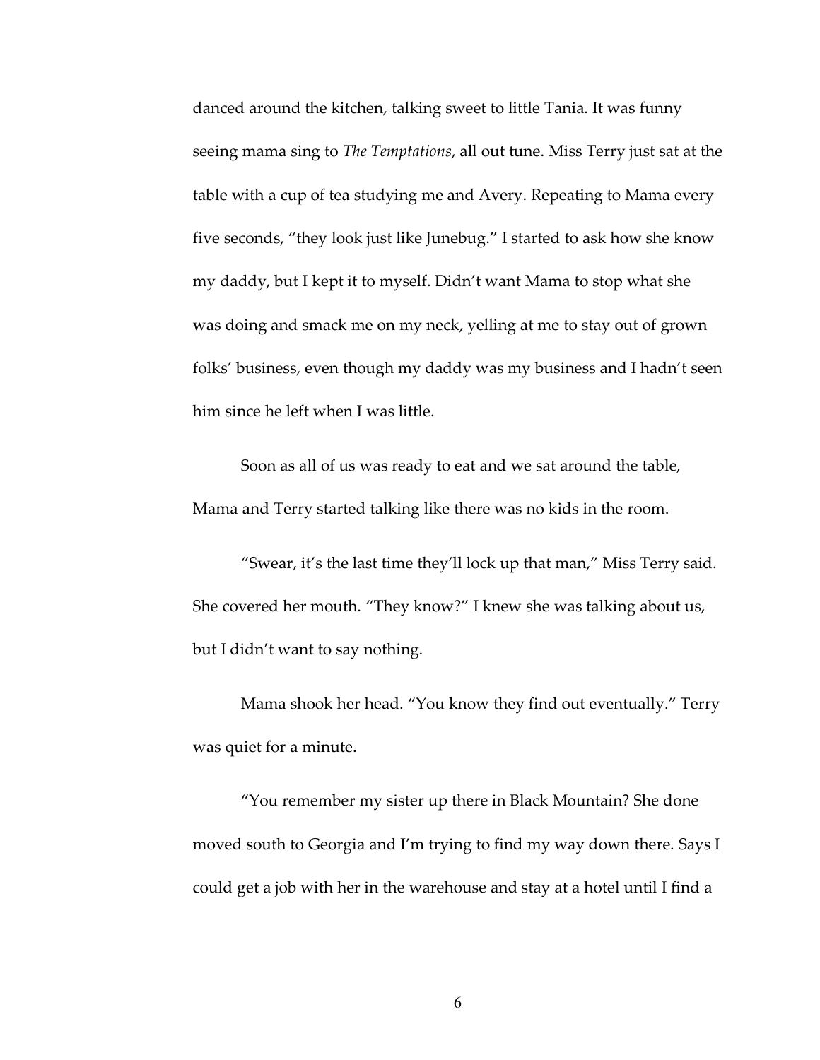danced around the kitchen, talking sweet to little Tania. It was funny seeing mama sing to *The Temptations*, all out tune. Miss Terry just sat at the table with a cup of tea studying me and Avery. Repeating to Mama every five seconds, "they look just like Junebug." I started to ask how she know my daddy, but I kept it to myself. Didn't want Mama to stop what she was doing and smack me on my neck, yelling at me to stay out of grown folks' business, even though my daddy was my business and I hadn't seen him since he left when I was little.

Soon as all of us was ready to eat and we sat around the table, Mama and Terry started talking like there was no kids in the room.

"Swear, it's the last time they'll lock up that man," Miss Terry said. She covered her mouth. "They know?" I knew she was talking about us, but I didn't want to say nothing.

Mama shook her head. "You know they find out eventually." Terry was quiet for a minute.

"You remember my sister up there in Black Mountain? She done moved south to Georgia and I'm trying to find my way down there. Says I could get a job with her in the warehouse and stay at a hotel until I find a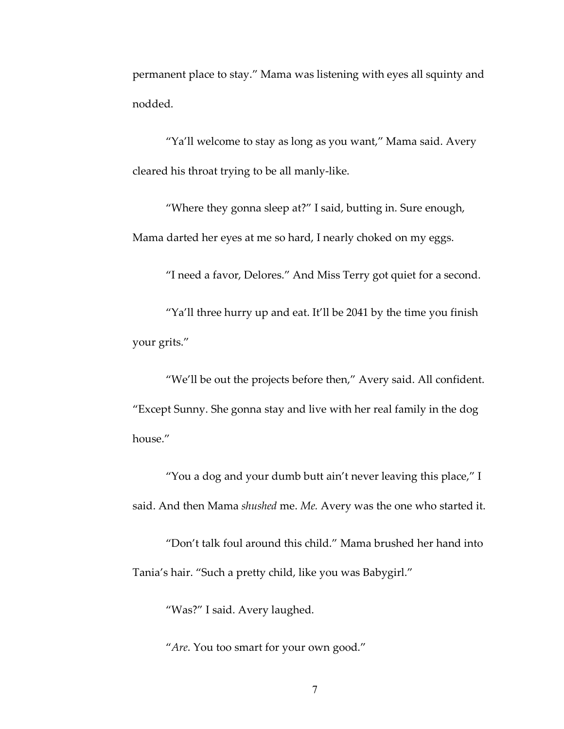permanent place to stay." Mama was listening with eyes all squinty and nodded.

"Ya'll welcome to stay as long as you want," Mama said. Avery cleared his throat trying to be all manly-like.

"Where they gonna sleep at?" I said, butting in. Sure enough, Mama darted her eyes at me so hard, I nearly choked on my eggs.

"I need a favor, Delores." And Miss Terry got quiet for a second.

"Ya'll three hurry up and eat. It'll be 2041 by the time you finish your grits."

"We'll be out the projects before then," Avery said. All confident. "Except Sunny. She gonna stay and live with her real family in the dog house."

"You a dog and your dumb butt ain't never leaving this place," I said. And then Mama *shushed* me. *Me.* Avery was the one who started it.

"Don't talk foul around this child." Mama brushed her hand into Tania's hair. "Such a pretty child, like you was Babygirl."

"Was?" I said. Avery laughed.

"*Are*. You too smart for your own good."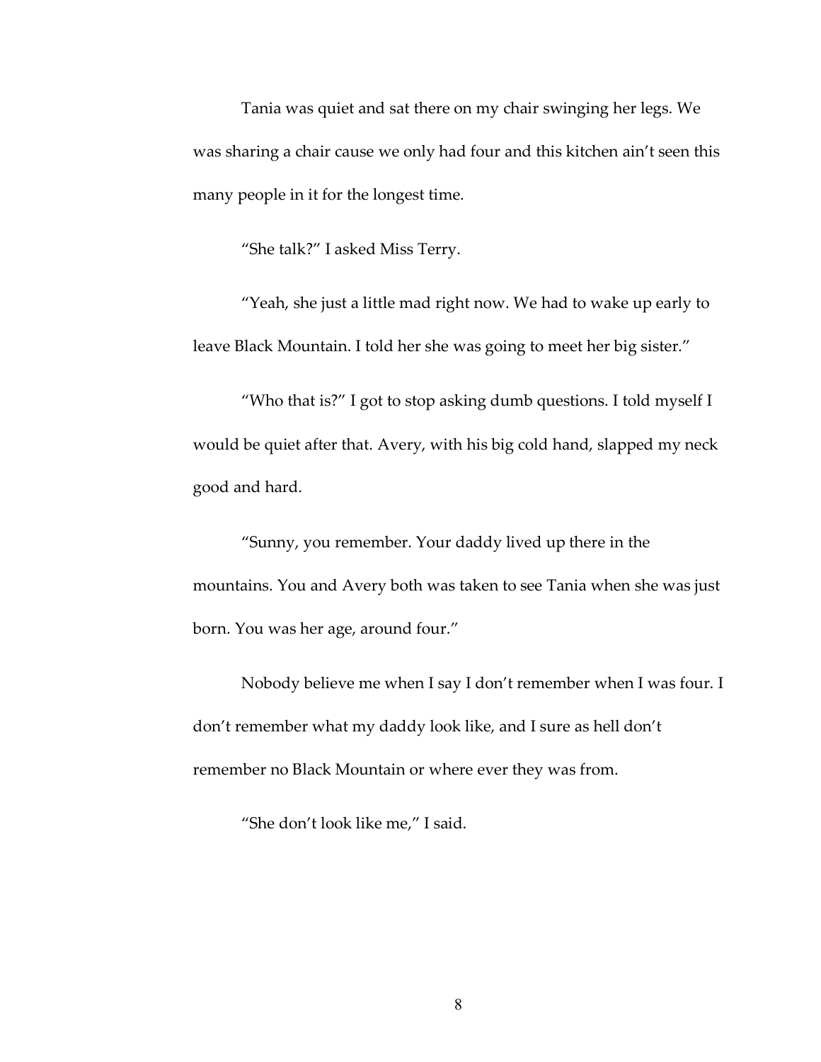Tania was quiet and sat there on my chair swinging her legs. We was sharing a chair cause we only had four and this kitchen ain't seen this many people in it for the longest time.

"She talk?" I asked Miss Terry.

"Yeah, she just a little mad right now. We had to wake up early to leave Black Mountain. I told her she was going to meet her big sister."

"Who that is?" I got to stop asking dumb questions. I told myself I would be quiet after that. Avery, with his big cold hand, slapped my neck good and hard.

"Sunny, you remember. Your daddy lived up there in the mountains. You and Avery both was taken to see Tania when she was just born. You was her age, around four."

Nobody believe me when I say I don't remember when I was four. I don't remember what my daddy look like, and I sure as hell don't remember no Black Mountain or where ever they was from.

"She don't look like me," I said.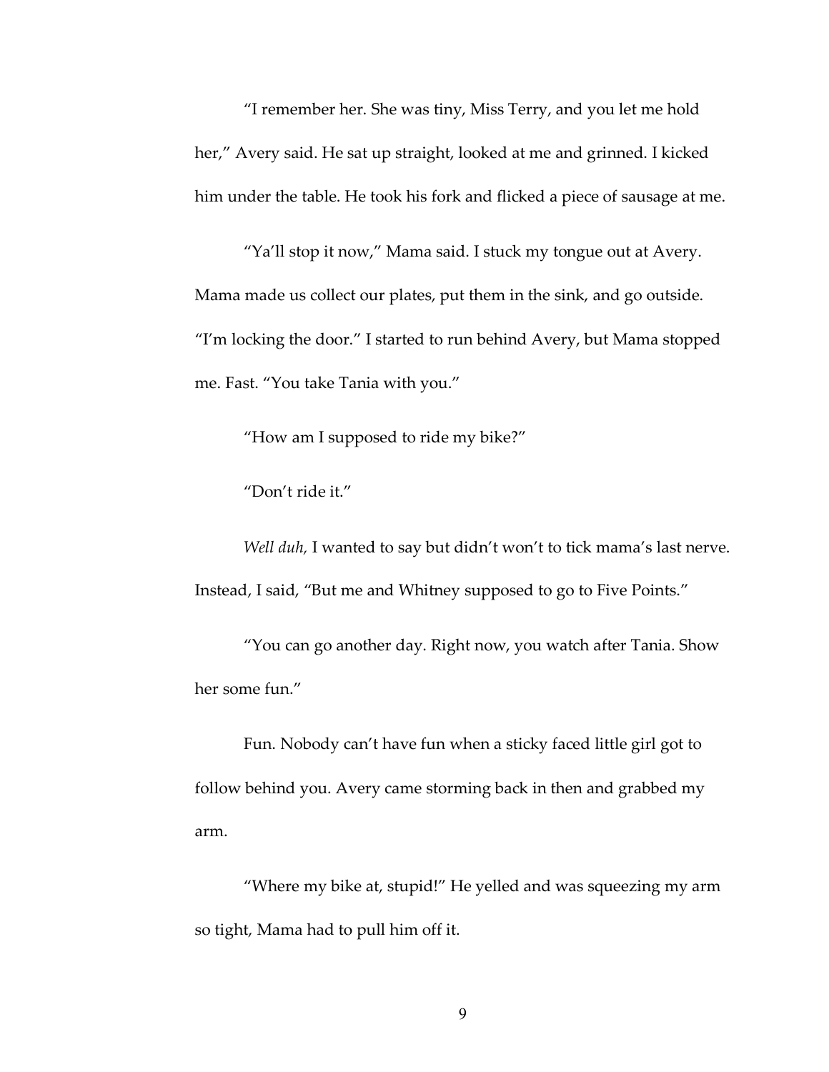"I remember her. She was tiny, Miss Terry, and you let me hold her," Avery said. He sat up straight, looked at me and grinned. I kicked him under the table. He took his fork and flicked a piece of sausage at me.

"Ya'll stop it now," Mama said. I stuck my tongue out at Avery. Mama made us collect our plates, put them in the sink, and go outside. "I'm locking the door." I started to run behind Avery, but Mama stopped me. Fast. "You take Tania with you."

"How am I supposed to ride my bike?"

"Don't ride it."

*Well duh,* I wanted to say but didn't won't to tick mama's last nerve. Instead, I said, "But me and Whitney supposed to go to Five Points."

"You can go another day. Right now, you watch after Tania. Show her some fun."

Fun. Nobody can't have fun when a sticky faced little girl got to follow behind you. Avery came storming back in then and grabbed my arm.

"Where my bike at, stupid!" He yelled and was squeezing my arm so tight, Mama had to pull him off it.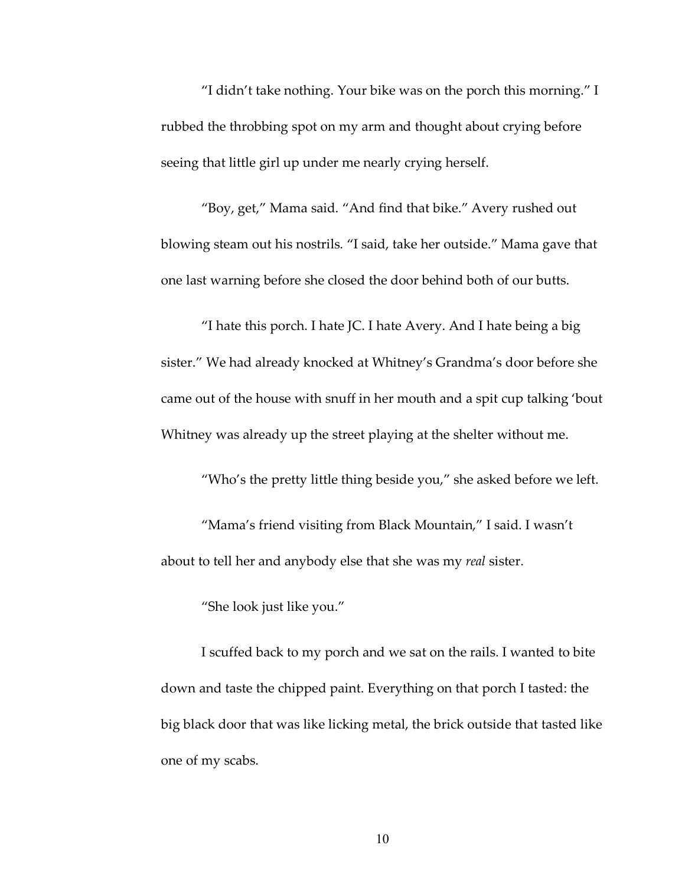"I didn't take nothing. Your bike was on the porch this morning." I rubbed the throbbing spot on my arm and thought about crying before seeing that little girl up under me nearly crying herself.

"Boy, get," Mama said. "And find that bike." Avery rushed out blowing steam out his nostrils. "I said, take her outside." Mama gave that one last warning before she closed the door behind both of our butts.

"I hate this porch. I hate JC. I hate Avery. And I hate being a big sister." We had already knocked at Whitney's Grandma's door before she came out of the house with snuff in her mouth and a spit cup talking 'bout Whitney was already up the street playing at the shelter without me.

"Who's the pretty little thing beside you," she asked before we left.

"Mama's friend visiting from Black Mountain," I said. I wasn't about to tell her and anybody else that she was my *real* sister.

"She look just like you."

I scuffed back to my porch and we sat on the rails. I wanted to bite down and taste the chipped paint. Everything on that porch I tasted: the big black door that was like licking metal, the brick outside that tasted like one of my scabs.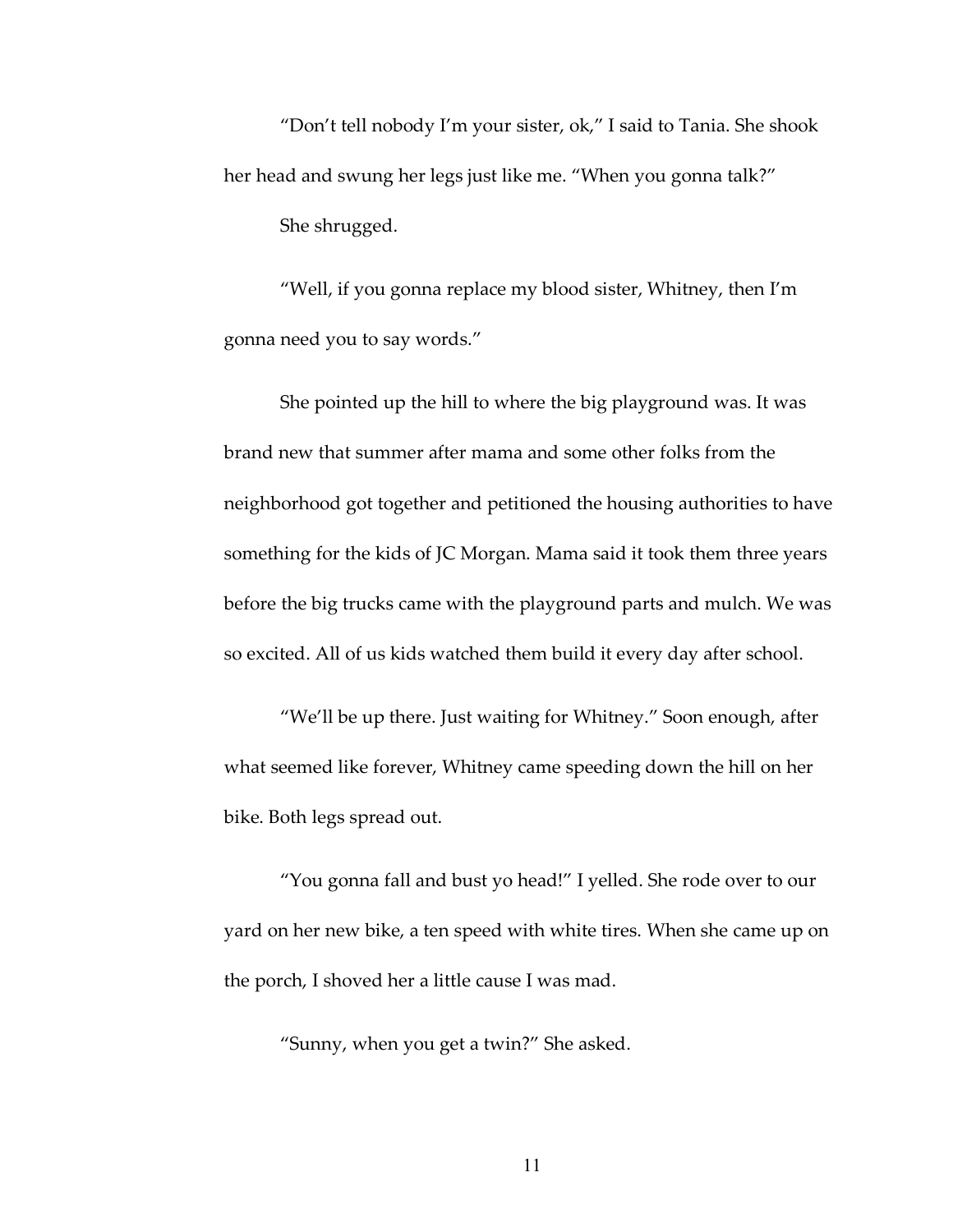"Don't tell nobody I'm your sister, ok," I said to Tania. She shook her head and swung her legs just like me. "When you gonna talk?"

She shrugged.

"Well, if you gonna replace my blood sister, Whitney, then I'm gonna need you to say words."

She pointed up the hill to where the big playground was. It was brand new that summer after mama and some other folks from the neighborhood got together and petitioned the housing authorities to have something for the kids of JC Morgan. Mama said it took them three years before the big trucks came with the playground parts and mulch. We was so excited. All of us kids watched them build it every day after school.

"We'll be up there. Just waiting for Whitney." Soon enough, after what seemed like forever, Whitney came speeding down the hill on her bike. Both legs spread out.

"You gonna fall and bust yo head!" I yelled. She rode over to our yard on her new bike, a ten speed with white tires. When she came up on the porch, I shoved her a little cause I was mad.

"Sunny, when you get a twin?" She asked.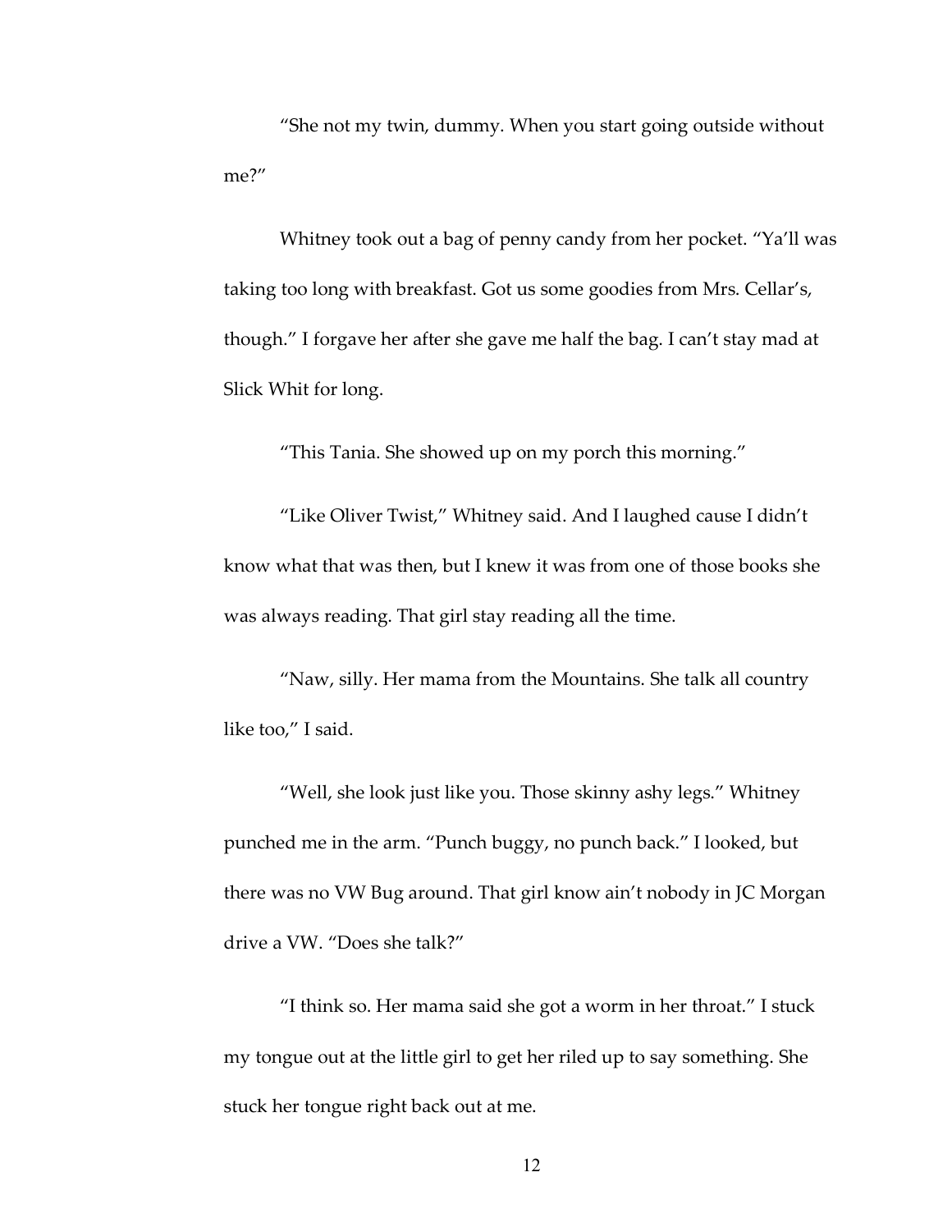"She not my twin, dummy. When you start going outside without me?"

Whitney took out a bag of penny candy from her pocket. "Ya'll was taking too long with breakfast. Got us some goodies from Mrs. Cellar's, though." I forgave her after she gave me half the bag. I can't stay mad at Slick Whit for long.

"This Tania. She showed up on my porch this morning."

"Like Oliver Twist," Whitney said. And I laughed cause I didn't know what that was then, but I knew it was from one of those books she was always reading. That girl stay reading all the time.

"Naw, silly. Her mama from the Mountains. She talk all country like too," I said.

"Well, she look just like you. Those skinny ashy legs." Whitney punched me in the arm. "Punch buggy, no punch back." I looked, but there was no VW Bug around. That girl know ain't nobody in JC Morgan drive a VW. "Does she talk?"

"I think so. Her mama said she got a worm in her throat." I stuck my tongue out at the little girl to get her riled up to say something. She stuck her tongue right back out at me.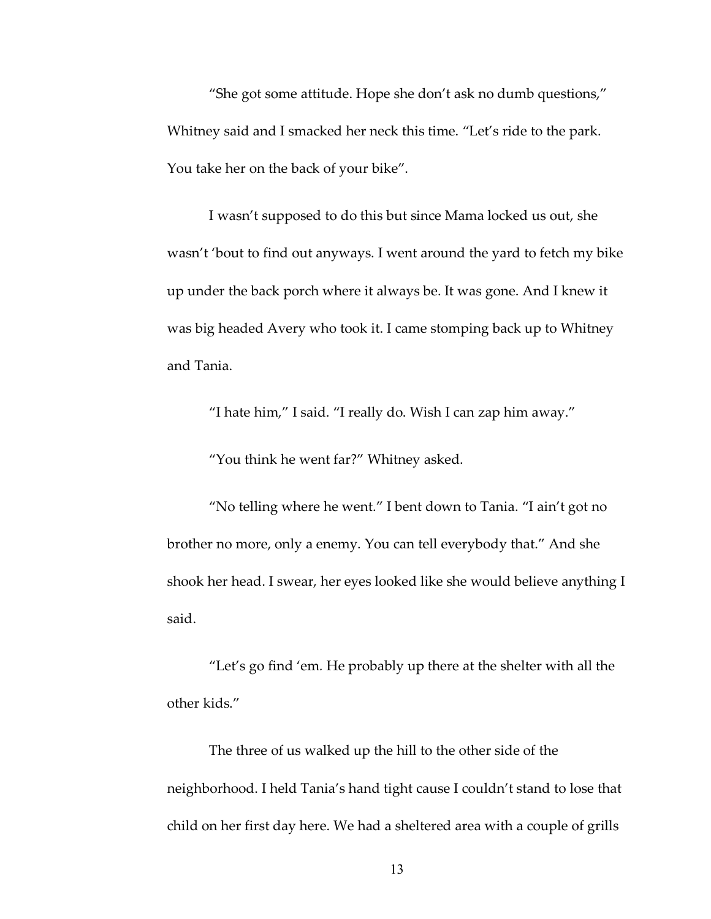"She got some attitude. Hope she don't ask no dumb questions," Whitney said and I smacked her neck this time. "Let's ride to the park. You take her on the back of your bike".

I wasn't supposed to do this but since Mama locked us out, she wasn't 'bout to find out anyways. I went around the yard to fetch my bike up under the back porch where it always be. It was gone. And I knew it was big headed Avery who took it. I came stomping back up to Whitney and Tania.

"I hate him," I said. "I really do. Wish I can zap him away."

"You think he went far?" Whitney asked.

"No telling where he went." I bent down to Tania. "I ain't got no brother no more, only a enemy. You can tell everybody that." And she shook her head. I swear, her eyes looked like she would believe anything I said.

"Let's go find 'em. He probably up there at the shelter with all the other kids."

The three of us walked up the hill to the other side of the neighborhood. I held Tania's hand tight cause I couldn't stand to lose that child on her first day here. We had a sheltered area with a couple of grills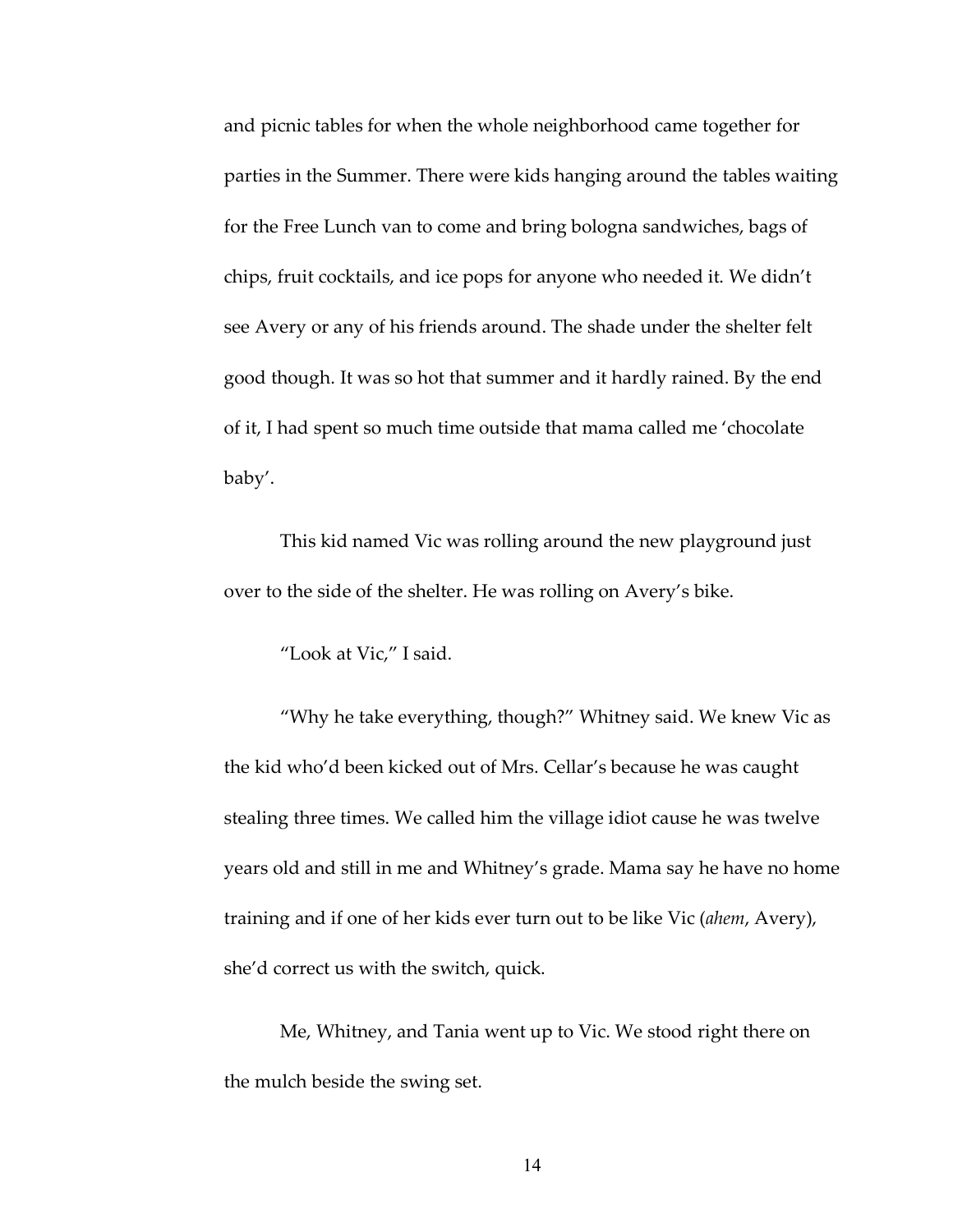and picnic tables for when the whole neighborhood came together for parties in the Summer. There were kids hanging around the tables waiting for the Free Lunch van to come and bring bologna sandwiches, bags of chips, fruit cocktails, and ice pops for anyone who needed it. We didn't see Avery or any of his friends around. The shade under the shelter felt good though. It was so hot that summer and it hardly rained. By the end of it, I had spent so much time outside that mama called me 'chocolate baby'.

This kid named Vic was rolling around the new playground just over to the side of the shelter. He was rolling on Avery's bike.

"Look at Vic," I said.

"Why he take everything, though?" Whitney said. We knew Vic as the kid who'd been kicked out of Mrs. Cellar's because he was caught stealing three times. We called him the village idiot cause he was twelve years old and still in me and Whitney's grade. Mama say he have no home training and if one of her kids ever turn out to be like Vic (*ahem*, Avery), she'd correct us with the switch, quick.

Me, Whitney, and Tania went up to Vic. We stood right there on the mulch beside the swing set.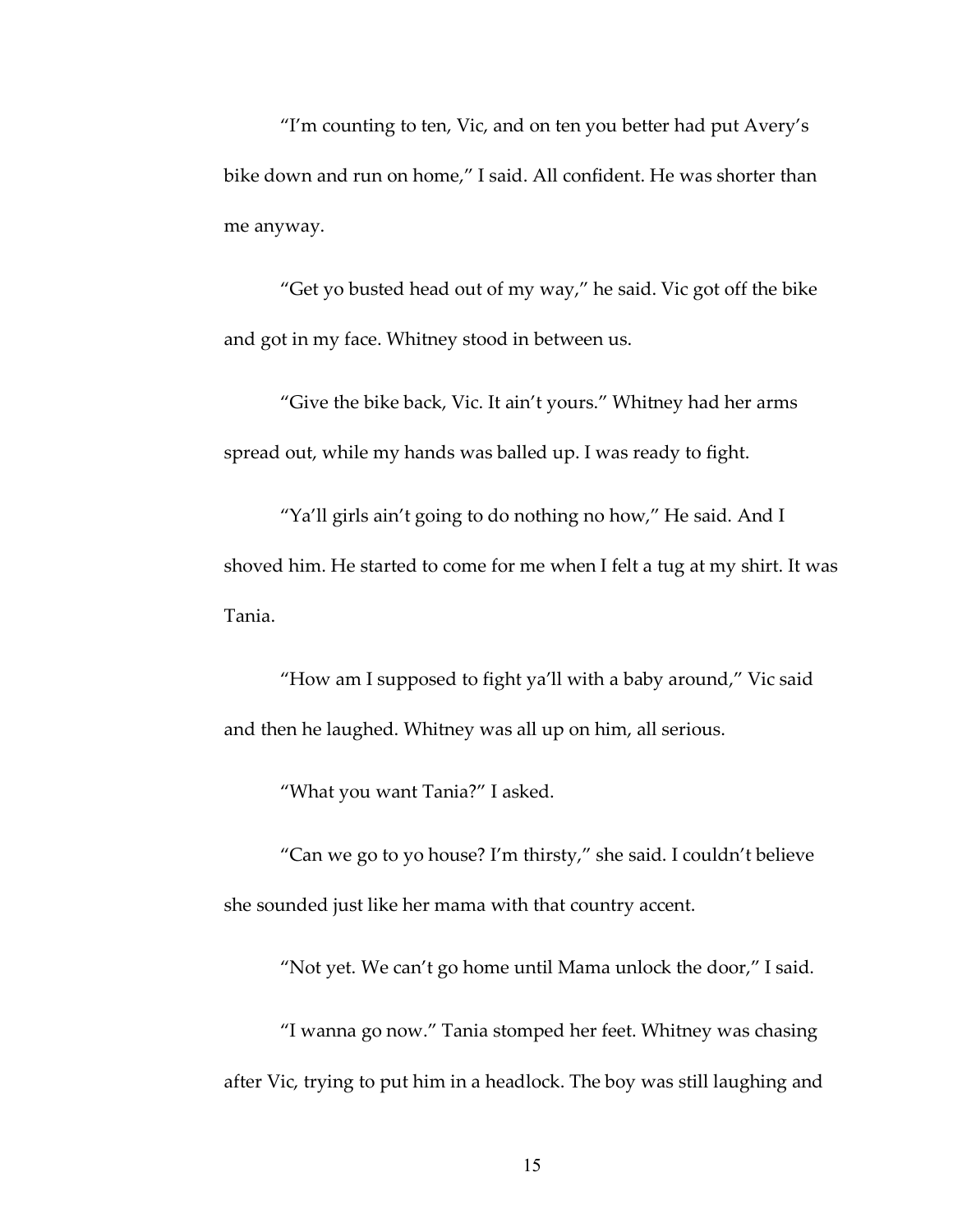"I'm counting to ten, Vic, and on ten you better had put Avery's bike down and run on home," I said. All confident. He was shorter than me anyway.

"Get yo busted head out of my way," he said. Vic got off the bike and got in my face. Whitney stood in between us.

"Give the bike back, Vic. It ain't yours." Whitney had her arms spread out, while my hands was balled up. I was ready to fight.

"Ya'll girls ain't going to do nothing no how," He said. And I shoved him. He started to come for me when I felt a tug at my shirt. It was Tania.

"How am I supposed to fight ya'll with a baby around," Vic said and then he laughed. Whitney was all up on him, all serious.

"What you want Tania?" I asked.

"Can we go to yo house? I'm thirsty," she said. I couldn't believe she sounded just like her mama with that country accent.

"Not yet. We can't go home until Mama unlock the door," I said.

"I wanna go now." Tania stomped her feet. Whitney was chasing after Vic, trying to put him in a headlock. The boy was still laughing and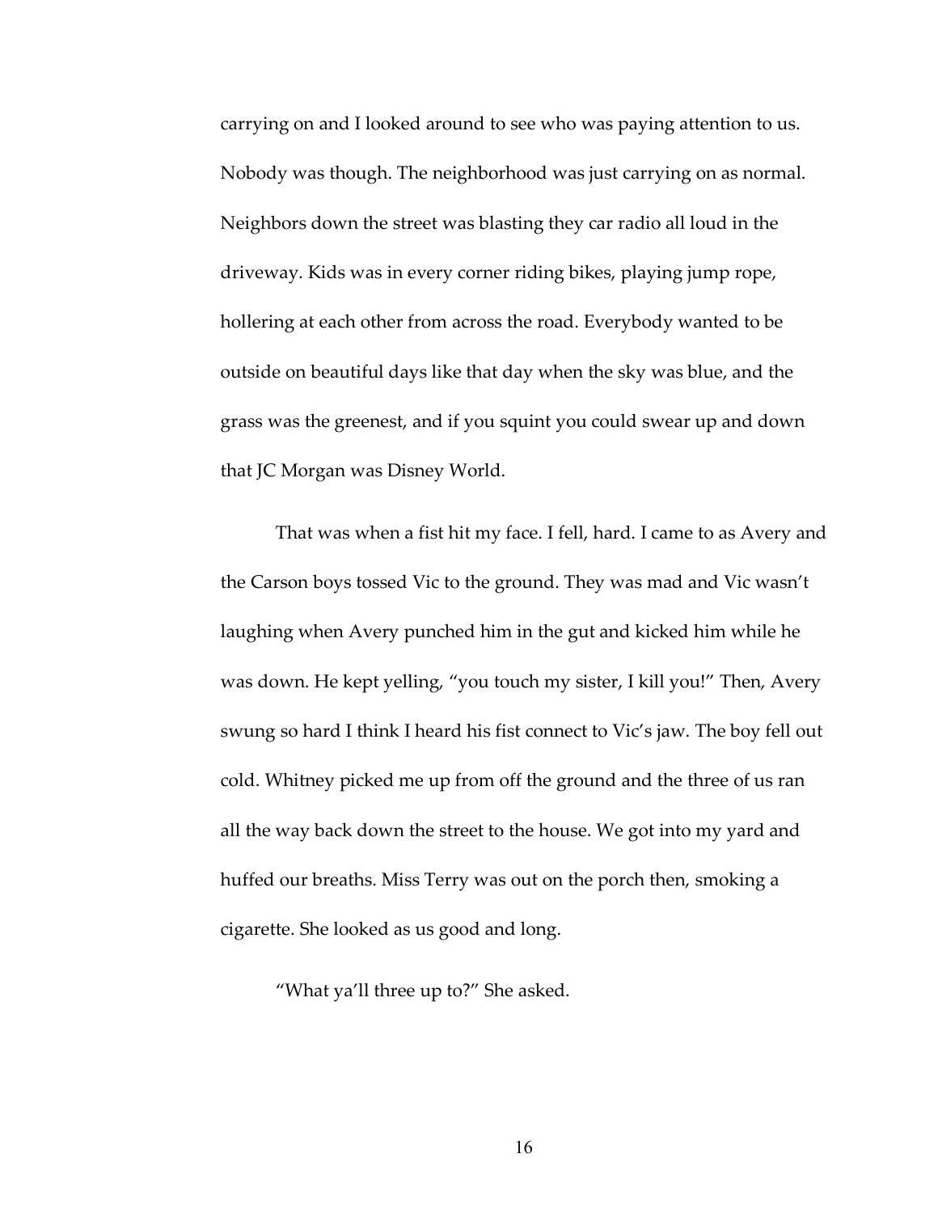carrying on and I looked around to see who was paying attention to us. Nobody was though. The neighborhood was just carrying on as normal. Neighbors down the street was blasting they car radio all loud in the driveway. Kids was in every corner riding bikes, playing jump rope, hollering at each other from across the road. Everybody wanted to be outside on beautiful days like that day when the sky was blue, and the grass was the greenest, and if you squint you could swear up and down that JC Morgan was Disney World.

That was when a fist hit my face. I fell, hard. I came to as Avery and the Carson boys tossed Vic to the ground. They was mad and Vic wasn't laughing when Avery punched him in the gut and kicked him while he was down. He kept yelling, "you touch my sister, I kill you!" Then, Avery swung so hard I think I heard his fist connect to Vic's jaw. The boy fell out cold. Whitney picked me up from off the ground and the three of us ran all the way back down the street to the house. We got into my yard and huffed our breaths. Miss Terry was out on the porch then, smoking a cigarette. She looked as us good and long.

"What ya'll three up to?" She asked.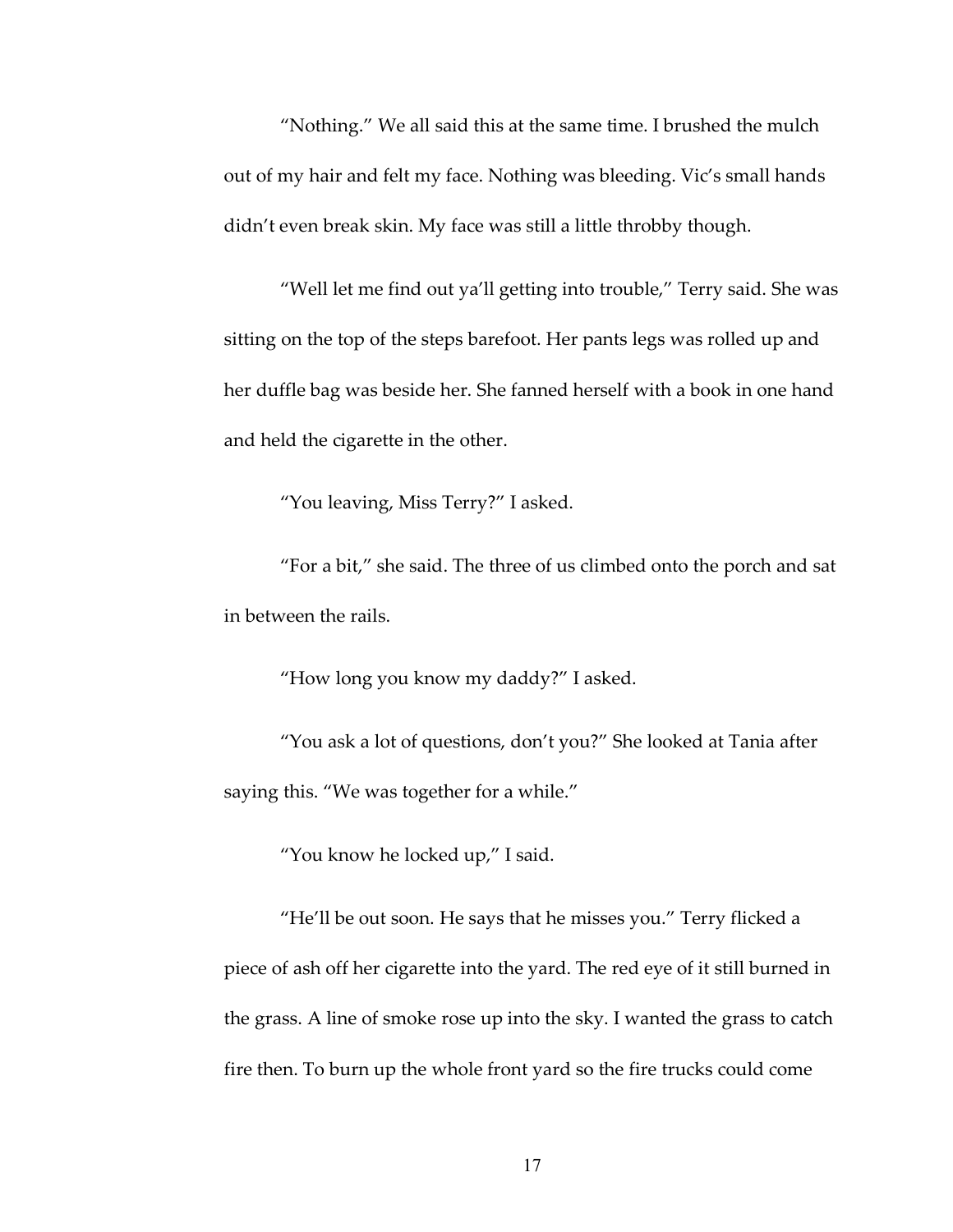"Nothing." We all said this at the same time. I brushed the mulch out of my hair and felt my face. Nothing was bleeding. Vic's small hands didn't even break skin. My face was still a little throbby though.

"Well let me find out ya'll getting into trouble," Terry said. She was sitting on the top of the steps barefoot. Her pants legs was rolled up and her duffle bag was beside her. She fanned herself with a book in one hand and held the cigarette in the other.

"You leaving, Miss Terry?" I asked.

"For a bit," she said. The three of us climbed onto the porch and sat in between the rails.

"How long you know my daddy?" I asked.

"You ask a lot of questions, don't you?" She looked at Tania after saying this. "We was together for a while."

"You know he locked up," I said.

"He'll be out soon. He says that he misses you." Terry flicked a piece of ash off her cigarette into the yard. The red eye of it still burned in the grass. A line of smoke rose up into the sky. I wanted the grass to catch fire then. To burn up the whole front yard so the fire trucks could come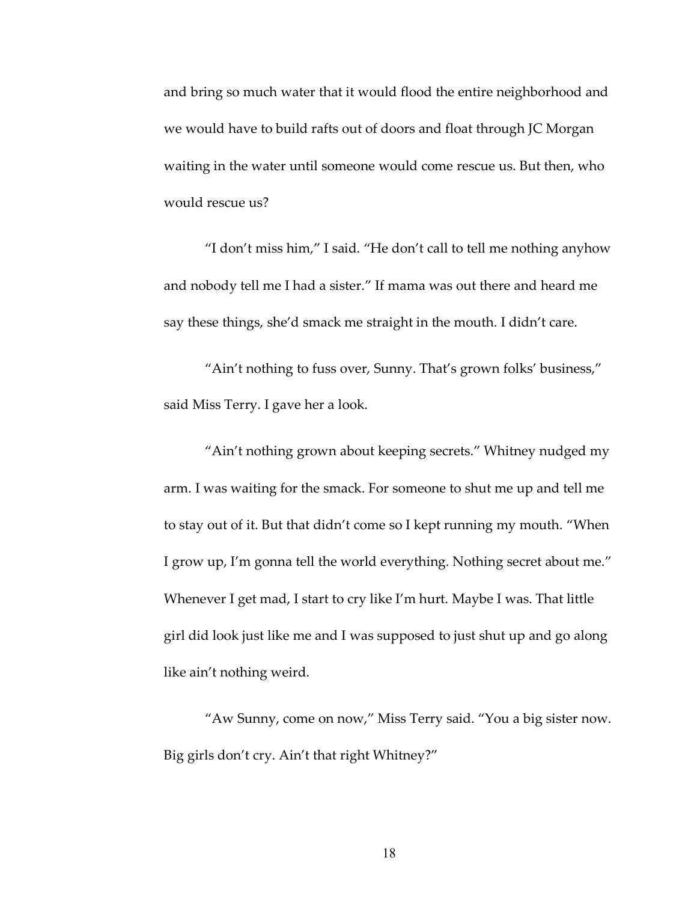and bring so much water that it would flood the entire neighborhood and we would have to build rafts out of doors and float through JC Morgan waiting in the water until someone would come rescue us. But then, who would rescue us?

"I don't miss him," I said. "He don't call to tell me nothing anyhow and nobody tell me I had a sister." If mama was out there and heard me say these things, she'd smack me straight in the mouth. I didn't care.

"Ain't nothing to fuss over, Sunny. That's grown folks' business," said Miss Terry. I gave her a look.

"Ain't nothing grown about keeping secrets." Whitney nudged my arm. I was waiting for the smack. For someone to shut me up and tell me to stay out of it. But that didn't come so I kept running my mouth. "When I grow up, I'm gonna tell the world everything. Nothing secret about me." Whenever I get mad, I start to cry like I'm hurt. Maybe I was. That little girl did look just like me and I was supposed to just shut up and go along like ain't nothing weird.

"Aw Sunny, come on now," Miss Terry said. "You a big sister now. Big girls don't cry. Ain't that right Whitney?"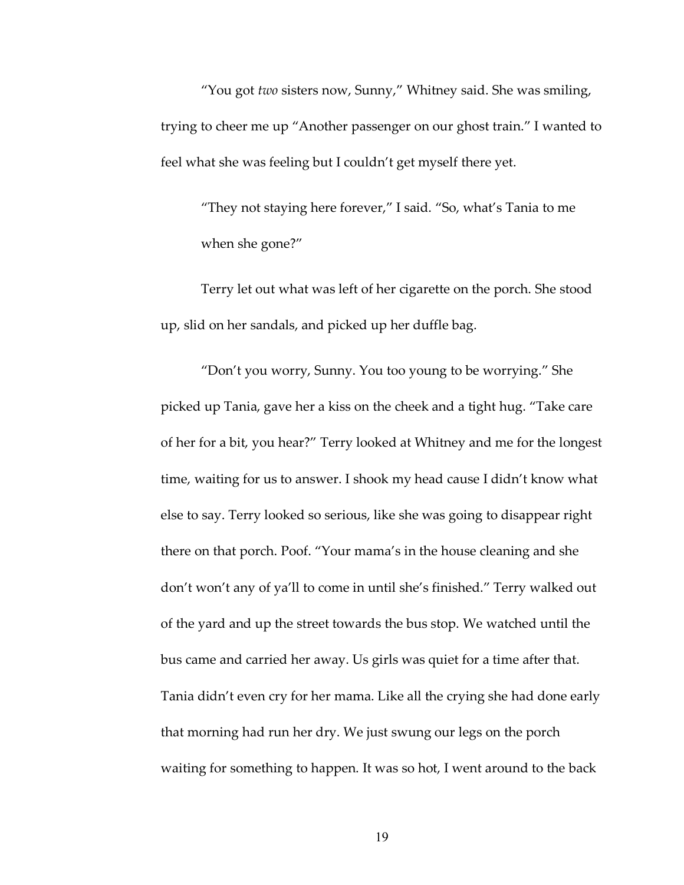"You got *two* sisters now, Sunny," Whitney said. She was smiling, trying to cheer me up "Another passenger on our ghost train." I wanted to feel what she was feeling but I couldn't get myself there yet.

"They not staying here forever," I said. "So, what's Tania to me when she gone?"

Terry let out what was left of her cigarette on the porch. She stood up, slid on her sandals, and picked up her duffle bag.

"Don't you worry, Sunny. You too young to be worrying." She picked up Tania, gave her a kiss on the cheek and a tight hug. "Take care of her for a bit, you hear?" Terry looked at Whitney and me for the longest time, waiting for us to answer. I shook my head cause I didn't know what else to say. Terry looked so serious, like she was going to disappear right there on that porch. Poof. "Your mama's in the house cleaning and she don't won't any of ya'll to come in until she's finished." Terry walked out of the yard and up the street towards the bus stop. We watched until the bus came and carried her away. Us girls was quiet for a time after that. Tania didn't even cry for her mama. Like all the crying she had done early that morning had run her dry. We just swung our legs on the porch waiting for something to happen. It was so hot, I went around to the back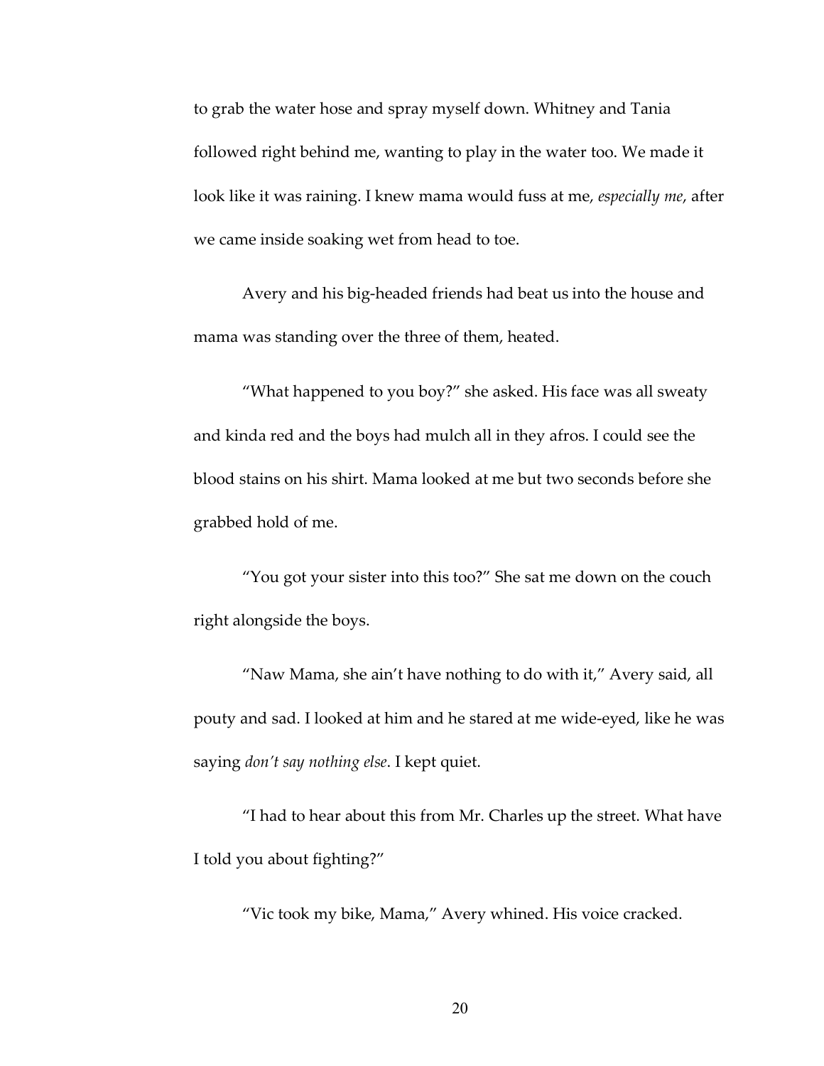to grab the water hose and spray myself down. Whitney and Tania followed right behind me, wanting to play in the water too. We made it look like it was raining. I knew mama would fuss at me, *especially me*, after we came inside soaking wet from head to toe.

Avery and his big-headed friends had beat us into the house and mama was standing over the three of them, heated.

"What happened to you boy?" she asked. His face was all sweaty and kinda red and the boys had mulch all in they afros. I could see the blood stains on his shirt. Mama looked at me but two seconds before she grabbed hold of me.

"You got your sister into this too?" She sat me down on the couch right alongside the boys.

"Naw Mama, she ain't have nothing to do with it," Avery said, all pouty and sad. I looked at him and he stared at me wide-eyed, like he was saying *don't say nothing else*. I kept quiet.

"I had to hear about this from Mr. Charles up the street. What have I told you about fighting?"

"Vic took my bike, Mama," Avery whined. His voice cracked.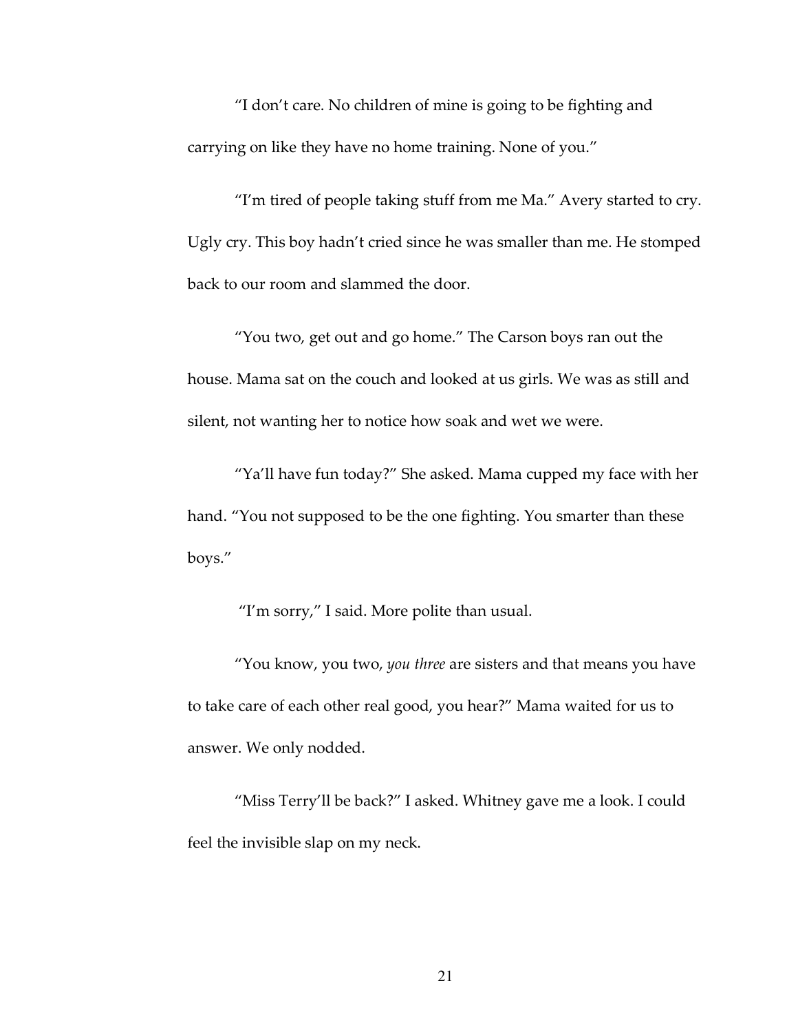"I don't care. No children of mine is going to be fighting and carrying on like they have no home training. None of you."

"I'm tired of people taking stuff from me Ma." Avery started to cry. Ugly cry. This boy hadn't cried since he was smaller than me. He stomped back to our room and slammed the door.

"You two, get out and go home." The Carson boys ran out the house. Mama sat on the couch and looked at us girls. We was as still and silent, not wanting her to notice how soak and wet we were.

"Ya'll have fun today?" She asked. Mama cupped my face with her hand. "You not supposed to be the one fighting. You smarter than these boys."

"I'm sorry," I said. More polite than usual.

"You know, you two, *you three* are sisters and that means you have to take care of each other real good, you hear?" Mama waited for us to answer. We only nodded.

"Miss Terry'll be back?" I asked. Whitney gave me a look. I could feel the invisible slap on my neck.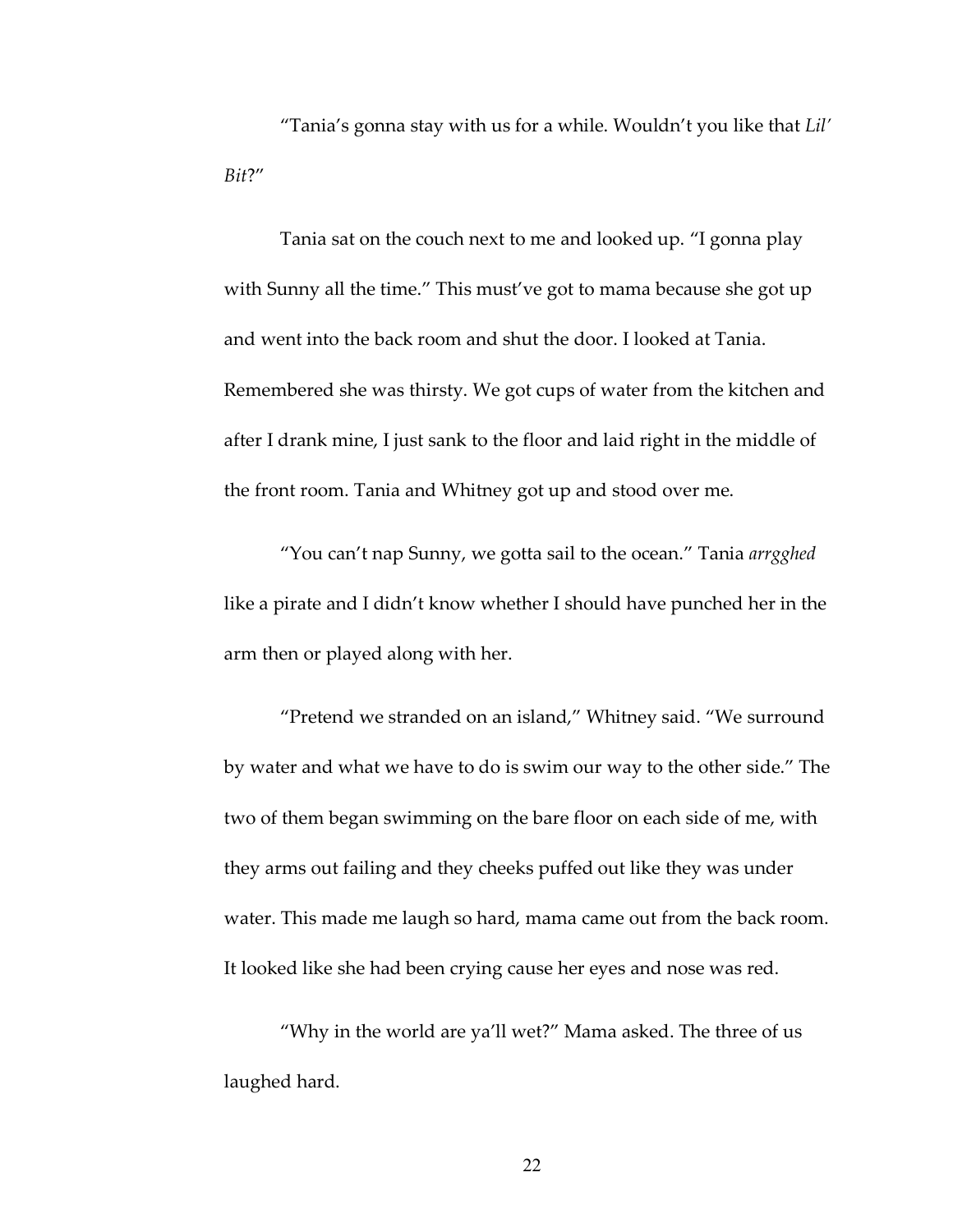"Tania's gonna stay with us for a while. Wouldn't you like that *Lil' Bit*?"

Tania sat on the couch next to me and looked up. "I gonna play with Sunny all the time." This must've got to mama because she got up and went into the back room and shut the door. I looked at Tania. Remembered she was thirsty. We got cups of water from the kitchen and after I drank mine, I just sank to the floor and laid right in the middle of the front room. Tania and Whitney got up and stood over me.

"You can't nap Sunny, we gotta sail to the ocean." Tania *arrgghed* like a pirate and I didn't know whether I should have punched her in the arm then or played along with her.

"Pretend we stranded on an island," Whitney said. "We surround by water and what we have to do is swim our way to the other side." The two of them began swimming on the bare floor on each side of me, with they arms out failing and they cheeks puffed out like they was under water. This made me laugh so hard, mama came out from the back room. It looked like she had been crying cause her eyes and nose was red.

"Why in the world are ya'll wet?" Mama asked. The three of us laughed hard.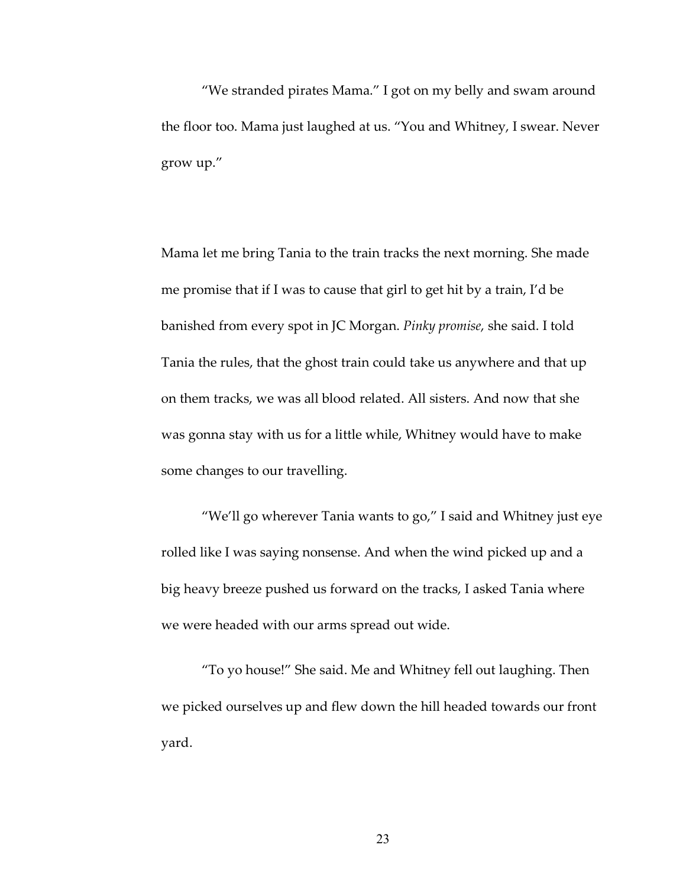"We stranded pirates Mama." I got on my belly and swam around the floor too. Mama just laughed at us. "You and Whitney, I swear. Never grow up."

Mama let me bring Tania to the train tracks the next morning. She made me promise that if I was to cause that girl to get hit by a train, I'd be banished from every spot in JC Morgan. *Pinky promise*, she said. I told Tania the rules, that the ghost train could take us anywhere and that up on them tracks, we was all blood related. All sisters. And now that she was gonna stay with us for a little while, Whitney would have to make some changes to our travelling.

"We'll go wherever Tania wants to go," I said and Whitney just eye rolled like I was saying nonsense. And when the wind picked up and a big heavy breeze pushed us forward on the tracks, I asked Tania where we were headed with our arms spread out wide.

"To yo house!" She said. Me and Whitney fell out laughing. Then we picked ourselves up and flew down the hill headed towards our front yard.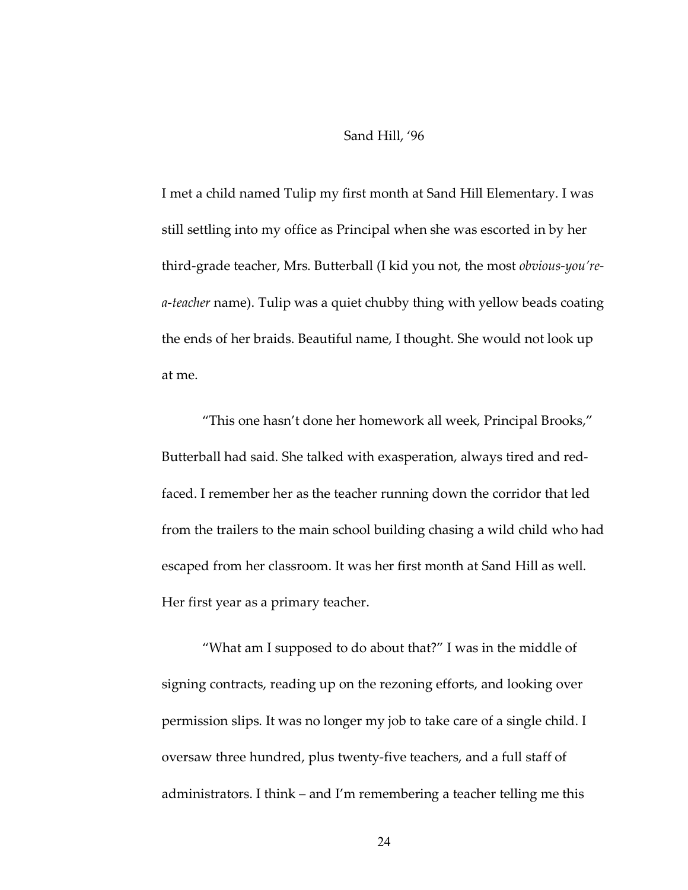## Sand Hill, '96

I met a child named Tulip my first month at Sand Hill Elementary. I was still settling into my office as Principal when she was escorted in by her third-grade teacher, Mrs. Butterball (I kid you not, the most *obvious-you're-a-teacher* name). Tulip was a quiet chubby thing with yellow beads coating the ends of her braids. Beautiful name, I thought. She would not look up at me.

"This one hasn't done her homework all week, Principal Brooks," Butterball had said. She talked with exasperation, always tired and red-faced. I remember her as the teacher running down the corridor that led from the trailers to the main school building chasing a wild child who had escaped from her classroom. It was her first month at Sand Hill as well. Her first year as a primary teacher.

"What am I supposed to do about that?" I was in the middle of signing contracts, reading up on the rezoning efforts, and looking over permission slips. It was no longer my job to take care of a single child. I oversaw three hundred, plus twenty-five teachers, and a full staff of administrators. I think – and I'm remembering a teacher telling me this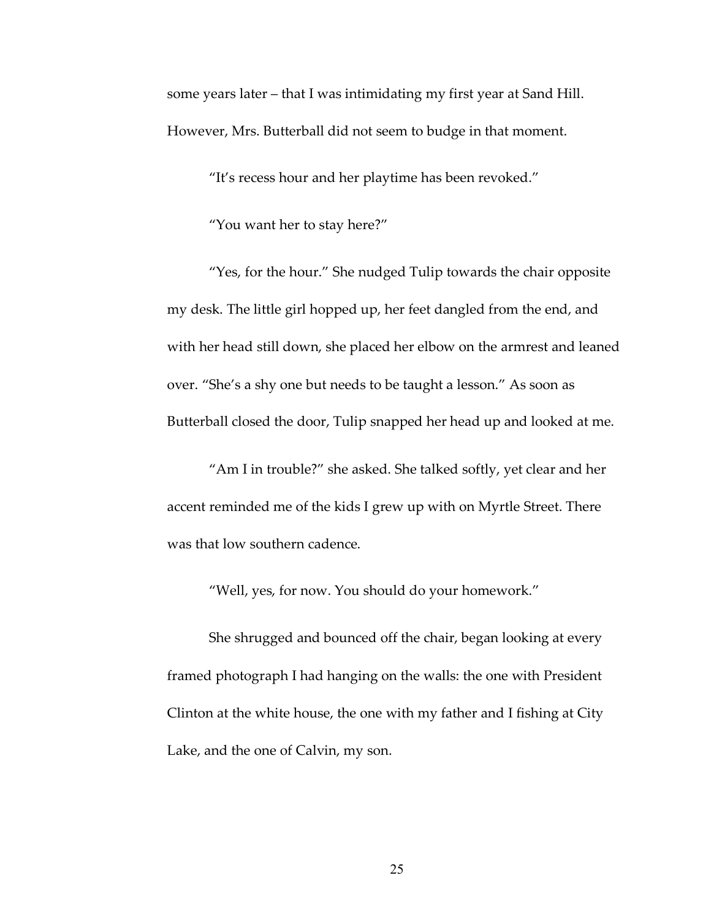some years later – that I was intimidating my first year at Sand Hill. However, Mrs. Butterball did not seem to budge in that moment.

"It's recess hour and her playtime has been revoked."

"You want her to stay here?"

"Yes, for the hour." She nudged Tulip towards the chair opposite my desk. The little girl hopped up, her feet dangled from the end, and with her head still down, she placed her elbow on the armrest and leaned over. "She's a shy one but needs to be taught a lesson." As soon as Butterball closed the door, Tulip snapped her head up and looked at me.

"Am I in trouble?" she asked. She talked softly, yet clear and her accent reminded me of the kids I grew up with on Myrtle Street. There was that low southern cadence.

"Well, yes, for now. You should do your homework."

She shrugged and bounced off the chair, began looking at every framed photograph I had hanging on the walls: the one with President Clinton at the white house, the one with my father and I fishing at City Lake, and the one of Calvin, my son.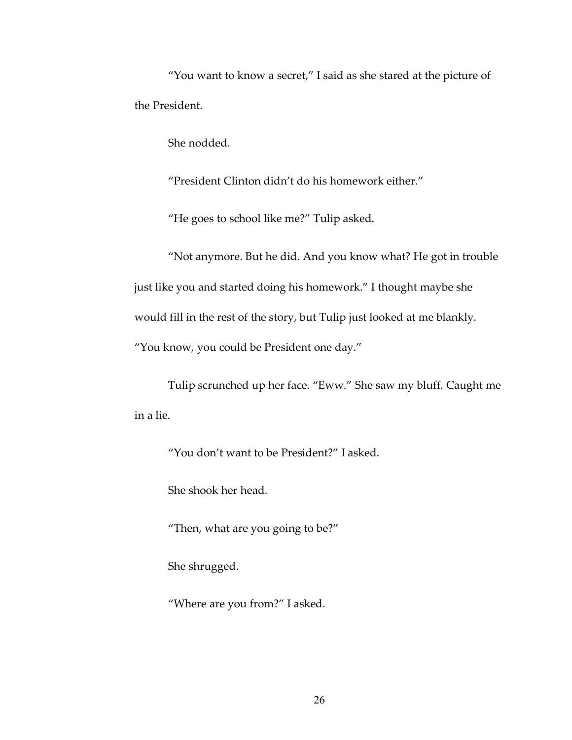"You want to know a secret," I said as she stared at the picture of the President.

She nodded.

"President Clinton didn't do his homework either."

"He goes to school like me?" Tulip asked.

"Not anymore. But he did. And you know what? He got in trouble just like you and started doing his homework." I thought maybe she would fill in the rest of the story, but Tulip just looked at me blankly. "You know, you could be President one day."

Tulip scrunched up her face. "Eww." She saw my bluff. Caught me in a lie.

"You don't want to be President?" I asked.

She shook her head.

"Then, what are you going to be?"

She shrugged.

"Where are you from?" I asked.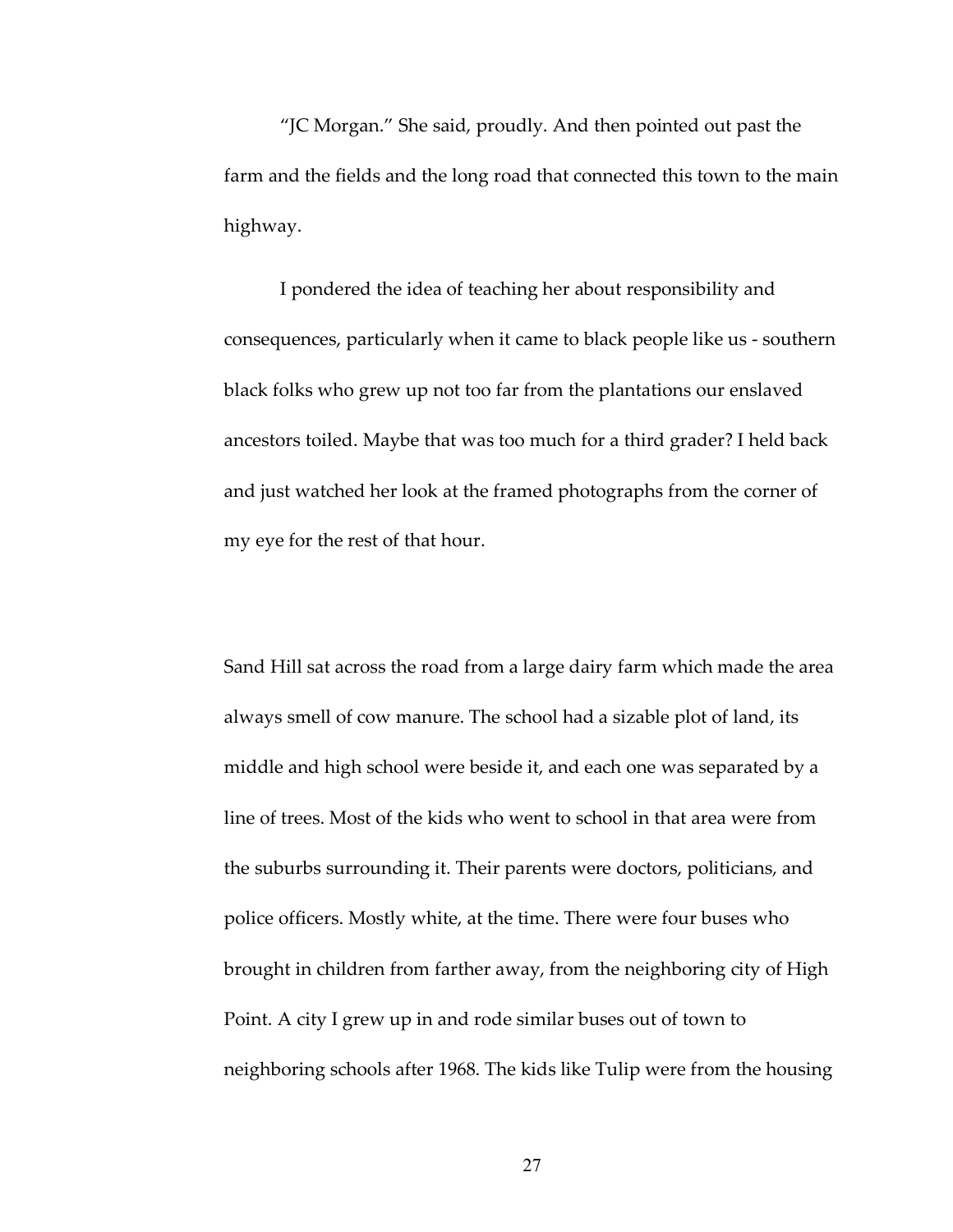"JC Morgan." She said, proudly. And then pointed out past the farm and the fields and the long road that connected this town to the main highway.

I pondered the idea of teaching her about responsibility and consequences, particularly when it came to black people like us - southern black folks who grew up not too far from the plantations our enslaved ancestors toiled. Maybe that was too much for a third grader? I held back and just watched her look at the framed photographs from the corner of my eye for the rest of that hour.

Sand Hill sat across the road from a large dairy farm which made the area always smell of cow manure. The school had a sizable plot of land, its middle and high school were beside it, and each one was separated by a line of trees. Most of the kids who went to school in that area were from the suburbs surrounding it. Their parents were doctors, politicians, and police officers. Mostly white, at the time. There were four buses who brought in children from farther away, from the neighboring city of High Point. A city I grew up in and rode similar buses out of town to neighboring schools after 1968. The kids like Tulip were from the housing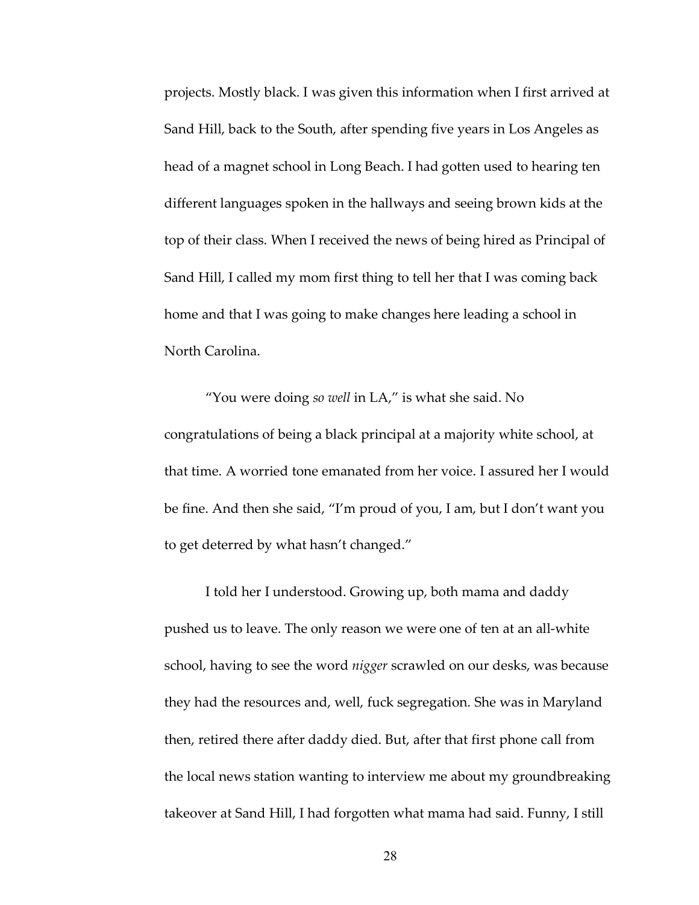projects. Mostly black. I was given this information when I first arrived at Sand Hill, back to the South, after spending five years in Los Angeles as head of a magnet school in Long Beach. I had gotten used to hearing ten different languages spoken in the hallways and seeing brown kids at the top of their class. When I received the news of being hired as Principal of Sand Hill, I called my mom first thing to tell her that I was coming back home and that I was going to make changes here leading a school in North Carolina.

"You were doing *so well* in LA," is what she said. No congratulations of being a black principal at a majority white school, at that time. A worried tone emanated from her voice. I assured her I would be fine. And then she said, "I'm proud of you, I am, but I don't want you to get deterred by what hasn't changed."

I told her I understood. Growing up, both mama and daddy pushed us to leave. The only reason we were one of ten at an all-white school, having to see the word *nigger* scrawled on our desks, was because they had the resources and, well, fuck segregation. She was in Maryland then, retired there after daddy died. But, after that first phone call from the local news station wanting to interview me about my groundbreaking takeover at Sand Hill, I had forgotten what mama had said. Funny, I still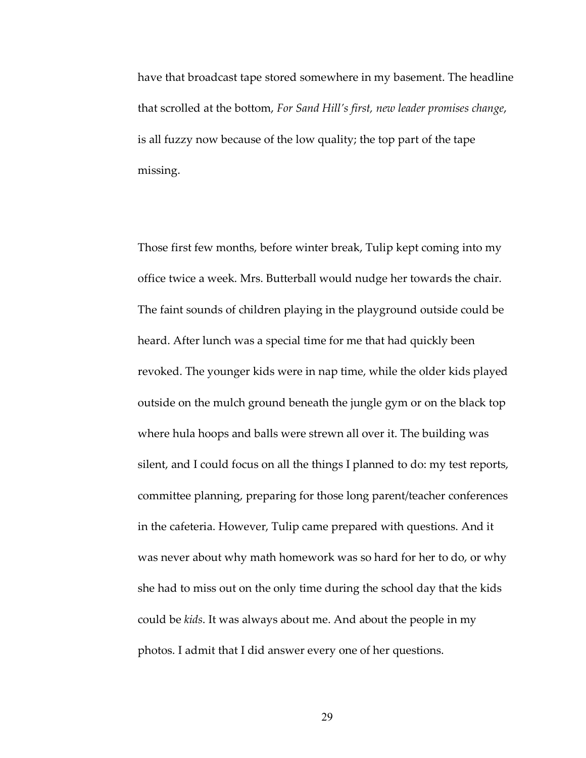have that broadcast tape stored somewhere in my basement. The headline that scrolled at the bottom, *For Sand Hill's first, new leader promises change*, is all fuzzy now because of the low quality; the top part of the tape missing.

Those first few months, before winter break, Tulip kept coming into my office twice a week. Mrs. Butterball would nudge her towards the chair. The faint sounds of children playing in the playground outside could be heard. After lunch was a special time for me that had quickly been revoked. The younger kids were in nap time, while the older kids played outside on the mulch ground beneath the jungle gym or on the black top where hula hoops and balls were strewn all over it. The building was silent, and I could focus on all the things I planned to do: my test reports, committee planning, preparing for those long parent/teacher conferences in the cafeteria. However, Tulip came prepared with questions. And it was never about why math homework was so hard for her to do, or why she had to miss out on the only time during the school day that the kids could be *kids*. It was always about me. And about the people in my photos. I admit that I did answer every one of her questions.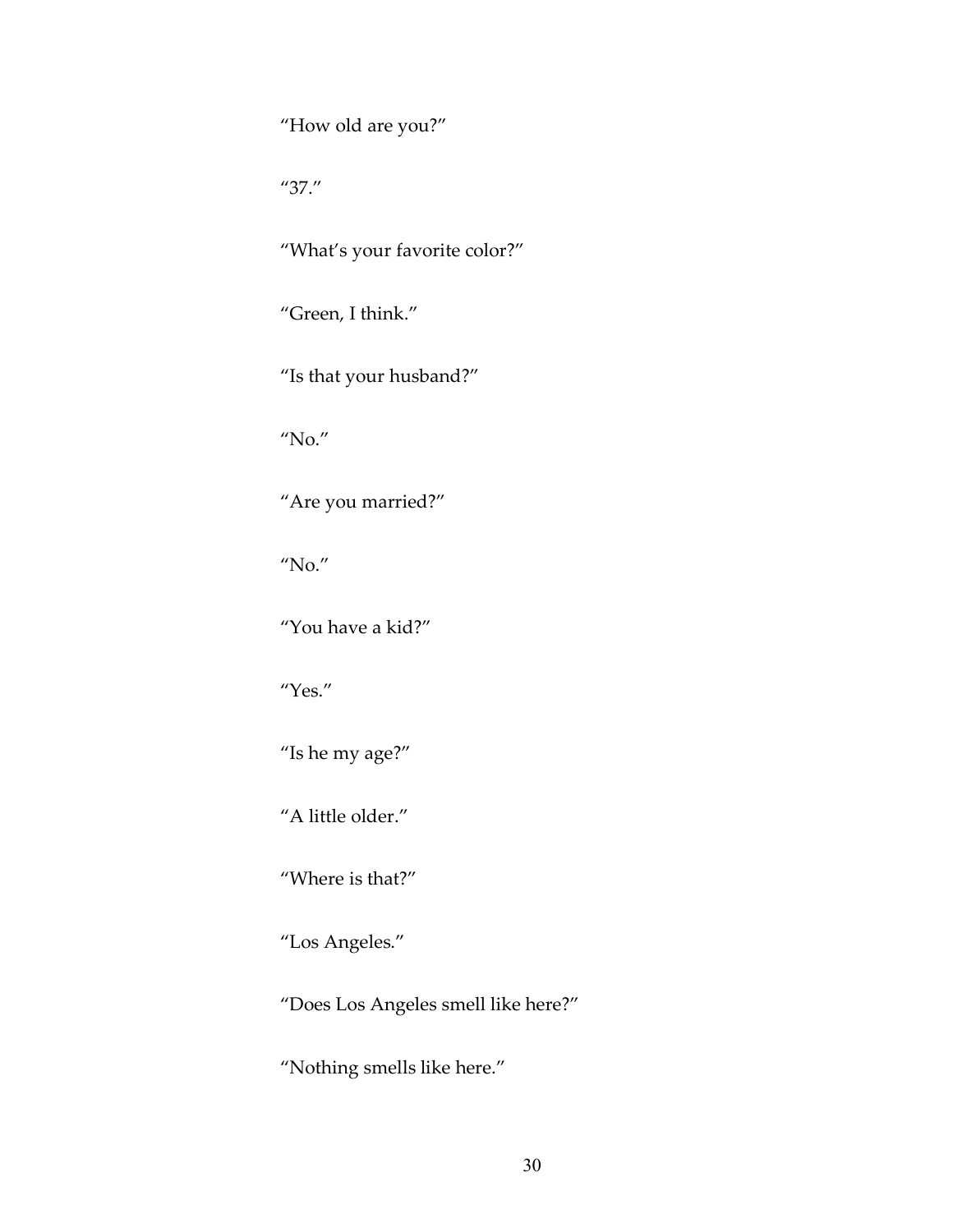"How old are you?"

"37."

"What's your favorite color?"

"Green, I think."

"Is that your husband?"

"No."

"Are you married?"

"No."

"You have a kid?"

"Yes."

"Is he my age?"

"A little older."

"Where is that?"

"Los Angeles."

"Does Los Angeles smell like here?"

"Nothing smells like here."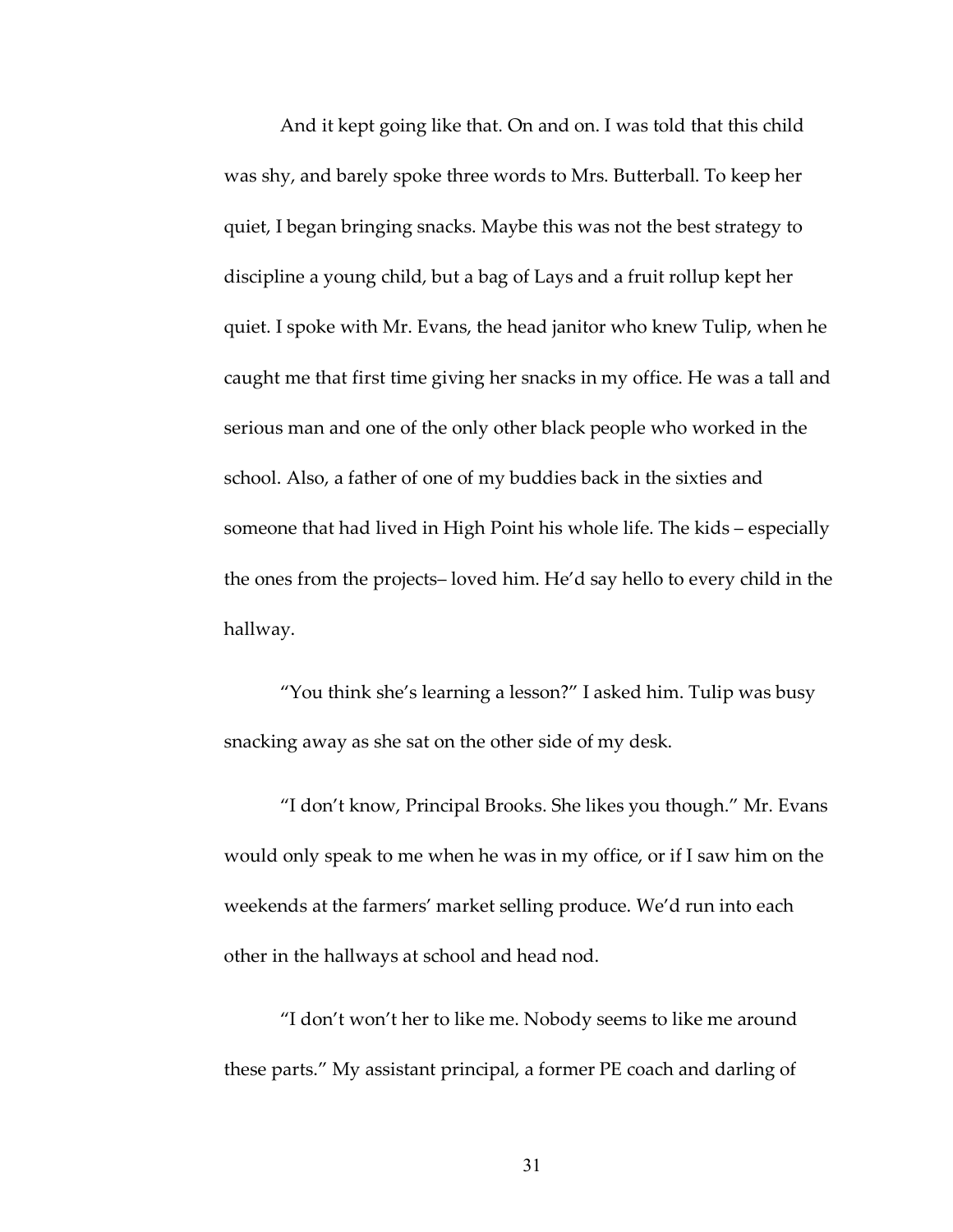And it kept going like that. On and on. I was told that this child was shy, and barely spoke three words to Mrs. Butterball. To keep her quiet, I began bringing snacks. Maybe this was not the best strategy to discipline a young child, but a bag of Lays and a fruit rollup kept her quiet. I spoke with Mr. Evans, the head janitor who knew Tulip, when he caught me that first time giving her snacks in my office. He was a tall and serious man and one of the only other black people who worked in the school. Also, a father of one of my buddies back in the sixties and someone that had lived in High Point his whole life. The kids – especially the ones from the projects– loved him. He'd say hello to every child in the hallway.

"You think she's learning a lesson?" I asked him. Tulip was busy snacking away as she sat on the other side of my desk.

"I don't know, Principal Brooks. She likes you though." Mr. Evans would only speak to me when he was in my office, or if I saw him on the weekends at the farmers' market selling produce. We'd run into each other in the hallways at school and head nod.

"I don't won't her to like me. Nobody seems to like me around these parts." My assistant principal, a former PE coach and darling of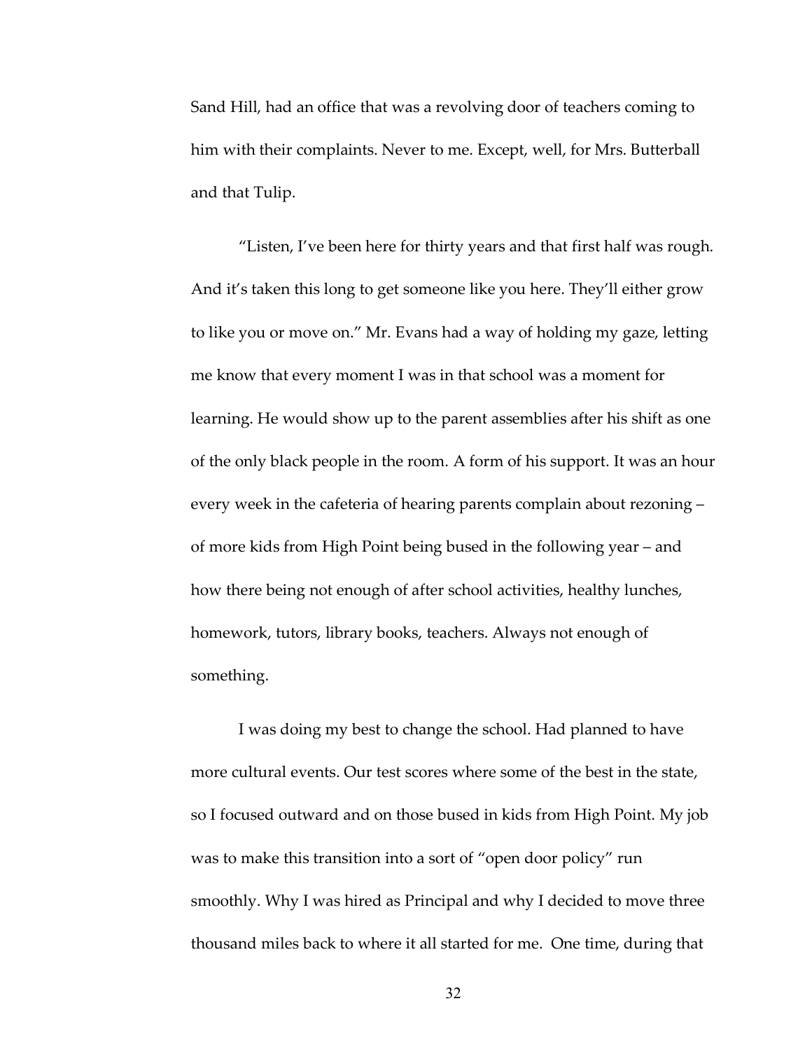Sand Hill, had an office that was a revolving door of teachers coming to him with their complaints. Never to me. Except, well, for Mrs. Butterball and that Tulip.

"Listen, I've been here for thirty years and that first half was rough. And it's taken this long to get someone like you here. They'll either grow to like you or move on." Mr. Evans had a way of holding my gaze, letting me know that every moment I was in that school was a moment for learning. He would show up to the parent assemblies after his shift as one of the only black people in the room. A form of his support. It was an hour every week in the cafeteria of hearing parents complain about rezoning – of more kids from High Point being bused in the following year – and how there being not enough of after school activities, healthy lunches, homework, tutors, library books, teachers. Always not enough of something.

I was doing my best to change the school. Had planned to have more cultural events. Our test scores where some of the best in the state, so I focused outward and on those bused in kids from High Point. My job was to make this transition into a sort of "open door policy" run smoothly. Why I was hired as Principal and why I decided to move three thousand miles back to where it all started for me.  One time, during that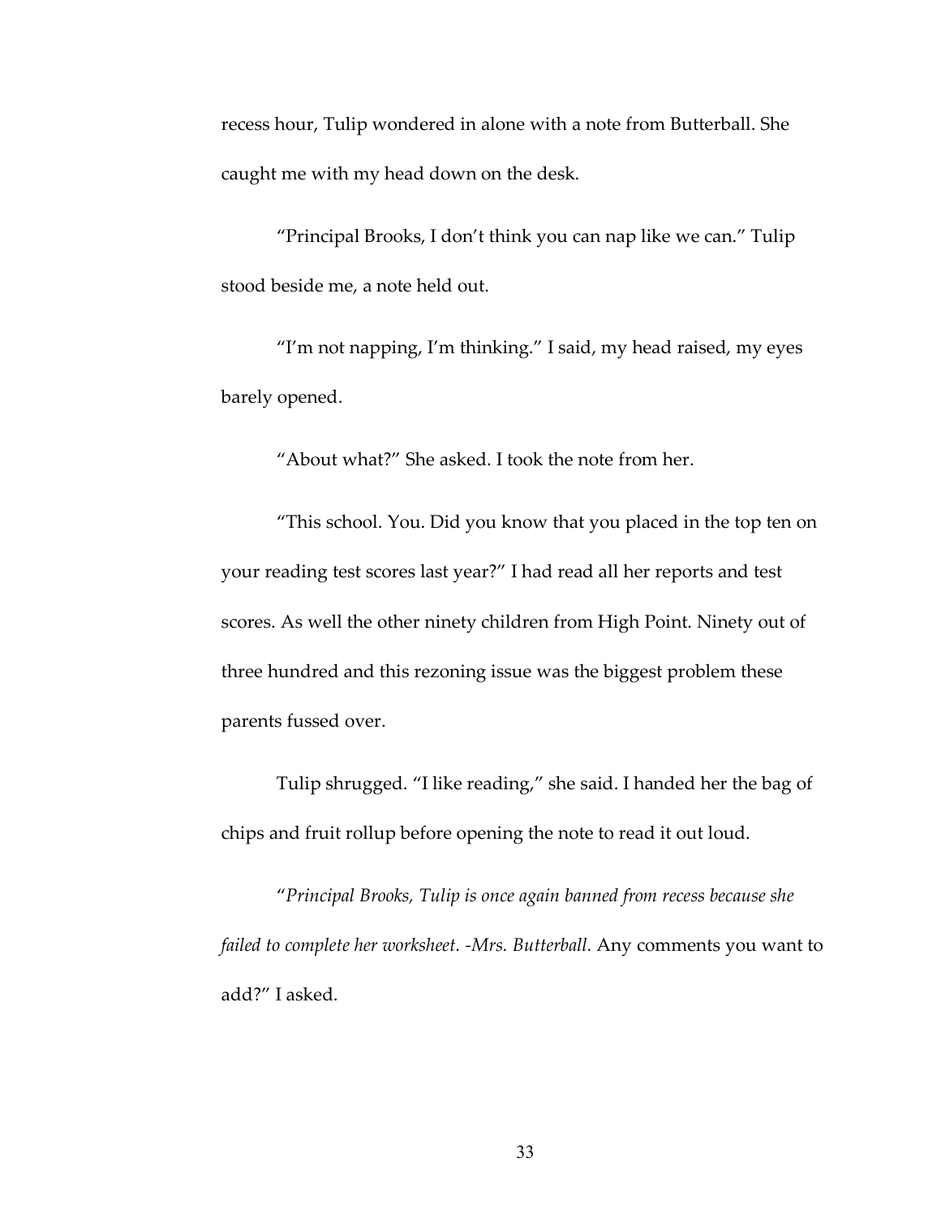recess hour, Tulip wondered in alone with a note from Butterball. She caught me with my head down on the desk.

"Principal Brooks, I don't think you can nap like we can." Tulip stood beside me, a note held out.

"I'm not napping, I'm thinking." I said, my head raised, my eyes barely opened.

"About what?" She asked. I took the note from her.

"This school. You. Did you know that you placed in the top ten on your reading test scores last year?" I had read all her reports and test scores. As well the other ninety children from High Point. Ninety out of three hundred and this rezoning issue was the biggest problem these parents fussed over.

Tulip shrugged. "I like reading," she said. I handed her the bag of chips and fruit rollup before opening the note to read it out loud.

"*Principal Brooks, Tulip is once again banned from recess because she failed to complete her worksheet. -Mrs. Butterball.* Any comments you want to add?" I asked.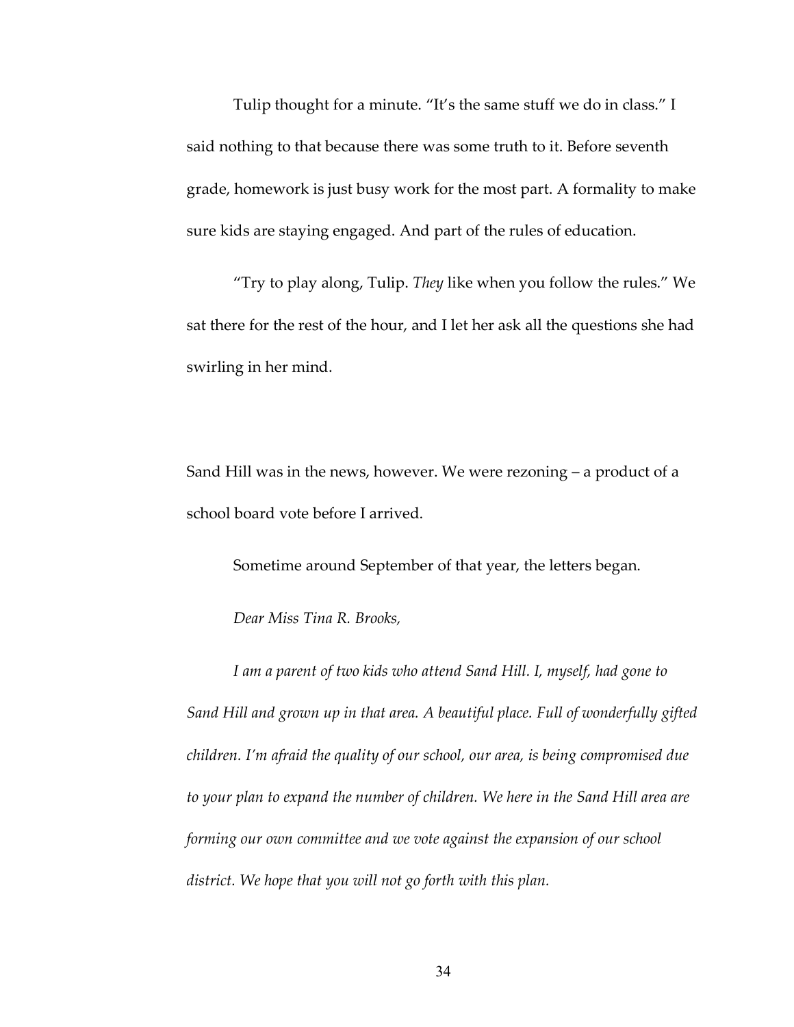Tulip thought for a minute. "It's the same stuff we do in class." I said nothing to that because there was some truth to it. Before seventh grade, homework is just busy work for the most part. A formality to make sure kids are staying engaged. And part of the rules of education.

"Try to play along, Tulip. *They* like when you follow the rules." We sat there for the rest of the hour, and I let her ask all the questions she had swirling in her mind.

Sand Hill was in the news, however. We were rezoning – a product of a school board vote before I arrived.

Sometime around September of that year, the letters began.

*Dear Miss Tina R. Brooks,*

*I am a parent of two kids who attend Sand Hill. I, myself, had gone to Sand Hill and grown up in that area. A beautiful place. Full of wonderfully gifted children. I'm afraid the quality of our school, our area, is being compromised due to your plan to expand the number of children. We here in the Sand Hill area are forming our own committee and we vote against the expansion of our school district. We hope that you will not go forth with this plan.*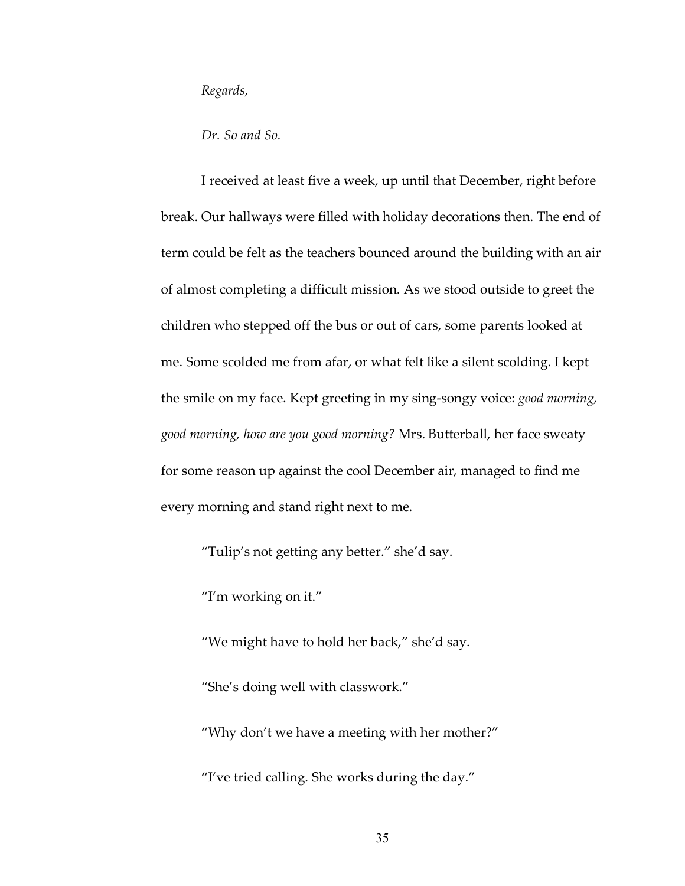*Regards,*

*Dr. So and So.*

I received at least five a week, up until that December, right before break. Our hallways were filled with holiday decorations then. The end of term could be felt as the teachers bounced around the building with an air of almost completing a difficult mission. As we stood outside to greet the children who stepped off the bus or out of cars, some parents looked at me. Some scolded me from afar, or what felt like a silent scolding. I kept the smile on my face. Kept greeting in my sing-songy voice: *good morning, good morning, how are you good morning?* Mrs. Butterball, her face sweaty for some reason up against the cool December air, managed to find me every morning and stand right next to me.

"Tulip's not getting any better." she'd say.

"I'm working on it."

"We might have to hold her back," she'd say.

"She's doing well with classwork."

"Why don't we have a meeting with her mother?"

"I've tried calling. She works during the day."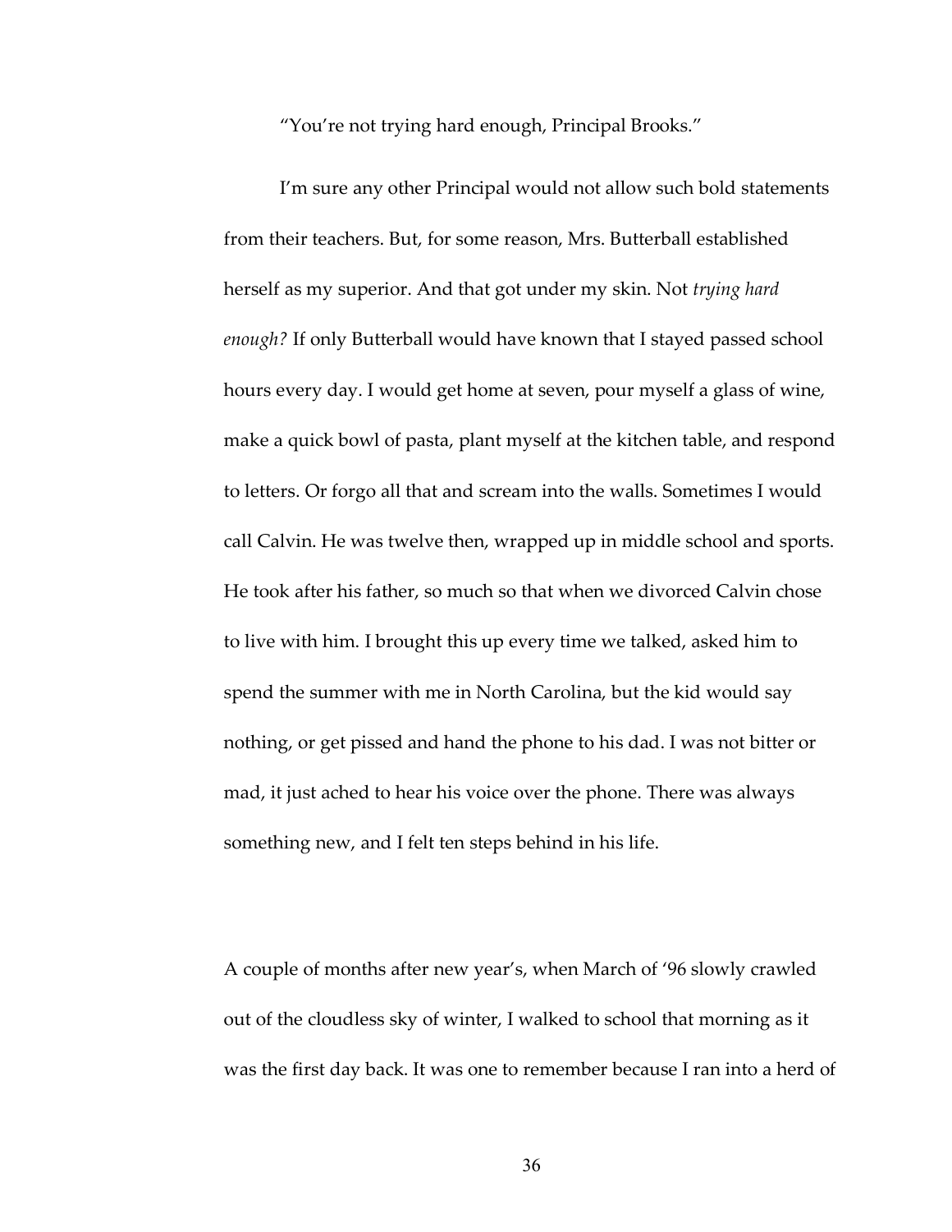"You're not trying hard enough, Principal Brooks."

I'm sure any other Principal would not allow such bold statements from their teachers. But, for some reason, Mrs. Butterball established herself as my superior. And that got under my skin. Not *trying hard enough?* If only Butterball would have known that I stayed passed school hours every day. I would get home at seven, pour myself a glass of wine, make a quick bowl of pasta, plant myself at the kitchen table, and respond to letters. Or forgo all that and scream into the walls. Sometimes I would call Calvin. He was twelve then, wrapped up in middle school and sports. He took after his father, so much so that when we divorced Calvin chose to live with him. I brought this up every time we talked, asked him to spend the summer with me in North Carolina, but the kid would say nothing, or get pissed and hand the phone to his dad. I was not bitter or mad, it just ached to hear his voice over the phone. There was always something new, and I felt ten steps behind in his life.

A couple of months after new year's, when March of '96 slowly crawled out of the cloudless sky of winter, I walked to school that morning as it was the first day back. It was one to remember because I ran into a herd of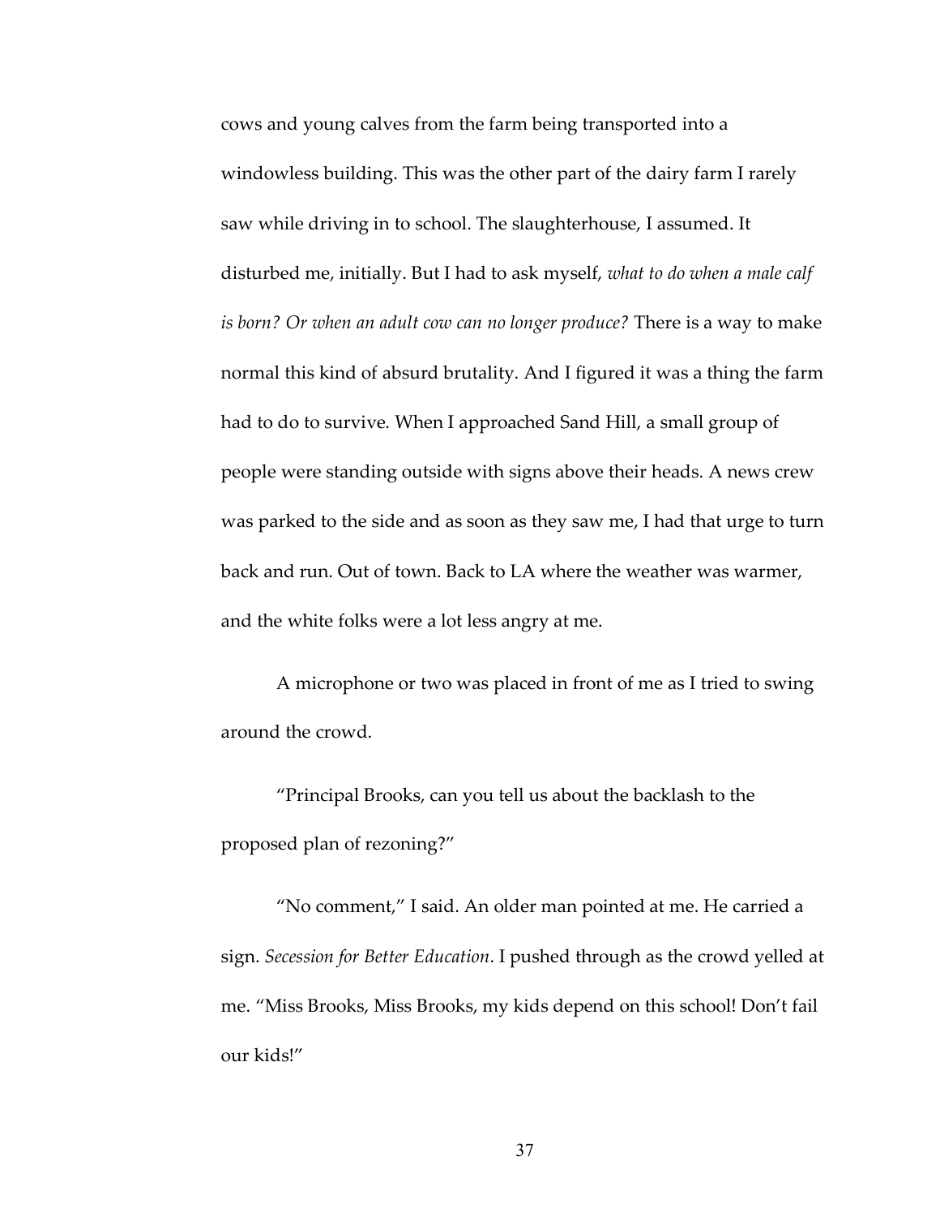cows and young calves from the farm being transported into a windowless building. This was the other part of the dairy farm I rarely saw while driving in to school. The slaughterhouse, I assumed. It disturbed me, initially. But I had to ask myself, *what to do when a male calf is born? Or when an adult cow can no longer produce?* There is a way to make normal this kind of absurd brutality. And I figured it was a thing the farm had to do to survive. When I approached Sand Hill, a small group of people were standing outside with signs above their heads. A news crew was parked to the side and as soon as they saw me, I had that urge to turn back and run. Out of town. Back to LA where the weather was warmer, and the white folks were a lot less angry at me.

A microphone or two was placed in front of me as I tried to swing around the crowd.

"Principal Brooks, can you tell us about the backlash to the proposed plan of rezoning?"

"No comment," I said. An older man pointed at me. He carried a sign. *Secession for Better Education*. I pushed through as the crowd yelled at me. "Miss Brooks, Miss Brooks, my kids depend on this school! Don't fail our kids!"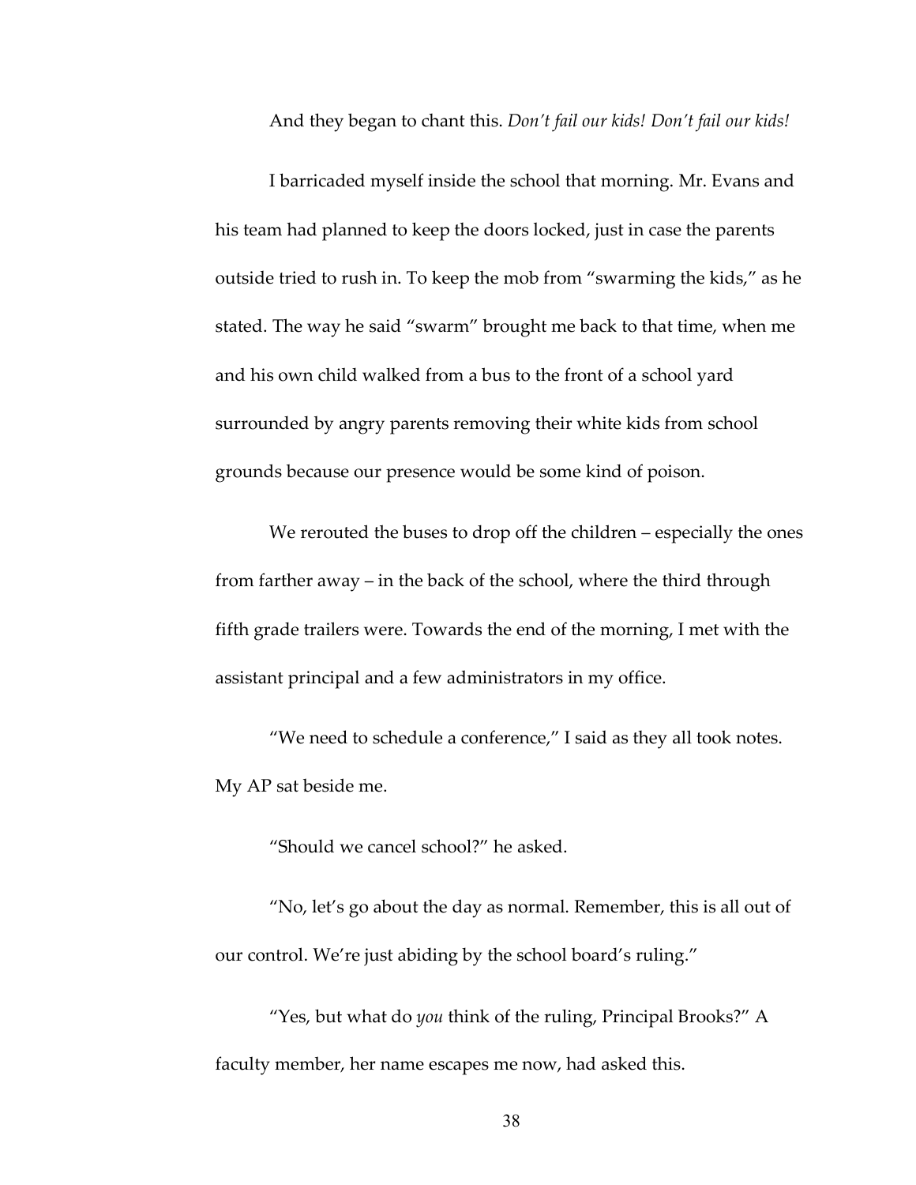And they began to chant this. *Don't fail our kids! Don't fail our kids!*

I barricaded myself inside the school that morning. Mr. Evans and his team had planned to keep the doors locked, just in case the parents outside tried to rush in. To keep the mob from "swarming the kids," as he stated. The way he said "swarm" brought me back to that time, when me and his own child walked from a bus to the front of a school yard surrounded by angry parents removing their white kids from school grounds because our presence would be some kind of poison.

We rerouted the buses to drop off the children – especially the ones from farther away – in the back of the school, where the third through fifth grade trailers were. Towards the end of the morning, I met with the assistant principal and a few administrators in my office.

"We need to schedule a conference," I said as they all took notes. My AP sat beside me.

"Should we cancel school?" he asked.

"No, let's go about the day as normal. Remember, this is all out of our control. We're just abiding by the school board's ruling."

"Yes, but what do *you* think of the ruling, Principal Brooks?" A faculty member, her name escapes me now, had asked this.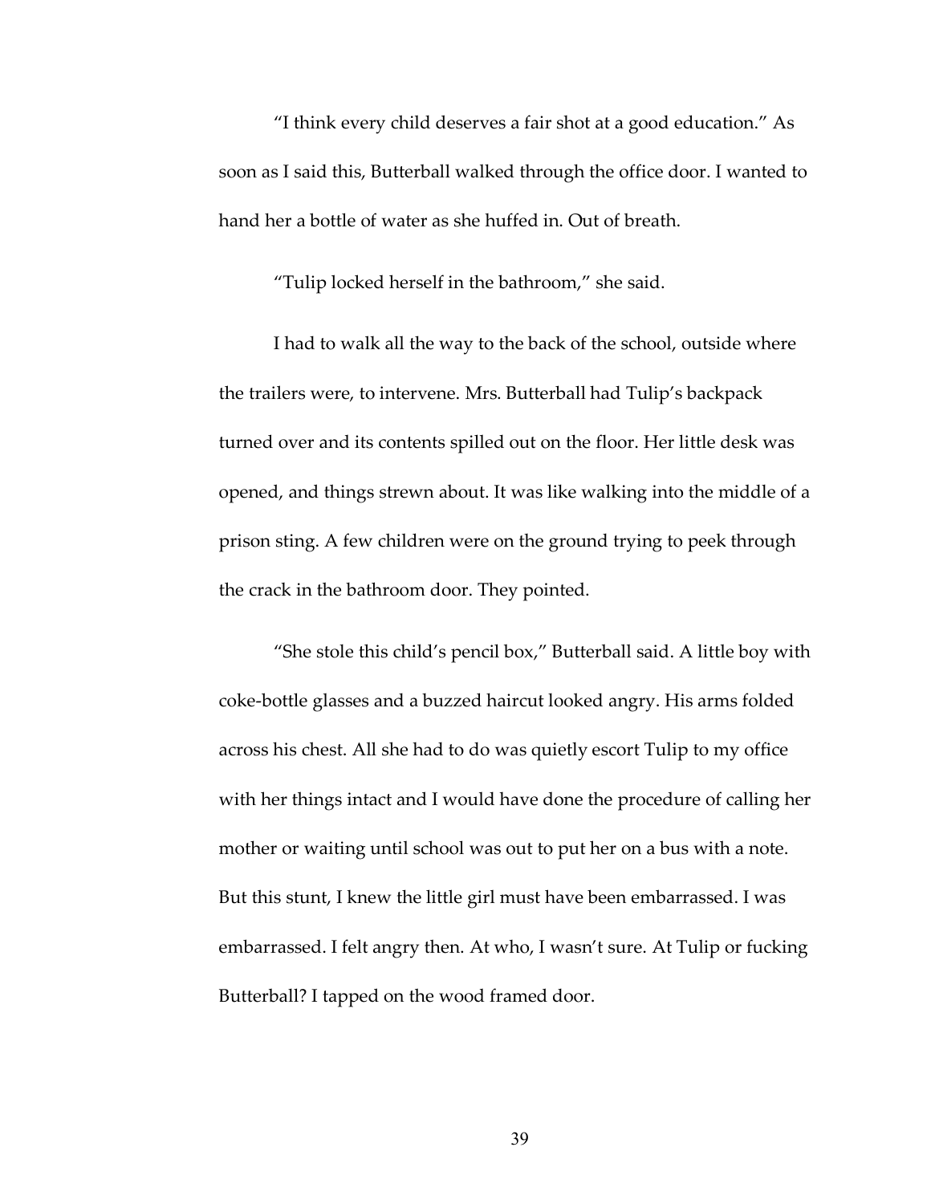"I think every child deserves a fair shot at a good education." As soon as I said this, Butterball walked through the office door. I wanted to hand her a bottle of water as she huffed in. Out of breath.

"Tulip locked herself in the bathroom," she said.

I had to walk all the way to the back of the school, outside where the trailers were, to intervene. Mrs. Butterball had Tulip's backpack turned over and its contents spilled out on the floor. Her little desk was opened, and things strewn about. It was like walking into the middle of a prison sting. A few children were on the ground trying to peek through the crack in the bathroom door. They pointed.

"She stole this child's pencil box," Butterball said. A little boy with coke-bottle glasses and a buzzed haircut looked angry. His arms folded across his chest. All she had to do was quietly escort Tulip to my office with her things intact and I would have done the procedure of calling her mother or waiting until school was out to put her on a bus with a note. But this stunt, I knew the little girl must have been embarrassed. I was embarrassed. I felt angry then. At who, I wasn't sure. At Tulip or fucking Butterball? I tapped on the wood framed door.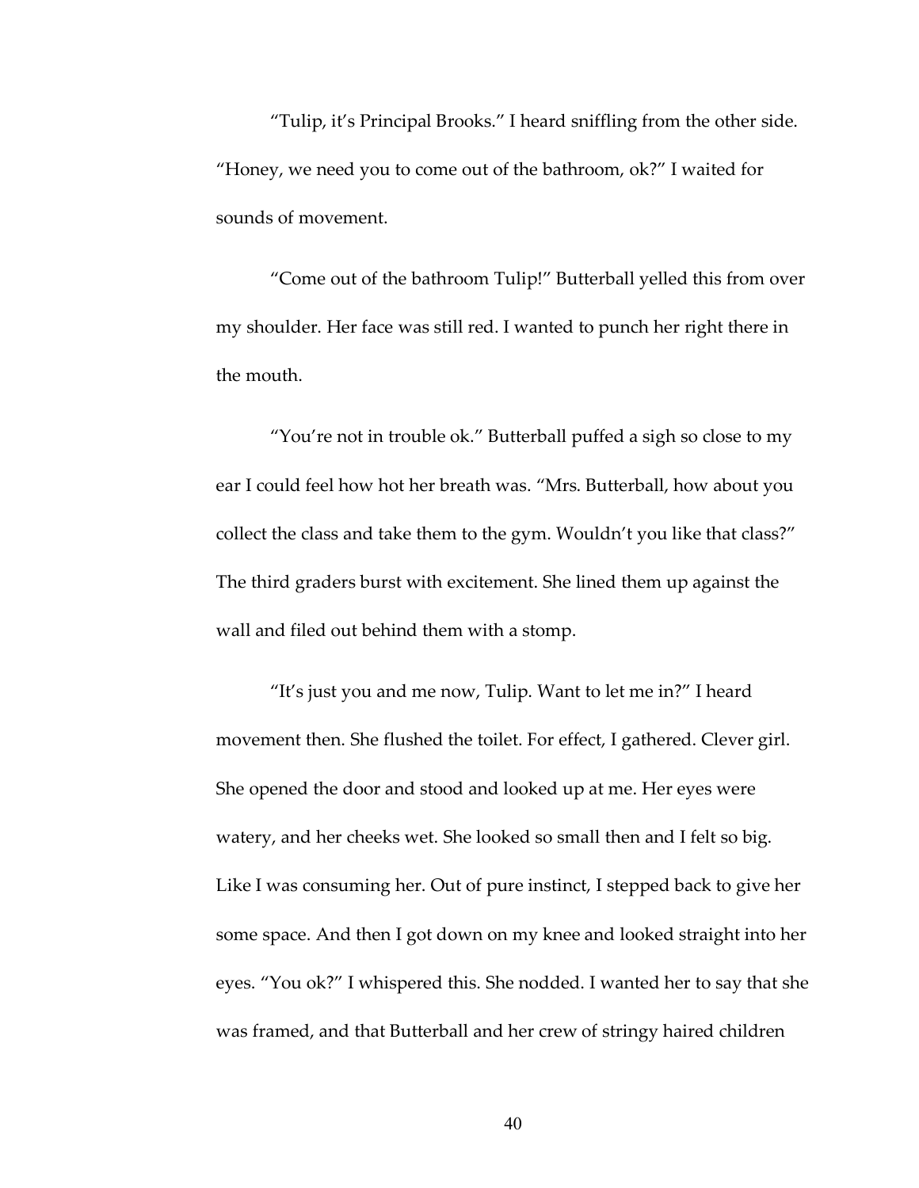"Tulip, it's Principal Brooks." I heard sniffling from the other side. "Honey, we need you to come out of the bathroom, ok?" I waited for sounds of movement.

"Come out of the bathroom Tulip!" Butterball yelled this from over my shoulder. Her face was still red. I wanted to punch her right there in the mouth.

"You're not in trouble ok." Butterball puffed a sigh so close to my ear I could feel how hot her breath was. "Mrs. Butterball, how about you collect the class and take them to the gym. Wouldn't you like that class?" The third graders burst with excitement. She lined them up against the wall and filed out behind them with a stomp.

"It's just you and me now, Tulip. Want to let me in?" I heard movement then. She flushed the toilet. For effect, I gathered. Clever girl. She opened the door and stood and looked up at me. Her eyes were watery, and her cheeks wet. She looked so small then and I felt so big. Like I was consuming her. Out of pure instinct, I stepped back to give her some space. And then I got down on my knee and looked straight into her eyes. "You ok?" I whispered this. She nodded. I wanted her to say that she was framed, and that Butterball and her crew of stringy haired children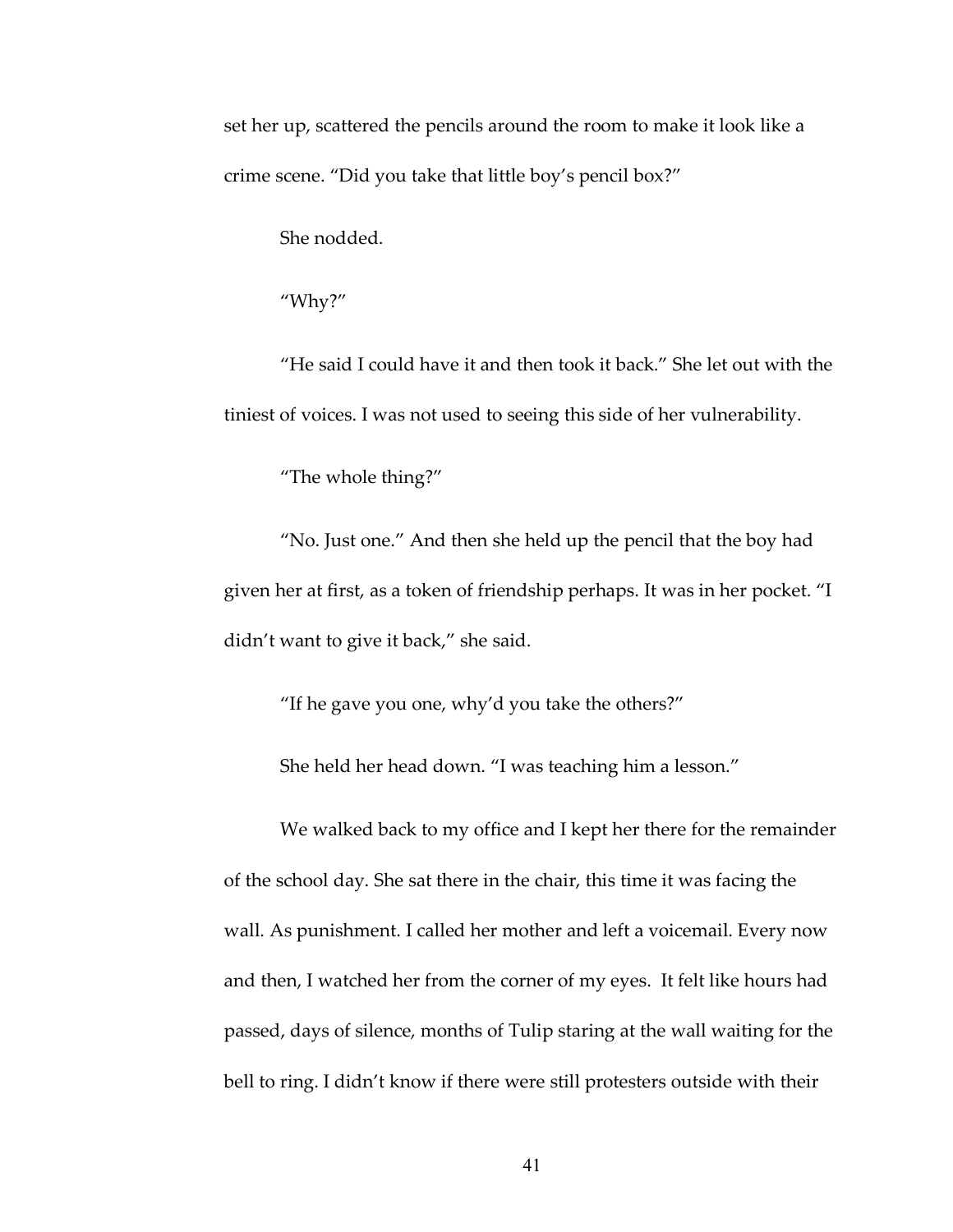set her up, scattered the pencils around the room to make it look like a crime scene. "Did you take that little boy's pencil box?"

She nodded.

"Why?"

"He said I could have it and then took it back." She let out with the tiniest of voices. I was not used to seeing this side of her vulnerability.

"The whole thing?"

"No. Just one." And then she held up the pencil that the boy had given her at first, as a token of friendship perhaps. It was in her pocket. "I didn't want to give it back," she said.

"If he gave you one, why'd you take the others?"

She held her head down. "I was teaching him a lesson."

We walked back to my office and I kept her there for the remainder of the school day. She sat there in the chair, this time it was facing the wall. As punishment. I called her mother and left a voicemail. Every now and then, I watched her from the corner of my eyes. It felt like hours had passed, days of silence, months of Tulip staring at the wall waiting for the bell to ring. I didn't know if there were still protesters outside with their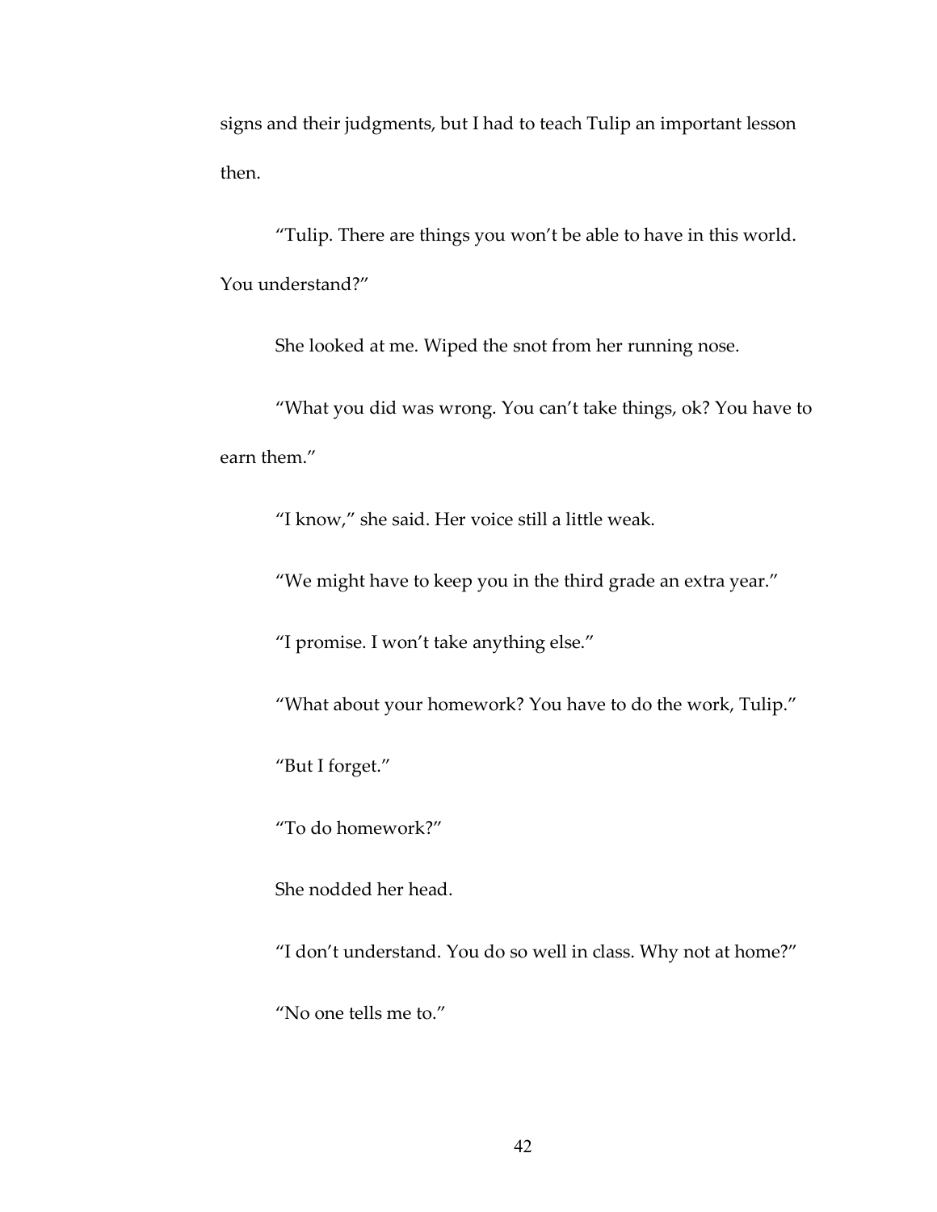signs and their judgments, but I had to teach Tulip an important lesson then.

"Tulip. There are things you won't be able to have in this world. You understand?"

She looked at me. Wiped the snot from her running nose.

"What you did was wrong. You can't take things, ok? You have to earn them."

"I know," she said. Her voice still a little weak.

"We might have to keep you in the third grade an extra year."

"I promise. I won't take anything else."

"What about your homework? You have to do the work, Tulip."

"But I forget."

"To do homework?"

She nodded her head.

"I don't understand. You do so well in class. Why not at home?"

"No one tells me to."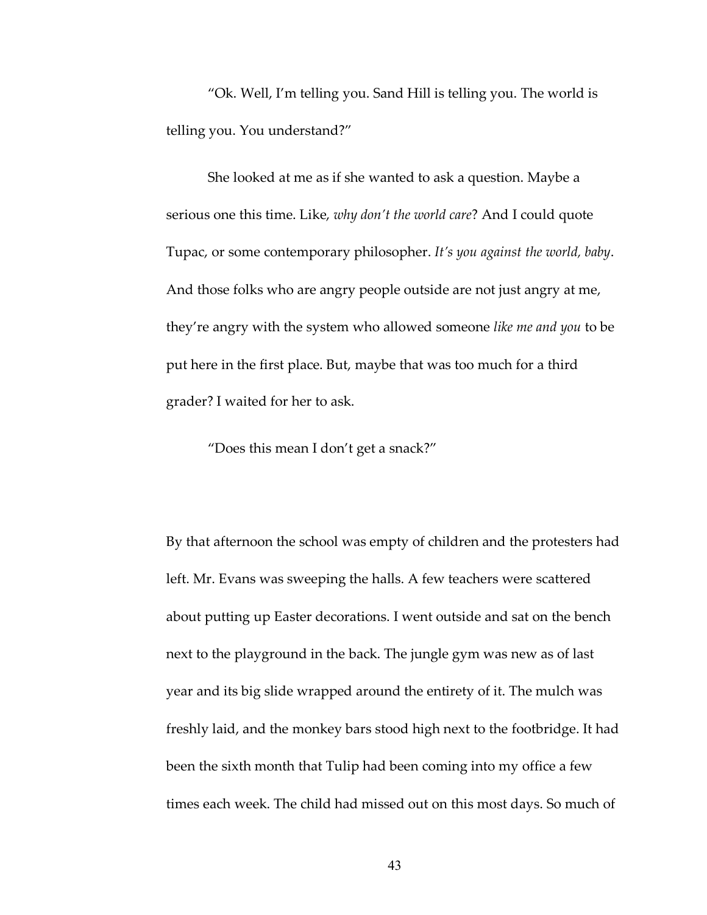"Ok. Well, I'm telling you. Sand Hill is telling you. The world is telling you. You understand?"

She looked at me as if she wanted to ask a question. Maybe a serious one this time. Like, *why don't the world care*? And I could quote Tupac, or some contemporary philosopher. *It's you against the world, baby*. And those folks who are angry people outside are not just angry at me, they're angry with the system who allowed someone *like me and you* to be put here in the first place. But, maybe that was too much for a third grader? I waited for her to ask.

"Does this mean I don't get a snack?"

By that afternoon the school was empty of children and the protesters had left. Mr. Evans was sweeping the halls. A few teachers were scattered about putting up Easter decorations. I went outside and sat on the bench next to the playground in the back. The jungle gym was new as of last year and its big slide wrapped around the entirety of it. The mulch was freshly laid, and the monkey bars stood high next to the footbridge. It had been the sixth month that Tulip had been coming into my office a few times each week. The child had missed out on this most days. So much of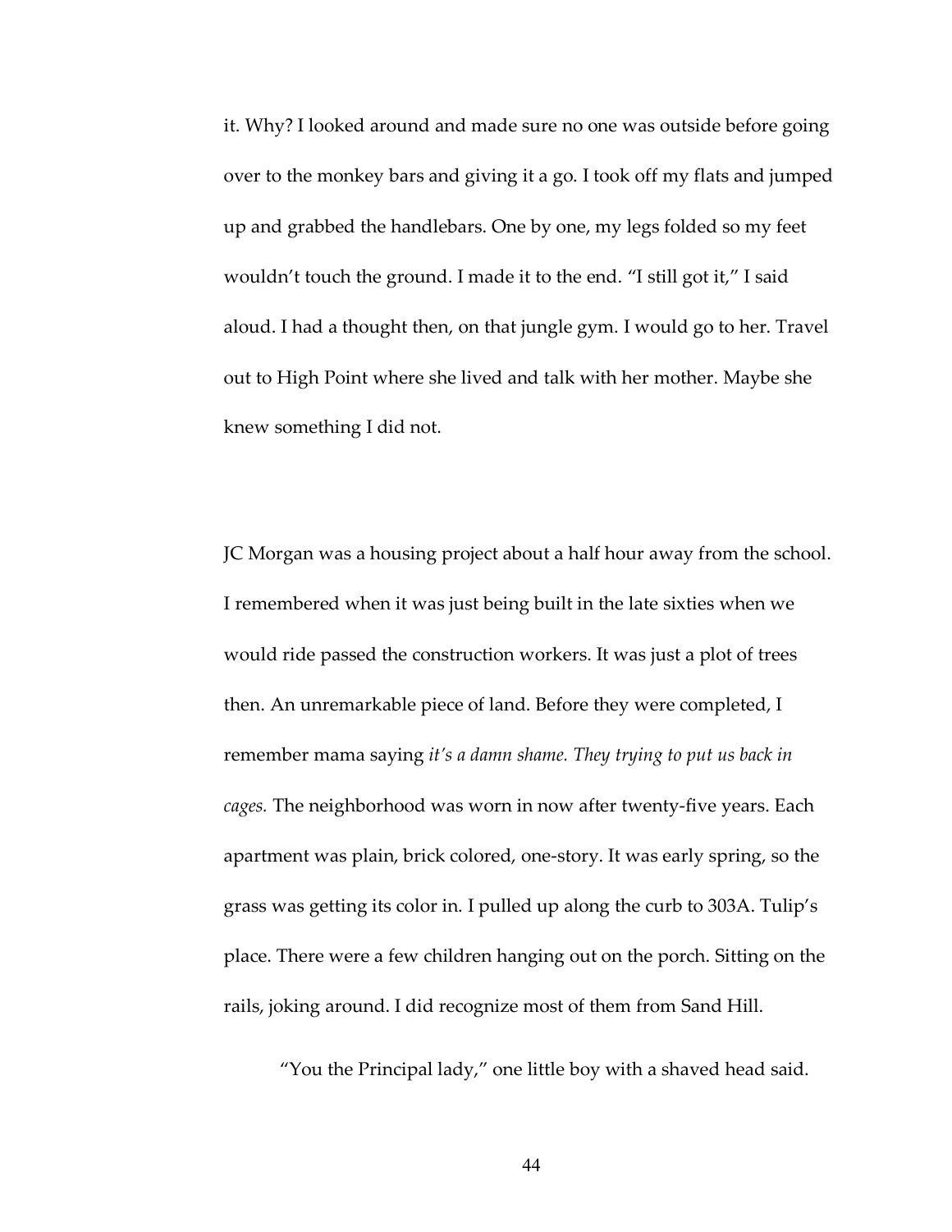it. Why? I looked around and made sure no one was outside before going over to the monkey bars and giving it a go. I took off my flats and jumped up and grabbed the handlebars. One by one, my legs folded so my feet wouldn't touch the ground. I made it to the end. "I still got it," I said aloud. I had a thought then, on that jungle gym. I would go to her. Travel out to High Point where she lived and talk with her mother. Maybe she knew something I did not.

JC Morgan was a housing project about a half hour away from the school. I remembered when it was just being built in the late sixties when we would ride passed the construction workers. It was just a plot of trees then. An unremarkable piece of land. Before they were completed, I remember mama saying *it's a damn shame. They trying to put us back in cages.* The neighborhood was worn in now after twenty-five years. Each apartment was plain, brick colored, one-story. It was early spring, so the grass was getting its color in. I pulled up along the curb to 303A. Tulip's place. There were a few children hanging out on the porch. Sitting on the rails, joking around. I did recognize most of them from Sand Hill.

"You the Principal lady," one little boy with a shaved head said.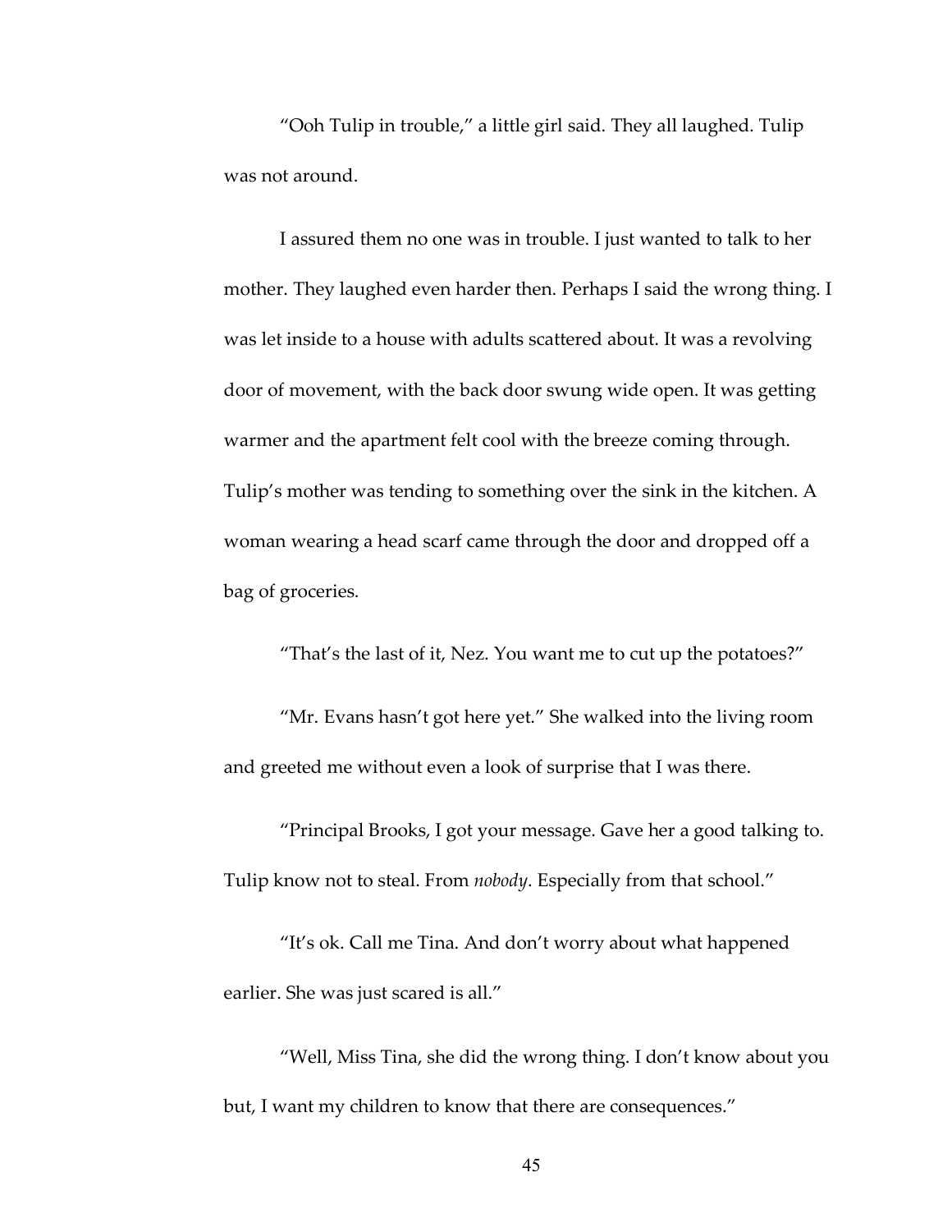"Ooh Tulip in trouble," a little girl said. They all laughed. Tulip was not around.

I assured them no one was in trouble. I just wanted to talk to her mother. They laughed even harder then. Perhaps I said the wrong thing. I was let inside to a house with adults scattered about. It was a revolving door of movement, with the back door swung wide open. It was getting warmer and the apartment felt cool with the breeze coming through. Tulip's mother was tending to something over the sink in the kitchen. A woman wearing a head scarf came through the door and dropped off a bag of groceries.

"That's the last of it, Nez. You want me to cut up the potatoes?"

"Mr. Evans hasn't got here yet." She walked into the living room and greeted me without even a look of surprise that I was there.

"Principal Brooks, I got your message. Gave her a good talking to. Tulip know not to steal. From *nobody*. Especially from that school."

"It's ok. Call me Tina. And don't worry about what happened earlier. She was just scared is all."

"Well, Miss Tina, she did the wrong thing. I don't know about you but, I want my children to know that there are consequences."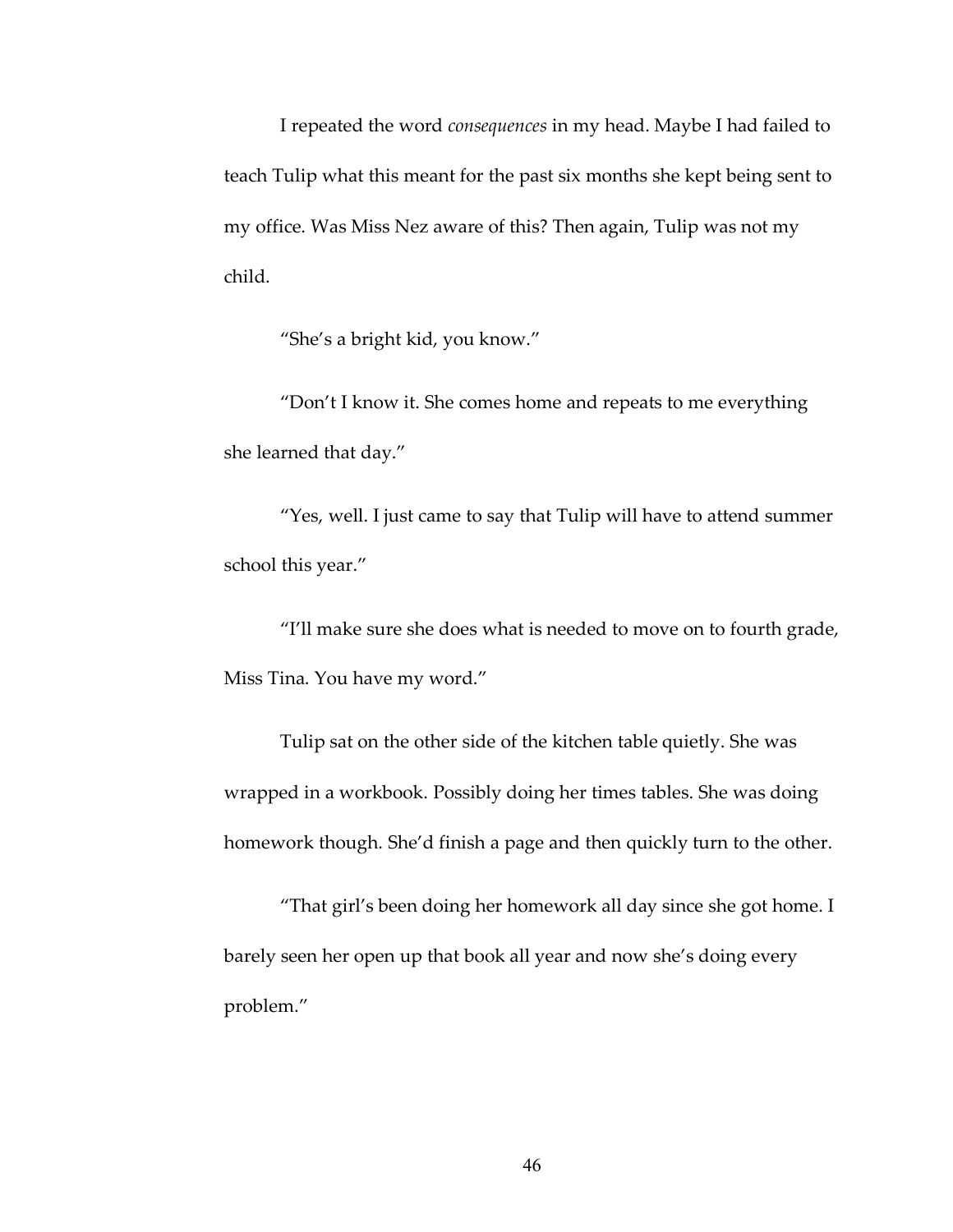I repeated the word *consequences* in my head. Maybe I had failed to teach Tulip what this meant for the past six months she kept being sent to my office. Was Miss Nez aware of this? Then again, Tulip was not my child.

"She's a bright kid, you know."

"Don't I know it. She comes home and repeats to me everything she learned that day."

"Yes, well. I just came to say that Tulip will have to attend summer school this year."

"I'll make sure she does what is needed to move on to fourth grade, Miss Tina. You have my word."

Tulip sat on the other side of the kitchen table quietly. She was wrapped in a workbook. Possibly doing her times tables. She was doing homework though. She'd finish a page and then quickly turn to the other.

"That girl's been doing her homework all day since she got home. I barely seen her open up that book all year and now she's doing every problem."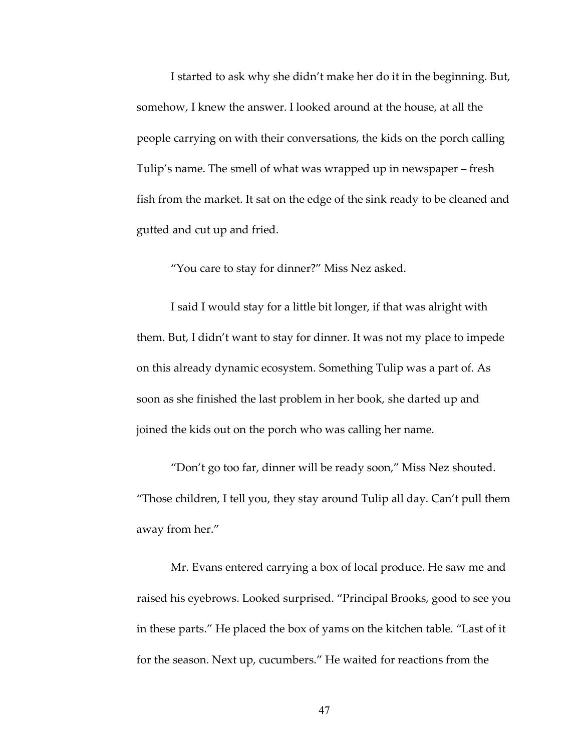I started to ask why she didn't make her do it in the beginning. But, somehow, I knew the answer. I looked around at the house, at all the people carrying on with their conversations, the kids on the porch calling Tulip's name. The smell of what was wrapped up in newspaper – fresh fish from the market. It sat on the edge of the sink ready to be cleaned and gutted and cut up and fried.

"You care to stay for dinner?" Miss Nez asked.

I said I would stay for a little bit longer, if that was alright with them. But, I didn't want to stay for dinner. It was not my place to impede on this already dynamic ecosystem. Something Tulip was a part of. As soon as she finished the last problem in her book, she darted up and joined the kids out on the porch who was calling her name.

"Don't go too far, dinner will be ready soon," Miss Nez shouted. "Those children, I tell you, they stay around Tulip all day. Can't pull them away from her."

Mr. Evans entered carrying a box of local produce. He saw me and raised his eyebrows. Looked surprised. "Principal Brooks, good to see you in these parts." He placed the box of yams on the kitchen table. "Last of it for the season. Next up, cucumbers." He waited for reactions from the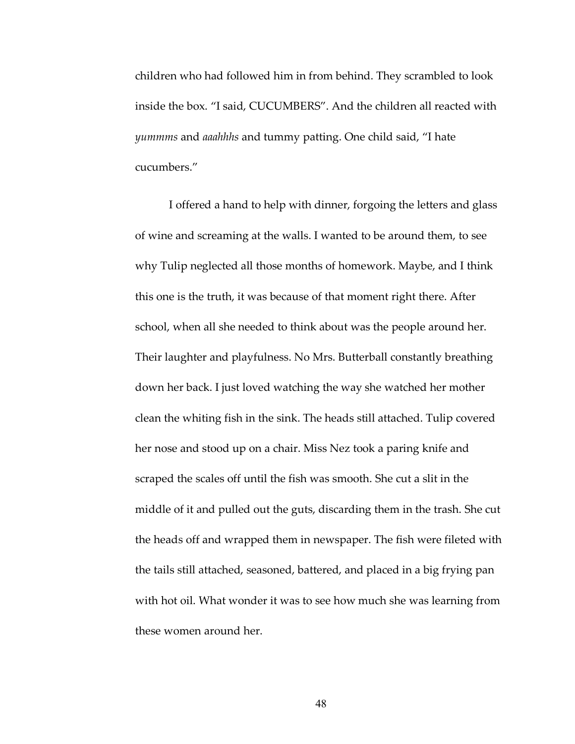children who had followed him in from behind. They scrambled to look inside the box. "I said, CUCUMBERS". And the children all reacted with *yummms* and *aaahhhs* and tummy patting. One child said, "I hate cucumbers."

I offered a hand to help with dinner, forgoing the letters and glass of wine and screaming at the walls. I wanted to be around them, to see why Tulip neglected all those months of homework. Maybe, and I think this one is the truth, it was because of that moment right there. After school, when all she needed to think about was the people around her. Their laughter and playfulness. No Mrs. Butterball constantly breathing down her back. I just loved watching the way she watched her mother clean the whiting fish in the sink. The heads still attached. Tulip covered her nose and stood up on a chair. Miss Nez took a paring knife and scraped the scales off until the fish was smooth. She cut a slit in the middle of it and pulled out the guts, discarding them in the trash. She cut the heads off and wrapped them in newspaper. The fish were fileted with the tails still attached, seasoned, battered, and placed in a big frying pan with hot oil. What wonder it was to see how much she was learning from these women around her.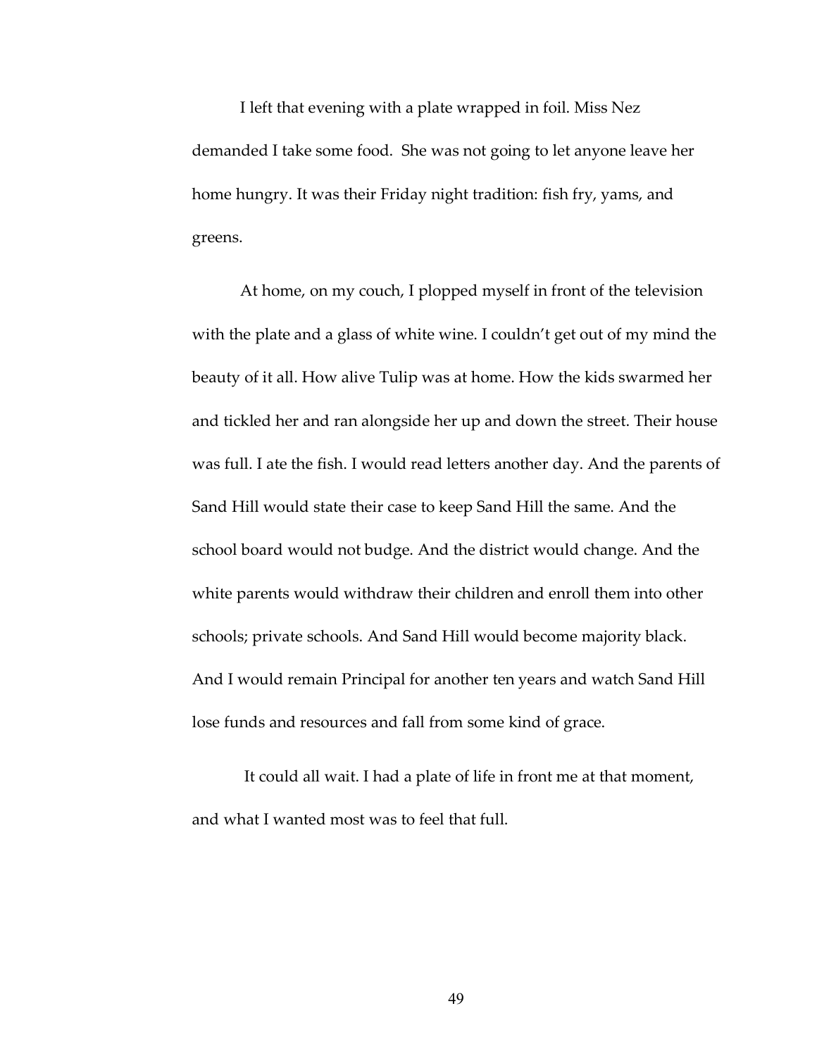I left that evening with a plate wrapped in foil. Miss Nez demanded I take some food.  She was not going to let anyone leave her home hungry. It was their Friday night tradition: fish fry, yams, and greens.

At home, on my couch, I plopped myself in front of the television with the plate and a glass of white wine. I couldn't get out of my mind the beauty of it all. How alive Tulip was at home. How the kids swarmed her and tickled her and ran alongside her up and down the street. Their house was full. I ate the fish. I would read letters another day. And the parents of Sand Hill would state their case to keep Sand Hill the same. And the school board would not budge. And the district would change. And the white parents would withdraw their children and enroll them into other schools; private schools. And Sand Hill would become majority black. And I would remain Principal for another ten years and watch Sand Hill lose funds and resources and fall from some kind of grace.

It could all wait. I had a plate of life in front me at that moment, and what I wanted most was to feel that full.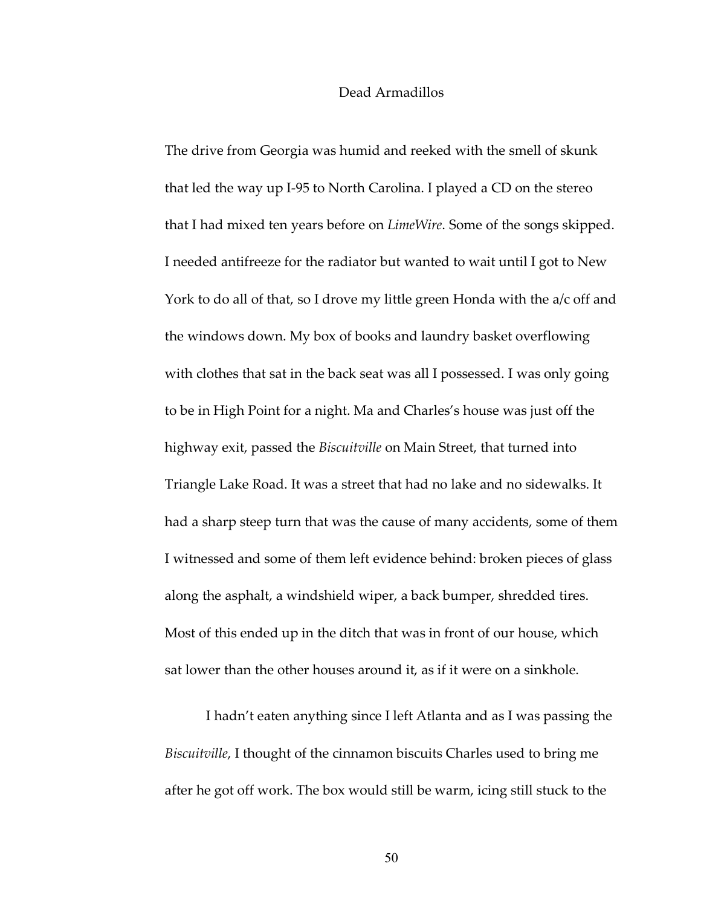# Dead Armadillos

The drive from Georgia was humid and reeked with the smell of skunk that led the way up I-95 to North Carolina. I played a CD on the stereo that I had mixed ten years before on *LimeWire*. Some of the songs skipped. I needed antifreeze for the radiator but wanted to wait until I got to New York to do all of that, so I drove my little green Honda with the a/c off and the windows down. My box of books and laundry basket overflowing with clothes that sat in the back seat was all I possessed. I was only going to be in High Point for a night. Ma and Charles's house was just off the highway exit, passed the *Biscuitville* on Main Street, that turned into Triangle Lake Road. It was a street that had no lake and no sidewalks. It had a sharp steep turn that was the cause of many accidents, some of them I witnessed and some of them left evidence behind: broken pieces of glass along the asphalt, a windshield wiper, a back bumper, shredded tires. Most of this ended up in the ditch that was in front of our house, which sat lower than the other houses around it, as if it were on a sinkhole.

I hadn't eaten anything since I left Atlanta and as I was passing the *Biscuitville*, I thought of the cinnamon biscuits Charles used to bring me after he got off work. The box would still be warm, icing still stuck to the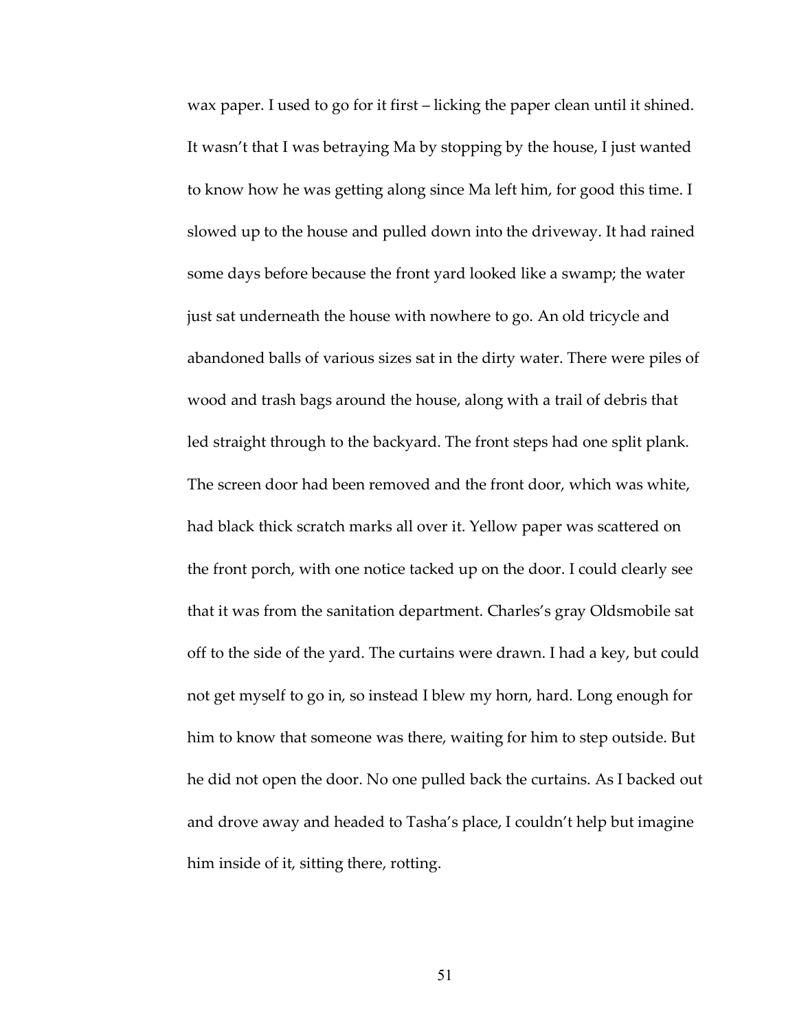wax paper. I used to go for it first – licking the paper clean until it shined. It wasn't that I was betraying Ma by stopping by the house, I just wanted to know how he was getting along since Ma left him, for good this time. I slowed up to the house and pulled down into the driveway. It had rained some days before because the front yard looked like a swamp; the water just sat underneath the house with nowhere to go. An old tricycle and abandoned balls of various sizes sat in the dirty water. There were piles of wood and trash bags around the house, along with a trail of debris that led straight through to the backyard. The front steps had one split plank. The screen door had been removed and the front door, which was white, had black thick scratch marks all over it. Yellow paper was scattered on the front porch, with one notice tacked up on the door. I could clearly see that it was from the sanitation department. Charles's gray Oldsmobile sat off to the side of the yard. The curtains were drawn. I had a key, but could not get myself to go in, so instead I blew my horn, hard. Long enough for him to know that someone was there, waiting for him to step outside. But he did not open the door. No one pulled back the curtains. As I backed out and drove away and headed to Tasha's place, I couldn't help but imagine him inside of it, sitting there, rotting.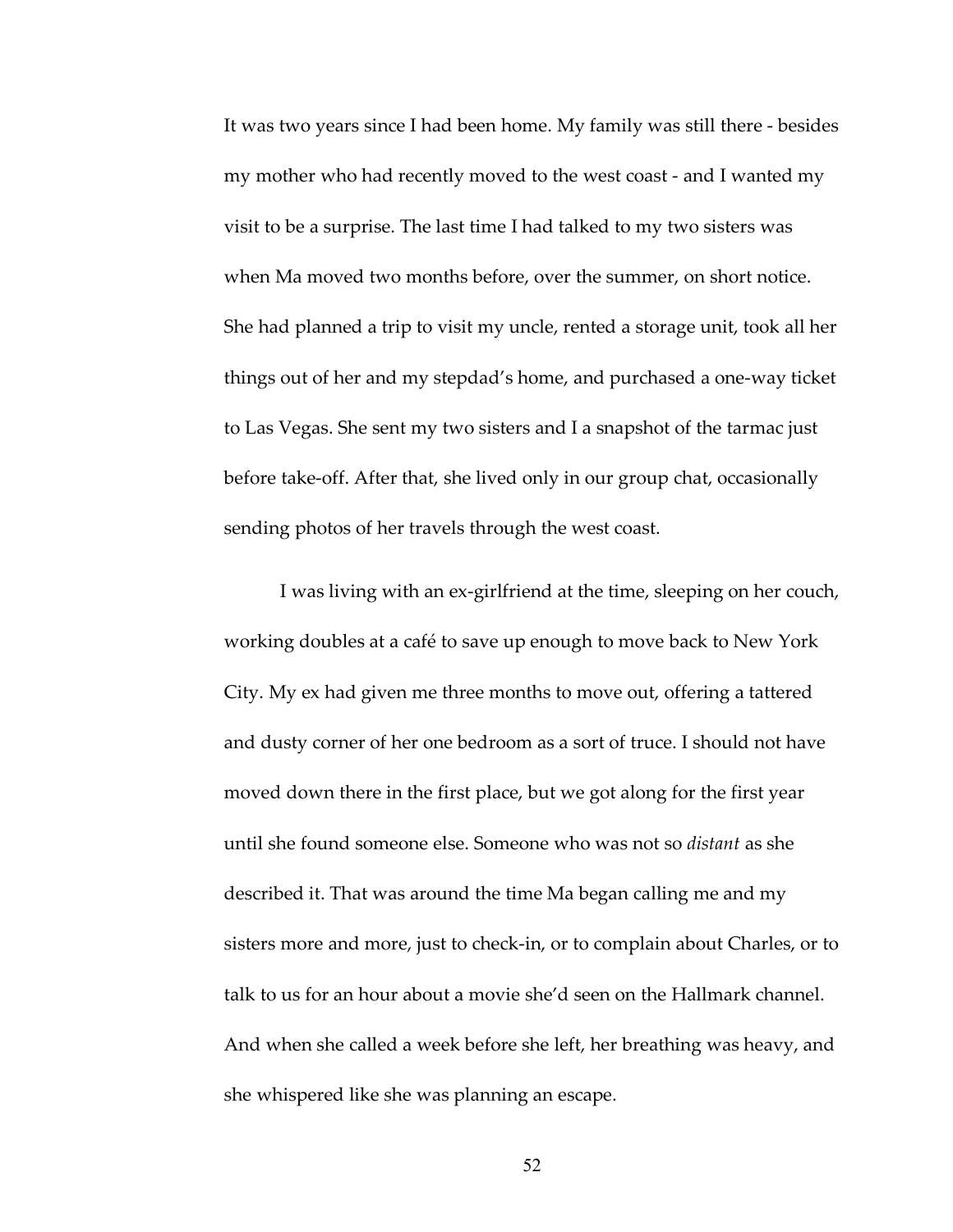It was two years since I had been home. My family was still there - besides my mother who had recently moved to the west coast - and I wanted my visit to be a surprise. The last time I had talked to my two sisters was when Ma moved two months before, over the summer, on short notice. She had planned a trip to visit my uncle, rented a storage unit, took all her things out of her and my stepdad's home, and purchased a one-way ticket to Las Vegas. She sent my two sisters and I a snapshot of the tarmac just before take-off. After that, she lived only in our group chat, occasionally sending photos of her travels through the west coast.

I was living with an ex-girlfriend at the time, sleeping on her couch, working doubles at a café to save up enough to move back to New York City. My ex had given me three months to move out, offering a tattered and dusty corner of her one bedroom as a sort of truce. I should not have moved down there in the first place, but we got along for the first year until she found someone else. Someone who was not so *distant* as she described it. That was around the time Ma began calling me and my sisters more and more, just to check-in, or to complain about Charles, or to talk to us for an hour about a movie she'd seen on the Hallmark channel. And when she called a week before she left, her breathing was heavy, and she whispered like she was planning an escape.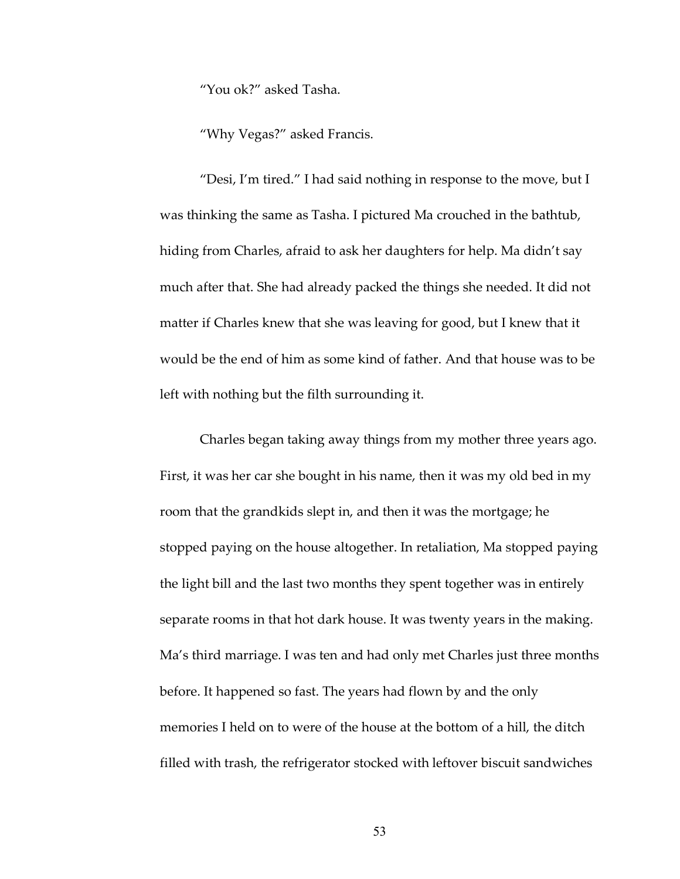"You ok?" asked Tasha.

"Why Vegas?" asked Francis.

"Desi, I'm tired." I had said nothing in response to the move, but I was thinking the same as Tasha. I pictured Ma crouched in the bathtub, hiding from Charles, afraid to ask her daughters for help. Ma didn't say much after that. She had already packed the things she needed. It did not matter if Charles knew that she was leaving for good, but I knew that it would be the end of him as some kind of father. And that house was to be left with nothing but the filth surrounding it.

Charles began taking away things from my mother three years ago. First, it was her car she bought in his name, then it was my old bed in my room that the grandkids slept in, and then it was the mortgage; he stopped paying on the house altogether. In retaliation, Ma stopped paying the light bill and the last two months they spent together was in entirely separate rooms in that hot dark house. It was twenty years in the making. Ma's third marriage. I was ten and had only met Charles just three months before. It happened so fast. The years had flown by and the only memories I held on to were of the house at the bottom of a hill, the ditch filled with trash, the refrigerator stocked with leftover biscuit sandwiches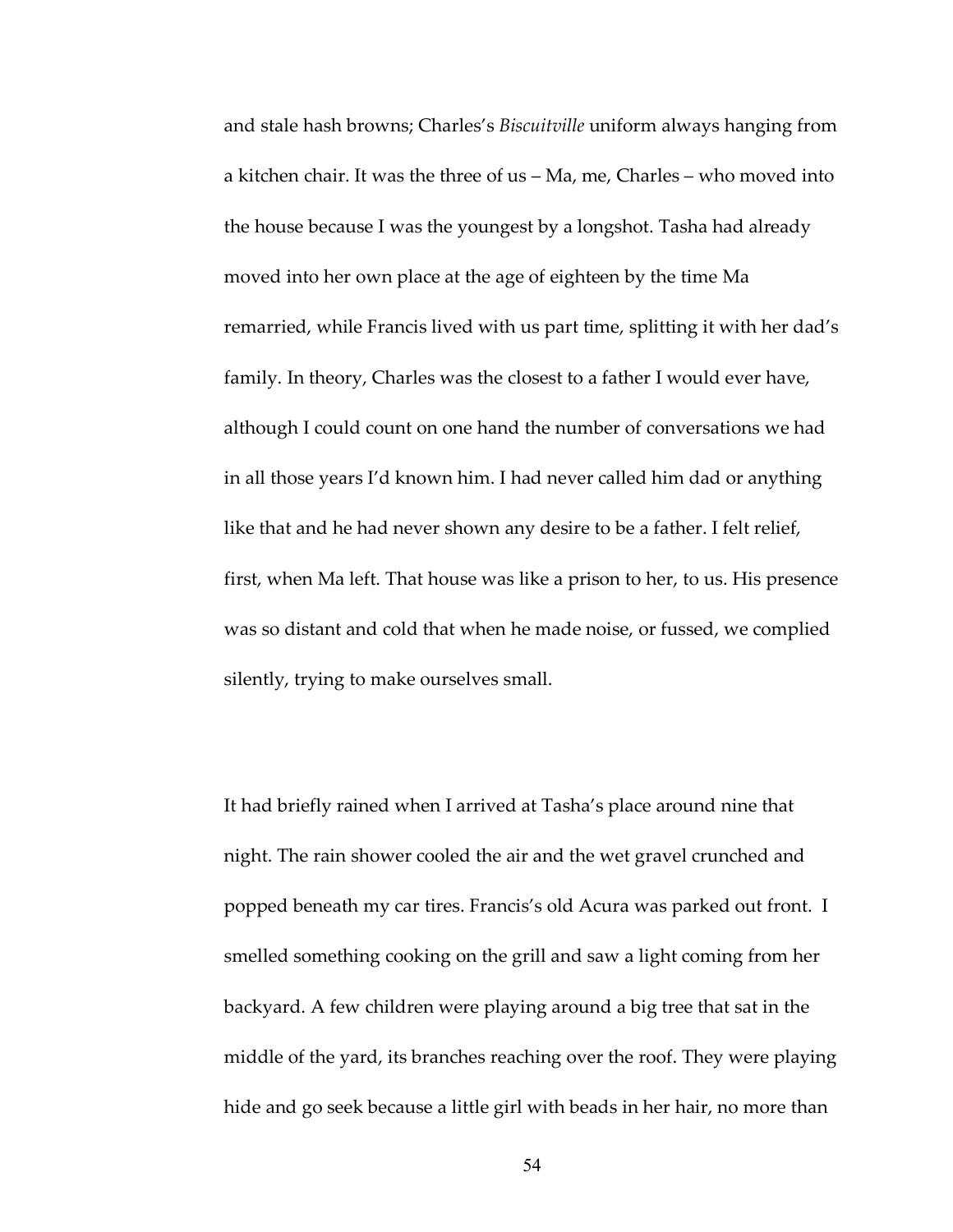and stale hash browns; Charles's *Biscuitville* uniform always hanging from a kitchen chair. It was the three of us – Ma, me, Charles – who moved into the house because I was the youngest by a longshot. Tasha had already moved into her own place at the age of eighteen by the time Ma remarried, while Francis lived with us part time, splitting it with her dad's family. In theory, Charles was the closest to a father I would ever have, although I could count on one hand the number of conversations we had in all those years I'd known him. I had never called him dad or anything like that and he had never shown any desire to be a father. I felt relief, first, when Ma left. That house was like a prison to her, to us. His presence was so distant and cold that when he made noise, or fussed, we complied silently, trying to make ourselves small.

It had briefly rained when I arrived at Tasha's place around nine that night. The rain shower cooled the air and the wet gravel crunched and popped beneath my car tires. Francis's old Acura was parked out front. I smelled something cooking on the grill and saw a light coming from her backyard. A few children were playing around a big tree that sat in the middle of the yard, its branches reaching over the roof. They were playing hide and go seek because a little girl with beads in her hair, no more than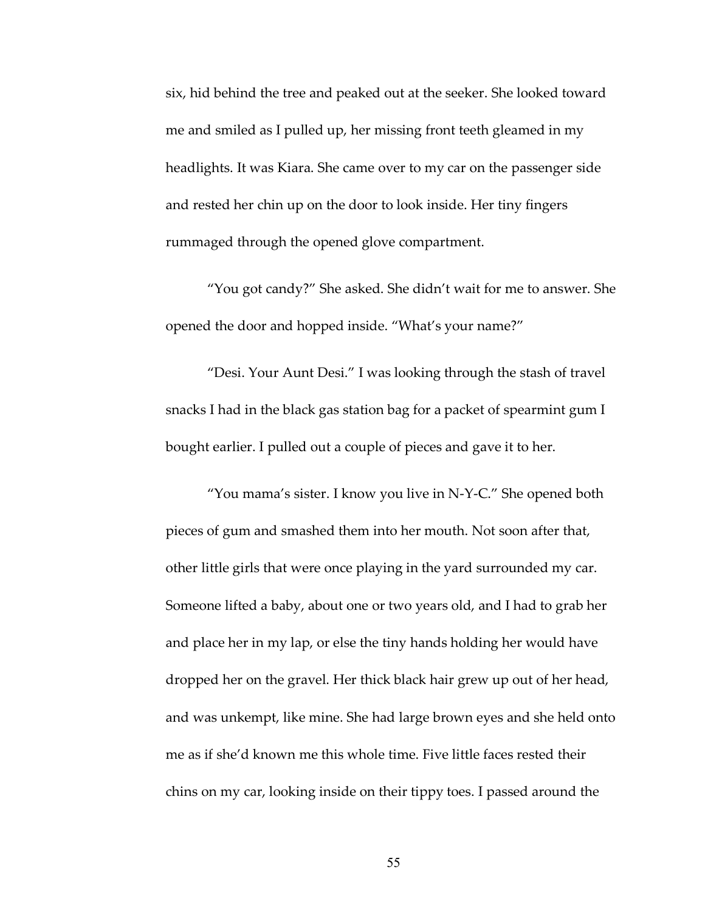six, hid behind the tree and peaked out at the seeker. She looked toward me and smiled as I pulled up, her missing front teeth gleamed in my headlights. It was Kiara. She came over to my car on the passenger side and rested her chin up on the door to look inside. Her tiny fingers rummaged through the opened glove compartment.

"You got candy?" She asked. She didn't wait for me to answer. She opened the door and hopped inside. "What's your name?"

"Desi. Your Aunt Desi." I was looking through the stash of travel snacks I had in the black gas station bag for a packet of spearmint gum I bought earlier. I pulled out a couple of pieces and gave it to her.

"You mama's sister. I know you live in N-Y-C." She opened both pieces of gum and smashed them into her mouth. Not soon after that, other little girls that were once playing in the yard surrounded my car. Someone lifted a baby, about one or two years old, and I had to grab her and place her in my lap, or else the tiny hands holding her would have dropped her on the gravel. Her thick black hair grew up out of her head, and was unkempt, like mine. She had large brown eyes and she held onto me as if she'd known me this whole time. Five little faces rested their chins on my car, looking inside on their tippy toes. I passed around the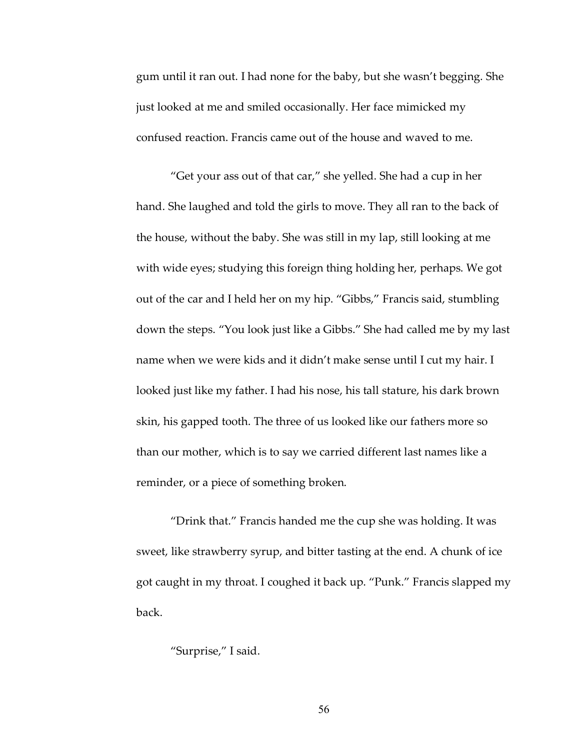gum until it ran out. I had none for the baby, but she wasn't begging. She just looked at me and smiled occasionally. Her face mimicked my confused reaction. Francis came out of the house and waved to me.

"Get your ass out of that car," she yelled. She had a cup in her hand. She laughed and told the girls to move. They all ran to the back of the house, without the baby. She was still in my lap, still looking at me with wide eyes; studying this foreign thing holding her, perhaps. We got out of the car and I held her on my hip. "Gibbs," Francis said, stumbling down the steps. "You look just like a Gibbs." She had called me by my last name when we were kids and it didn't make sense until I cut my hair. I looked just like my father. I had his nose, his tall stature, his dark brown skin, his gapped tooth. The three of us looked like our fathers more so than our mother, which is to say we carried different last names like a reminder, or a piece of something broken.

"Drink that." Francis handed me the cup she was holding. It was sweet, like strawberry syrup, and bitter tasting at the end. A chunk of ice got caught in my throat. I coughed it back up. "Punk." Francis slapped my back.

"Surprise," I said.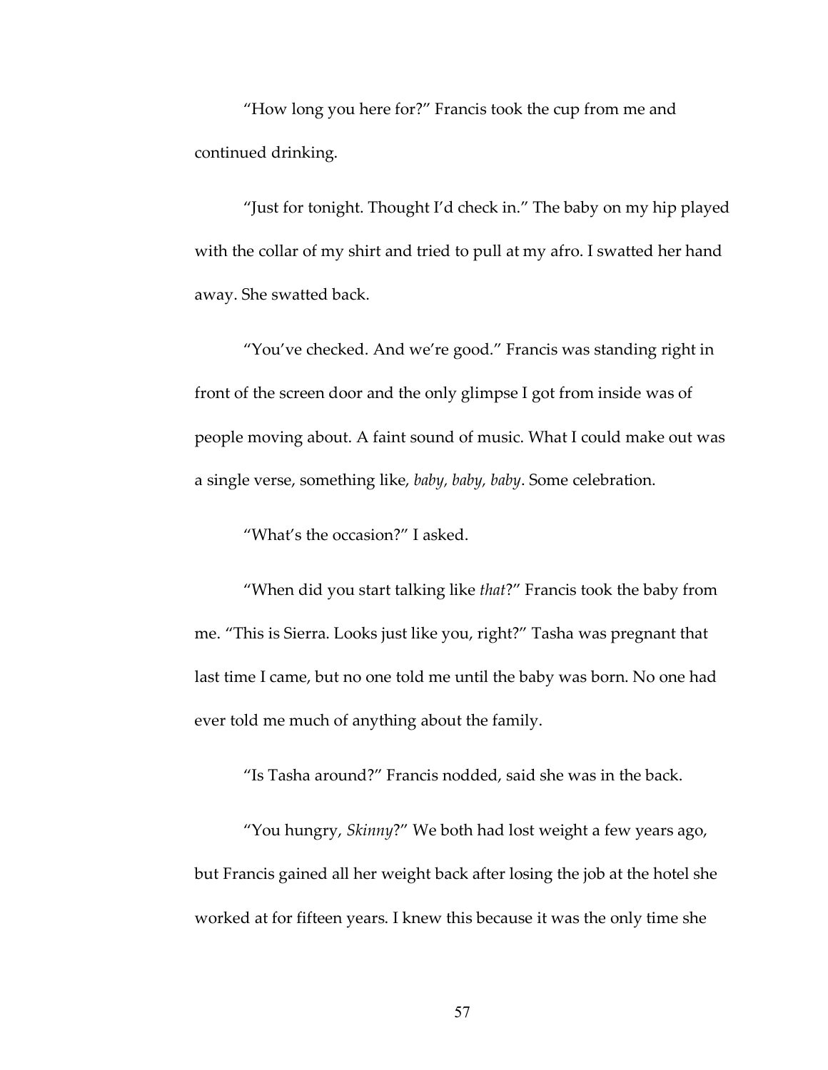"How long you here for?" Francis took the cup from me and continued drinking.

"Just for tonight. Thought I'd check in." The baby on my hip played with the collar of my shirt and tried to pull at my afro. I swatted her hand away. She swatted back.

"You've checked. And we're good." Francis was standing right in front of the screen door and the only glimpse I got from inside was of people moving about. A faint sound of music. What I could make out was a single verse, something like, *baby, baby, baby*. Some celebration.

"What's the occasion?" I asked.

"When did you start talking like *that*?" Francis took the baby from me. "This is Sierra. Looks just like you, right?" Tasha was pregnant that last time I came, but no one told me until the baby was born. No one had ever told me much of anything about the family.

"Is Tasha around?" Francis nodded, said she was in the back.

"You hungry, *Skinny*?" We both had lost weight a few years ago, but Francis gained all her weight back after losing the job at the hotel she worked at for fifteen years. I knew this because it was the only time she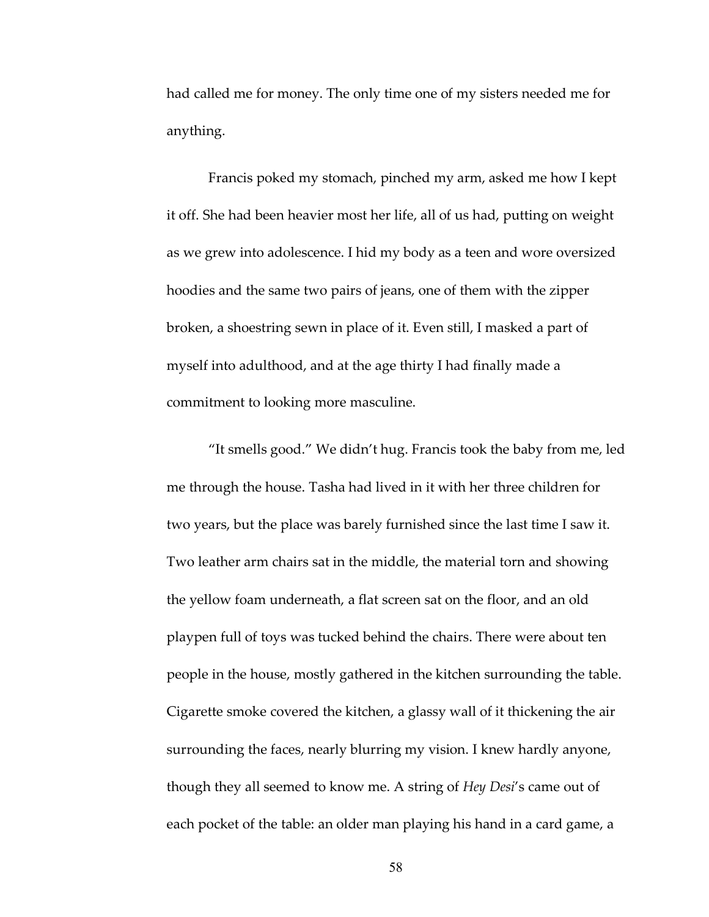had called me for money. The only time one of my sisters needed me for anything.

Francis poked my stomach, pinched my arm, asked me how I kept it off. She had been heavier most her life, all of us had, putting on weight as we grew into adolescence. I hid my body as a teen and wore oversized hoodies and the same two pairs of jeans, one of them with the zipper broken, a shoestring sewn in place of it. Even still, I masked a part of myself into adulthood, and at the age thirty I had finally made a commitment to looking more masculine.

"It smells good." We didn't hug. Francis took the baby from me, led me through the house. Tasha had lived in it with her three children for two years, but the place was barely furnished since the last time I saw it. Two leather arm chairs sat in the middle, the material torn and showing the yellow foam underneath, a flat screen sat on the floor, and an old playpen full of toys was tucked behind the chairs. There were about ten people in the house, mostly gathered in the kitchen surrounding the table. Cigarette smoke covered the kitchen, a glassy wall of it thickening the air surrounding the faces, nearly blurring my vision. I knew hardly anyone, though they all seemed to know me. A string of *Hey Desi*'s came out of each pocket of the table: an older man playing his hand in a card game, a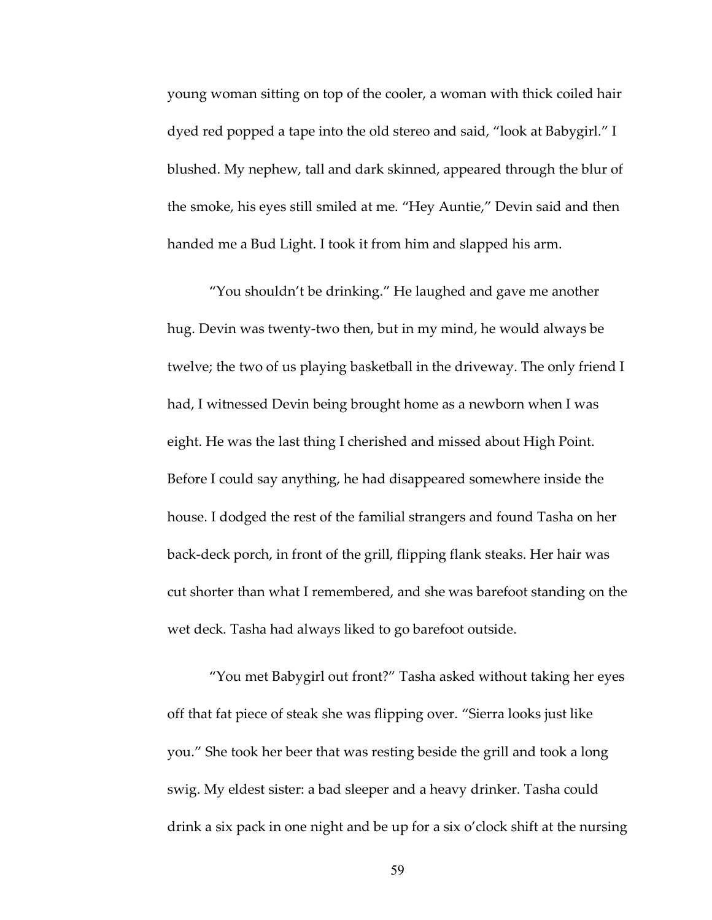young woman sitting on top of the cooler, a woman with thick coiled hair dyed red popped a tape into the old stereo and said, "look at Babygirl." I blushed. My nephew, tall and dark skinned, appeared through the blur of the smoke, his eyes still smiled at me. "Hey Auntie," Devin said and then handed me a Bud Light. I took it from him and slapped his arm.

"You shouldn't be drinking." He laughed and gave me another hug. Devin was twenty-two then, but in my mind, he would always be twelve; the two of us playing basketball in the driveway. The only friend I had, I witnessed Devin being brought home as a newborn when I was eight. He was the last thing I cherished and missed about High Point. Before I could say anything, he had disappeared somewhere inside the house. I dodged the rest of the familial strangers and found Tasha on her back-deck porch, in front of the grill, flipping flank steaks. Her hair was cut shorter than what I remembered, and she was barefoot standing on the wet deck. Tasha had always liked to go barefoot outside.

"You met Babygirl out front?" Tasha asked without taking her eyes off that fat piece of steak she was flipping over. "Sierra looks just like you." She took her beer that was resting beside the grill and took a long swig. My eldest sister: a bad sleeper and a heavy drinker. Tasha could drink a six pack in one night and be up for a six o'clock shift at the nursing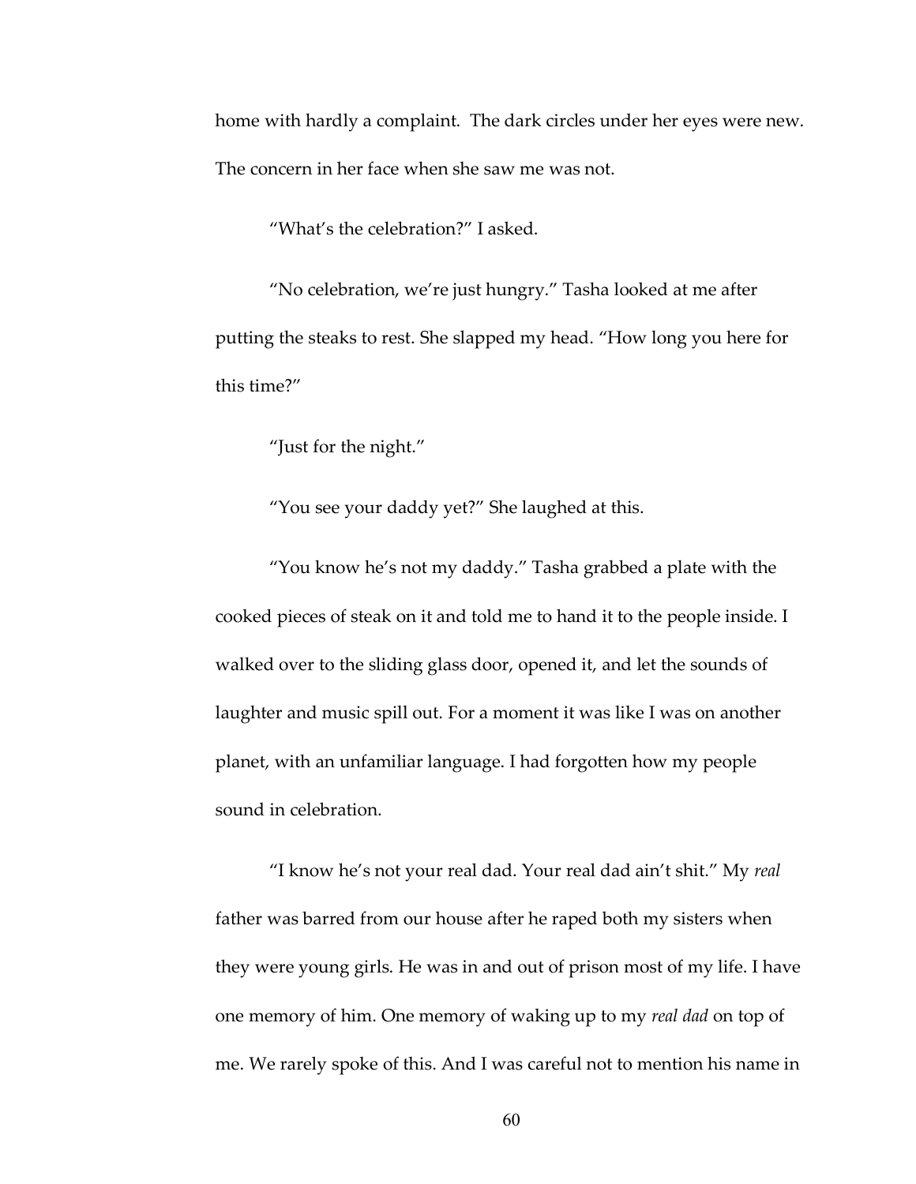home with hardly a complaint. The dark circles under her eyes were new. The concern in her face when she saw me was not.

"What's the celebration?" I asked.

"No celebration, we're just hungry." Tasha looked at me after putting the steaks to rest. She slapped my head. "How long you here for this time?"

"Just for the night."

"You see your daddy yet?" She laughed at this.

"You know he's not my daddy." Tasha grabbed a plate with the cooked pieces of steak on it and told me to hand it to the people inside. I walked over to the sliding glass door, opened it, and let the sounds of laughter and music spill out. For a moment it was like I was on another planet, with an unfamiliar language. I had forgotten how my people sound in celebration.

"I know he's not your real dad. Your real dad ain't shit." My *real* father was barred from our house after he raped both my sisters when they were young girls. He was in and out of prison most of my life. I have one memory of him. One memory of waking up to my *real dad* on top of me. We rarely spoke of this. And I was careful not to mention his name in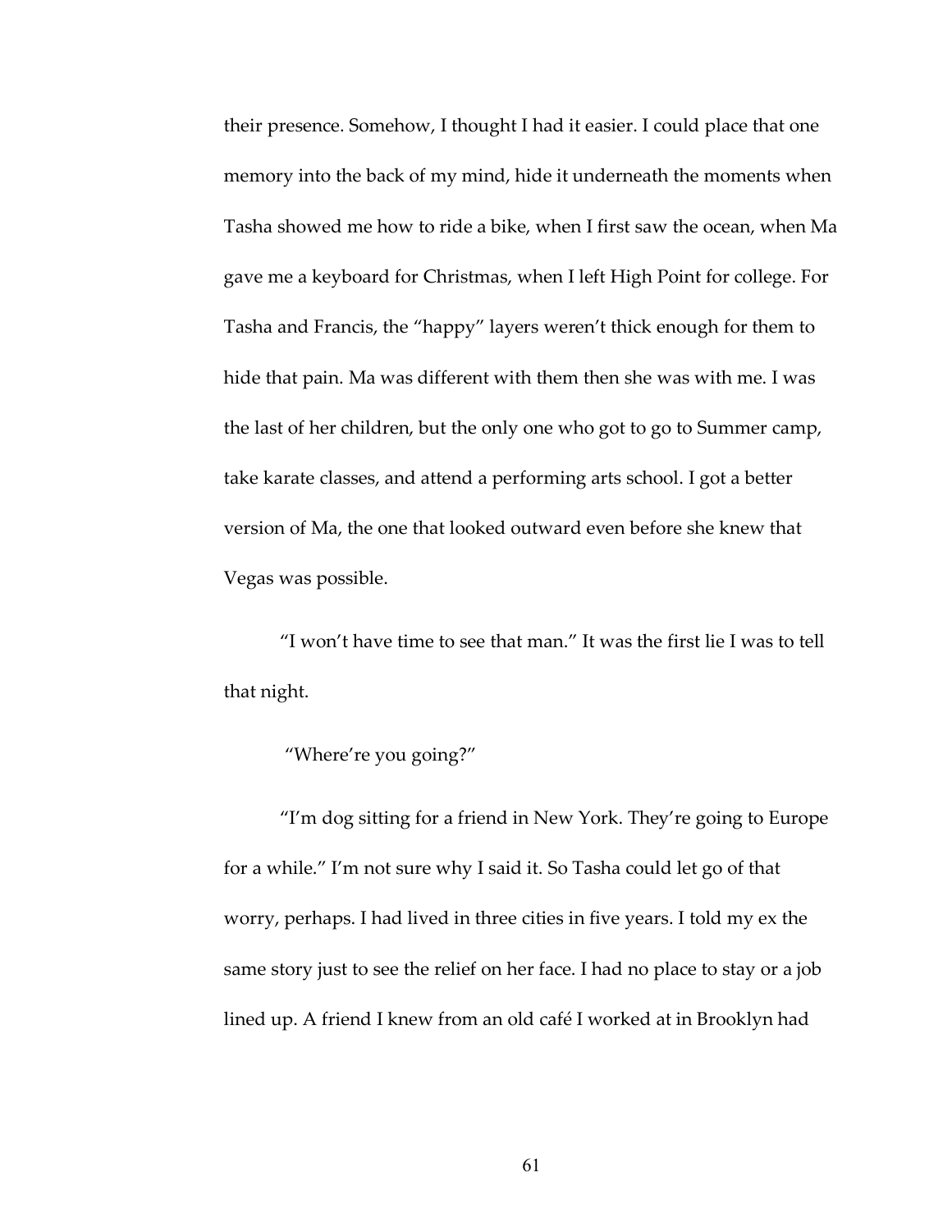their presence. Somehow, I thought I had it easier. I could place that one memory into the back of my mind, hide it underneath the moments when Tasha showed me how to ride a bike, when I first saw the ocean, when Ma gave me a keyboard for Christmas, when I left High Point for college. For Tasha and Francis, the "happy" layers weren't thick enough for them to hide that pain. Ma was different with them then she was with me. I was the last of her children, but the only one who got to go to Summer camp, take karate classes, and attend a performing arts school. I got a better version of Ma, the one that looked outward even before she knew that Vegas was possible.

"I won't have time to see that man." It was the first lie I was to tell that night.

"Where're you going?"

"I'm dog sitting for a friend in New York. They're going to Europe for a while." I'm not sure why I said it. So Tasha could let go of that worry, perhaps. I had lived in three cities in five years. I told my ex the same story just to see the relief on her face. I had no place to stay or a job lined up. A friend I knew from an old café I worked at in Brooklyn had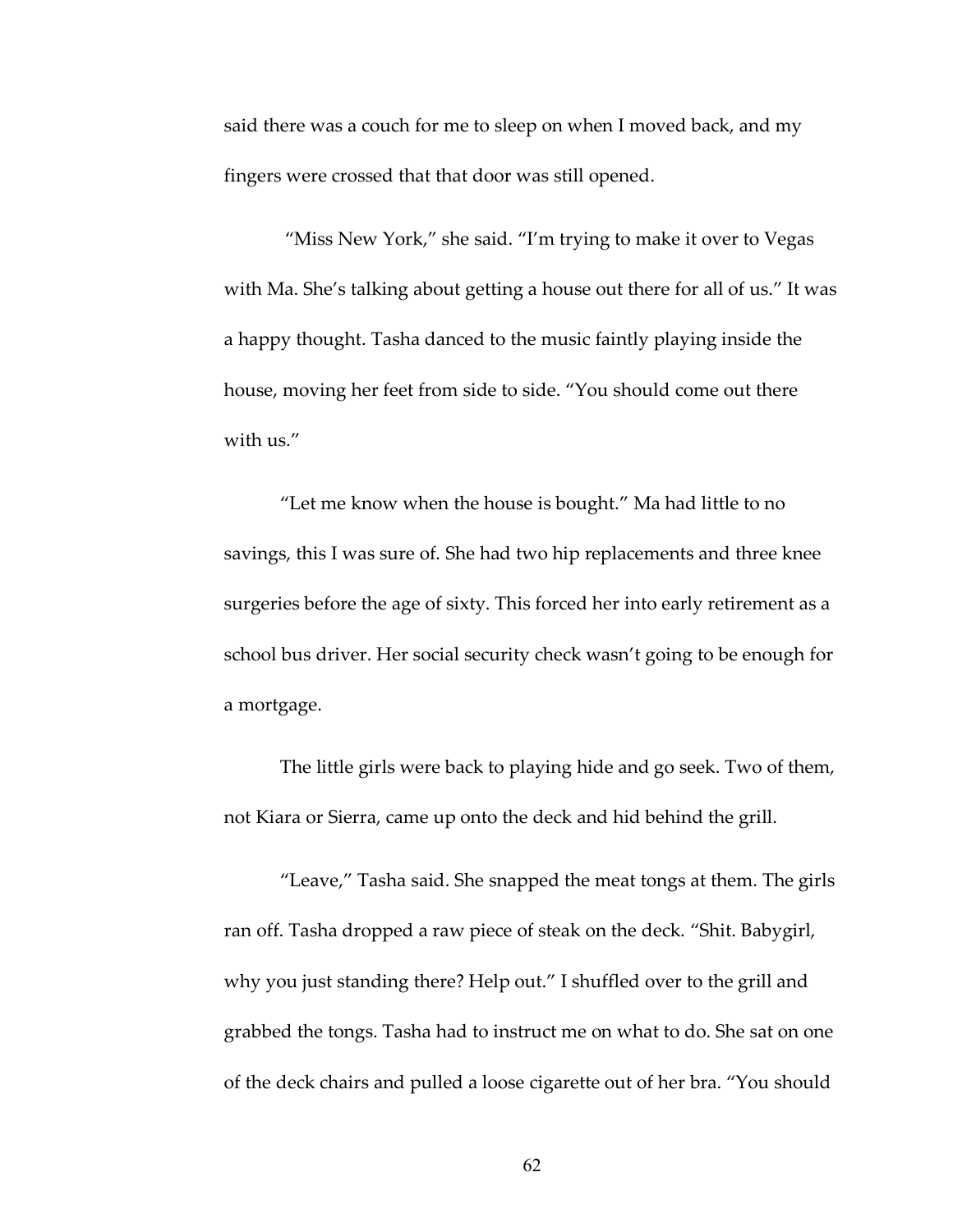said there was a couch for me to sleep on when I moved back, and my fingers were crossed that that door was still opened.

"Miss New York," she said. "I'm trying to make it over to Vegas with Ma. She's talking about getting a house out there for all of us." It was a happy thought. Tasha danced to the music faintly playing inside the house, moving her feet from side to side. "You should come out there with us."

"Let me know when the house is bought." Ma had little to no savings, this I was sure of. She had two hip replacements and three knee surgeries before the age of sixty. This forced her into early retirement as a school bus driver. Her social security check wasn't going to be enough for a mortgage.

The little girls were back to playing hide and go seek. Two of them, not Kiara or Sierra, came up onto the deck and hid behind the grill.

"Leave," Tasha said. She snapped the meat tongs at them. The girls ran off. Tasha dropped a raw piece of steak on the deck. "Shit. Babygirl, why you just standing there? Help out." I shuffled over to the grill and grabbed the tongs. Tasha had to instruct me on what to do. She sat on one of the deck chairs and pulled a loose cigarette out of her bra. "You should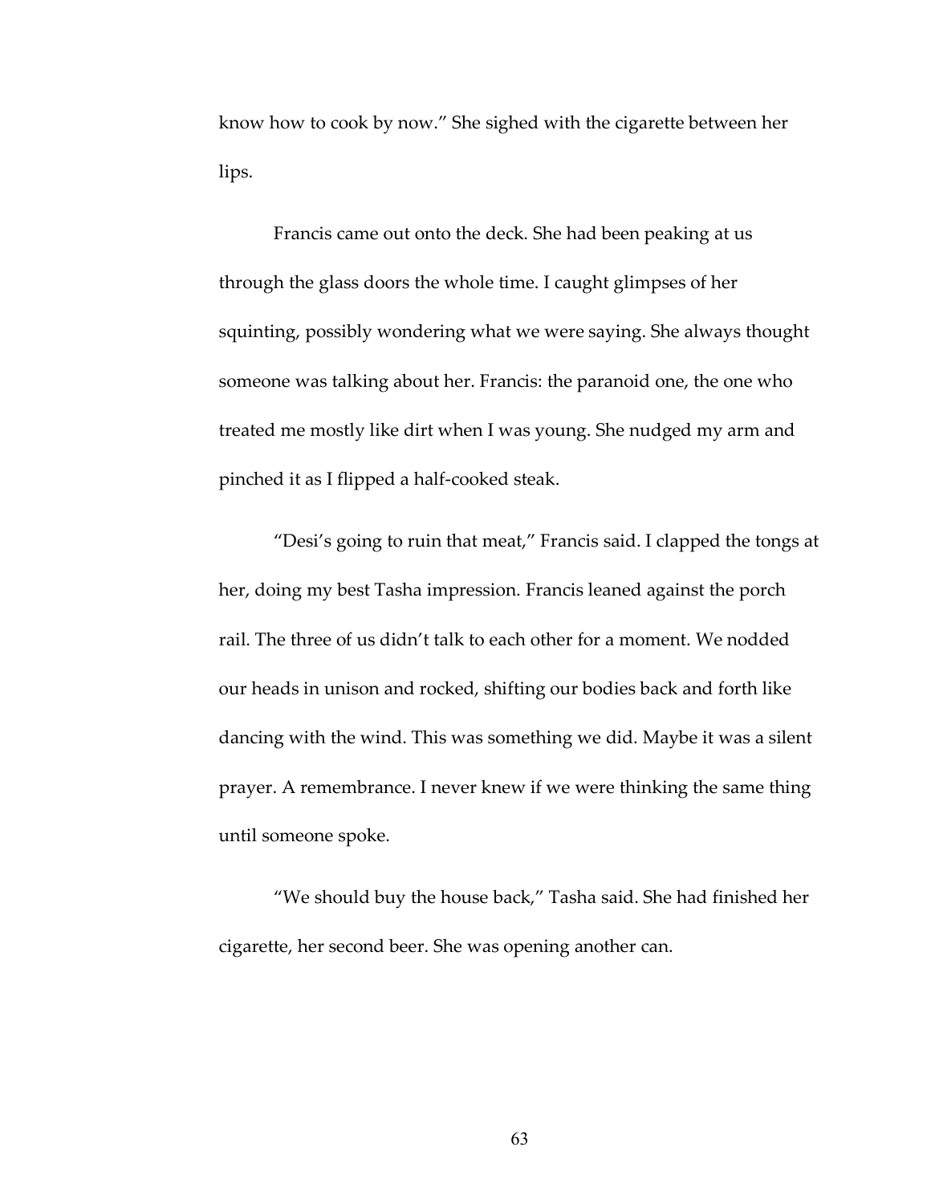know how to cook by now." She sighed with the cigarette between her lips.

Francis came out onto the deck. She had been peaking at us through the glass doors the whole time. I caught glimpses of her squinting, possibly wondering what we were saying. She always thought someone was talking about her. Francis: the paranoid one, the one who treated me mostly like dirt when I was young. She nudged my arm and pinched it as I flipped a half-cooked steak.

"Desi's going to ruin that meat," Francis said. I clapped the tongs at her, doing my best Tasha impression. Francis leaned against the porch rail. The three of us didn't talk to each other for a moment. We nodded our heads in unison and rocked, shifting our bodies back and forth like dancing with the wind. This was something we did. Maybe it was a silent prayer. A remembrance. I never knew if we were thinking the same thing until someone spoke.

"We should buy the house back," Tasha said. She had finished her cigarette, her second beer. She was opening another can.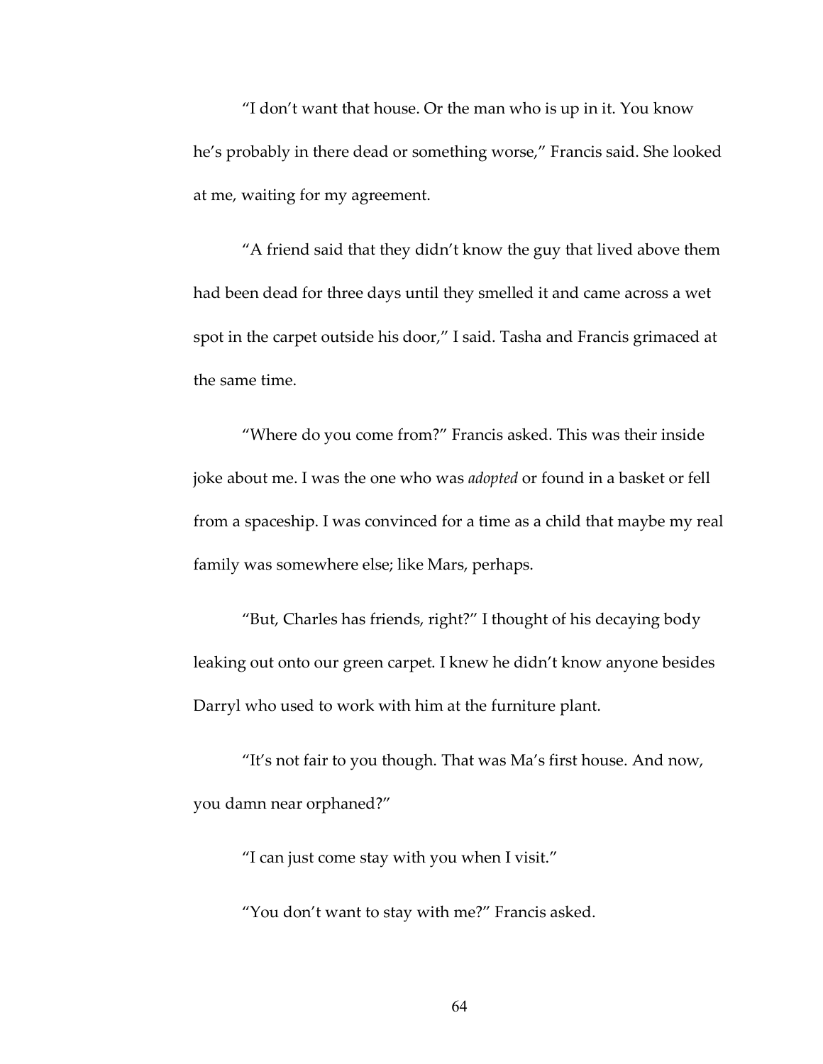"I don't want that house. Or the man who is up in it. You know he's probably in there dead or something worse," Francis said. She looked at me, waiting for my agreement.

"A friend said that they didn't know the guy that lived above them had been dead for three days until they smelled it and came across a wet spot in the carpet outside his door," I said. Tasha and Francis grimaced at the same time.

"Where do you come from?" Francis asked. This was their inside joke about me. I was the one who was *adopted* or found in a basket or fell from a spaceship. I was convinced for a time as a child that maybe my real family was somewhere else; like Mars, perhaps.

"But, Charles has friends, right?" I thought of his decaying body leaking out onto our green carpet. I knew he didn't know anyone besides Darryl who used to work with him at the furniture plant.

"It's not fair to you though. That was Ma's first house. And now, you damn near orphaned?"

"I can just come stay with you when I visit."

"You don't want to stay with me?" Francis asked.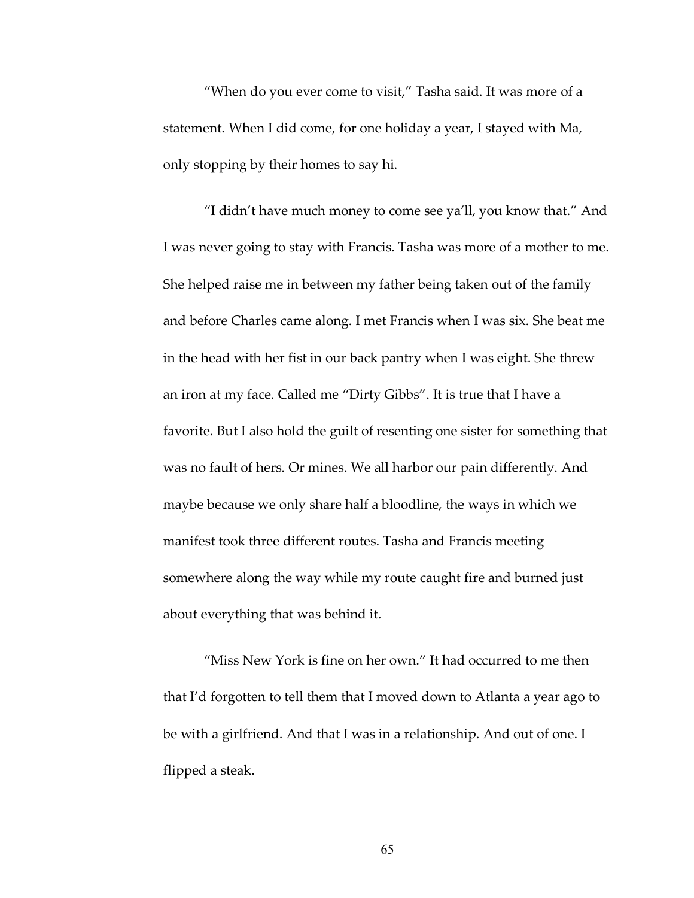"When do you ever come to visit," Tasha said. It was more of a statement. When I did come, for one holiday a year, I stayed with Ma, only stopping by their homes to say hi.

"I didn't have much money to come see ya'll, you know that." And I was never going to stay with Francis. Tasha was more of a mother to me. She helped raise me in between my father being taken out of the family and before Charles came along. I met Francis when I was six. She beat me in the head with her fist in our back pantry when I was eight. She threw an iron at my face. Called me "Dirty Gibbs". It is true that I have a favorite. But I also hold the guilt of resenting one sister for something that was no fault of hers. Or mines. We all harbor our pain differently. And maybe because we only share half a bloodline, the ways in which we manifest took three different routes. Tasha and Francis meeting somewhere along the way while my route caught fire and burned just about everything that was behind it.

"Miss New York is fine on her own." It had occurred to me then that I'd forgotten to tell them that I moved down to Atlanta a year ago to be with a girlfriend. And that I was in a relationship. And out of one. I flipped a steak.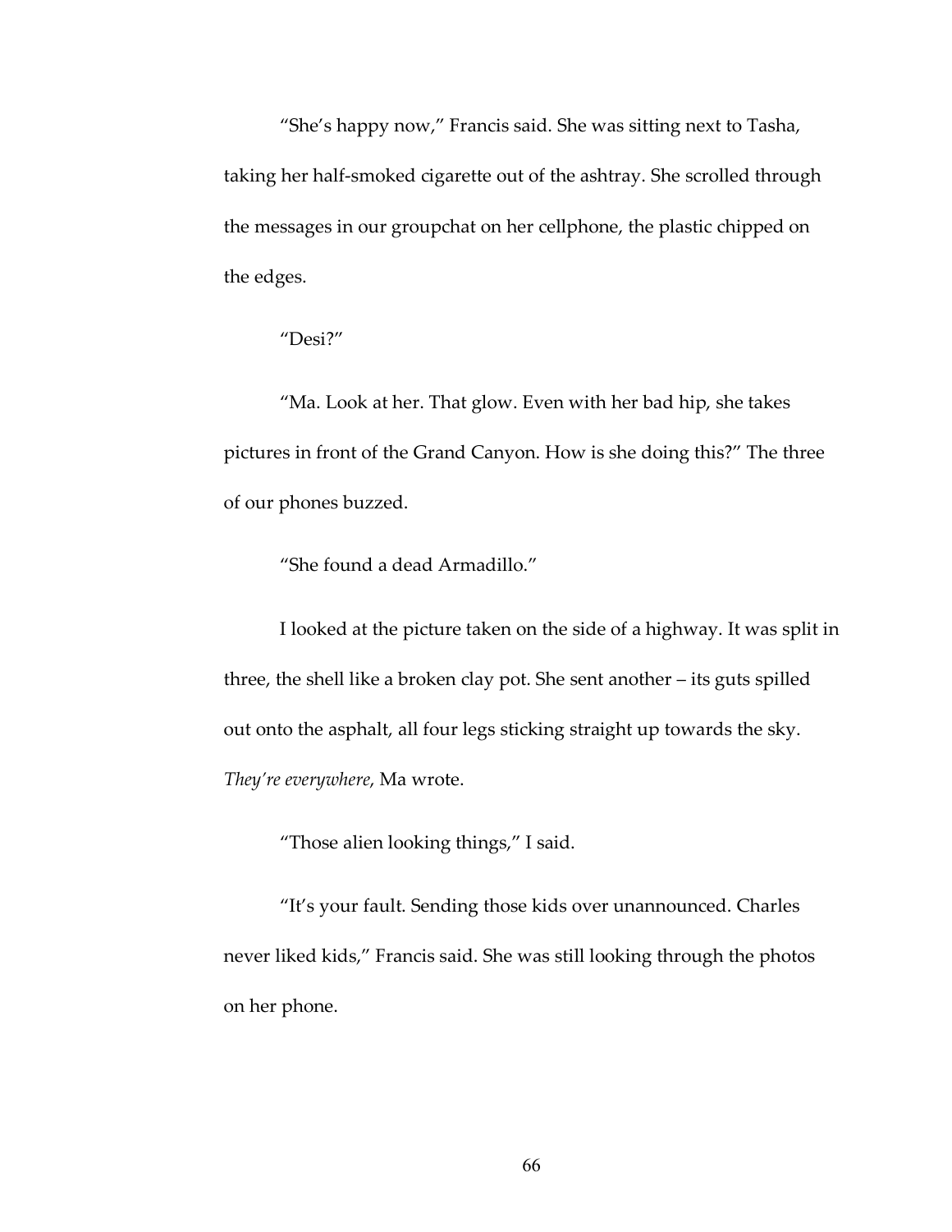"She's happy now," Francis said. She was sitting next to Tasha, taking her half-smoked cigarette out of the ashtray. She scrolled through the messages in our groupchat on her cellphone, the plastic chipped on the edges.

"Desi?"

"Ma. Look at her. That glow. Even with her bad hip, she takes pictures in front of the Grand Canyon. How is she doing this?" The three of our phones buzzed.

"She found a dead Armadillo."

I looked at the picture taken on the side of a highway. It was split in three, the shell like a broken clay pot. She sent another – its guts spilled out onto the asphalt, all four legs sticking straight up towards the sky. *They're everywhere*, Ma wrote.

"Those alien looking things," I said.

"It's your fault. Sending those kids over unannounced. Charles never liked kids," Francis said. She was still looking through the photos on her phone.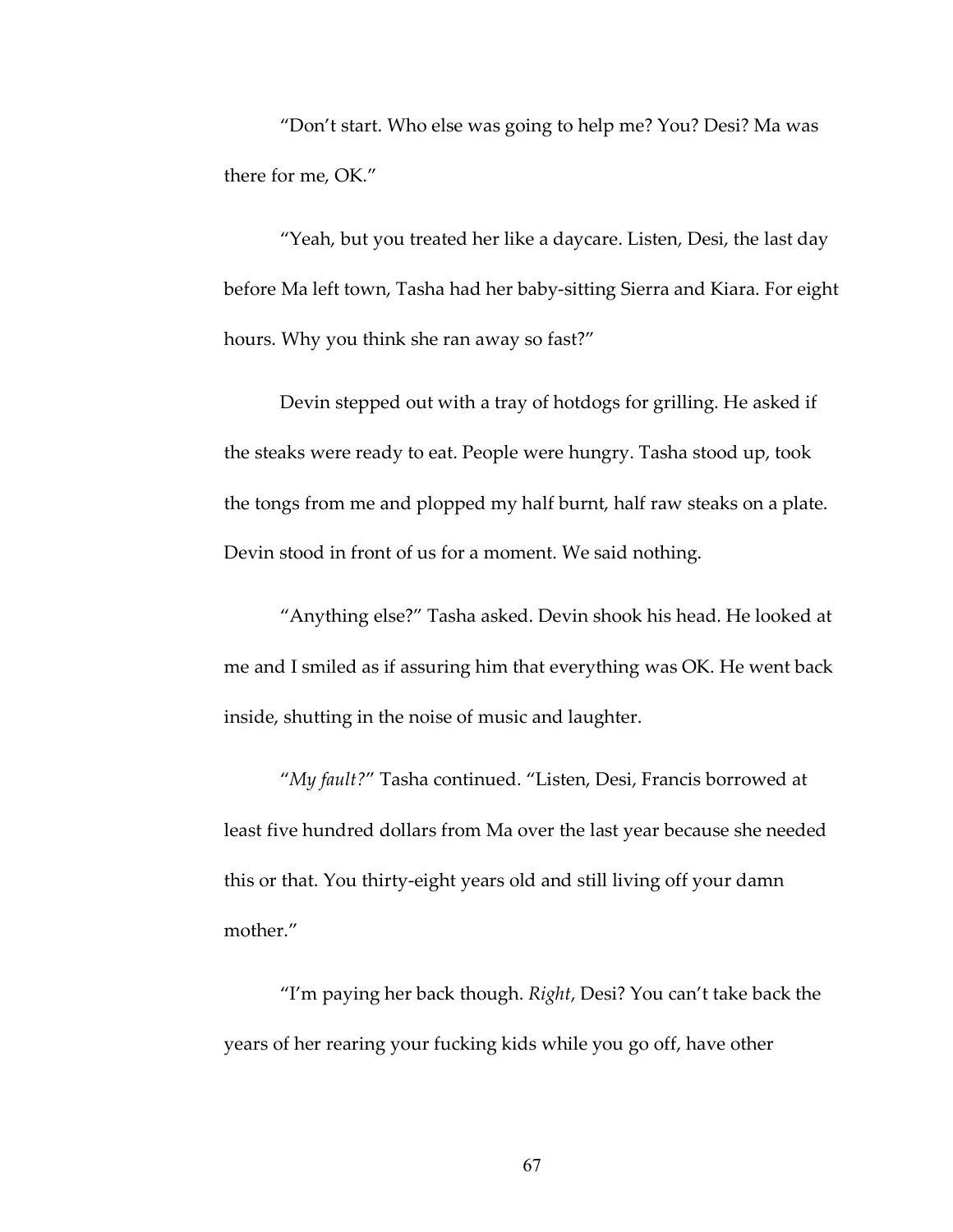"Don't start. Who else was going to help me? You? Desi? Ma was there for me, OK."

"Yeah, but you treated her like a daycare. Listen, Desi, the last day before Ma left town, Tasha had her baby-sitting Sierra and Kiara. For eight hours. Why you think she ran away so fast?"

Devin stepped out with a tray of hotdogs for grilling. He asked if the steaks were ready to eat. People were hungry. Tasha stood up, took the tongs from me and plopped my half burnt, half raw steaks on a plate. Devin stood in front of us for a moment. We said nothing.

"Anything else?" Tasha asked. Devin shook his head. He looked at me and I smiled as if assuring him that everything was OK. He went back inside, shutting in the noise of music and laughter.

"*My fault?*" Tasha continued. "Listen, Desi, Francis borrowed at least five hundred dollars from Ma over the last year because she needed this or that. You thirty-eight years old and still living off your damn mother."

"I'm paying her back though. *Right*, Desi? You can't take back the years of her rearing your fucking kids while you go off, have other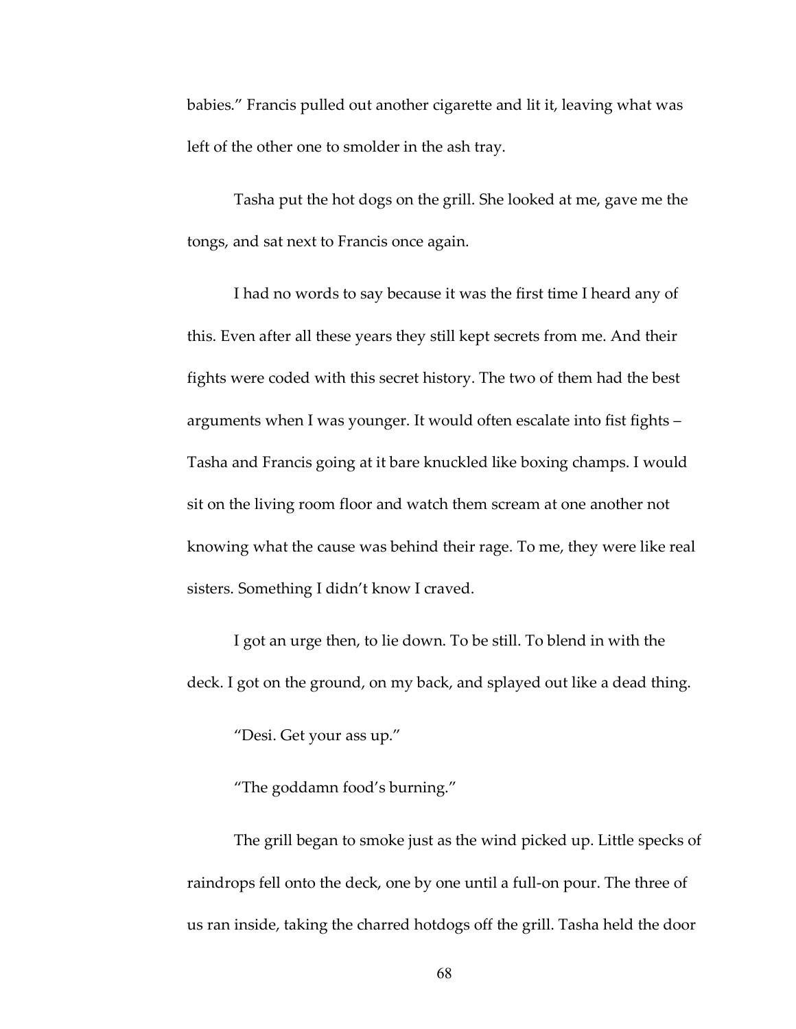babies." Francis pulled out another cigarette and lit it, leaving what was left of the other one to smolder in the ash tray.

Tasha put the hot dogs on the grill. She looked at me, gave me the tongs, and sat next to Francis once again.

I had no words to say because it was the first time I heard any of this. Even after all these years they still kept secrets from me. And their fights were coded with this secret history. The two of them had the best arguments when I was younger. It would often escalate into fist fights – Tasha and Francis going at it bare knuckled like boxing champs. I would sit on the living room floor and watch them scream at one another not knowing what the cause was behind their rage. To me, they were like real sisters. Something I didn't know I craved.

I got an urge then, to lie down. To be still. To blend in with the deck. I got on the ground, on my back, and splayed out like a dead thing.

"Desi. Get your ass up."

"The goddamn food's burning."

The grill began to smoke just as the wind picked up. Little specks of raindrops fell onto the deck, one by one until a full-on pour. The three of us ran inside, taking the charred hotdogs off the grill. Tasha held the door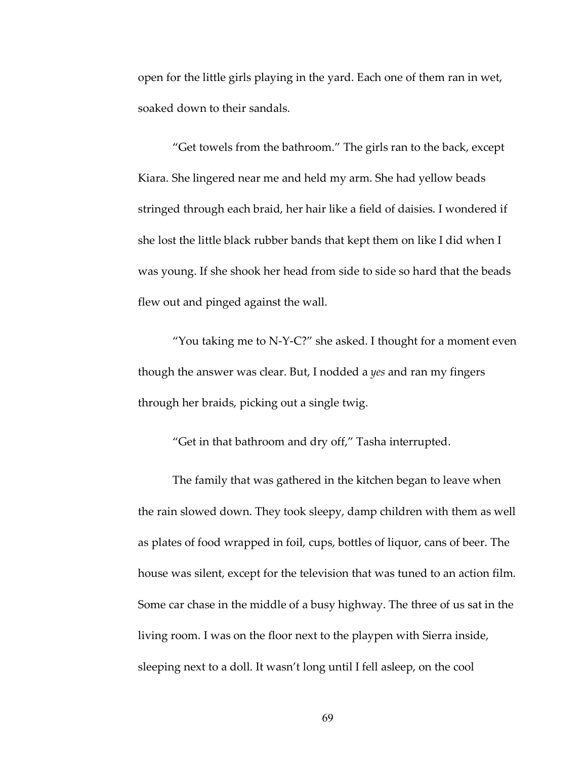open for the little girls playing in the yard. Each one of them ran in wet, soaked down to their sandals.

"Get towels from the bathroom." The girls ran to the back, except Kiara. She lingered near me and held my arm. She had yellow beads stringed through each braid, her hair like a field of daisies. I wondered if she lost the little black rubber bands that kept them on like I did when I was young. If she shook her head from side to side so hard that the beads flew out and pinged against the wall.

"You taking me to N-Y-C?" she asked. I thought for a moment even though the answer was clear. But, I nodded a *yes* and ran my fingers through her braids, picking out a single twig.

"Get in that bathroom and dry off," Tasha interrupted.

The family that was gathered in the kitchen began to leave when the rain slowed down. They took sleepy, damp children with them as well as plates of food wrapped in foil, cups, bottles of liquor, cans of beer. The house was silent, except for the television that was tuned to an action film. Some car chase in the middle of a busy highway. The three of us sat in the living room. I was on the floor next to the playpen with Sierra inside, sleeping next to a doll. It wasn't long until I fell asleep, on the cool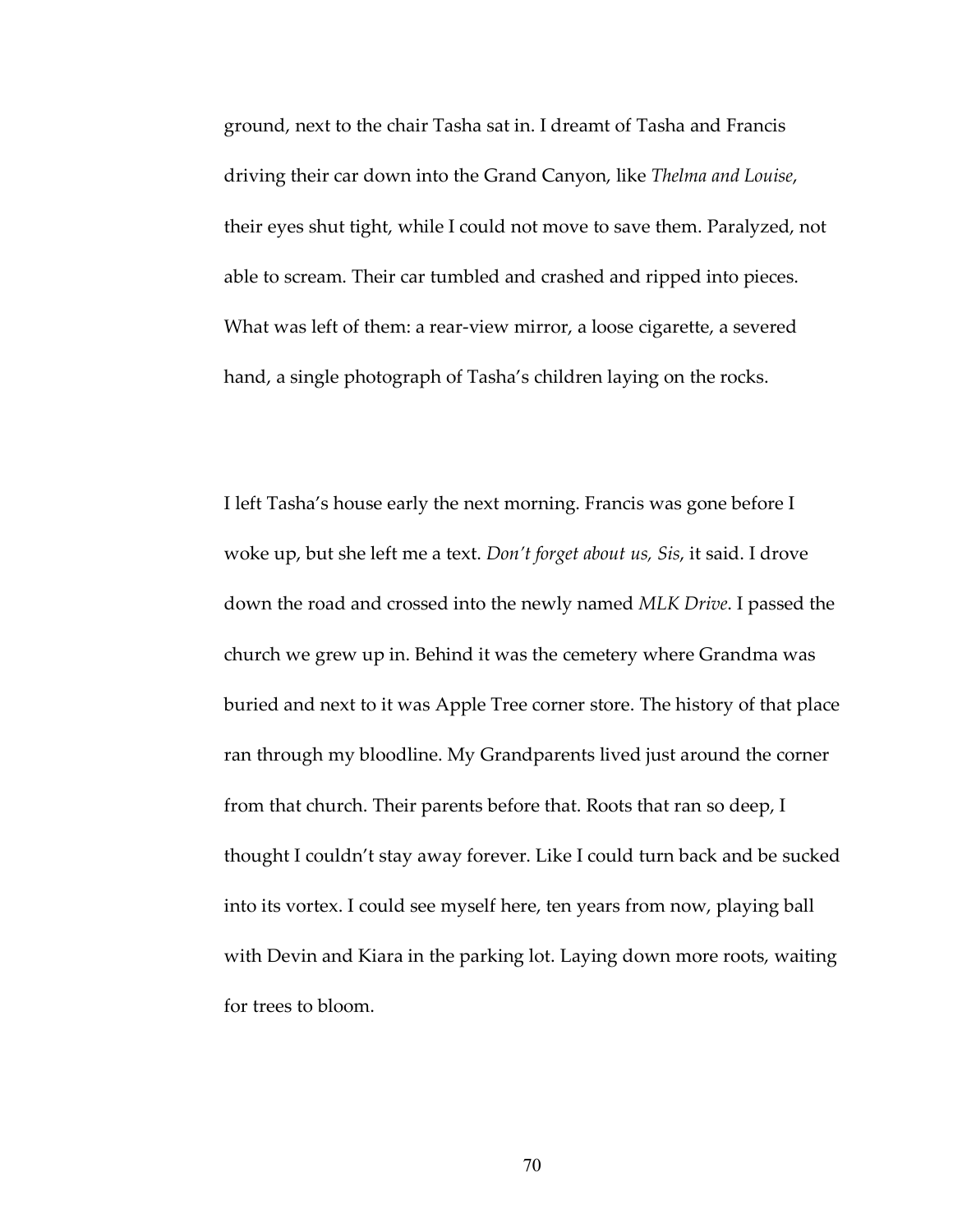ground, next to the chair Tasha sat in. I dreamt of Tasha and Francis driving their car down into the Grand Canyon, like *Thelma and Louise*, their eyes shut tight, while I could not move to save them. Paralyzed, not able to scream. Their car tumbled and crashed and ripped into pieces. What was left of them: a rear-view mirror, a loose cigarette, a severed hand, a single photograph of Tasha's children laying on the rocks.

I left Tasha's house early the next morning. Francis was gone before I woke up, but she left me a text. *Don't forget about us, Sis*, it said. I drove down the road and crossed into the newly named *MLK Drive*. I passed the church we grew up in. Behind it was the cemetery where Grandma was buried and next to it was Apple Tree corner store. The history of that place ran through my bloodline. My Grandparents lived just around the corner from that church. Their parents before that. Roots that ran so deep, I thought I couldn't stay away forever. Like I could turn back and be sucked into its vortex. I could see myself here, ten years from now, playing ball with Devin and Kiara in the parking lot. Laying down more roots, waiting for trees to bloom.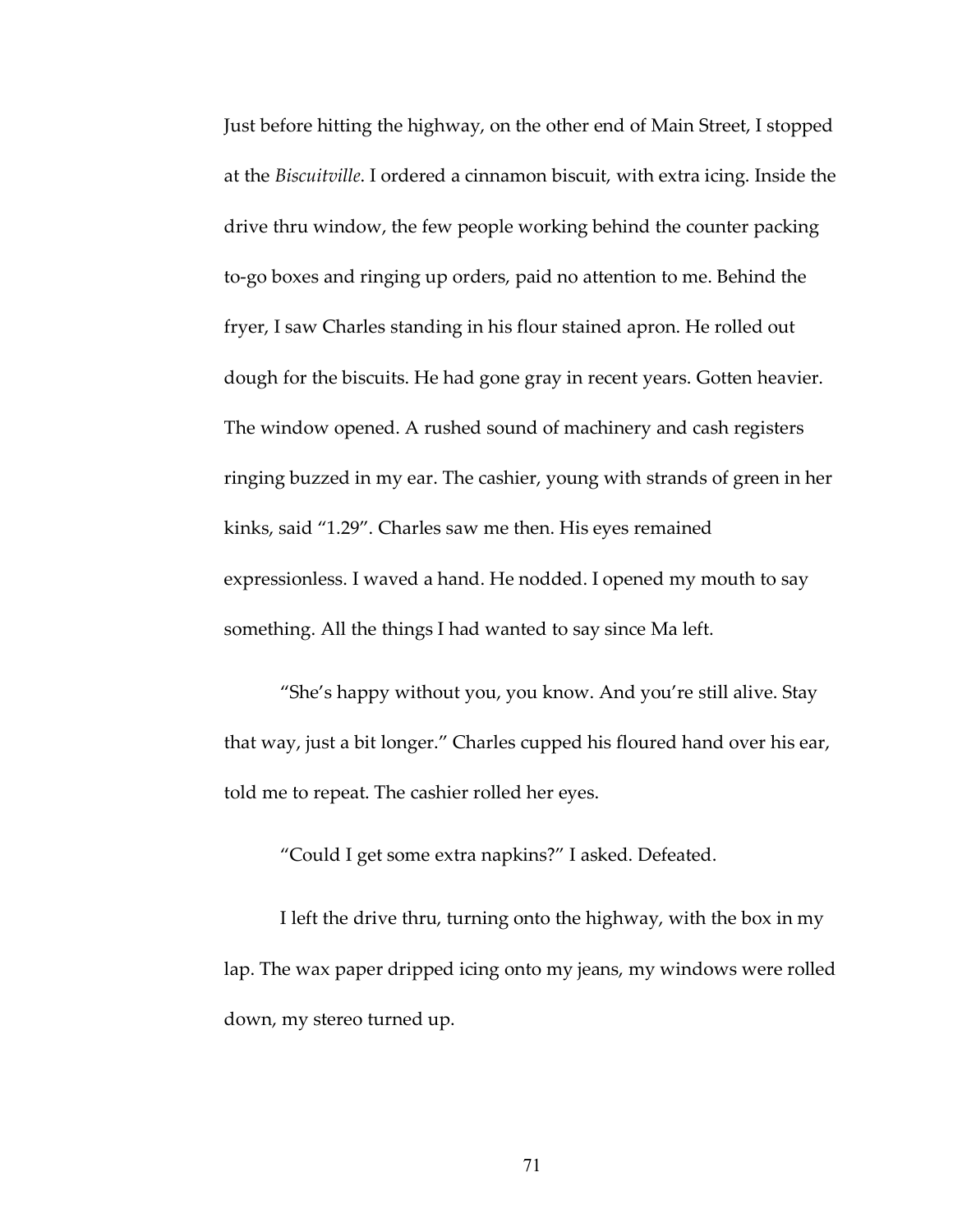Just before hitting the highway, on the other end of Main Street, I stopped at the *Biscuitville*. I ordered a cinnamon biscuit, with extra icing. Inside the drive thru window, the few people working behind the counter packing to-go boxes and ringing up orders, paid no attention to me. Behind the fryer, I saw Charles standing in his flour stained apron. He rolled out dough for the biscuits. He had gone gray in recent years. Gotten heavier. The window opened. A rushed sound of machinery and cash registers ringing buzzed in my ear. The cashier, young with strands of green in her kinks, said "1.29". Charles saw me then. His eyes remained expressionless. I waved a hand. He nodded. I opened my mouth to say something. All the things I had wanted to say since Ma left.

"She's happy without you, you know. And you're still alive. Stay that way, just a bit longer." Charles cupped his floured hand over his ear, told me to repeat. The cashier rolled her eyes.

"Could I get some extra napkins?" I asked. Defeated.

I left the drive thru, turning onto the highway, with the box in my lap. The wax paper dripped icing onto my jeans, my windows were rolled down, my stereo turned up.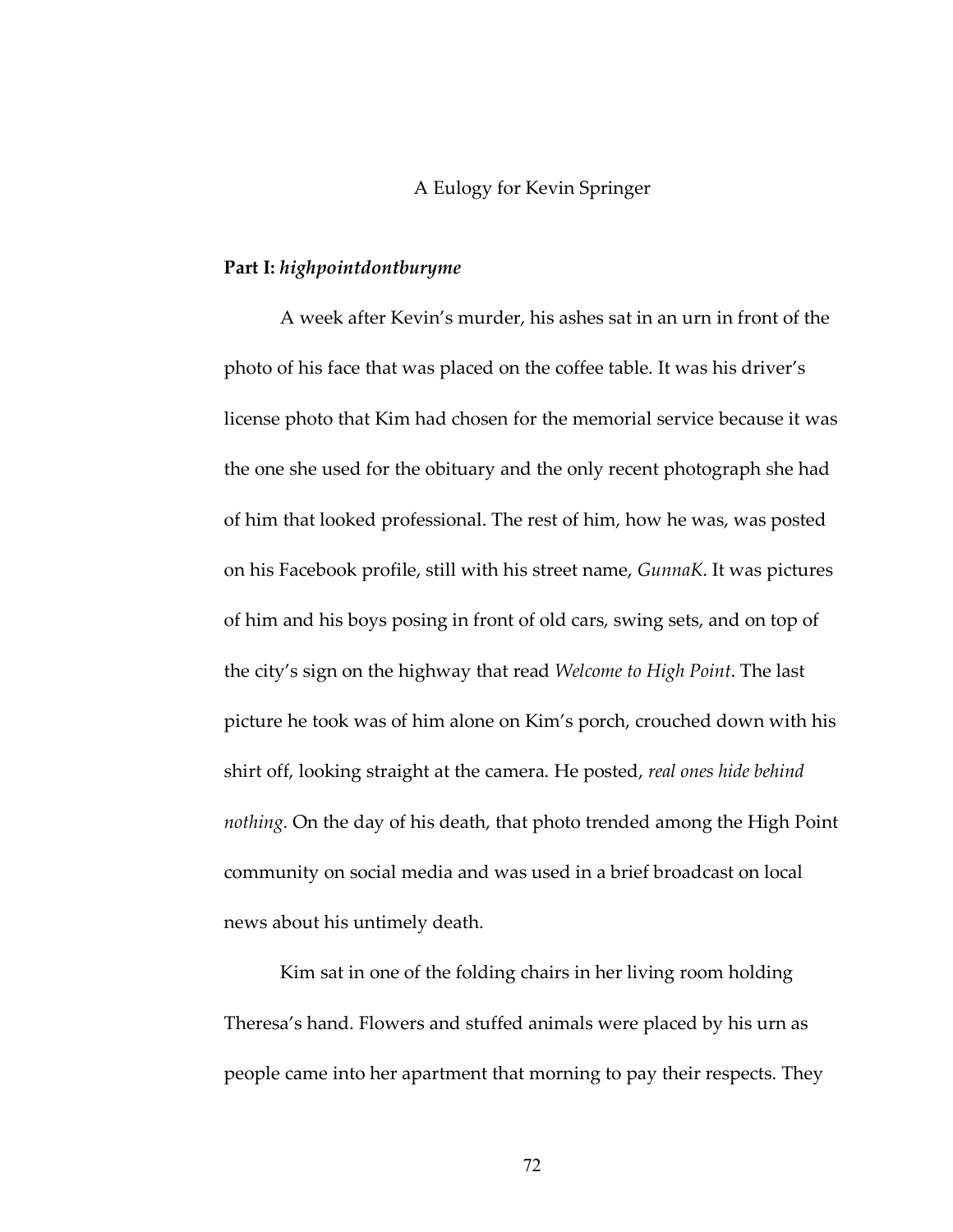# A Eulogy for Kevin Springer

**Part I:** ***highpointdontburyme***

A week after Kevin's murder, his ashes sat in an urn in front of the photo of his face that was placed on the coffee table. It was his driver's license photo that Kim had chosen for the memorial service because it was the one she used for the obituary and the only recent photograph she had of him that looked professional. The rest of him, how he was, was posted on his Facebook profile, still with his street name, *GunnaK*. It was pictures of him and his boys posing in front of old cars, swing sets, and on top of the city's sign on the highway that read *Welcome to High Point*. The last picture he took was of him alone on Kim's porch, crouched down with his shirt off, looking straight at the camera. He posted, *real ones hide behind nothing*. On the day of his death, that photo trended among the High Point community on social media and was used in a brief broadcast on local news about his untimely death.

Kim sat in one of the folding chairs in her living room holding Theresa's hand. Flowers and stuffed animals were placed by his urn as people came into her apartment that morning to pay their respects. They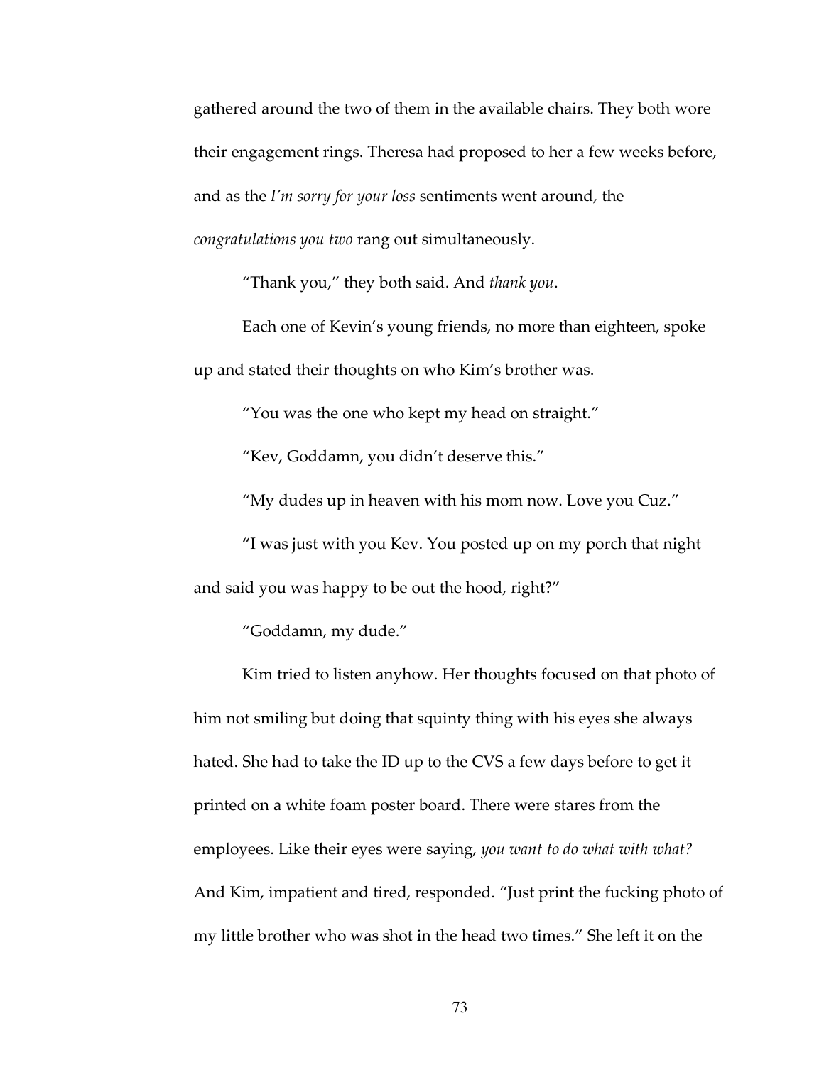gathered around the two of them in the available chairs. They both wore their engagement rings. Theresa had proposed to her a few weeks before, and as the *I'm sorry for your loss* sentiments went around, the *congratulations you two* rang out simultaneously.

"Thank you," they both said. And *thank you*.

Each one of Kevin's young friends, no more than eighteen, spoke up and stated their thoughts on who Kim's brother was.

"You was the one who kept my head on straight."

"Kev, Goddamn, you didn't deserve this."

"My dudes up in heaven with his mom now. Love you Cuz."

"I was just with you Kev. You posted up on my porch that night and said you was happy to be out the hood, right?"

"Goddamn, my dude."

Kim tried to listen anyhow. Her thoughts focused on that photo of him not smiling but doing that squinty thing with his eyes she always hated. She had to take the ID up to the CVS a few days before to get it printed on a white foam poster board. There were stares from the employees. Like their eyes were saying, *you want to do what with what?* And Kim, impatient and tired, responded. "Just print the fucking photo of my little brother who was shot in the head two times." She left it on the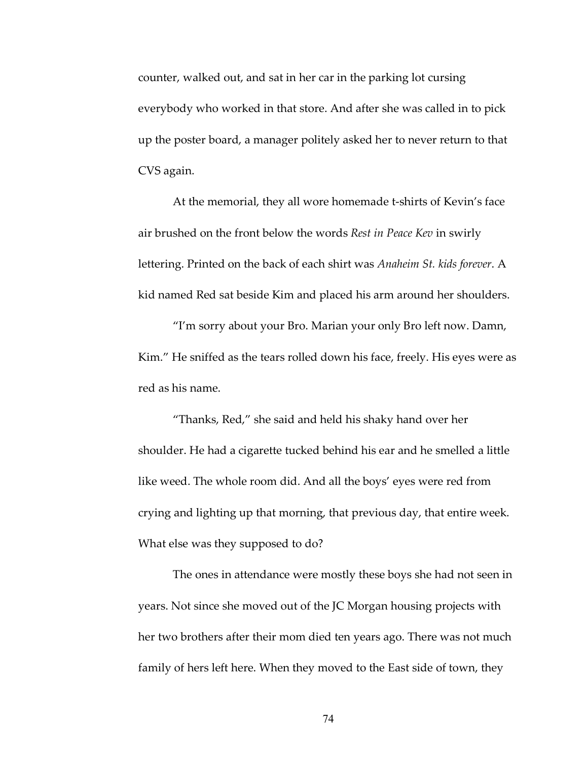counter, walked out, and sat in her car in the parking lot cursing everybody who worked in that store. And after she was called in to pick up the poster board, a manager politely asked her to never return to that CVS again.

At the memorial, they all wore homemade t-shirts of Kevin's face air brushed on the front below the words *Rest in Peace Kev* in swirly lettering. Printed on the back of each shirt was *Anaheim St. kids forever*. A kid named Red sat beside Kim and placed his arm around her shoulders.

"I'm sorry about your Bro. Marian your only Bro left now. Damn, Kim." He sniffed as the tears rolled down his face, freely. His eyes were as red as his name.

"Thanks, Red," she said and held his shaky hand over her shoulder. He had a cigarette tucked behind his ear and he smelled a little like weed. The whole room did. And all the boys' eyes were red from crying and lighting up that morning, that previous day, that entire week. What else was they supposed to do?

The ones in attendance were mostly these boys she had not seen in years. Not since she moved out of the JC Morgan housing projects with her two brothers after their mom died ten years ago. There was not much family of hers left here. When they moved to the East side of town, they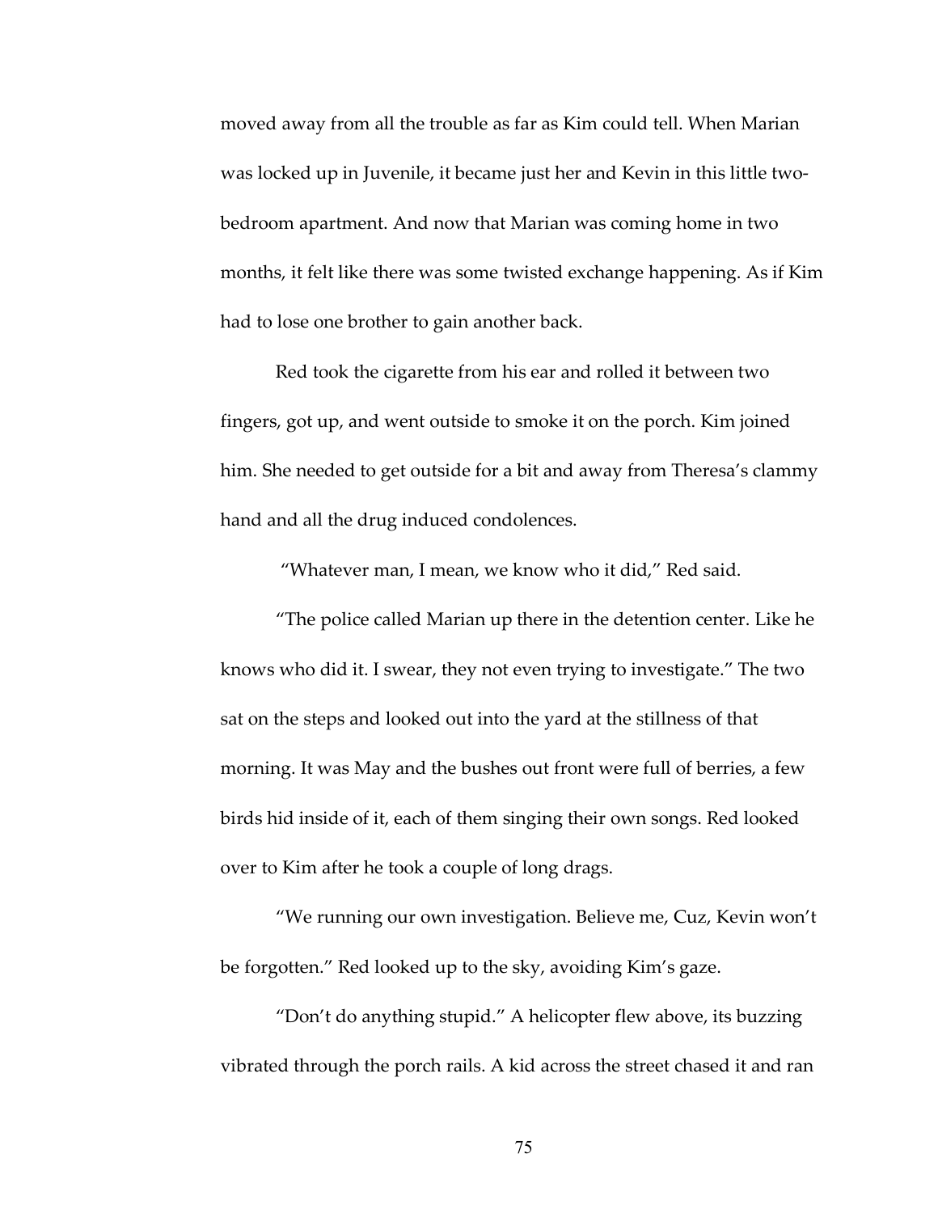moved away from all the trouble as far as Kim could tell. When Marian was locked up in Juvenile, it became just her and Kevin in this little two-bedroom apartment. And now that Marian was coming home in two months, it felt like there was some twisted exchange happening. As if Kim had to lose one brother to gain another back.

Red took the cigarette from his ear and rolled it between two fingers, got up, and went outside to smoke it on the porch. Kim joined him. She needed to get outside for a bit and away from Theresa's clammy hand and all the drug induced condolences.

"Whatever man, I mean, we know who it did," Red said.

"The police called Marian up there in the detention center. Like he knows who did it. I swear, they not even trying to investigate." The two sat on the steps and looked out into the yard at the stillness of that morning. It was May and the bushes out front were full of berries, a few birds hid inside of it, each of them singing their own songs. Red looked over to Kim after he took a couple of long drags.

"We running our own investigation. Believe me, Cuz, Kevin won't be forgotten." Red looked up to the sky, avoiding Kim's gaze.

"Don't do anything stupid." A helicopter flew above, its buzzing vibrated through the porch rails. A kid across the street chased it and ran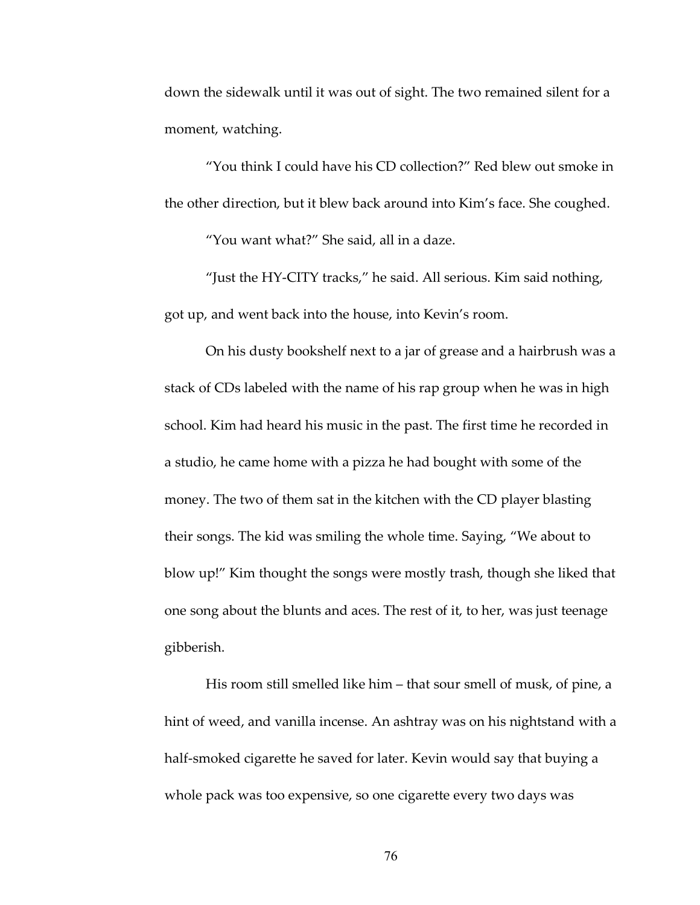down the sidewalk until it was out of sight. The two remained silent for a moment, watching.

"You think I could have his CD collection?" Red blew out smoke in the other direction, but it blew back around into Kim's face. She coughed.

"You want what?" She said, all in a daze.

"Just the HY-CITY tracks," he said. All serious. Kim said nothing, got up, and went back into the house, into Kevin's room.

On his dusty bookshelf next to a jar of grease and a hairbrush was a stack of CDs labeled with the name of his rap group when he was in high school. Kim had heard his music in the past. The first time he recorded in a studio, he came home with a pizza he had bought with some of the money. The two of them sat in the kitchen with the CD player blasting their songs. The kid was smiling the whole time. Saying, "We about to blow up!" Kim thought the songs were mostly trash, though she liked that one song about the blunts and aces. The rest of it, to her, was just teenage gibberish.

His room still smelled like him – that sour smell of musk, of pine, a hint of weed, and vanilla incense. An ashtray was on his nightstand with a half-smoked cigarette he saved for later. Kevin would say that buying a whole pack was too expensive, so one cigarette every two days was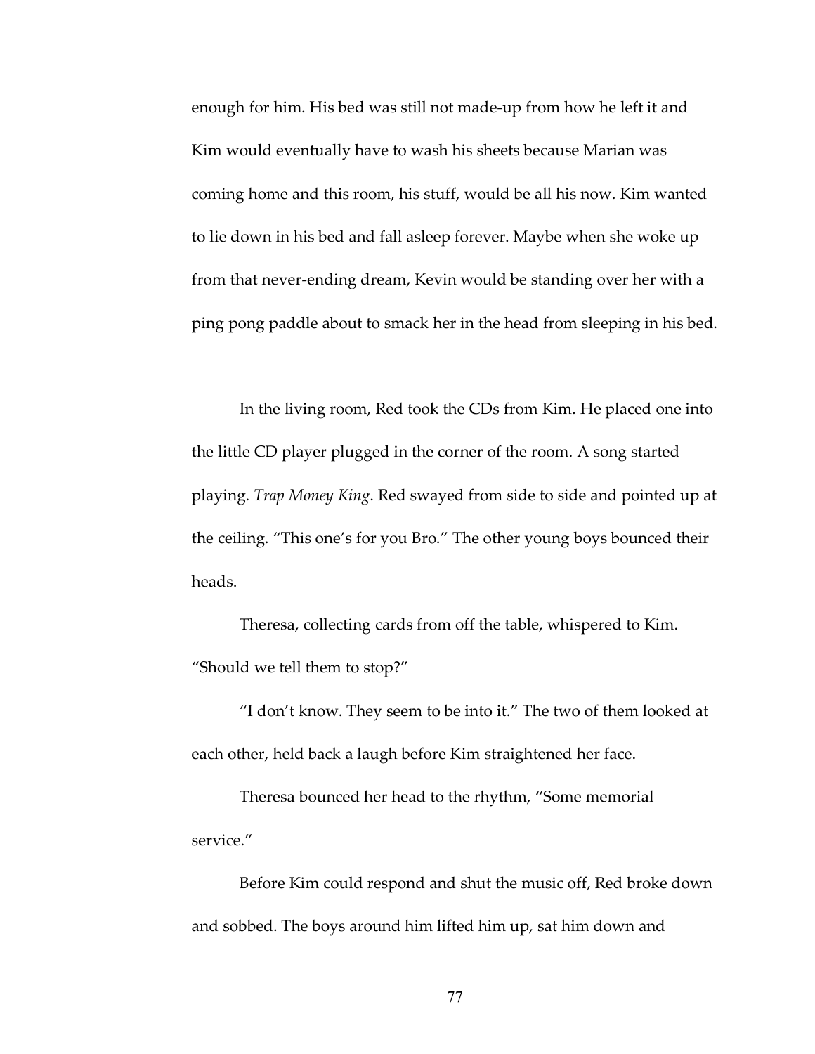enough for him. His bed was still not made-up from how he left it and Kim would eventually have to wash his sheets because Marian was coming home and this room, his stuff, would be all his now. Kim wanted to lie down in his bed and fall asleep forever. Maybe when she woke up from that never-ending dream, Kevin would be standing over her with a ping pong paddle about to smack her in the head from sleeping in his bed.

In the living room, Red took the CDs from Kim. He placed one into the little CD player plugged in the corner of the room. A song started playing. *Trap Money King*. Red swayed from side to side and pointed up at the ceiling. "This one's for you Bro." The other young boys bounced their heads.

Theresa, collecting cards from off the table, whispered to Kim. "Should we tell them to stop?"

"I don't know. They seem to be into it." The two of them looked at each other, held back a laugh before Kim straightened her face.

Theresa bounced her head to the rhythm, "Some memorial service."

Before Kim could respond and shut the music off, Red broke down and sobbed. The boys around him lifted him up, sat him down and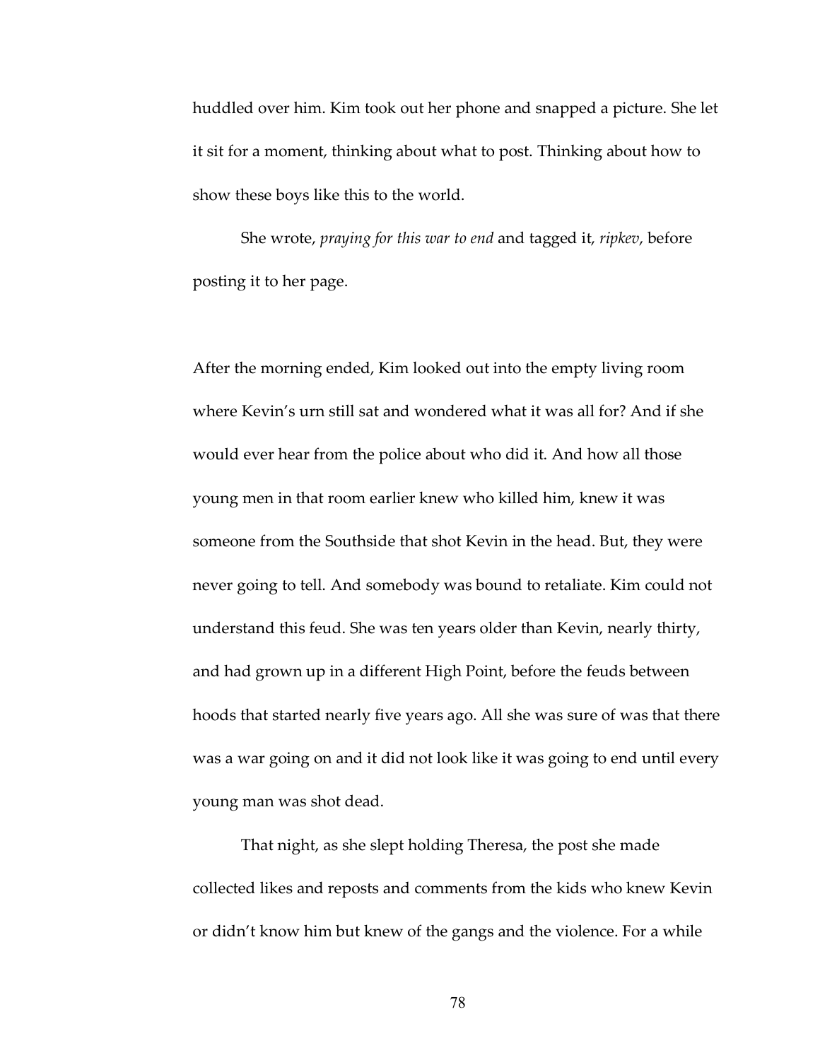huddled over him. Kim took out her phone and snapped a picture. She let it sit for a moment, thinking about what to post. Thinking about how to show these boys like this to the world.

She wrote, *praying for this war to end* and tagged it, *ripkev*, before posting it to her page.

After the morning ended, Kim looked out into the empty living room where Kevin's urn still sat and wondered what it was all for? And if she would ever hear from the police about who did it. And how all those young men in that room earlier knew who killed him, knew it was someone from the Southside that shot Kevin in the head. But, they were never going to tell. And somebody was bound to retaliate. Kim could not understand this feud. She was ten years older than Kevin, nearly thirty, and had grown up in a different High Point, before the feuds between hoods that started nearly five years ago. All she was sure of was that there was a war going on and it did not look like it was going to end until every young man was shot dead.

That night, as she slept holding Theresa, the post she made collected likes and reposts and comments from the kids who knew Kevin or didn't know him but knew of the gangs and the violence. For a while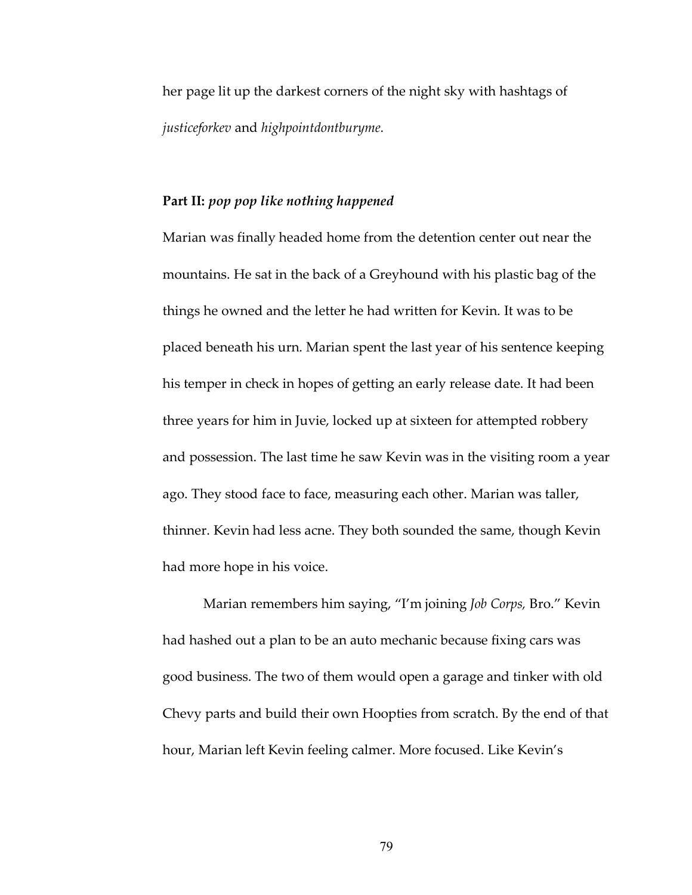her page lit up the darkest corners of the night sky with hashtags of *justiceforkev* and *highpointdontburyme*.

**Part II:** ***pop pop like nothing happened***

Marian was finally headed home from the detention center out near the mountains. He sat in the back of a Greyhound with his plastic bag of the things he owned and the letter he had written for Kevin. It was to be placed beneath his urn. Marian spent the last year of his sentence keeping his temper in check in hopes of getting an early release date. It had been three years for him in Juvie, locked up at sixteen for attempted robbery and possession. The last time he saw Kevin was in the visiting room a year ago. They stood face to face, measuring each other. Marian was taller, thinner. Kevin had less acne. They both sounded the same, though Kevin had more hope in his voice.

Marian remembers him saying, "I'm joining *Job Corps,* Bro." Kevin had hashed out a plan to be an auto mechanic because fixing cars was good business. The two of them would open a garage and tinker with old Chevy parts and build their own Hoopties from scratch. By the end of that hour, Marian left Kevin feeling calmer. More focused. Like Kevin's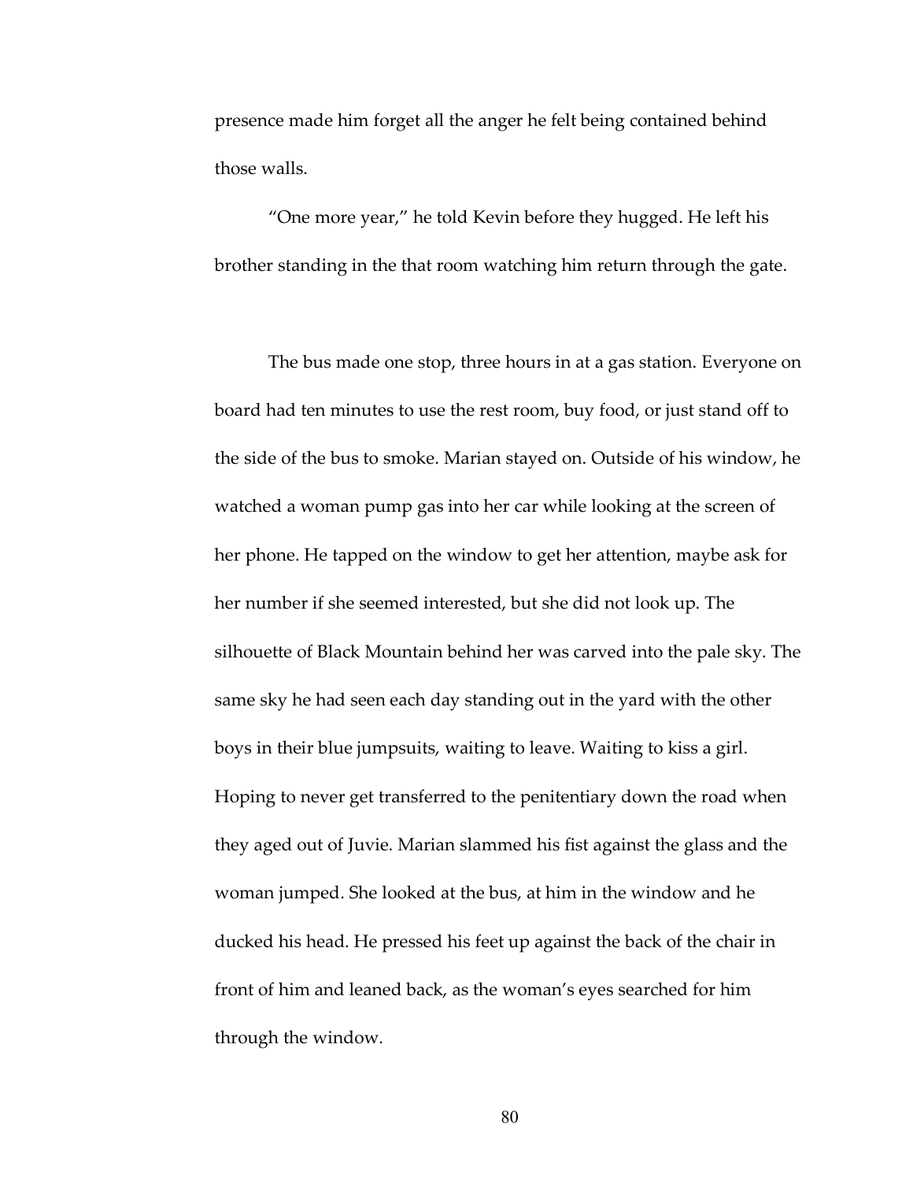presence made him forget all the anger he felt being contained behind those walls.

"One more year," he told Kevin before they hugged. He left his brother standing in the that room watching him return through the gate.

The bus made one stop, three hours in at a gas station. Everyone on board had ten minutes to use the rest room, buy food, or just stand off to the side of the bus to smoke. Marian stayed on. Outside of his window, he watched a woman pump gas into her car while looking at the screen of her phone. He tapped on the window to get her attention, maybe ask for her number if she seemed interested, but she did not look up. The silhouette of Black Mountain behind her was carved into the pale sky. The same sky he had seen each day standing out in the yard with the other boys in their blue jumpsuits, waiting to leave. Waiting to kiss a girl. Hoping to never get transferred to the penitentiary down the road when they aged out of Juvie. Marian slammed his fist against the glass and the woman jumped. She looked at the bus, at him in the window and he ducked his head. He pressed his feet up against the back of the chair in front of him and leaned back, as the woman's eyes searched for him through the window.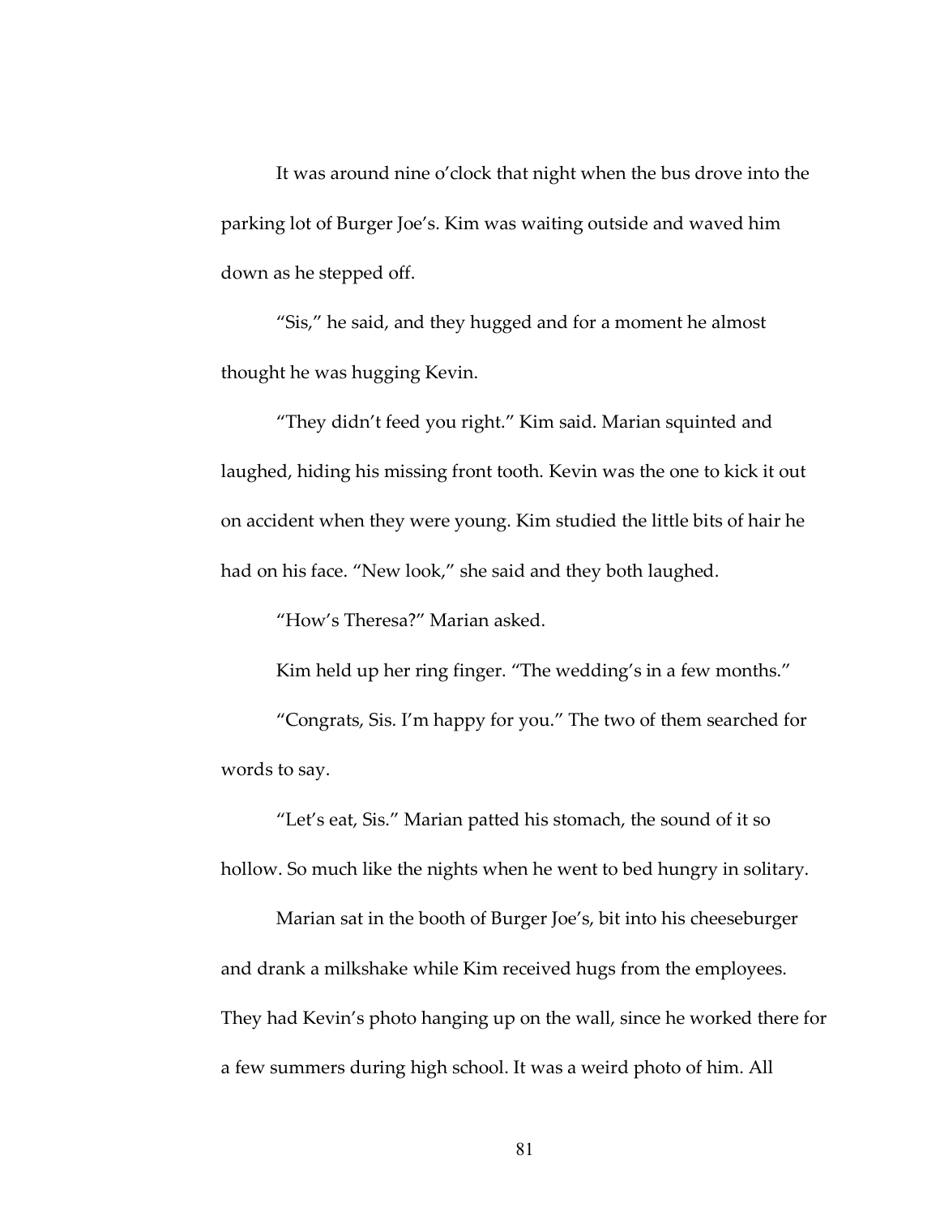It was around nine o'clock that night when the bus drove into the parking lot of Burger Joe's. Kim was waiting outside and waved him down as he stepped off.

"Sis," he said, and they hugged and for a moment he almost thought he was hugging Kevin.

"They didn't feed you right." Kim said. Marian squinted and laughed, hiding his missing front tooth. Kevin was the one to kick it out on accident when they were young. Kim studied the little bits of hair he had on his face. "New look," she said and they both laughed.

"How's Theresa?" Marian asked.

Kim held up her ring finger. "The wedding's in a few months."

"Congrats, Sis. I'm happy for you." The two of them searched for words to say.

"Let's eat, Sis." Marian patted his stomach, the sound of it so hollow. So much like the nights when he went to bed hungry in solitary.

Marian sat in the booth of Burger Joe's, bit into his cheeseburger and drank a milkshake while Kim received hugs from the employees. They had Kevin's photo hanging up on the wall, since he worked there for a few summers during high school. It was a weird photo of him. All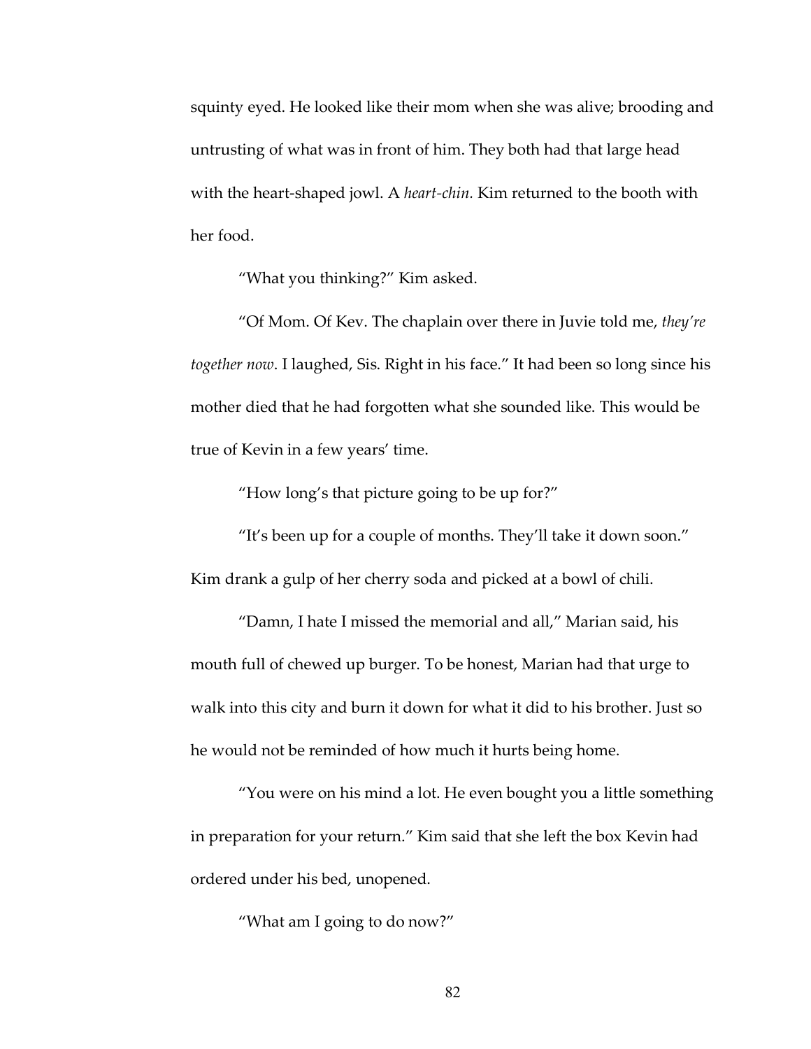squinty eyed. He looked like their mom when she was alive; brooding and untrusting of what was in front of him. They both had that large head with the heart-shaped jowl. A *heart-chin*. Kim returned to the booth with her food.

"What you thinking?" Kim asked.

"Of Mom. Of Kev. The chaplain over there in Juvie told me, *they're together now*. I laughed, Sis. Right in his face." It had been so long since his mother died that he had forgotten what she sounded like. This would be true of Kevin in a few years' time.

"How long's that picture going to be up for?"

"It's been up for a couple of months. They'll take it down soon." Kim drank a gulp of her cherry soda and picked at a bowl of chili.

"Damn, I hate I missed the memorial and all," Marian said, his mouth full of chewed up burger. To be honest, Marian had that urge to walk into this city and burn it down for what it did to his brother. Just so he would not be reminded of how much it hurts being home.

"You were on his mind a lot. He even bought you a little something in preparation for your return." Kim said that she left the box Kevin had ordered under his bed, unopened.

"What am I going to do now?"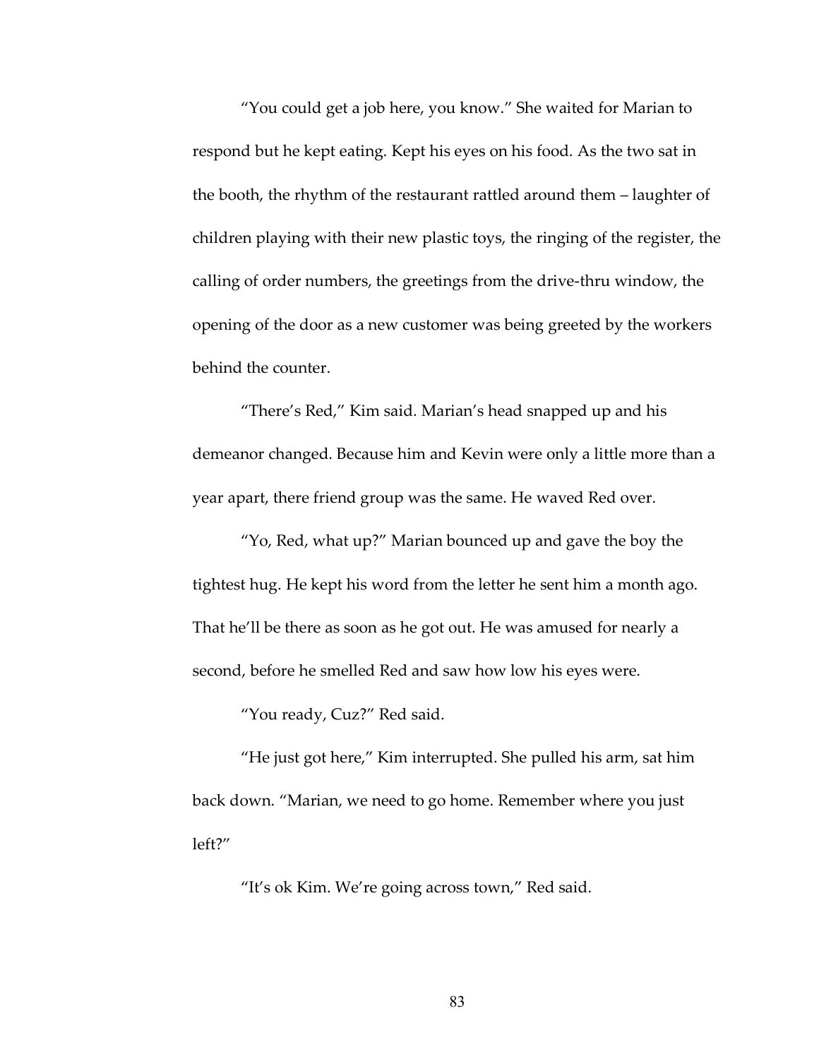"You could get a job here, you know." She waited for Marian to respond but he kept eating. Kept his eyes on his food. As the two sat in the booth, the rhythm of the restaurant rattled around them – laughter of children playing with their new plastic toys, the ringing of the register, the calling of order numbers, the greetings from the drive-thru window, the opening of the door as a new customer was being greeted by the workers behind the counter.

"There's Red," Kim said. Marian's head snapped up and his demeanor changed. Because him and Kevin were only a little more than a year apart, there friend group was the same. He waved Red over.

"Yo, Red, what up?" Marian bounced up and gave the boy the tightest hug. He kept his word from the letter he sent him a month ago. That he'll be there as soon as he got out. He was amused for nearly a second, before he smelled Red and saw how low his eyes were.

"You ready, Cuz?" Red said.

"He just got here," Kim interrupted. She pulled his arm, sat him back down. "Marian, we need to go home. Remember where you just left?"

"It's ok Kim. We're going across town," Red said.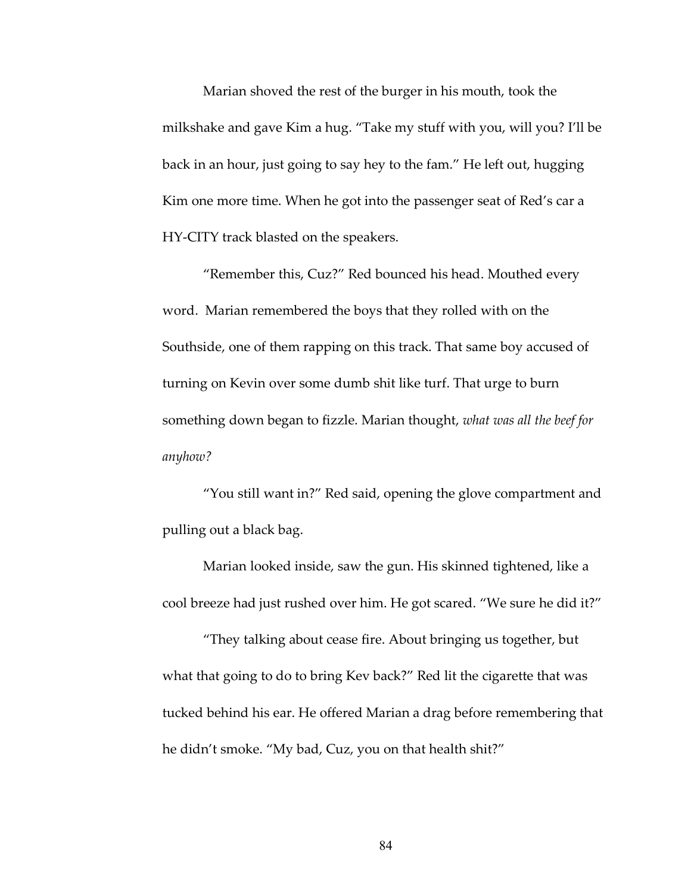Marian shoved the rest of the burger in his mouth, took the milkshake and gave Kim a hug. “Take my stuff with you, will you? I’ll be back in an hour, just going to say hey to the fam.” He left out, hugging Kim one more time. When he got into the passenger seat of Red’s car a HY-CITY track blasted on the speakers.

“Remember this, Cuz?” Red bounced his head. Mouthed every word. Marian remembered the boys that they rolled with on the Southside, one of them rapping on this track. That same boy accused of turning on Kevin over some dumb shit like turf. That urge to burn something down began to fizzle. Marian thought, *what was all the beef for anyhow?*

“You still want in?” Red said, opening the glove compartment and pulling out a black bag.

Marian looked inside, saw the gun. His skinned tightened, like a cool breeze had just rushed over him. He got scared. “We sure he did it?”

“They talking about cease fire. About bringing us together, but what that going to do to bring Kev back?” Red lit the cigarette that was tucked behind his ear. He offered Marian a drag before remembering that he didn’t smoke. “My bad, Cuz, you on that health shit?”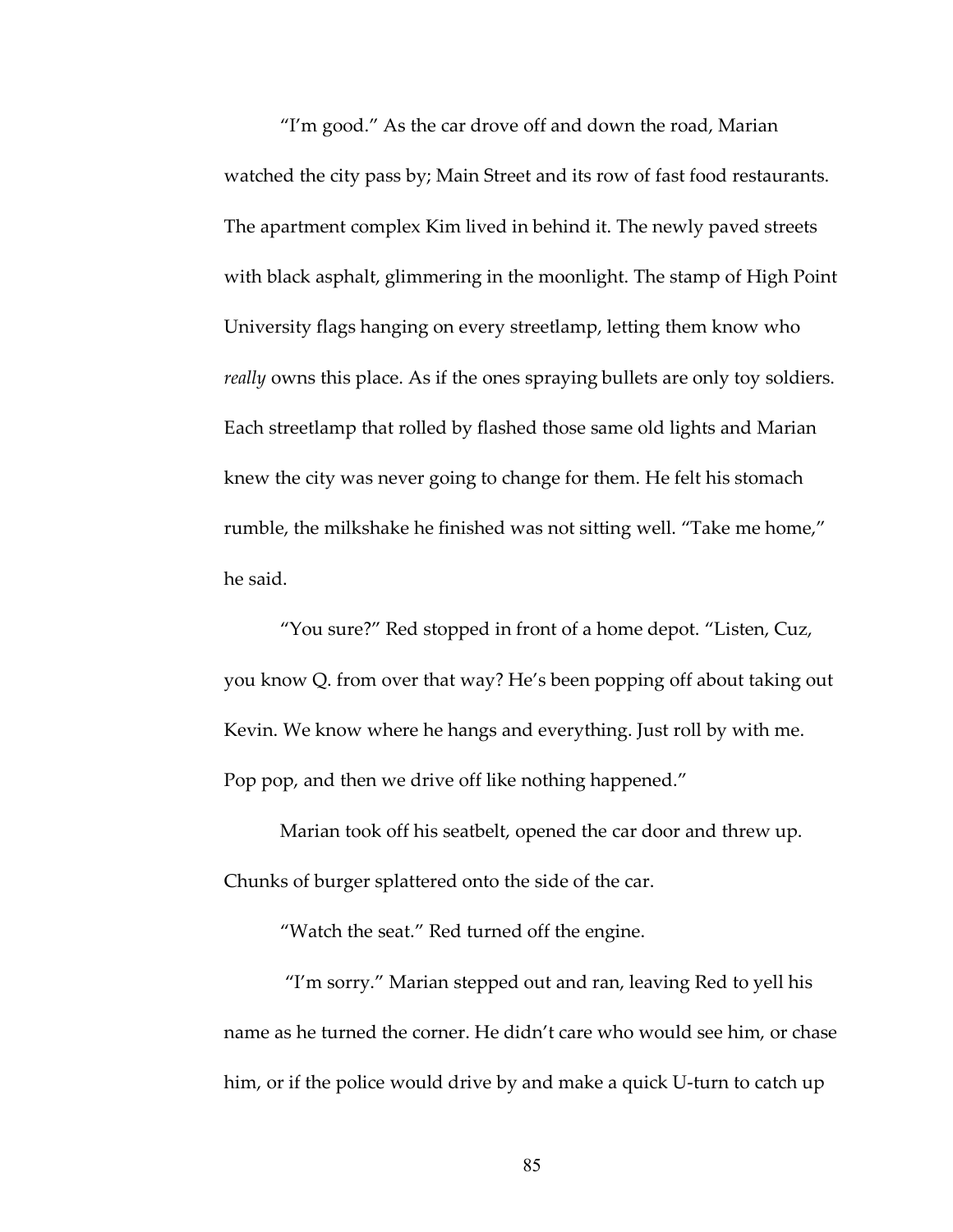"I'm good." As the car drove off and down the road, Marian watched the city pass by; Main Street and its row of fast food restaurants. The apartment complex Kim lived in behind it. The newly paved streets with black asphalt, glimmering in the moonlight. The stamp of High Point University flags hanging on every streetlamp, letting them know who *really* owns this place. As if the ones spraying bullets are only toy soldiers. Each streetlamp that rolled by flashed those same old lights and Marian knew the city was never going to change for them. He felt his stomach rumble, the milkshake he finished was not sitting well. "Take me home," he said.

"You sure?" Red stopped in front of a home depot. "Listen, Cuz, you know Q. from over that way? He's been popping off about taking out Kevin. We know where he hangs and everything. Just roll by with me. Pop pop, and then we drive off like nothing happened."

Marian took off his seatbelt, opened the car door and threw up. Chunks of burger splattered onto the side of the car.

"Watch the seat." Red turned off the engine.

"I'm sorry." Marian stepped out and ran, leaving Red to yell his name as he turned the corner. He didn't care who would see him, or chase him, or if the police would drive by and make a quick U-turn to catch up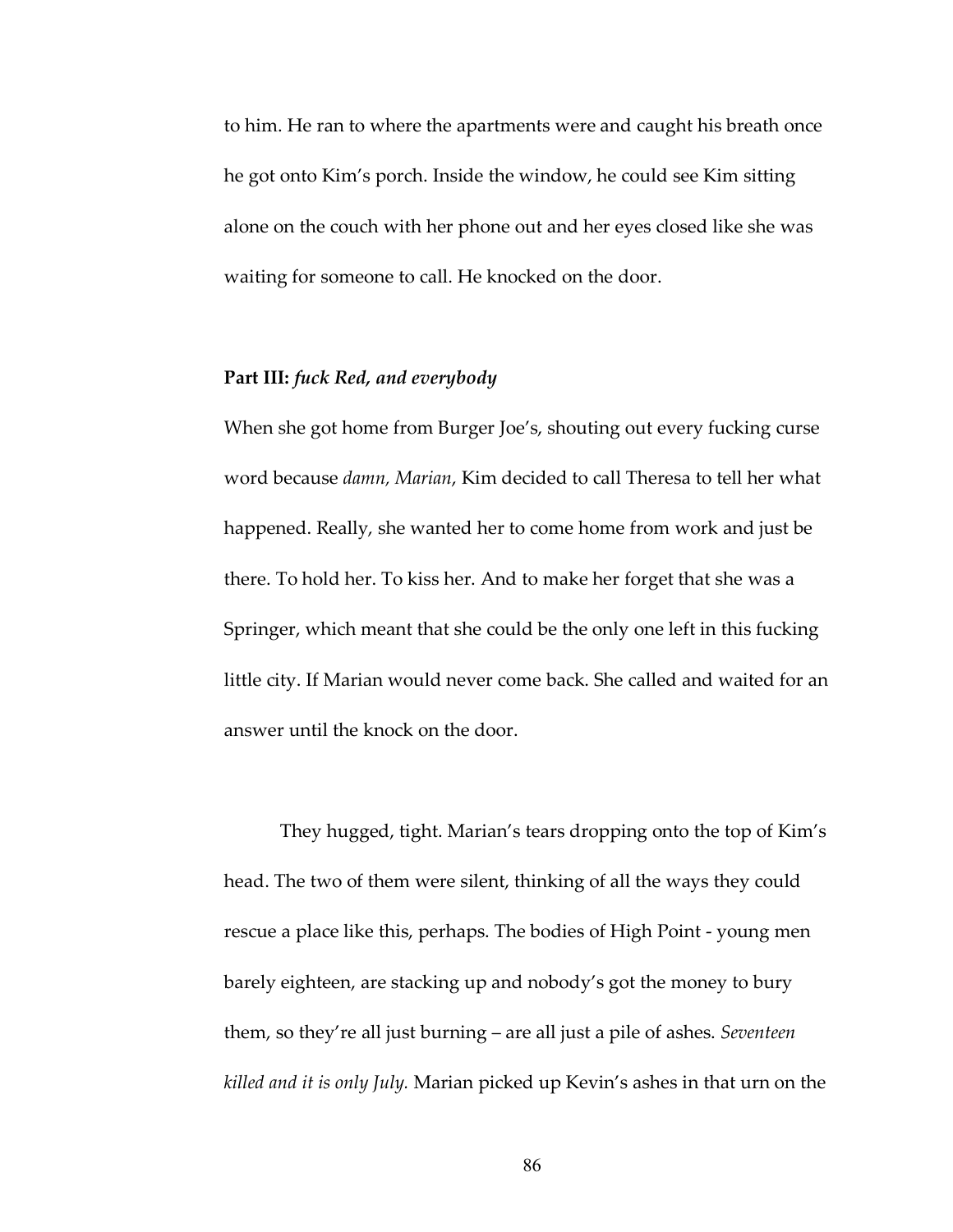to him. He ran to where the apartments were and caught his breath once he got onto Kim's porch. Inside the window, he could see Kim sitting alone on the couch with her phone out and her eyes closed like she was waiting for someone to call. He knocked on the door.

**Part III:** ***fuck Red, and everybody***

When she got home from Burger Joe's, shouting out every fucking curse word because *damn, Marian*, Kim decided to call Theresa to tell her what happened. Really, she wanted her to come home from work and just be there. To hold her. To kiss her. And to make her forget that she was a Springer, which meant that she could be the only one left in this fucking little city. If Marian would never come back. She called and waited for an answer until the knock on the door.

They hugged, tight. Marian's tears dropping onto the top of Kim's head. The two of them were silent, thinking of all the ways they could rescue a place like this, perhaps. The bodies of High Point - young men barely eighteen, are stacking up and nobody's got the money to bury them, so they're all just burning – are all just a pile of ashes. *Seventeen killed and it is only July.* Marian picked up Kevin's ashes in that urn on the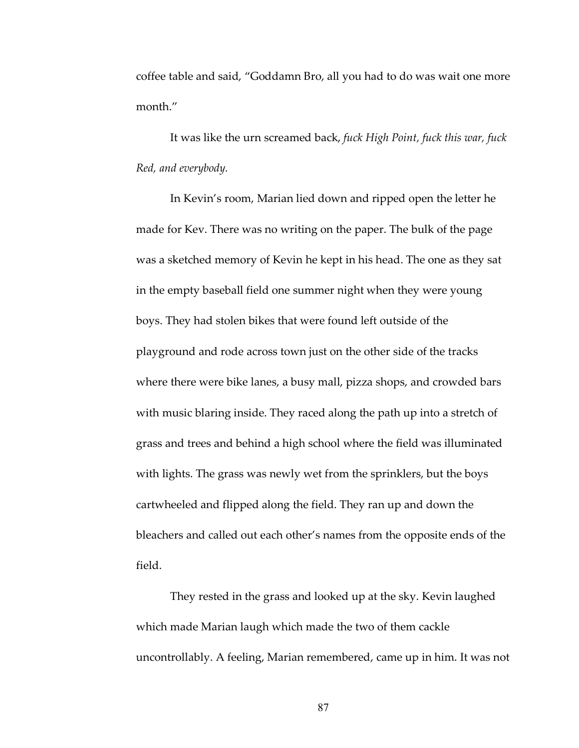coffee table and said, "Goddamn Bro, all you had to do was wait one more month."

It was like the urn screamed back, *fuck High Point, fuck this war, fuck Red, and everybody.*

In Kevin's room, Marian lied down and ripped open the letter he made for Kev. There was no writing on the paper. The bulk of the page was a sketched memory of Kevin he kept in his head. The one as they sat in the empty baseball field one summer night when they were young boys. They had stolen bikes that were found left outside of the playground and rode across town just on the other side of the tracks where there were bike lanes, a busy mall, pizza shops, and crowded bars with music blaring inside. They raced along the path up into a stretch of grass and trees and behind a high school where the field was illuminated with lights. The grass was newly wet from the sprinklers, but the boys cartwheeled and flipped along the field. They ran up and down the bleachers and called out each other's names from the opposite ends of the field.

They rested in the grass and looked up at the sky. Kevin laughed which made Marian laugh which made the two of them cackle uncontrollably. A feeling, Marian remembered, came up in him. It was not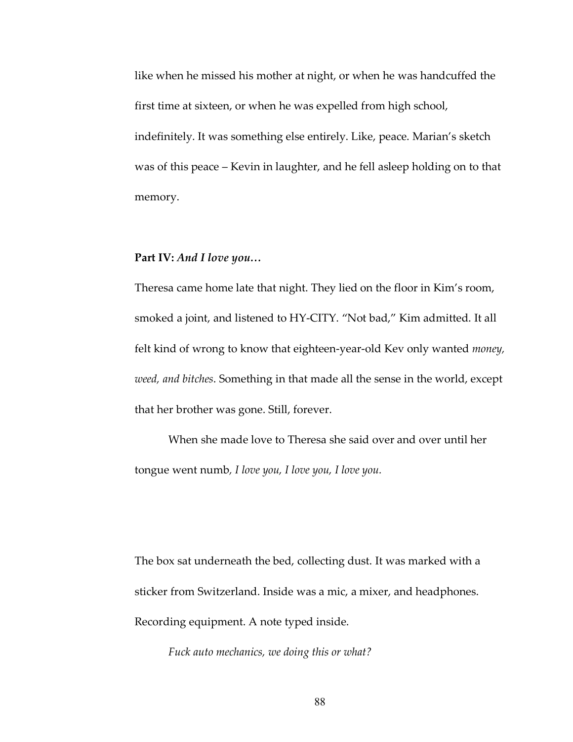like when he missed his mother at night, or when he was handcuffed the first time at sixteen, or when he was expelled from high school, indefinitely. It was something else entirely. Like, peace. Marian's sketch was of this peace – Kevin in laughter, and he fell asleep holding on to that memory.

**Part IV:** ***And I love you…***

Theresa came home late that night. They lied on the floor in Kim's room, smoked a joint, and listened to HY-CITY. "Not bad," Kim admitted. It all felt kind of wrong to know that eighteen-year-old Kev only wanted *money, weed, and bitches*. Something in that made all the sense in the world, except that her brother was gone. Still, forever.

When she made love to Theresa she said over and over until her tongue went numb, *I love you, I love you, I love you.*

The box sat underneath the bed, collecting dust. It was marked with a sticker from Switzerland. Inside was a mic, a mixer, and headphones. Recording equipment. A note typed inside.

*Fuck auto mechanics, we doing this or what?*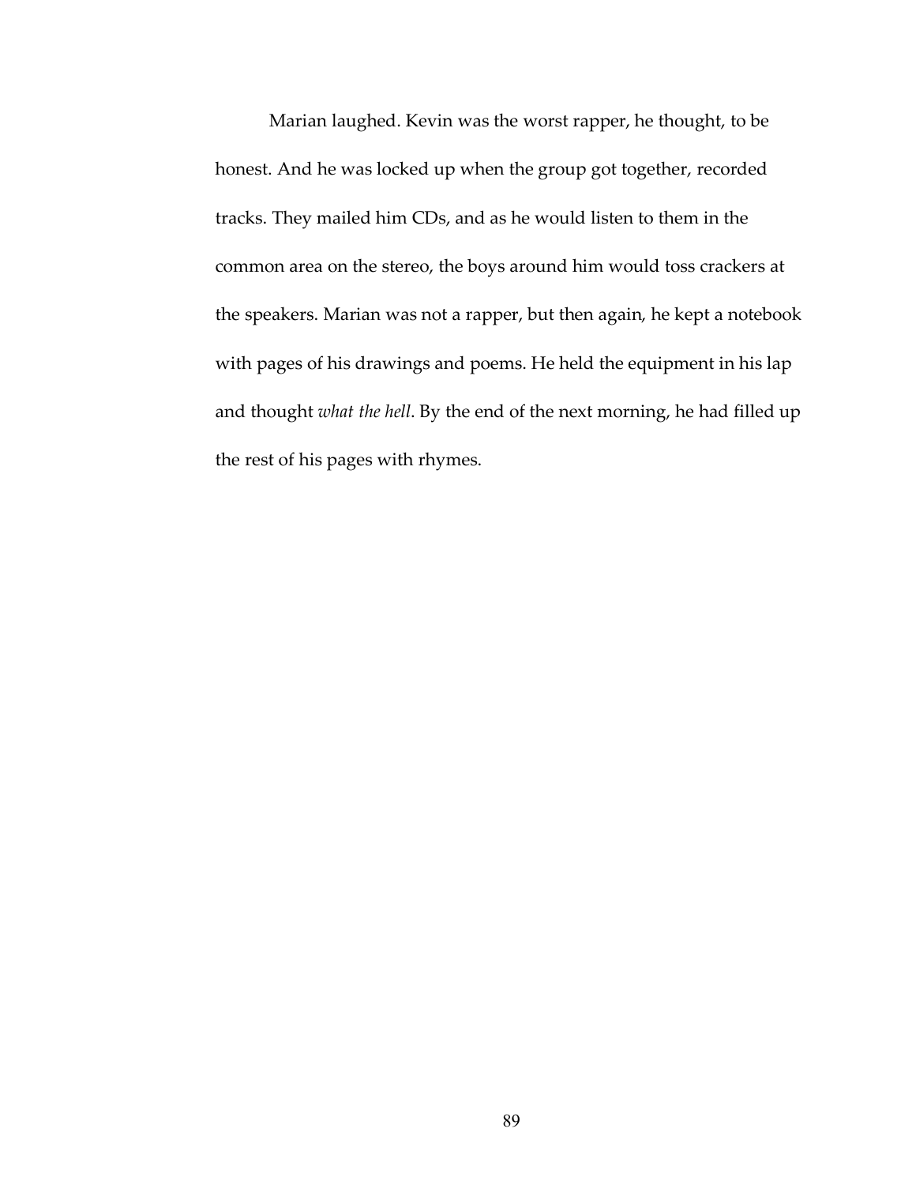Marian laughed. Kevin was the worst rapper, he thought, to be honest. And he was locked up when the group got together, recorded tracks. They mailed him CDs, and as he would listen to them in the common area on the stereo, the boys around him would toss crackers at the speakers. Marian was not a rapper, but then again, he kept a notebook with pages of his drawings and poems. He held the equipment in his lap and thought *what the hell*. By the end of the next morning, he had filled up the rest of his pages with rhymes.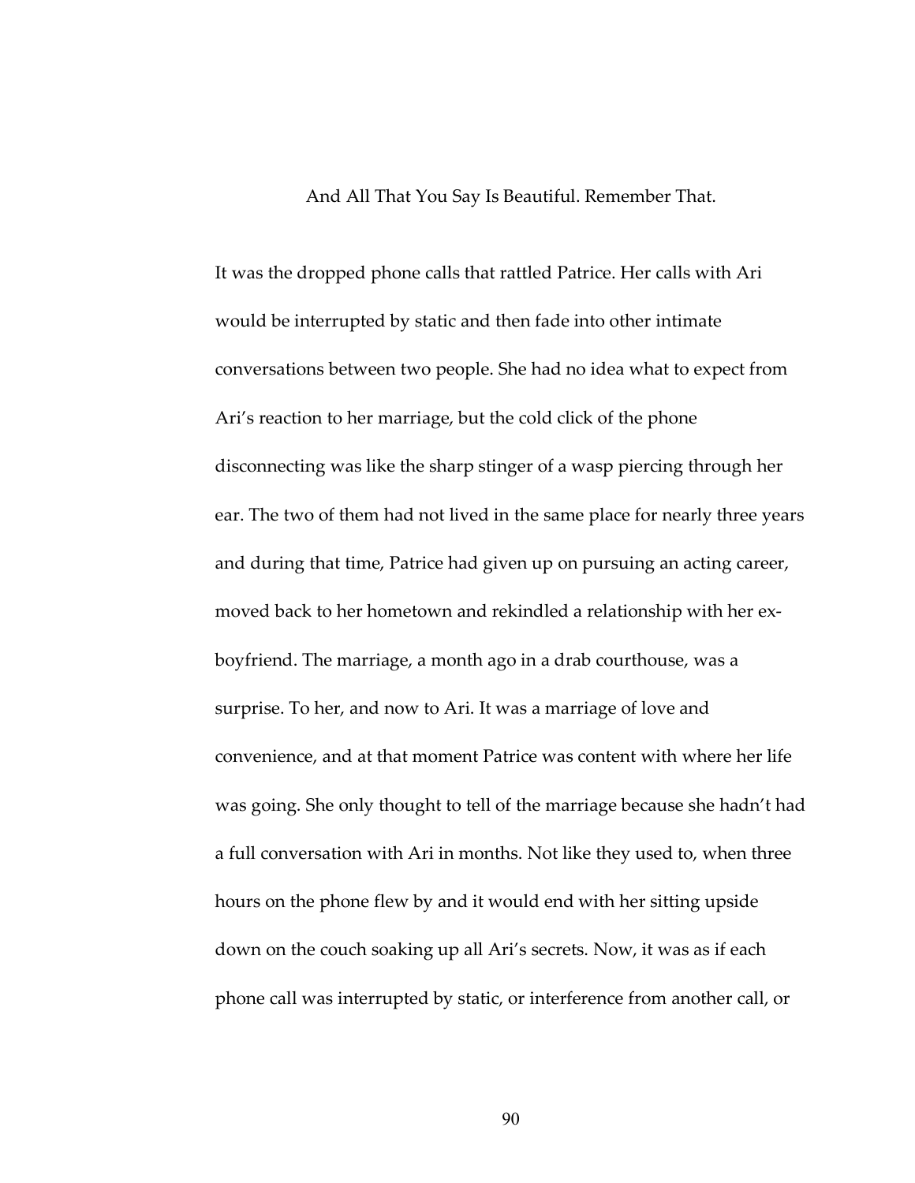## And All That You Say Is Beautiful. Remember That.

It was the dropped phone calls that rattled Patrice. Her calls with Ari would be interrupted by static and then fade into other intimate conversations between two people. She had no idea what to expect from Ari's reaction to her marriage, but the cold click of the phone disconnecting was like the sharp stinger of a wasp piercing through her ear. The two of them had not lived in the same place for nearly three years and during that time, Patrice had given up on pursuing an acting career, moved back to her hometown and rekindled a relationship with her ex-boyfriend. The marriage, a month ago in a drab courthouse, was a surprise. To her, and now to Ari. It was a marriage of love and convenience, and at that moment Patrice was content with where her life was going. She only thought to tell of the marriage because she hadn't had a full conversation with Ari in months. Not like they used to, when three hours on the phone flew by and it would end with her sitting upside down on the couch soaking up all Ari's secrets. Now, it was as if each phone call was interrupted by static, or interference from another call, or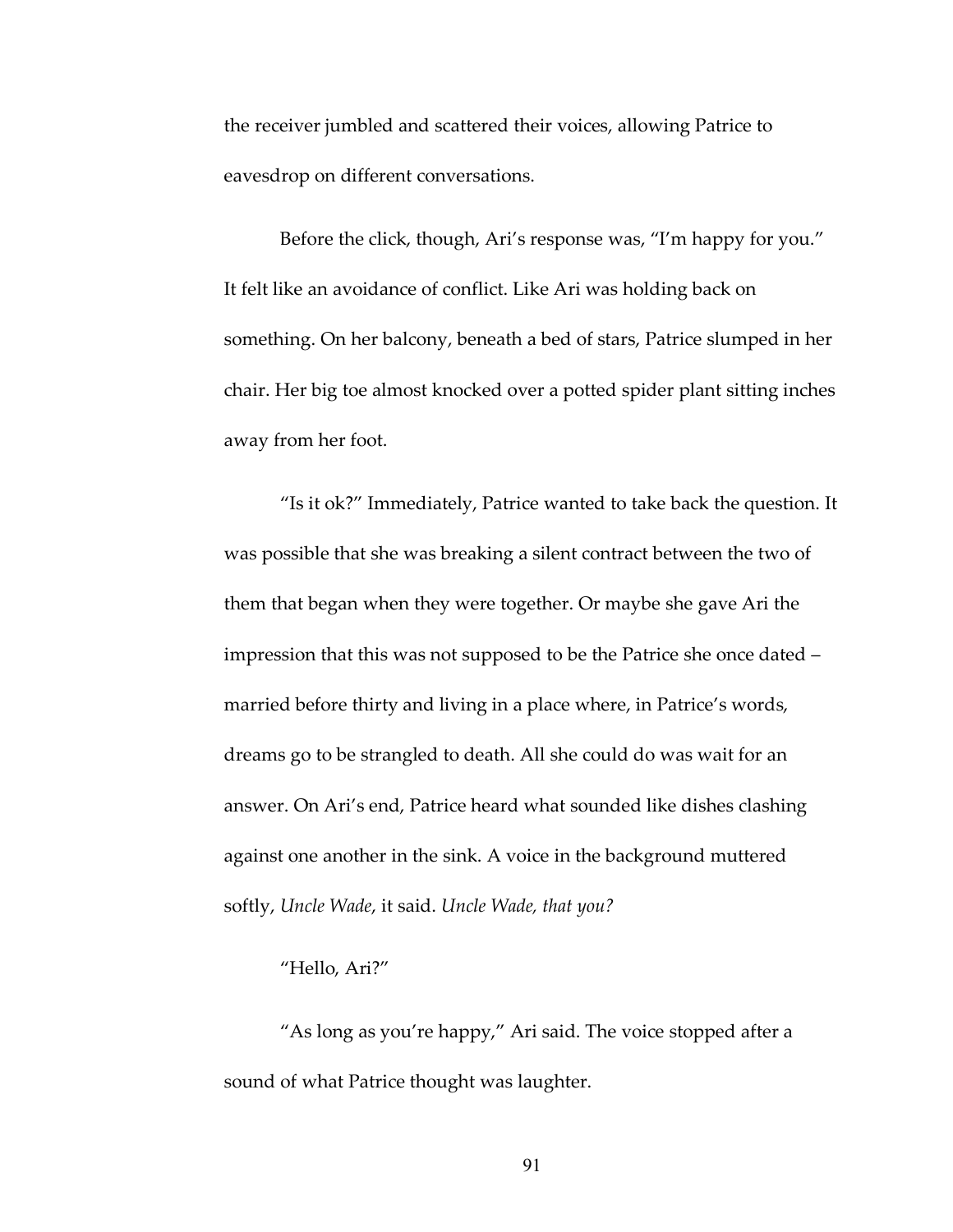the receiver jumbled and scattered their voices, allowing Patrice to eavesdrop on different conversations.

Before the click, though, Ari's response was, "I'm happy for you." It felt like an avoidance of conflict. Like Ari was holding back on something. On her balcony, beneath a bed of stars, Patrice slumped in her chair. Her big toe almost knocked over a potted spider plant sitting inches away from her foot.

"Is it ok?" Immediately, Patrice wanted to take back the question. It was possible that she was breaking a silent contract between the two of them that began when they were together. Or maybe she gave Ari the impression that this was not supposed to be the Patrice she once dated – married before thirty and living in a place where, in Patrice's words, dreams go to be strangled to death. All she could do was wait for an answer. On Ari's end, Patrice heard what sounded like dishes clashing against one another in the sink. A voice in the background muttered softly, *Uncle Wade*, it said. *Uncle Wade, that you?*

"Hello, Ari?"

"As long as you're happy," Ari said. The voice stopped after a sound of what Patrice thought was laughter.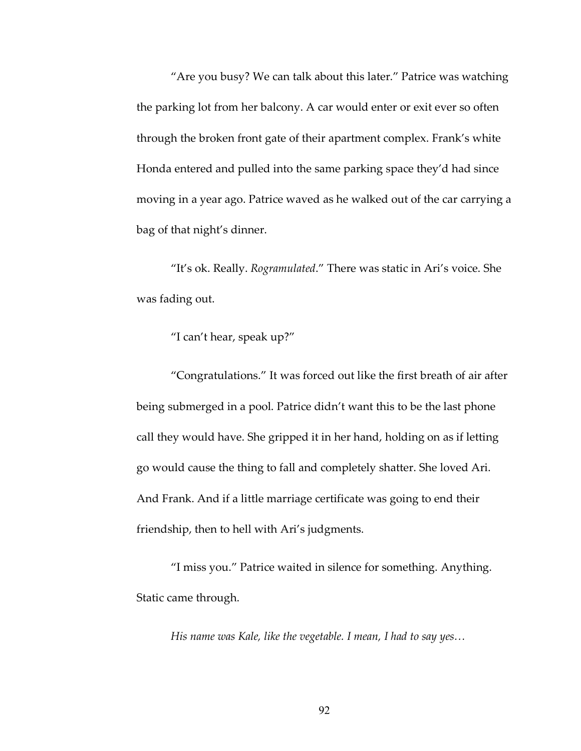"Are you busy? We can talk about this later." Patrice was watching the parking lot from her balcony. A car would enter or exit ever so often through the broken front gate of their apartment complex. Frank's white Honda entered and pulled into the same parking space they'd had since moving in a year ago. Patrice waved as he walked out of the car carrying a bag of that night's dinner.

"It's ok. Really. *Rogramulated*." There was static in Ari's voice. She was fading out.

"I can't hear, speak up?"

"Congratulations." It was forced out like the first breath of air after being submerged in a pool. Patrice didn't want this to be the last phone call they would have. She gripped it in her hand, holding on as if letting go would cause the thing to fall and completely shatter. She loved Ari. And Frank. And if a little marriage certificate was going to end their friendship, then to hell with Ari's judgments.

"I miss you." Patrice waited in silence for something. Anything. Static came through.

*His name was Kale, like the vegetable. I mean, I had to say yes…*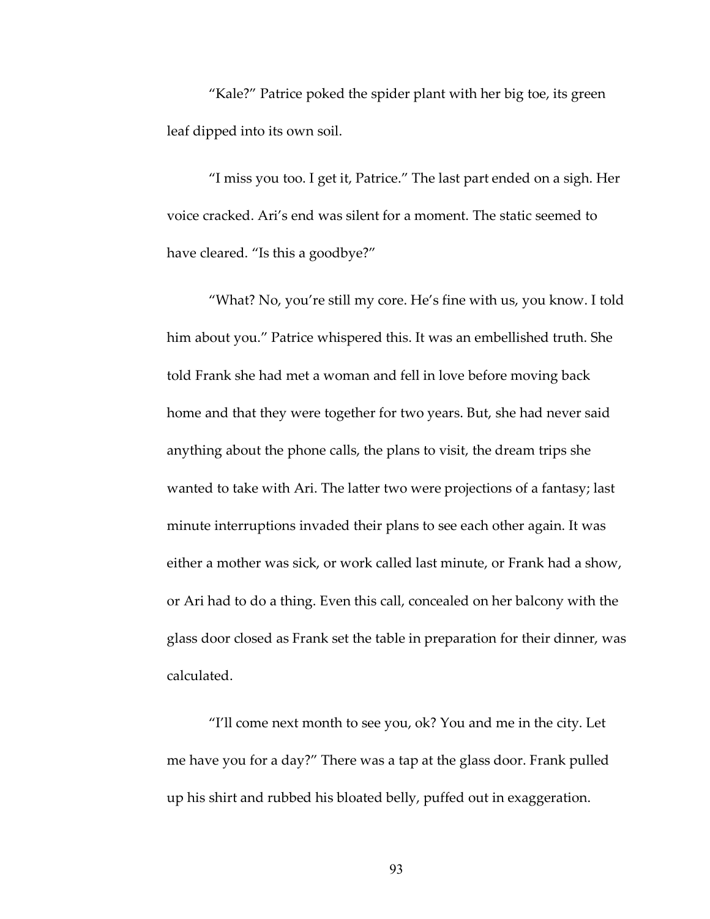"Kale?" Patrice poked the spider plant with her big toe, its green leaf dipped into its own soil.

"I miss you too. I get it, Patrice." The last part ended on a sigh. Her voice cracked. Ari's end was silent for a moment. The static seemed to have cleared. "Is this a goodbye?"

"What? No, you're still my core. He's fine with us, you know. I told him about you." Patrice whispered this. It was an embellished truth. She told Frank she had met a woman and fell in love before moving back home and that they were together for two years. But, she had never said anything about the phone calls, the plans to visit, the dream trips she wanted to take with Ari. The latter two were projections of a fantasy; last minute interruptions invaded their plans to see each other again. It was either a mother was sick, or work called last minute, or Frank had a show, or Ari had to do a thing. Even this call, concealed on her balcony with the glass door closed as Frank set the table in preparation for their dinner, was calculated.

"I'll come next month to see you, ok? You and me in the city. Let me have you for a day?" There was a tap at the glass door. Frank pulled up his shirt and rubbed his bloated belly, puffed out in exaggeration.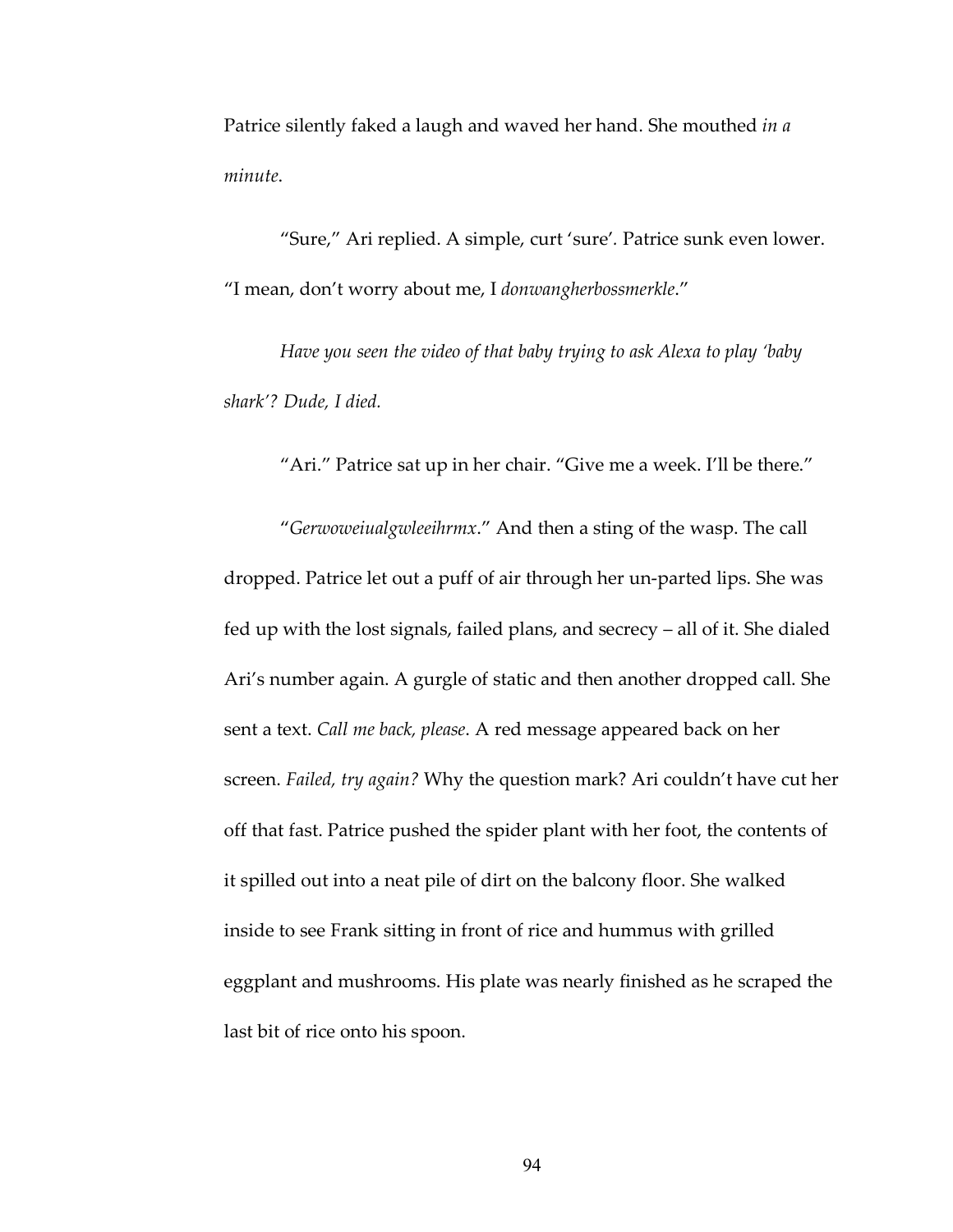Patrice silently faked a laugh and waved her hand. She mouthed *in a minute*.

"Sure," Ari replied. A simple, curt 'sure'. Patrice sunk even lower. "I mean, don't worry about me, I *donwangherbossmerkle*."

*Have you seen the video of that baby trying to ask Alexa to play 'baby shark'? Dude, I died.*

"Ari." Patrice sat up in her chair. "Give me a week. I'll be there."

"*Gerwoweiualgwleeihrmx*." And then a sting of the wasp. The call dropped. Patrice let out a puff of air through her un-parted lips. She was fed up with the lost signals, failed plans, and secrecy – all of it. She dialed Ari's number again. A gurgle of static and then another dropped call. She sent a text. *Call me back, please*. A red message appeared back on her screen. *Failed, try again?* Why the question mark? Ari couldn't have cut her off that fast. Patrice pushed the spider plant with her foot, the contents of it spilled out into a neat pile of dirt on the balcony floor. She walked inside to see Frank sitting in front of rice and hummus with grilled eggplant and mushrooms. His plate was nearly finished as he scraped the last bit of rice onto his spoon.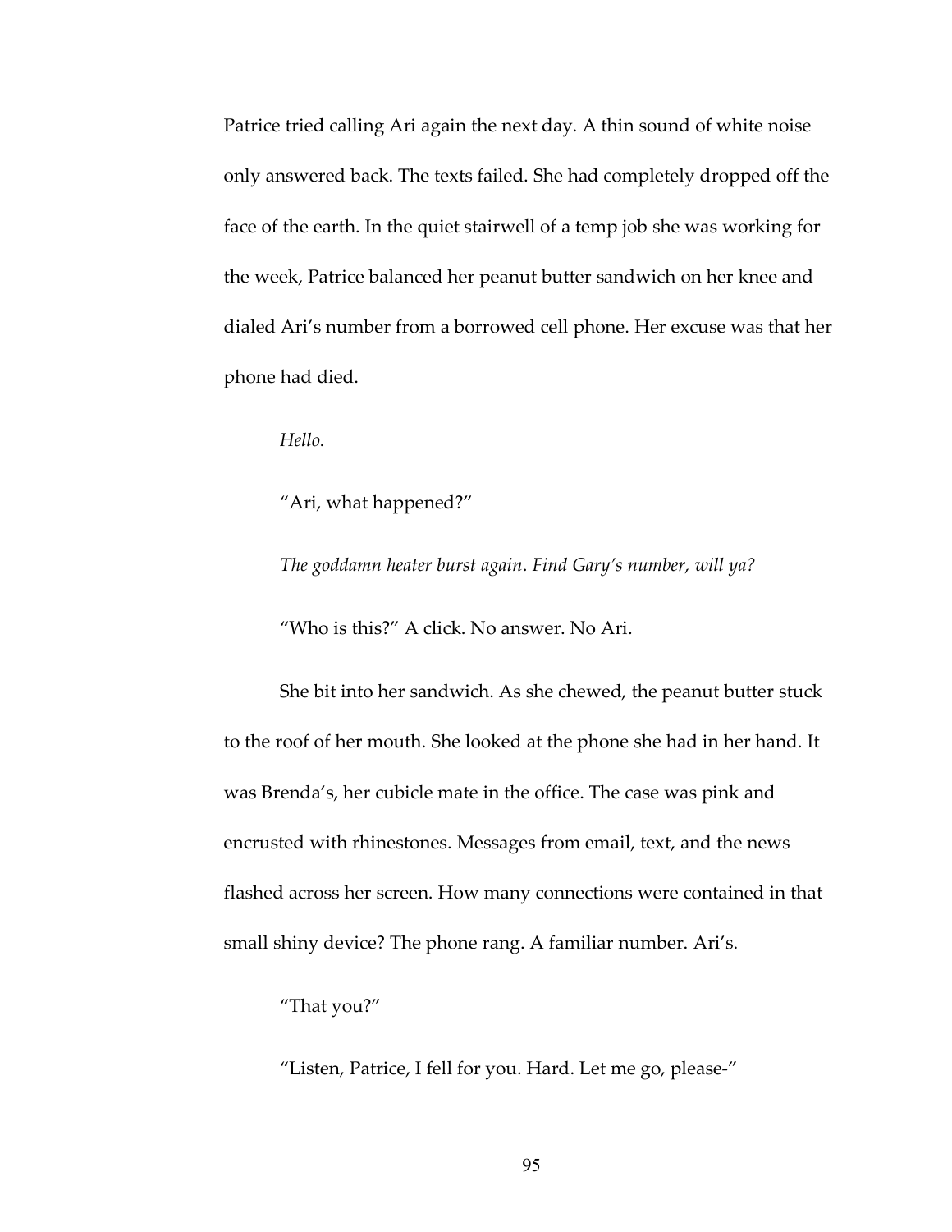Patrice tried calling Ari again the next day. A thin sound of white noise only answered back. The texts failed. She had completely dropped off the face of the earth. In the quiet stairwell of a temp job she was working for the week, Patrice balanced her peanut butter sandwich on her knee and dialed Ari's number from a borrowed cell phone. Her excuse was that her phone had died.

*Hello.*

"Ari, what happened?"

*The goddamn heater burst again*. *Find Gary's number, will ya?*

"Who is this?" A click. No answer. No Ari.

She bit into her sandwich. As she chewed, the peanut butter stuck to the roof of her mouth. She looked at the phone she had in her hand. It was Brenda's, her cubicle mate in the office. The case was pink and encrusted with rhinestones. Messages from email, text, and the news flashed across her screen. How many connections were contained in that small shiny device? The phone rang. A familiar number. Ari's.

"That you?"

"Listen, Patrice, I fell for you. Hard. Let me go, please-"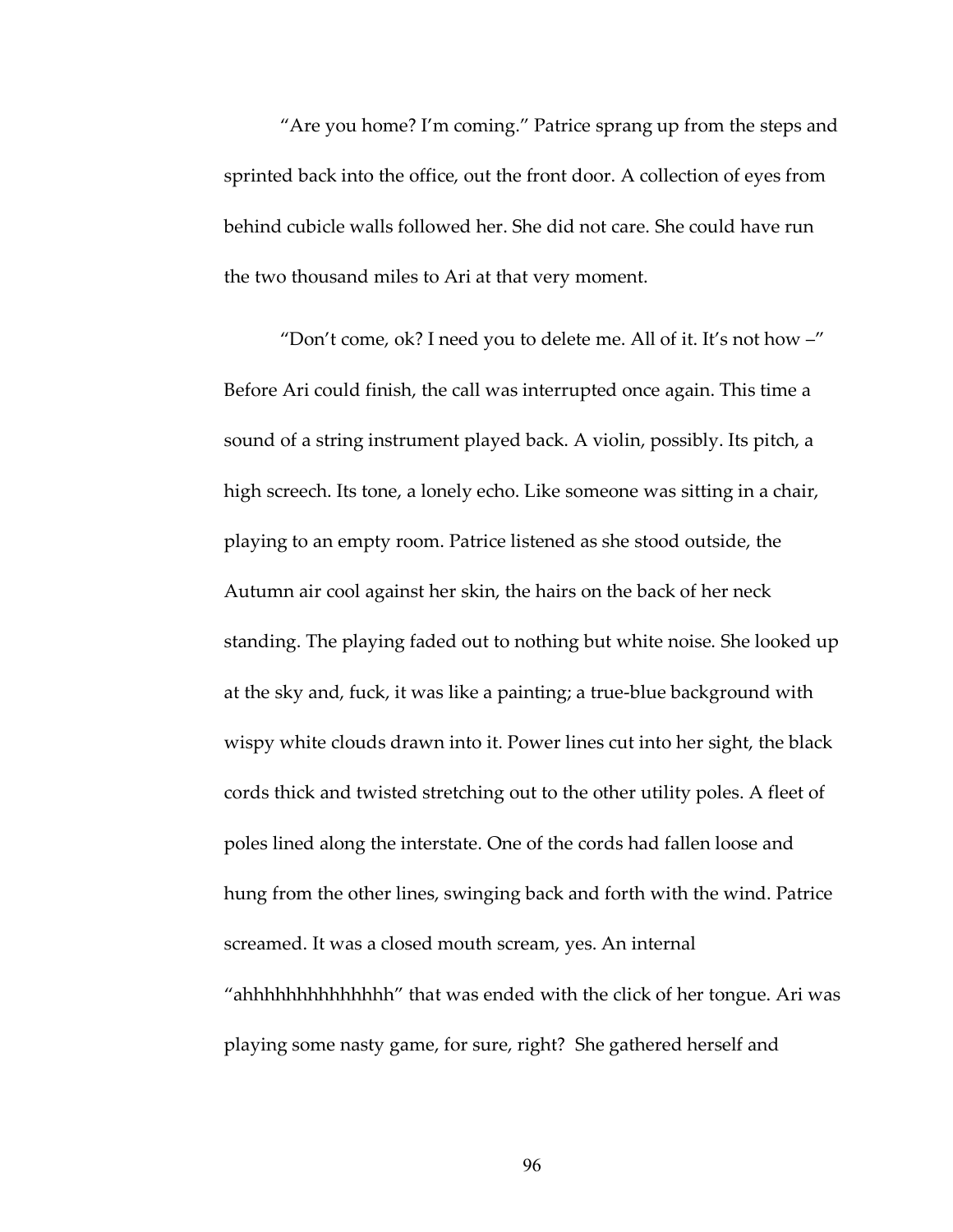"Are you home? I'm coming." Patrice sprang up from the steps and sprinted back into the office, out the front door. A collection of eyes from behind cubicle walls followed her. She did not care. She could have run the two thousand miles to Ari at that very moment.

"Don't come, ok? I need you to delete me. All of it. It's not how –" Before Ari could finish, the call was interrupted once again. This time a sound of a string instrument played back. A violin, possibly. Its pitch, a high screech. Its tone, a lonely echo. Like someone was sitting in a chair, playing to an empty room. Patrice listened as she stood outside, the Autumn air cool against her skin, the hairs on the back of her neck standing. The playing faded out to nothing but white noise. She looked up at the sky and, fuck, it was like a painting; a true-blue background with wispy white clouds drawn into it. Power lines cut into her sight, the black cords thick and twisted stretching out to the other utility poles. A fleet of poles lined along the interstate. One of the cords had fallen loose and hung from the other lines, swinging back and forth with the wind. Patrice screamed. It was a closed mouth scream, yes. An internal "ahhhhhhhhhhhhhhh" that was ended with the click of her tongue. Ari was playing some nasty game, for sure, right? She gathered herself and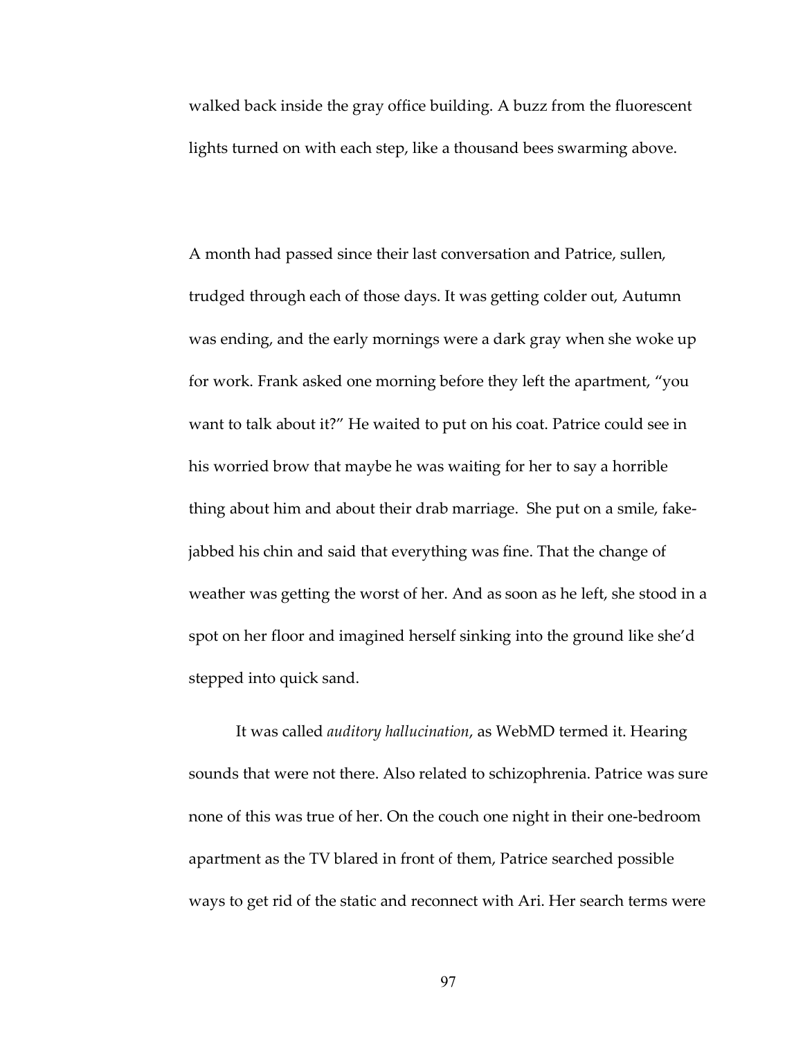walked back inside the gray office building. A buzz from the fluorescent lights turned on with each step, like a thousand bees swarming above.

A month had passed since their last conversation and Patrice, sullen, trudged through each of those days. It was getting colder out, Autumn was ending, and the early mornings were a dark gray when she woke up for work. Frank asked one morning before they left the apartment, "you want to talk about it?" He waited to put on his coat. Patrice could see in his worried brow that maybe he was waiting for her to say a horrible thing about him and about their drab marriage. She put on a smile, fake-jabbed his chin and said that everything was fine. That the change of weather was getting the worst of her. And as soon as he left, she stood in a spot on her floor and imagined herself sinking into the ground like she'd stepped into quick sand.

It was called *auditory hallucination*, as WebMD termed it. Hearing sounds that were not there. Also related to schizophrenia. Patrice was sure none of this was true of her. On the couch one night in their one-bedroom apartment as the TV blared in front of them, Patrice searched possible ways to get rid of the static and reconnect with Ari. Her search terms were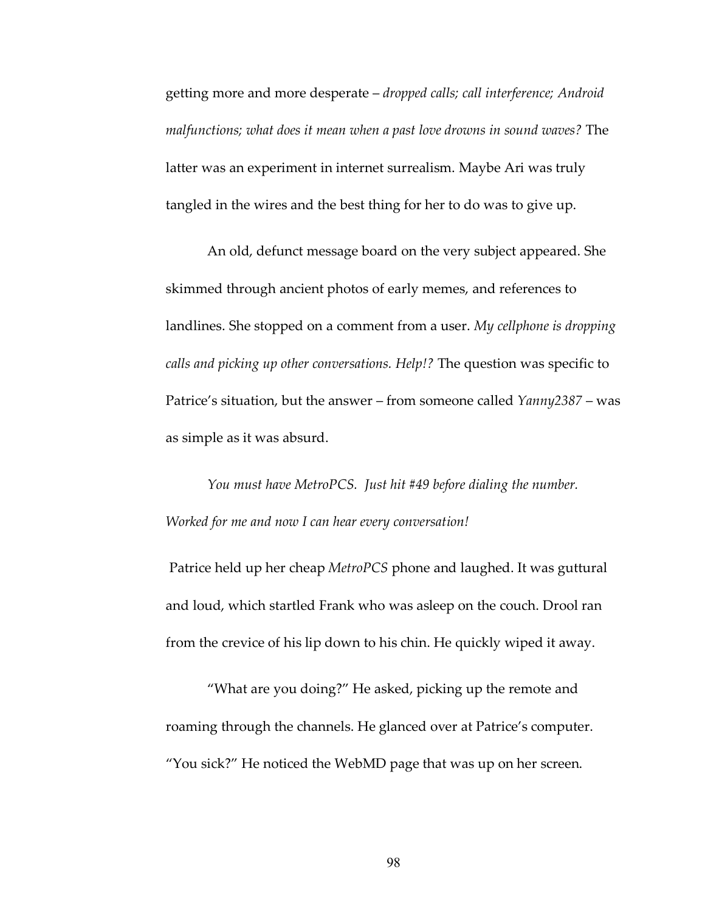getting more and more desperate – *dropped calls; call interference; Android malfunctions; what does it mean when a past love drowns in sound waves?* The latter was an experiment in internet surrealism. Maybe Ari was truly tangled in the wires and the best thing for her to do was to give up.

An old, defunct message board on the very subject appeared. She skimmed through ancient photos of early memes, and references to landlines. She stopped on a comment from a user. *My cellphone is dropping calls and picking up other conversations. Help!?* The question was specific to Patrice's situation, but the answer – from someone called *Yanny2387* – was as simple as it was absurd.

*You must have MetroPCS. Just hit #49 before dialing the number. Worked for me and now I can hear every conversation!*

Patrice held up her cheap *MetroPCS* phone and laughed. It was guttural and loud, which startled Frank who was asleep on the couch. Drool ran from the crevice of his lip down to his chin. He quickly wiped it away.

"What are you doing?" He asked, picking up the remote and roaming through the channels. He glanced over at Patrice's computer. "You sick?" He noticed the WebMD page that was up on her screen.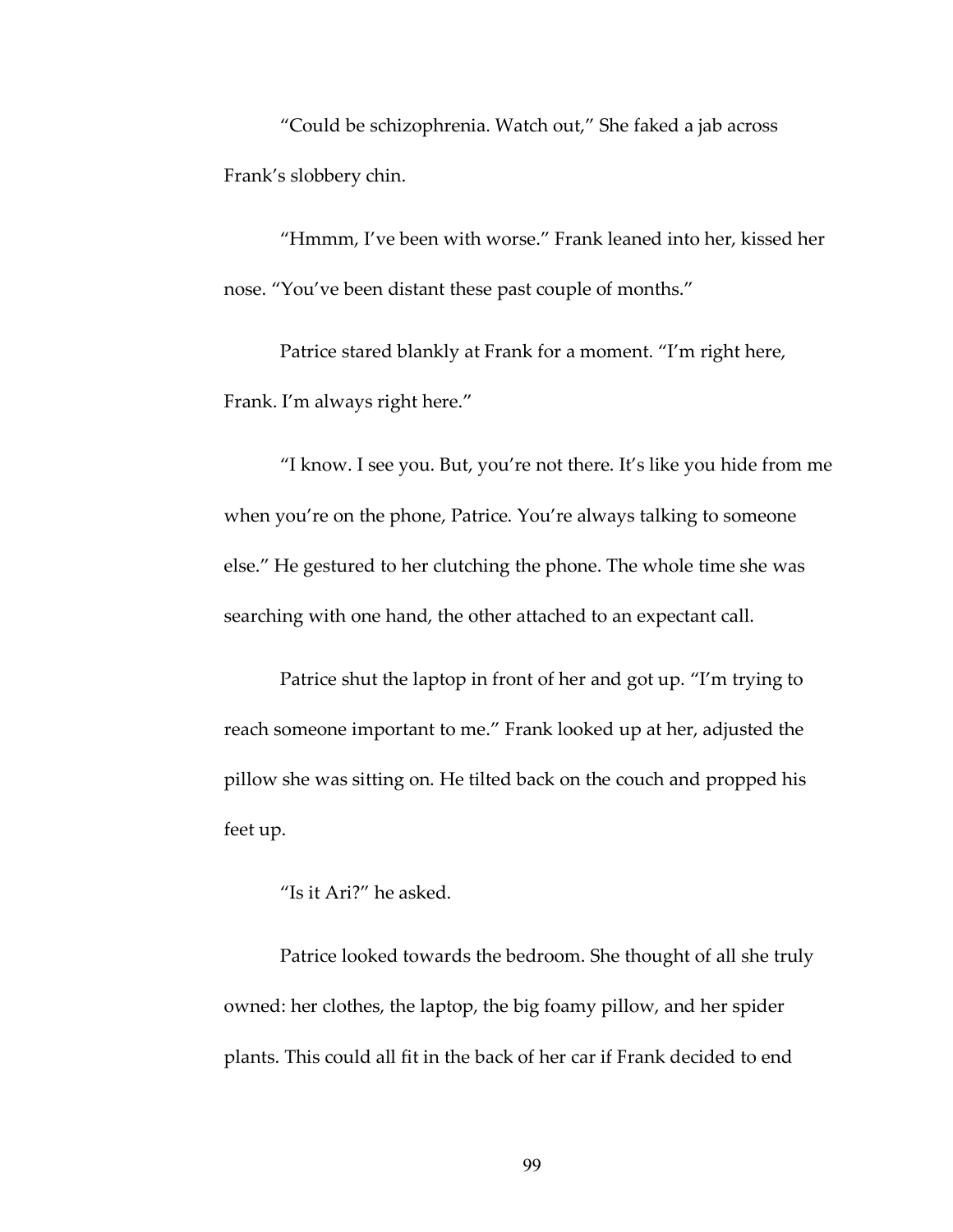"Could be schizophrenia. Watch out," She faked a jab across Frank's slobbery chin.

"Hmmm, I've been with worse." Frank leaned into her, kissed her nose. "You've been distant these past couple of months."

Patrice stared blankly at Frank for a moment. "I'm right here, Frank. I'm always right here."

"I know. I see you. But, you're not there. It's like you hide from me when you're on the phone, Patrice. You're always talking to someone else." He gestured to her clutching the phone. The whole time she was searching with one hand, the other attached to an expectant call.

Patrice shut the laptop in front of her and got up. "I'm trying to reach someone important to me." Frank looked up at her, adjusted the pillow she was sitting on. He tilted back on the couch and propped his feet up.

"Is it Ari?" he asked.

Patrice looked towards the bedroom. She thought of all she truly owned: her clothes, the laptop, the big foamy pillow, and her spider plants. This could all fit in the back of her car if Frank decided to end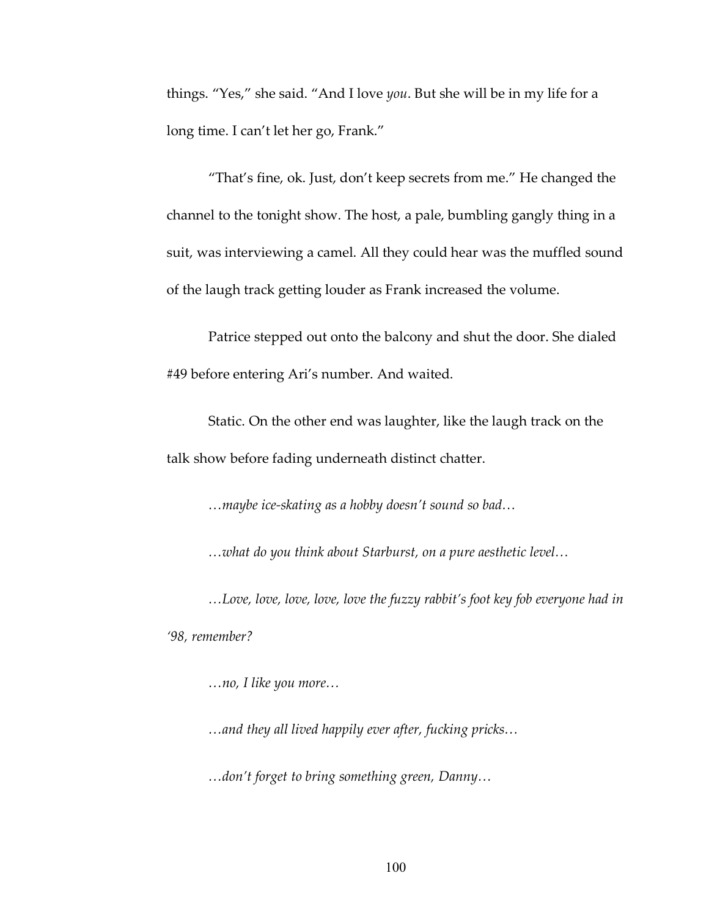things. "Yes," she said. "And I love *you*. But she will be in my life for a long time. I can't let her go, Frank."

"That's fine, ok. Just, don't keep secrets from me." He changed the channel to the tonight show. The host, a pale, bumbling gangly thing in a suit, was interviewing a camel. All they could hear was the muffled sound of the laugh track getting louder as Frank increased the volume.

Patrice stepped out onto the balcony and shut the door. She dialed #49 before entering Ari's number. And waited.

Static. On the other end was laughter, like the laugh track on the talk show before fading underneath distinct chatter.

*…maybe ice-skating as a hobby doesn't sound so bad…*

*…what do you think about Starburst, on a pure aesthetic level…*

*…Love, love, love, love, love the fuzzy rabbit's foot key fob everyone had in '98, remember?*

*…no, I like you more…*

*…and they all lived happily ever after, fucking pricks…*

*…don't forget to bring something green, Danny…*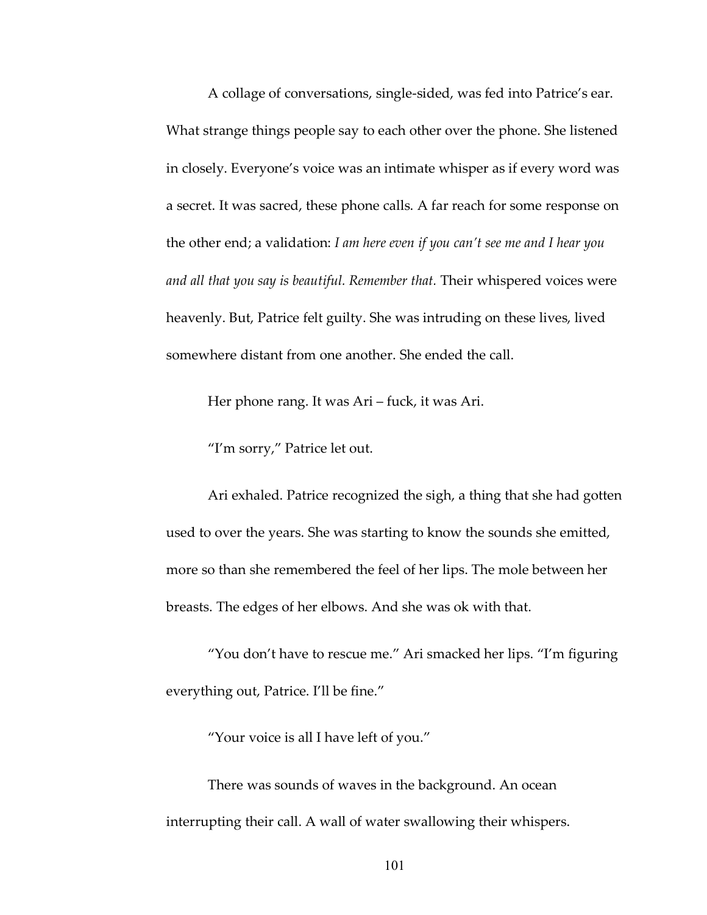A collage of conversations, single-sided, was fed into Patrice's ear. What strange things people say to each other over the phone. She listened in closely. Everyone's voice was an intimate whisper as if every word was a secret. It was sacred, these phone calls. A far reach for some response on the other end; a validation: *I am here even if you can't see me and I hear you and all that you say is beautiful. Remember that.* Their whispered voices were heavenly. But, Patrice felt guilty. She was intruding on these lives, lived somewhere distant from one another. She ended the call.

Her phone rang. It was Ari – fuck, it was Ari.

"I'm sorry," Patrice let out.

Ari exhaled. Patrice recognized the sigh, a thing that she had gotten used to over the years. She was starting to know the sounds she emitted, more so than she remembered the feel of her lips. The mole between her breasts. The edges of her elbows. And she was ok with that.

"You don't have to rescue me." Ari smacked her lips. "I'm figuring everything out, Patrice. I'll be fine."

"Your voice is all I have left of you."

There was sounds of waves in the background. An ocean interrupting their call. A wall of water swallowing their whispers.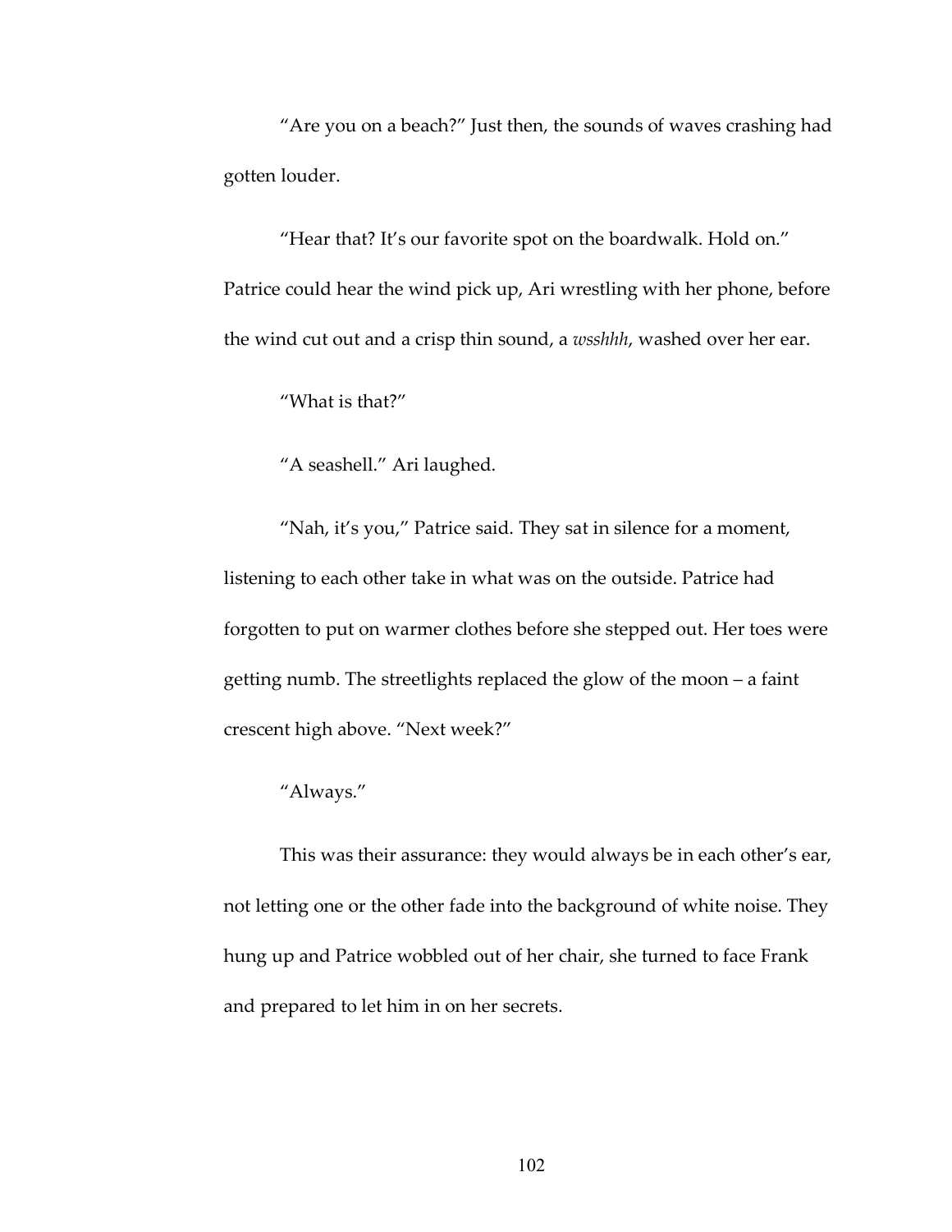"Are you on a beach?" Just then, the sounds of waves crashing had gotten louder.

"Hear that? It's our favorite spot on the boardwalk. Hold on." Patrice could hear the wind pick up, Ari wrestling with her phone, before the wind cut out and a crisp thin sound, a *wsshhh*, washed over her ear.

"What is that?"

"A seashell." Ari laughed.

"Nah, it's you," Patrice said. They sat in silence for a moment, listening to each other take in what was on the outside. Patrice had forgotten to put on warmer clothes before she stepped out. Her toes were getting numb. The streetlights replaced the glow of the moon – a faint crescent high above. "Next week?"

"Always."

This was their assurance: they would always be in each other's ear, not letting one or the other fade into the background of white noise. They hung up and Patrice wobbled out of her chair, she turned to face Frank and prepared to let him in on her secrets.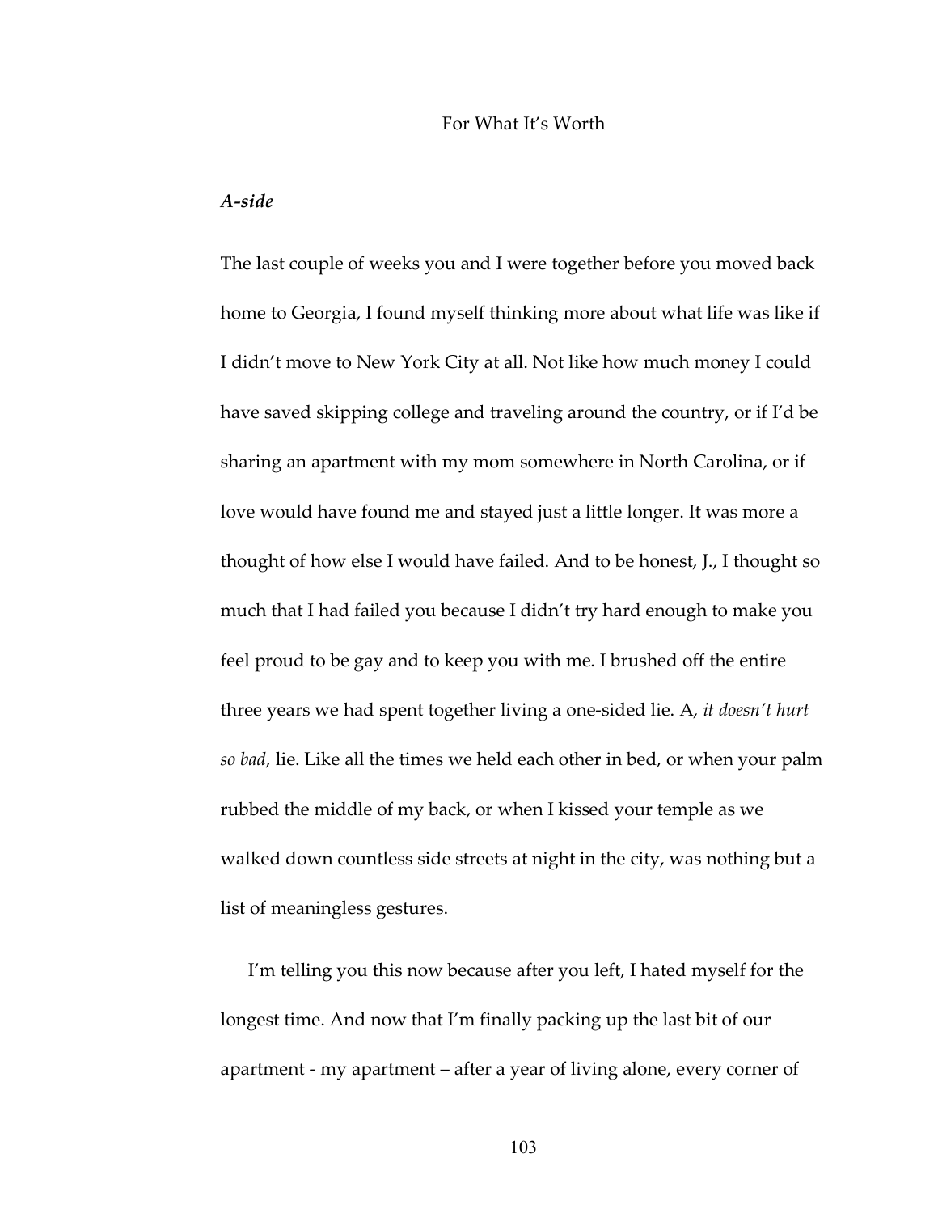For What It's Worth

***A-side***

The last couple of weeks you and I were together before you moved back home to Georgia, I found myself thinking more about what life was like if I didn't move to New York City at all. Not like how much money I could have saved skipping college and traveling around the country, or if I'd be sharing an apartment with my mom somewhere in North Carolina, or if love would have found me and stayed just a little longer. It was more a thought of how else I would have failed. And to be honest, J., I thought so much that I had failed you because I didn't try hard enough to make you feel proud to be gay and to keep you with me. I brushed off the entire three years we had spent together living a one-sided lie. A, *it doesn't hurt so bad*, lie. Like all the times we held each other in bed, or when your palm rubbed the middle of my back, or when I kissed your temple as we walked down countless side streets at night in the city, was nothing but a list of meaningless gestures.

I'm telling you this now because after you left, I hated myself for the longest time. And now that I'm finally packing up the last bit of our apartment - my apartment – after a year of living alone, every corner of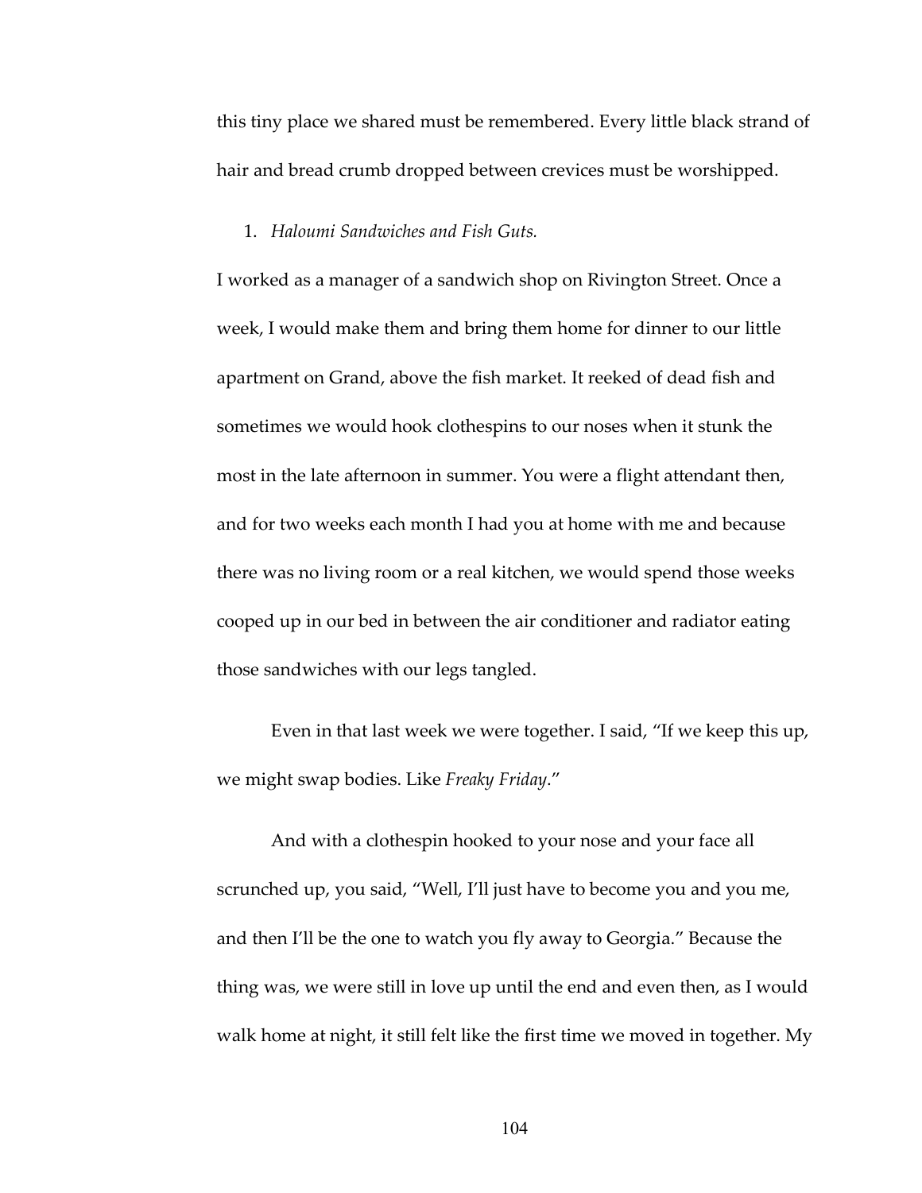this tiny place we shared must be remembered. Every little black strand of hair and bread crumb dropped between crevices must be worshipped.

1. *Haloumi Sandwiches and Fish Guts.*

I worked as a manager of a sandwich shop on Rivington Street. Once a week, I would make them and bring them home for dinner to our little apartment on Grand, above the fish market. It reeked of dead fish and sometimes we would hook clothespins to our noses when it stunk the most in the late afternoon in summer. You were a flight attendant then, and for two weeks each month I had you at home with me and because there was no living room or a real kitchen, we would spend those weeks cooped up in our bed in between the air conditioner and radiator eating those sandwiches with our legs tangled.

Even in that last week we were together. I said, "If we keep this up, we might swap bodies. Like *Freaky Friday*."

And with a clothespin hooked to your nose and your face all scrunched up, you said, "Well, I'll just have to become you and you me, and then I'll be the one to watch you fly away to Georgia." Because the thing was, we were still in love up until the end and even then, as I would walk home at night, it still felt like the first time we moved in together. My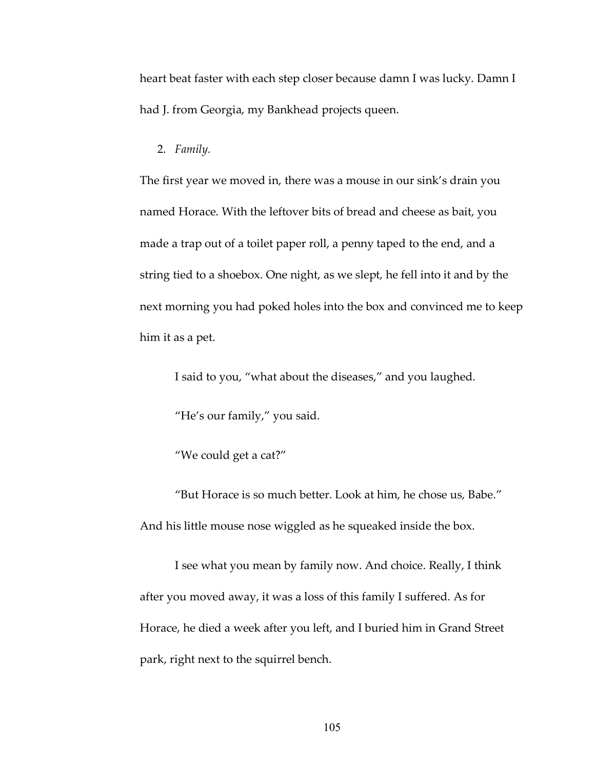heart beat faster with each step closer because damn I was lucky. Damn I had J. from Georgia, my Bankhead projects queen.

2. *Family.*

The first year we moved in, there was a mouse in our sink's drain you named Horace. With the leftover bits of bread and cheese as bait, you made a trap out of a toilet paper roll, a penny taped to the end, and a string tied to a shoebox. One night, as we slept, he fell into it and by the next morning you had poked holes into the box and convinced me to keep him it as a pet.

I said to you, "what about the diseases," and you laughed.

"He's our family," you said.

"We could get a cat?"

"But Horace is so much better. Look at him, he chose us, Babe." And his little mouse nose wiggled as he squeaked inside the box.

I see what you mean by family now. And choice. Really, I think after you moved away, it was a loss of this family I suffered. As for Horace, he died a week after you left, and I buried him in Grand Street park, right next to the squirrel bench.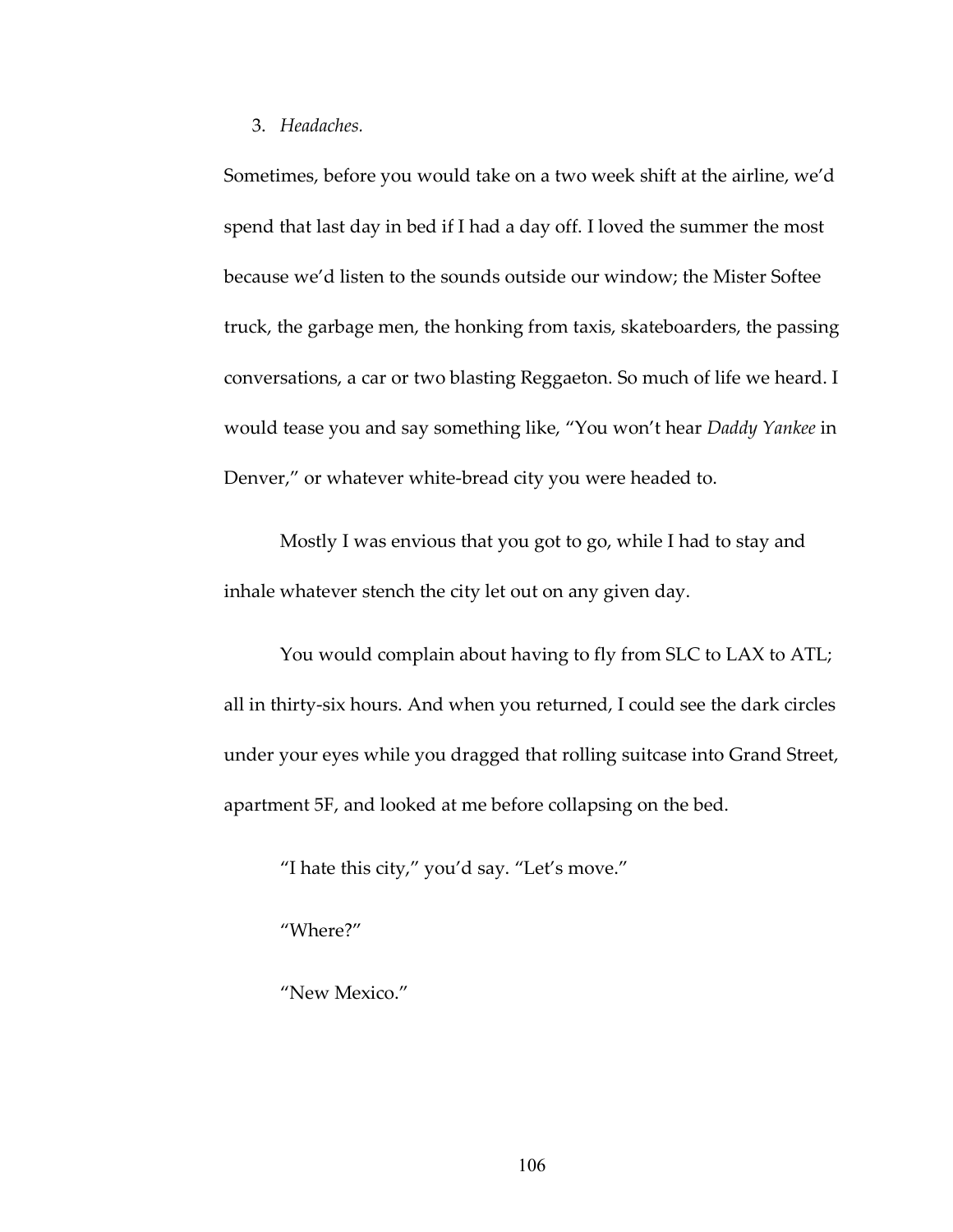3. *Headaches.*

Sometimes, before you would take on a two week shift at the airline, we'd spend that last day in bed if I had a day off. I loved the summer the most because we'd listen to the sounds outside our window; the Mister Softee truck, the garbage men, the honking from taxis, skateboarders, the passing conversations, a car or two blasting Reggaeton. So much of life we heard. I would tease you and say something like, "You won't hear *Daddy Yankee* in Denver," or whatever white-bread city you were headed to.

Mostly I was envious that you got to go, while I had to stay and inhale whatever stench the city let out on any given day.

You would complain about having to fly from SLC to LAX to ATL; all in thirty-six hours. And when you returned, I could see the dark circles under your eyes while you dragged that rolling suitcase into Grand Street, apartment 5F, and looked at me before collapsing on the bed.

"I hate this city," you'd say. "Let's move."

"Where?"

"New Mexico."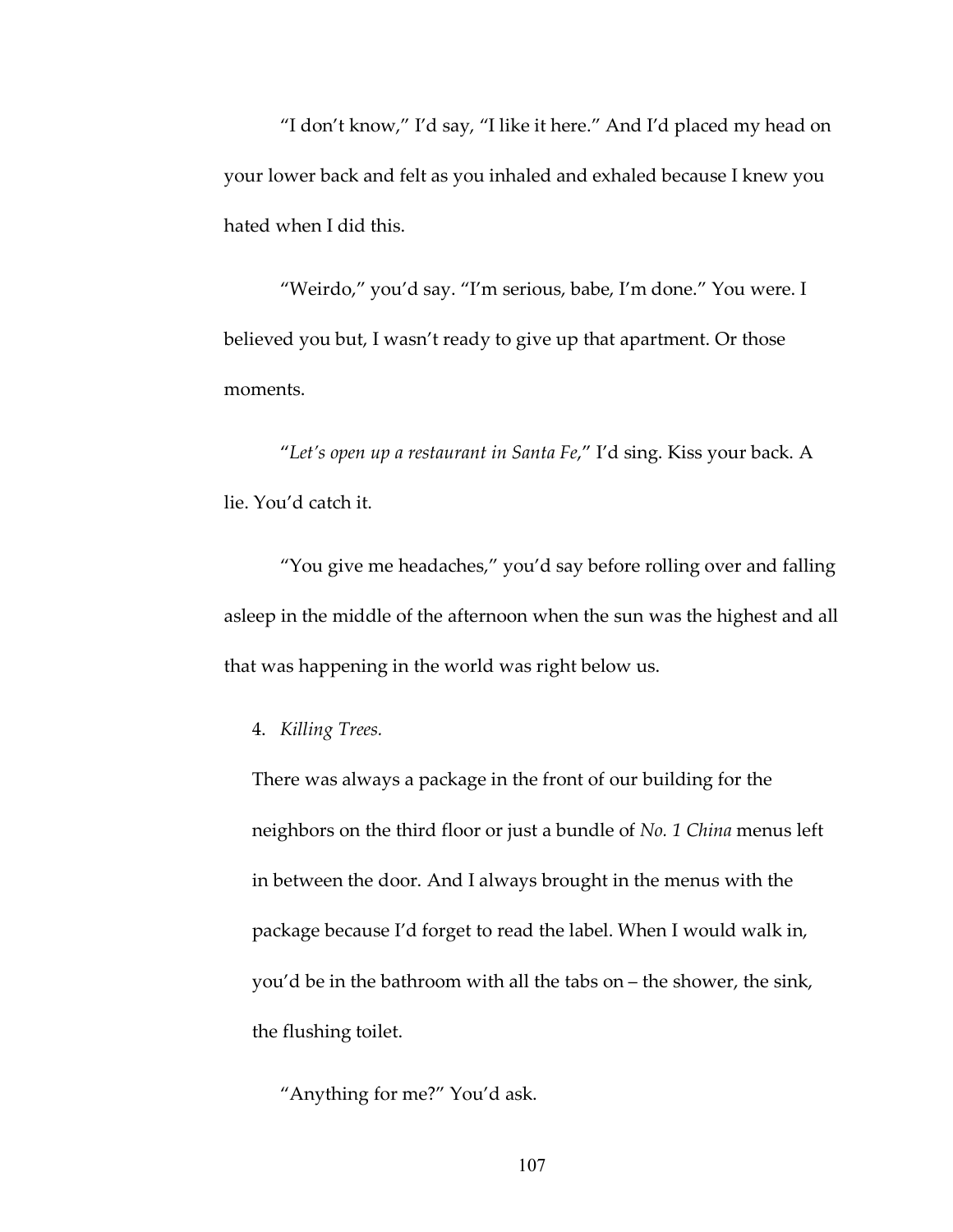"I don't know," I'd say, "I like it here." And I'd placed my head on your lower back and felt as you inhaled and exhaled because I knew you hated when I did this.

"Weirdo," you'd say. "I'm serious, babe, I'm done." You were. I believed you but, I wasn't ready to give up that apartment. Or those moments.

"*Let's open up a restaurant in Santa Fe*," I'd sing. Kiss your back. A lie. You'd catch it.

"You give me headaches," you'd say before rolling over and falling asleep in the middle of the afternoon when the sun was the highest and all that was happening in the world was right below us.

4. *Killing Trees.*

   There was always a package in the front of our building for the neighbors on the third floor or just a bundle of *No. 1 China* menus left in between the door. And I always brought in the menus with the package because I'd forget to read the label. When I would walk in, you'd be in the bathroom with all the tabs on – the shower, the sink, the flushing toilet.

   "Anything for me?" You'd ask.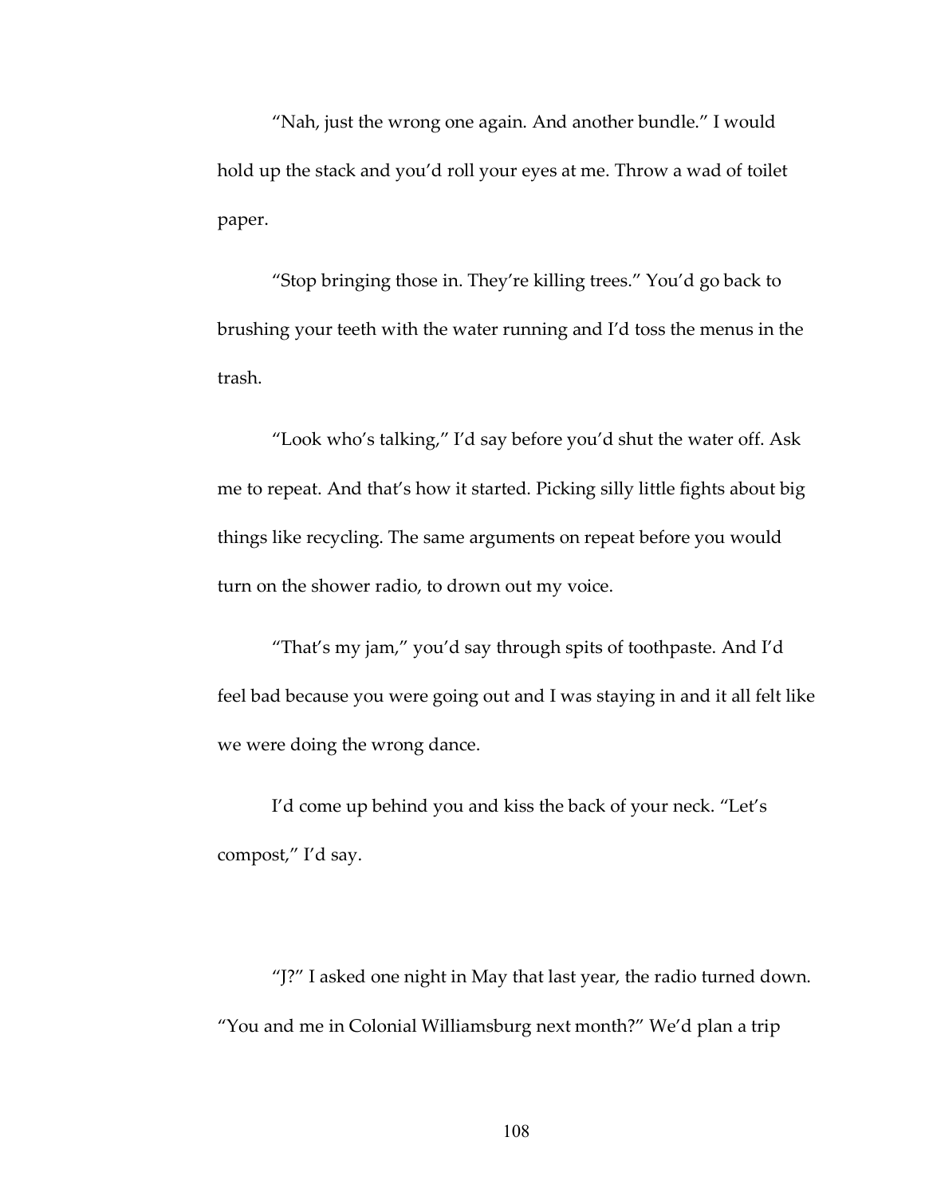"Nah, just the wrong one again. And another bundle." I would hold up the stack and you'd roll your eyes at me. Throw a wad of toilet paper.

"Stop bringing those in. They're killing trees." You'd go back to brushing your teeth with the water running and I'd toss the menus in the trash.

"Look who's talking," I'd say before you'd shut the water off. Ask me to repeat. And that's how it started. Picking silly little fights about big things like recycling. The same arguments on repeat before you would turn on the shower radio, to drown out my voice.

"That's my jam," you'd say through spits of toothpaste. And I'd feel bad because you were going out and I was staying in and it all felt like we were doing the wrong dance.

I'd come up behind you and kiss the back of your neck. "Let's compost," I'd say.

"J?" I asked one night in May that last year, the radio turned down. "You and me in Colonial Williamsburg next month?" We'd plan a trip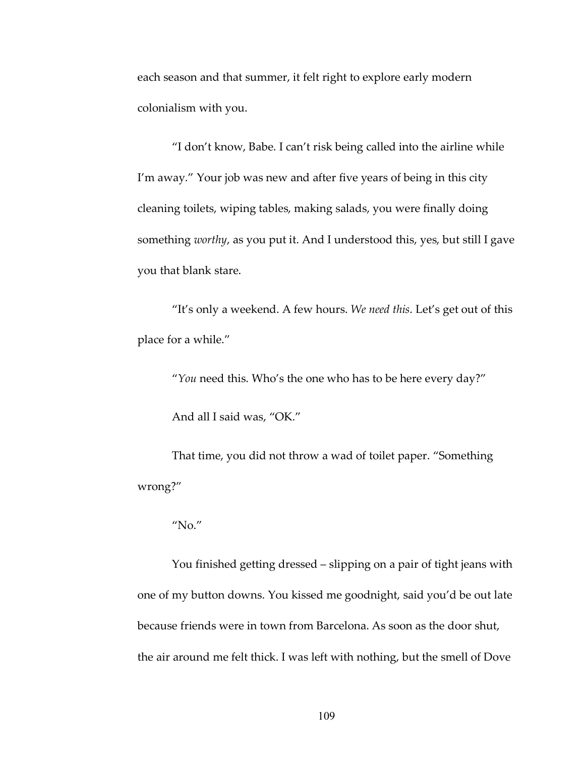each season and that summer, it felt right to explore early modern colonialism with you.

"I don't know, Babe. I can't risk being called into the airline while I'm away." Your job was new and after five years of being in this city cleaning toilets, wiping tables, making salads, you were finally doing something *worthy*, as you put it. And I understood this, yes, but still I gave you that blank stare.

"It's only a weekend. A few hours. *We need this*. Let's get out of this place for a while."

"*You* need this. Who's the one who has to be here every day?"

And all I said was, "OK."

That time, you did not throw a wad of toilet paper. "Something wrong?"

"No."

You finished getting dressed – slipping on a pair of tight jeans with one of my button downs. You kissed me goodnight, said you'd be out late because friends were in town from Barcelona. As soon as the door shut, the air around me felt thick. I was left with nothing, but the smell of Dove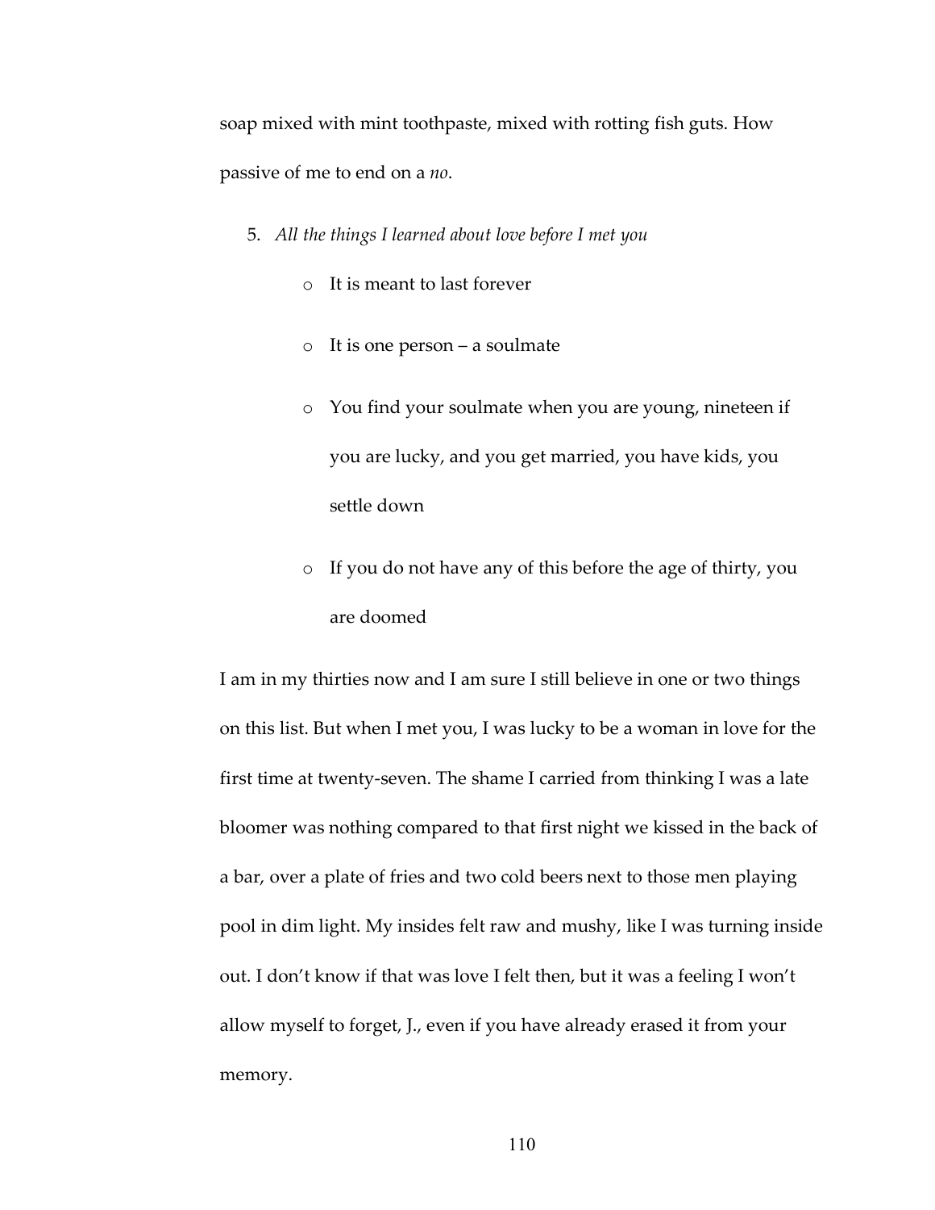soap mixed with mint toothpaste, mixed with rotting fish guts. How passive of me to end on a *no*.

5. *All the things I learned about love before I met you*

    - It is meant to last forever
    - It is one person – a soulmate
    - You find your soulmate when you are young, nineteen if you are lucky, and you get married, you have kids, you settle down
    - If you do not have any of this before the age of thirty, you are doomed

I am in my thirties now and I am sure I still believe in one or two things on this list. But when I met you, I was lucky to be a woman in love for the first time at twenty-seven. The shame I carried from thinking I was a late bloomer was nothing compared to that first night we kissed in the back of a bar, over a plate of fries and two cold beers next to those men playing pool in dim light. My insides felt raw and mushy, like I was turning inside out. I don't know if that was love I felt then, but it was a feeling I won't allow myself to forget, J., even if you have already erased it from your memory.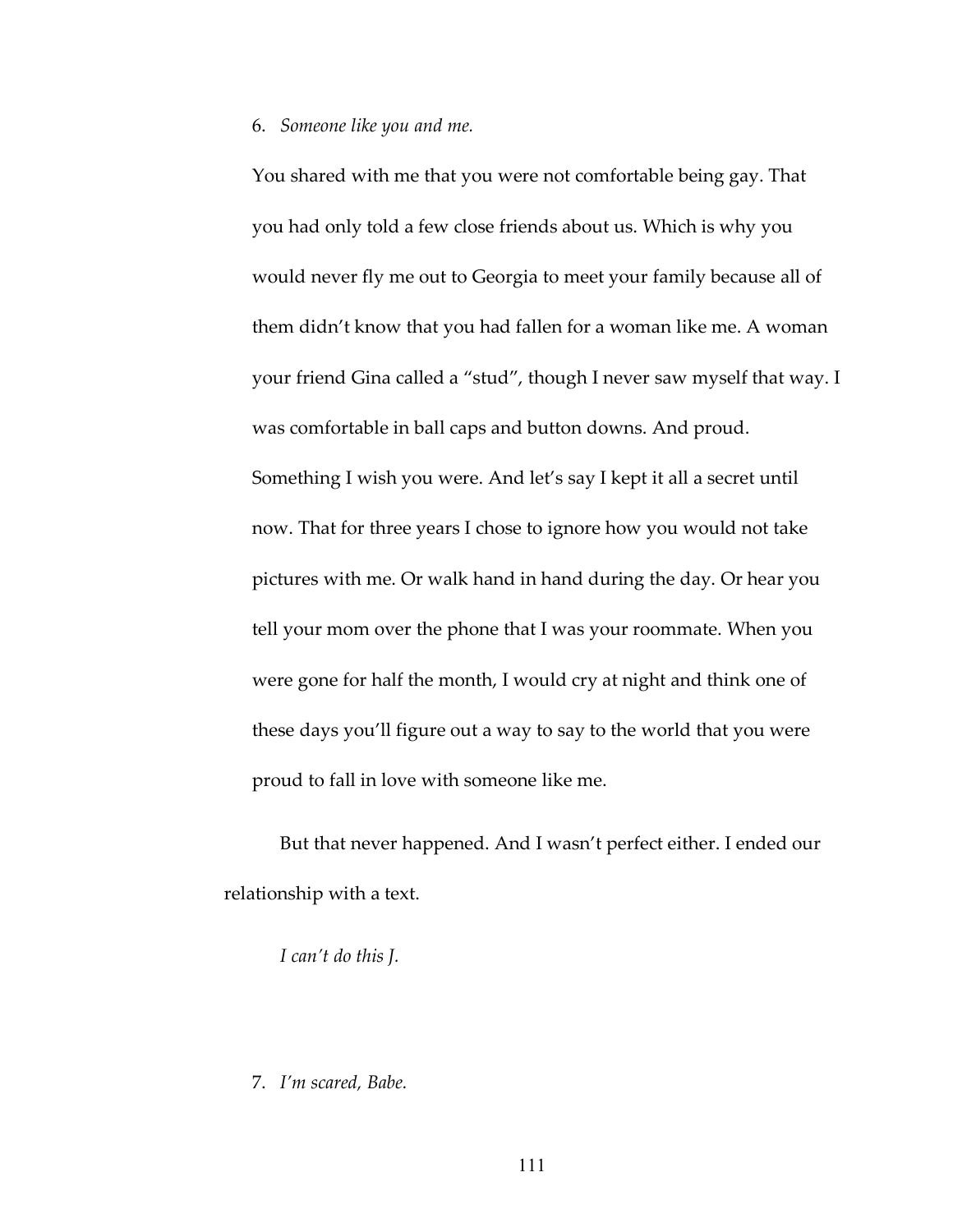6. *Someone like you and me.*

You shared with me that you were not comfortable being gay. That you had only told a few close friends about us. Which is why you would never fly me out to Georgia to meet your family because all of them didn't know that you had fallen for a woman like me. A woman your friend Gina called a "stud", though I never saw myself that way. I was comfortable in ball caps and button downs. And proud. Something I wish you were. And let's say I kept it all a secret until now. That for three years I chose to ignore how you would not take pictures with me. Or walk hand in hand during the day. Or hear you tell your mom over the phone that I was your roommate. When you were gone for half the month, I would cry at night and think one of these days you'll figure out a way to say to the world that you were proud to fall in love with someone like me.

But that never happened. And I wasn't perfect either. I ended our relationship with a text.

*I can't do this J.*

7. *I'm scared, Babe.*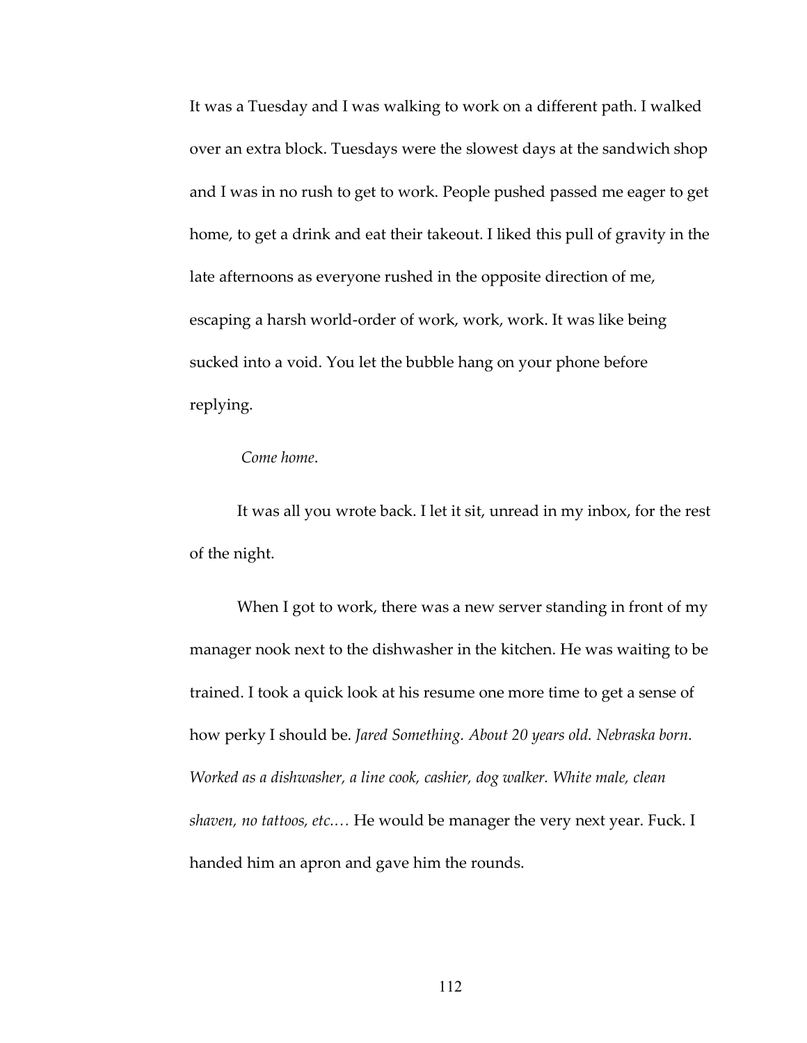It was a Tuesday and I was walking to work on a different path. I walked over an extra block. Tuesdays were the slowest days at the sandwich shop and I was in no rush to get to work. People pushed passed me eager to get home, to get a drink and eat their takeout. I liked this pull of gravity in the late afternoons as everyone rushed in the opposite direction of me, escaping a harsh world-order of work, work, work. It was like being sucked into a void. You let the bubble hang on your phone before replying.

*Come home*.

It was all you wrote back. I let it sit, unread in my inbox, for the rest of the night.

When I got to work, there was a new server standing in front of my manager nook next to the dishwasher in the kitchen. He was waiting to be trained. I took a quick look at his resume one more time to get a sense of how perky I should be. *Jared Something. About 20 years old. Nebraska born. Worked as a dishwasher, a line cook, cashier, dog walker. White male, clean shaven, no tattoos, etc.…* He would be manager the very next year. Fuck. I handed him an apron and gave him the rounds.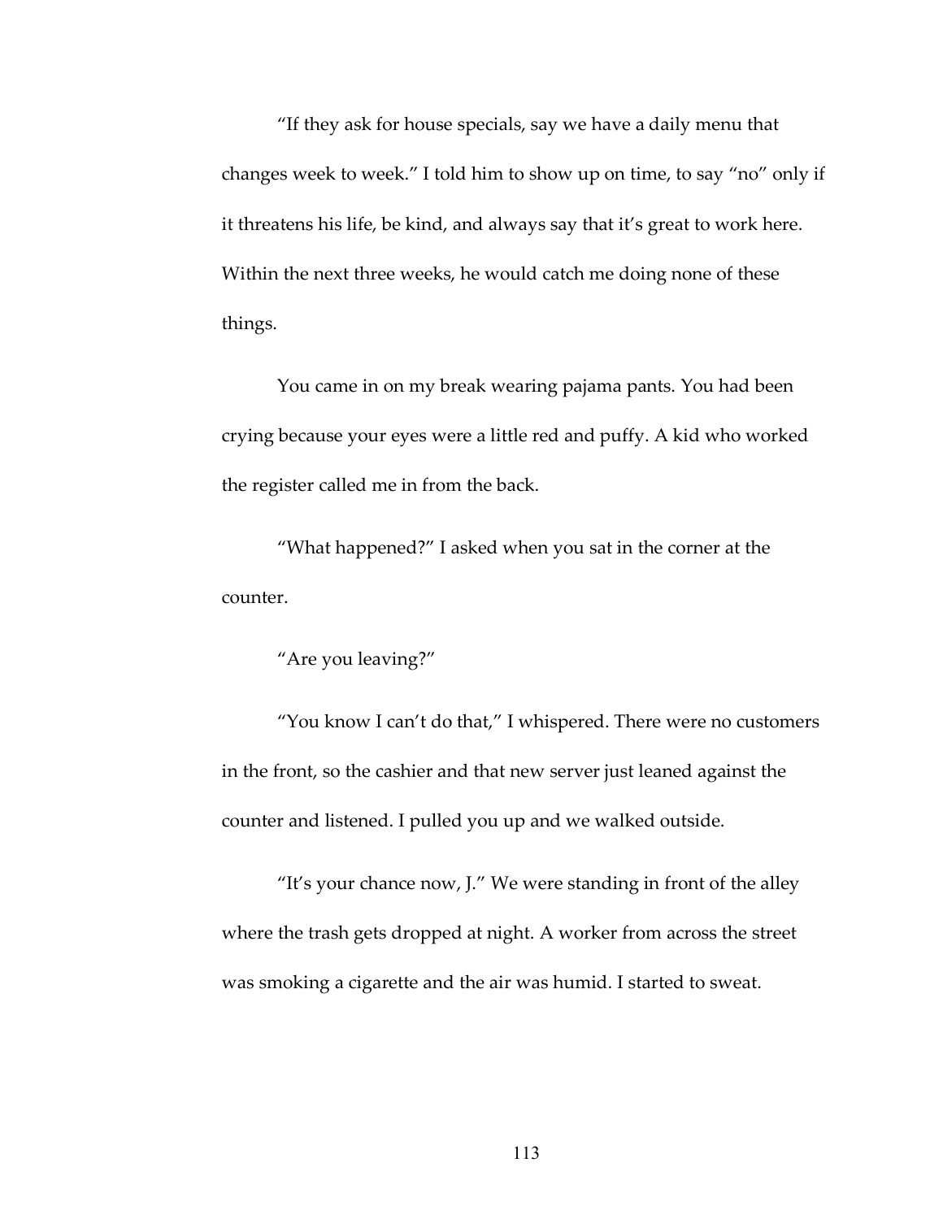“If they ask for house specials, say we have a daily menu that changes week to week.” I told him to show up on time, to say “no” only if it threatens his life, be kind, and always say that it’s great to work here. Within the next three weeks, he would catch me doing none of these things.

You came in on my break wearing pajama pants. You had been crying because your eyes were a little red and puffy. A kid who worked the register called me in from the back.

“What happened?” I asked when you sat in the corner at the counter.

“Are you leaving?”

“You know I can’t do that,” I whispered. There were no customers in the front, so the cashier and that new server just leaned against the counter and listened. I pulled you up and we walked outside.

“It’s your chance now, J.” We were standing in front of the alley where the trash gets dropped at night. A worker from across the street was smoking a cigarette and the air was humid. I started to sweat.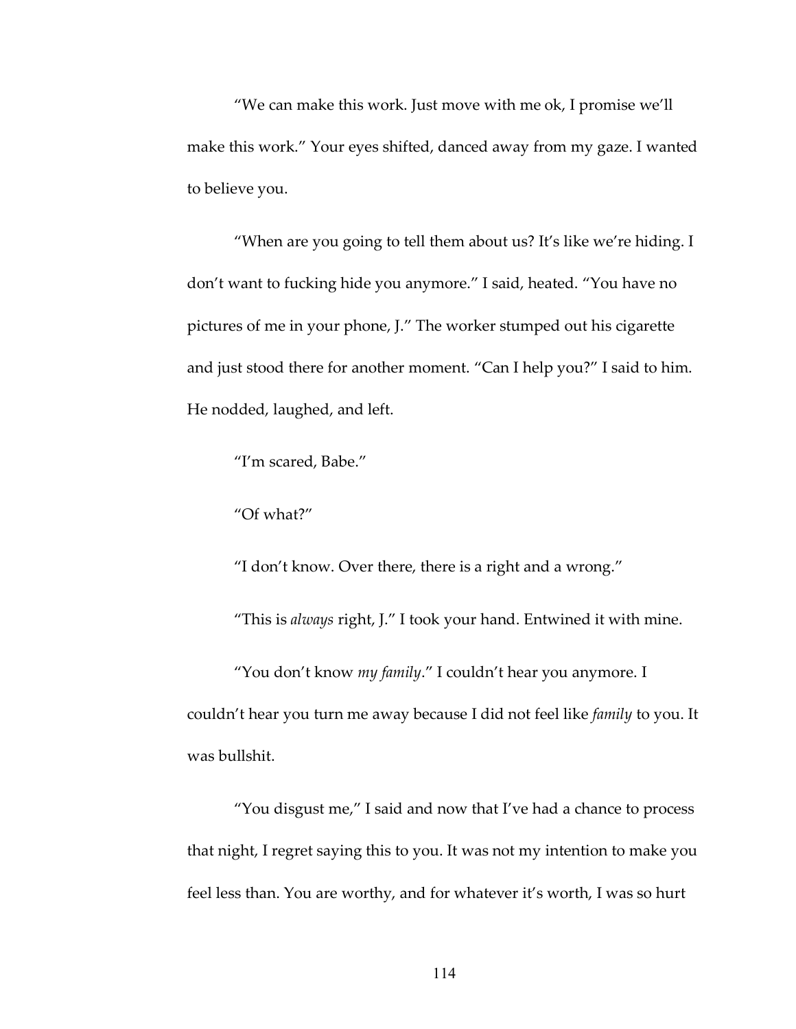"We can make this work. Just move with me ok, I promise we'll make this work." Your eyes shifted, danced away from my gaze. I wanted to believe you.

"When are you going to tell them about us? It's like we're hiding. I don't want to fucking hide you anymore." I said, heated. "You have no pictures of me in your phone, J." The worker stumped out his cigarette and just stood there for another moment. "Can I help you?" I said to him. He nodded, laughed, and left.

"I'm scared, Babe."

"Of what?"

"I don't know. Over there, there is a right and a wrong."

"This is *always* right, J." I took your hand. Entwined it with mine.

"You don't know *my family*." I couldn't hear you anymore. I couldn't hear you turn me away because I did not feel like *family* to you. It was bullshit.

"You disgust me," I said and now that I've had a chance to process that night, I regret saying this to you. It was not my intention to make you feel less than. You are worthy, and for whatever it's worth, I was so hurt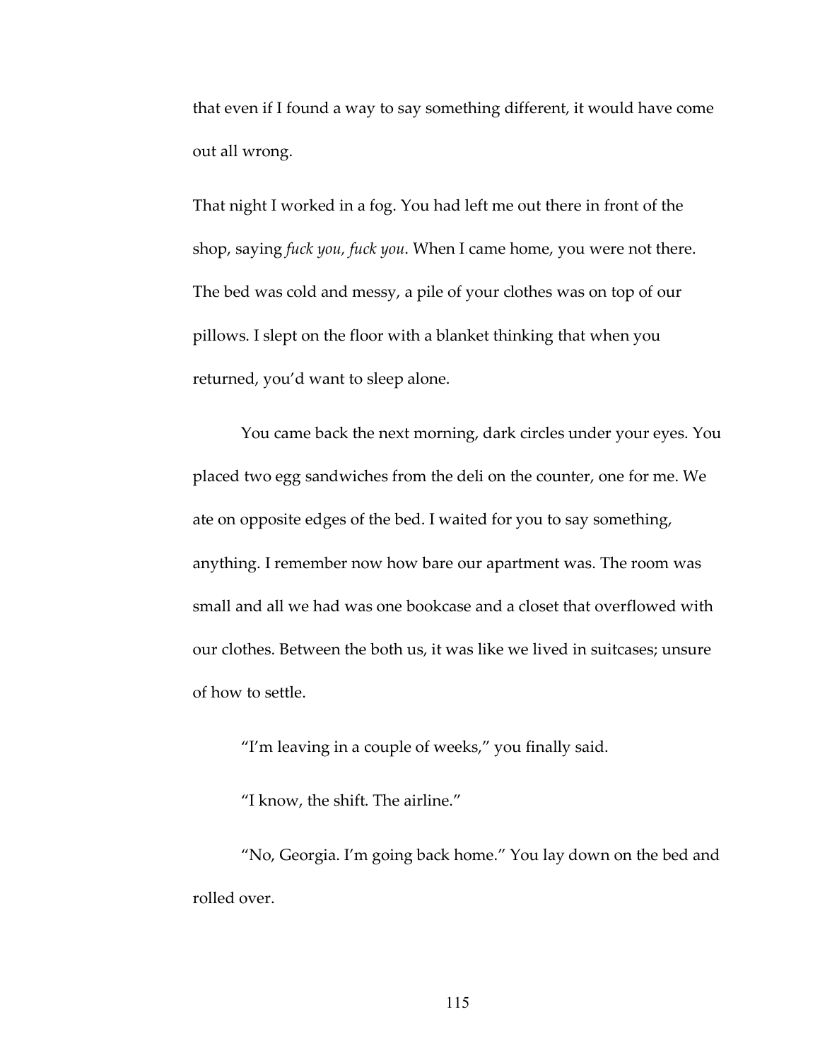that even if I found a way to say something different, it would have come out all wrong.

That night I worked in a fog. You had left me out there in front of the shop, saying *fuck you, fuck you*. When I came home, you were not there. The bed was cold and messy, a pile of your clothes was on top of our pillows. I slept on the floor with a blanket thinking that when you returned, you'd want to sleep alone.

You came back the next morning, dark circles under your eyes. You placed two egg sandwiches from the deli on the counter, one for me. We ate on opposite edges of the bed. I waited for you to say something, anything. I remember now how bare our apartment was. The room was small and all we had was one bookcase and a closet that overflowed with our clothes. Between the both us, it was like we lived in suitcases; unsure of how to settle.

"I'm leaving in a couple of weeks," you finally said.

"I know, the shift. The airline."

"No, Georgia. I'm going back home." You lay down on the bed and rolled over.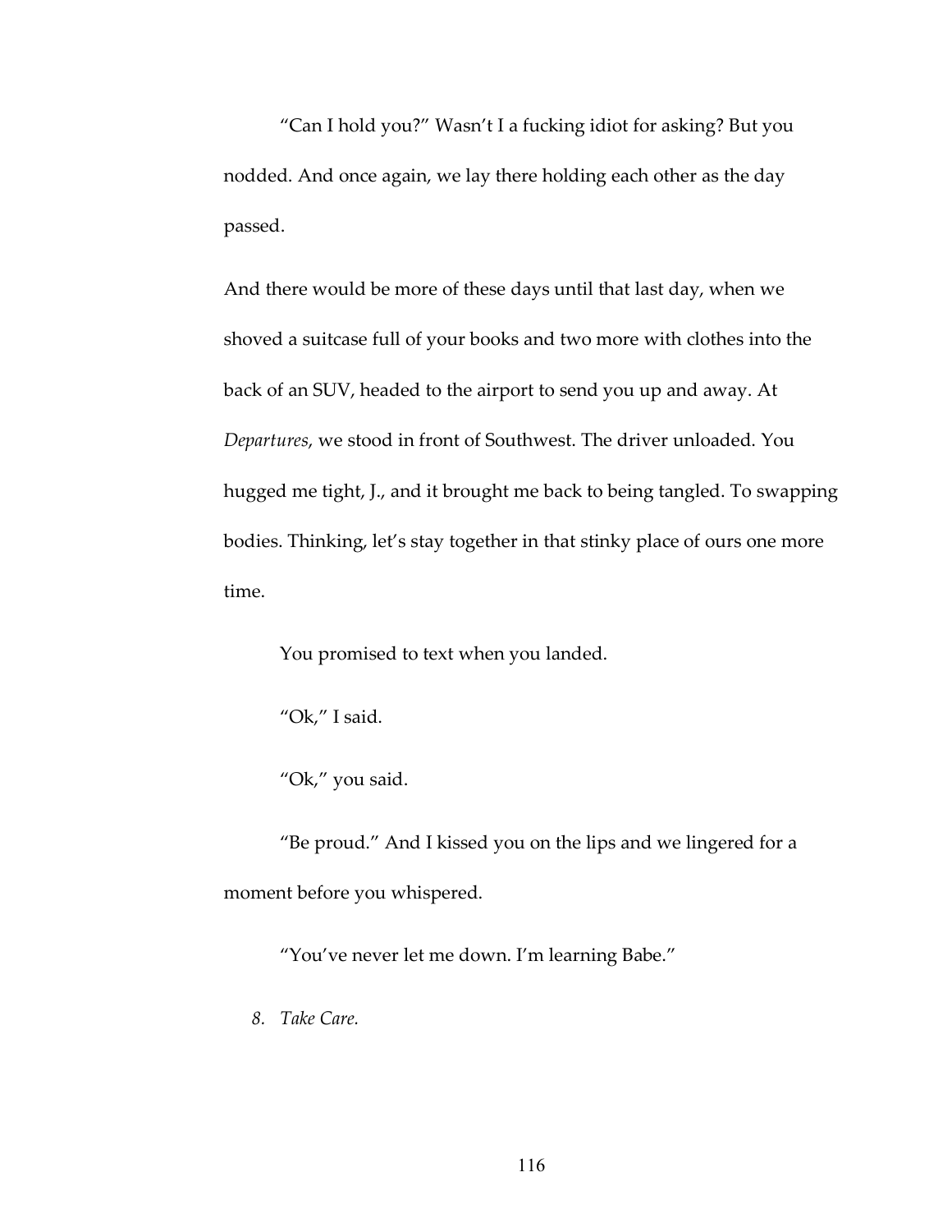"Can I hold you?" Wasn't I a fucking idiot for asking? But you nodded. And once again, we lay there holding each other as the day passed.

And there would be more of these days until that last day, when we shoved a suitcase full of your books and two more with clothes into the back of an SUV, headed to the airport to send you up and away. At *Departures*, we stood in front of Southwest. The driver unloaded. You hugged me tight, J., and it brought me back to being tangled. To swapping bodies. Thinking, let's stay together in that stinky place of ours one more time.

You promised to text when you landed.

"Ok," I said.

"Ok," you said.

"Be proud." And I kissed you on the lips and we lingered for a moment before you whispered.

"You've never let me down. I'm learning Babe."

*8. Take Care.*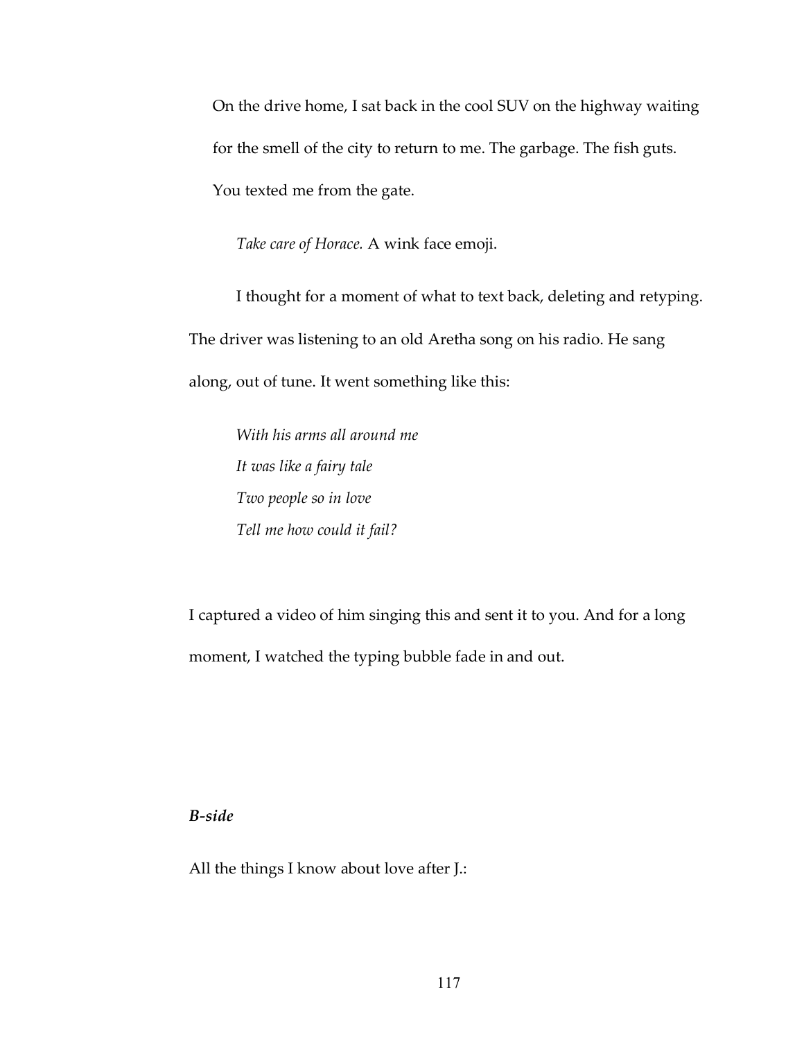On the drive home, I sat back in the cool SUV on the highway waiting for the smell of the city to return to me. The garbage. The fish guts. You texted me from the gate.

*Take care of Horace.* A wink face emoji.

I thought for a moment of what to text back, deleting and retyping. The driver was listening to an old Aretha song on his radio. He sang along, out of tune. It went something like this:

*With his arms all around me*
*It was like a fairy tale*
*Two people so in love*
*Tell me how could it fail?*

I captured a video of him singing this and sent it to you. And for a long moment, I watched the typing bubble fade in and out.

***B-side***

All the things I know about love after J.: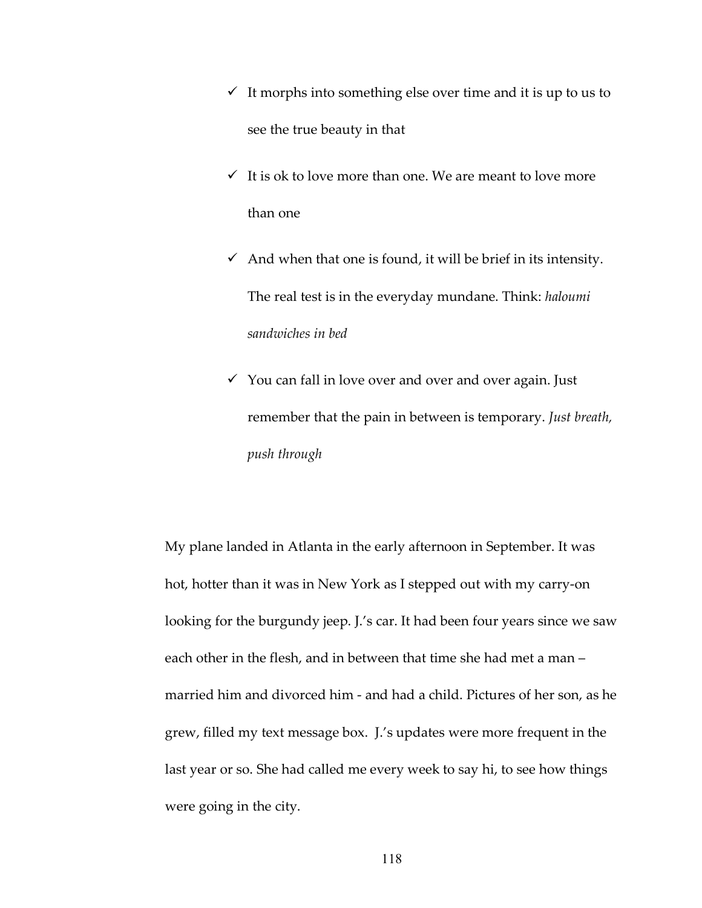- ✓ It morphs into something else over time and it is up to us to see the true beauty in that
- ✓ It is ok to love more than one. We are meant to love more than one
- ✓ And when that one is found, it will be brief in its intensity. The real test is in the everyday mundane. Think: *haloumi sandwiches in bed*
- ✓ You can fall in love over and over and over again. Just remember that the pain in between is temporary. *Just breath, push through*

My plane landed in Atlanta in the early afternoon in September. It was hot, hotter than it was in New York as I stepped out with my carry-on looking for the burgundy jeep. J.'s car. It had been four years since we saw each other in the flesh, and in between that time she had met a man – married him and divorced him - and had a child. Pictures of her son, as he grew, filled my text message box. J.'s updates were more frequent in the last year or so. She had called me every week to say hi, to see how things were going in the city.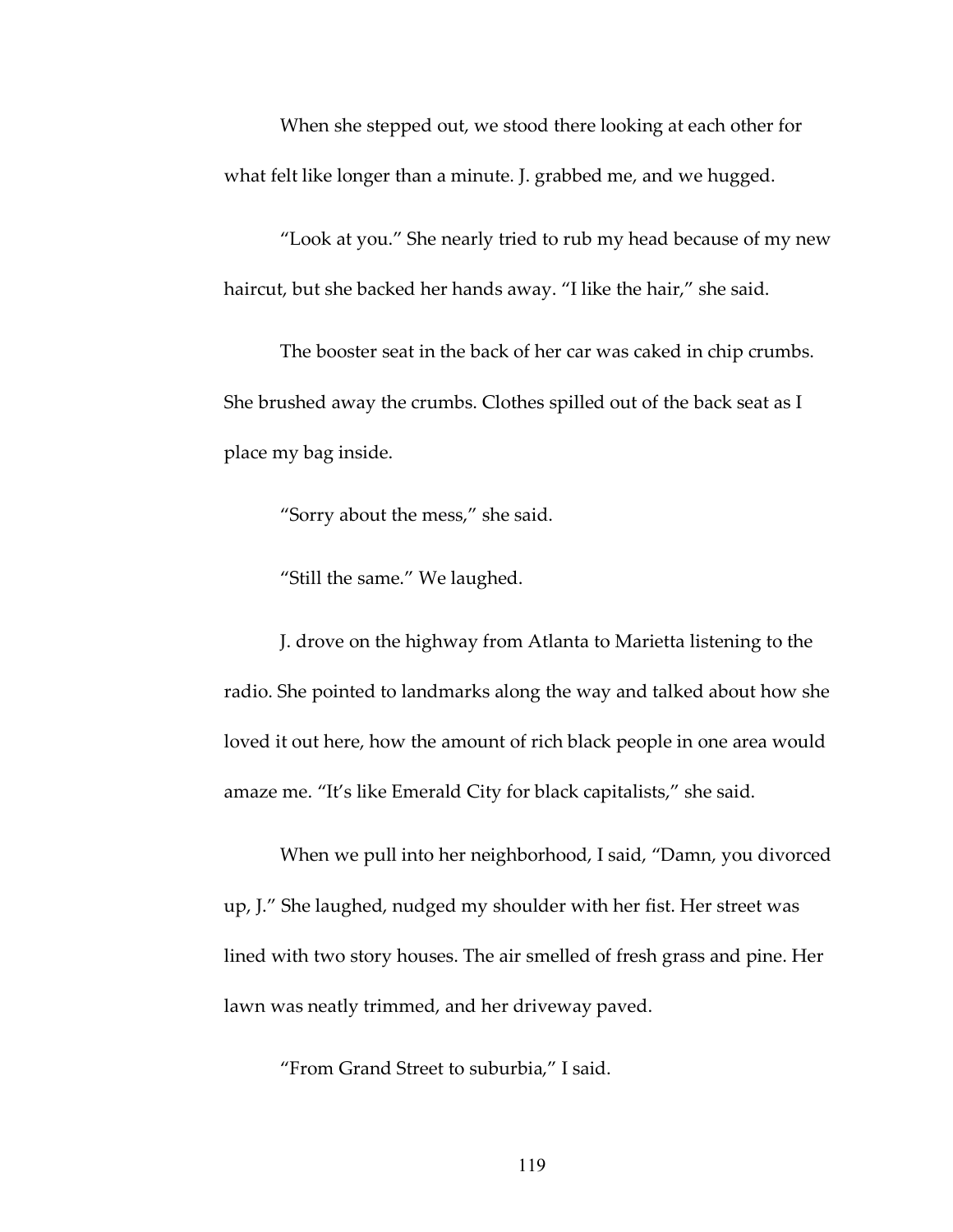When she stepped out, we stood there looking at each other for what felt like longer than a minute. J. grabbed me, and we hugged.

"Look at you." She nearly tried to rub my head because of my new haircut, but she backed her hands away. "I like the hair," she said.

The booster seat in the back of her car was caked in chip crumbs. She brushed away the crumbs. Clothes spilled out of the back seat as I place my bag inside.

"Sorry about the mess," she said.

"Still the same." We laughed.

J. drove on the highway from Atlanta to Marietta listening to the radio. She pointed to landmarks along the way and talked about how she loved it out here, how the amount of rich black people in one area would amaze me. "It's like Emerald City for black capitalists," she said.

When we pull into her neighborhood, I said, "Damn, you divorced up, J." She laughed, nudged my shoulder with her fist. Her street was lined with two story houses. The air smelled of fresh grass and pine. Her lawn was neatly trimmed, and her driveway paved.

"From Grand Street to suburbia," I said.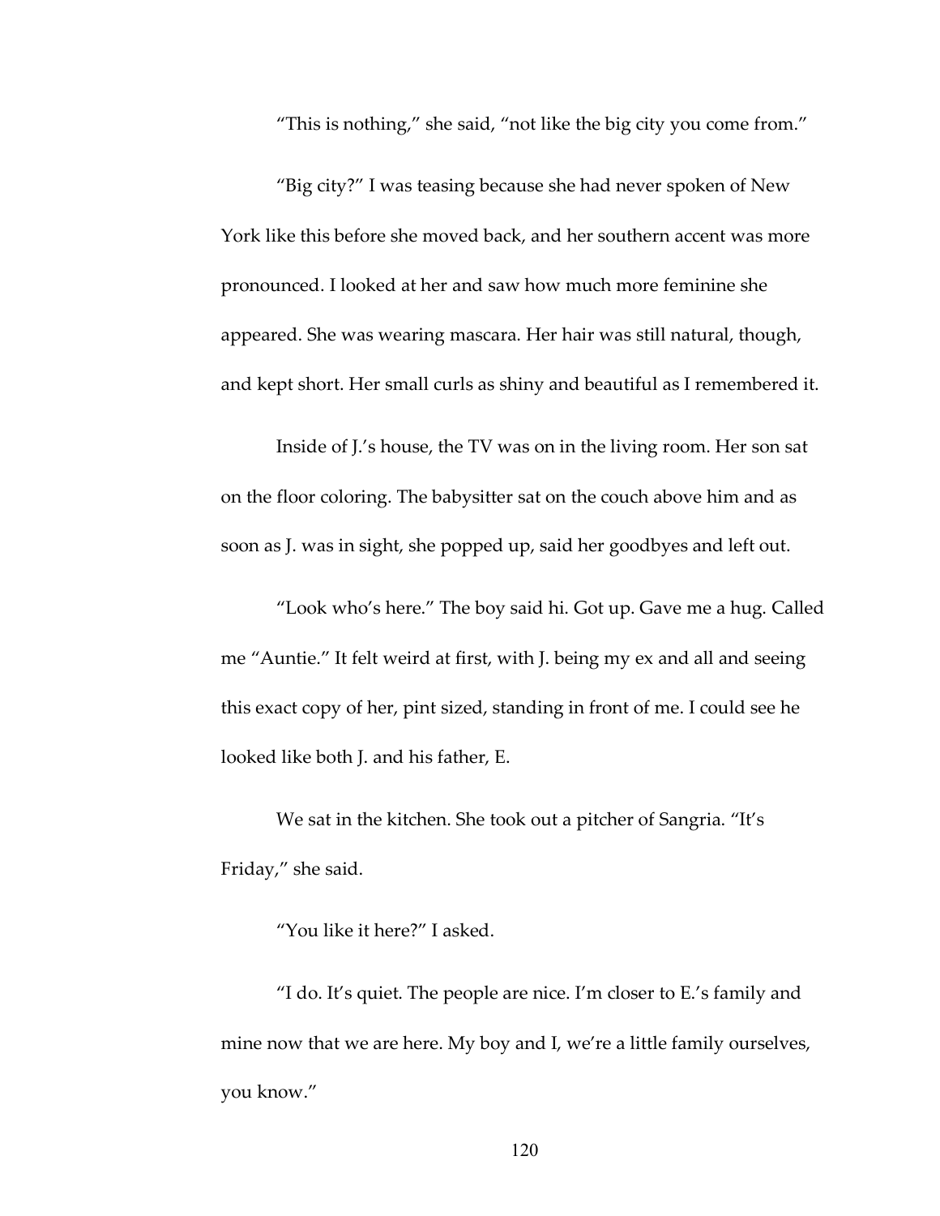"This is nothing," she said, "not like the big city you come from."

"Big city?" I was teasing because she had never spoken of New York like this before she moved back, and her southern accent was more pronounced. I looked at her and saw how much more feminine she appeared. She was wearing mascara. Her hair was still natural, though, and kept short. Her small curls as shiny and beautiful as I remembered it.

Inside of J.'s house, the TV was on in the living room. Her son sat on the floor coloring. The babysitter sat on the couch above him and as soon as J. was in sight, she popped up, said her goodbyes and left out.

"Look who's here." The boy said hi. Got up. Gave me a hug. Called me "Auntie." It felt weird at first, with J. being my ex and all and seeing this exact copy of her, pint sized, standing in front of me. I could see he looked like both J. and his father, E.

We sat in the kitchen. She took out a pitcher of Sangria. "It's Friday," she said.

"You like it here?" I asked.

"I do. It's quiet. The people are nice. I'm closer to E.'s family and mine now that we are here. My boy and I, we're a little family ourselves, you know."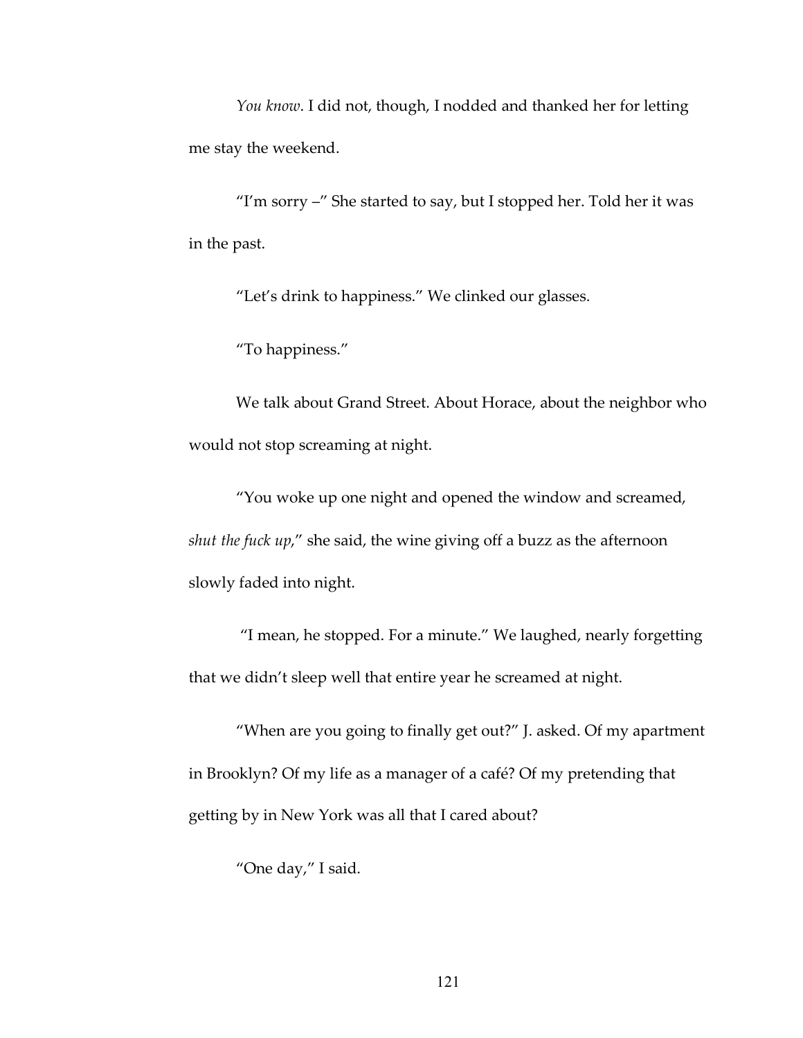*You know*. I did not, though, I nodded and thanked her for letting me stay the weekend.

"I'm sorry –" She started to say, but I stopped her. Told her it was in the past.

"Let's drink to happiness." We clinked our glasses.

"To happiness."

We talk about Grand Street. About Horace, about the neighbor who would not stop screaming at night.

"You woke up one night and opened the window and screamed, *shut the fuck up*," she said, the wine giving off a buzz as the afternoon slowly faded into night.

"I mean, he stopped. For a minute." We laughed, nearly forgetting that we didn't sleep well that entire year he screamed at night.

"When are you going to finally get out?" J. asked. Of my apartment in Brooklyn? Of my life as a manager of a café? Of my pretending that getting by in New York was all that I cared about?

"One day," I said.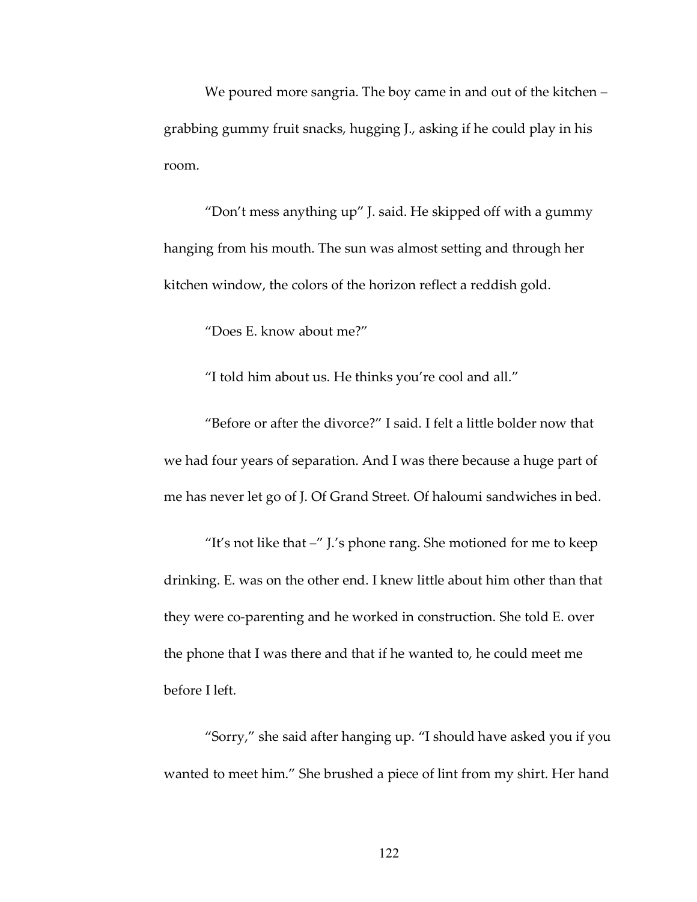We poured more sangria. The boy came in and out of the kitchen – grabbing gummy fruit snacks, hugging J., asking if he could play in his room.

"Don't mess anything up" J. said. He skipped off with a gummy hanging from his mouth. The sun was almost setting and through her kitchen window, the colors of the horizon reflect a reddish gold.

"Does E. know about me?"

"I told him about us. He thinks you're cool and all."

"Before or after the divorce?" I said. I felt a little bolder now that we had four years of separation. And I was there because a huge part of me has never let go of J. Of Grand Street. Of haloumi sandwiches in bed.

"It's not like that –" J.'s phone rang. She motioned for me to keep drinking. E. was on the other end. I knew little about him other than that they were co-parenting and he worked in construction. She told E. over the phone that I was there and that if he wanted to, he could meet me before I left.

"Sorry," she said after hanging up. "I should have asked you if you wanted to meet him." She brushed a piece of lint from my shirt. Her hand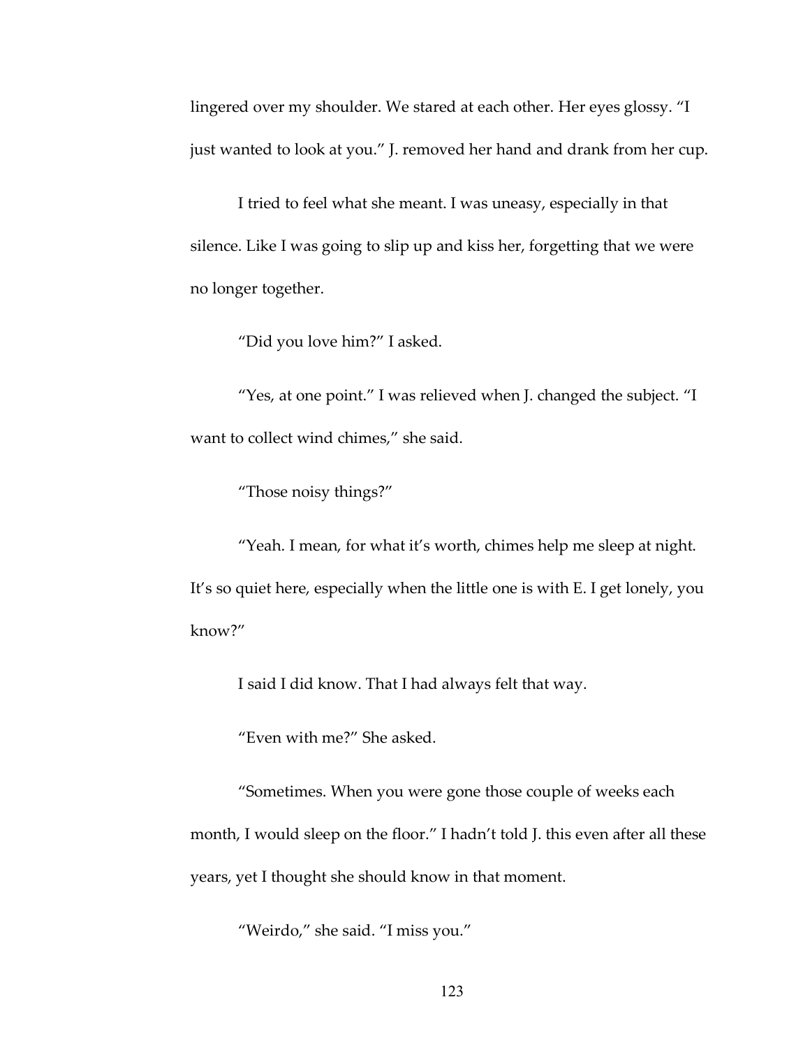lingered over my shoulder. We stared at each other. Her eyes glossy. "I just wanted to look at you." J. removed her hand and drank from her cup.

I tried to feel what she meant. I was uneasy, especially in that silence. Like I was going to slip up and kiss her, forgetting that we were no longer together.

"Did you love him?" I asked.

"Yes, at one point." I was relieved when J. changed the subject. "I want to collect wind chimes," she said.

"Those noisy things?"

"Yeah. I mean, for what it's worth, chimes help me sleep at night. It's so quiet here, especially when the little one is with E. I get lonely, you know?"

I said I did know. That I had always felt that way.

"Even with me?" She asked.

"Sometimes. When you were gone those couple of weeks each month, I would sleep on the floor." I hadn't told J. this even after all these years, yet I thought she should know in that moment.

"Weirdo," she said. "I miss you."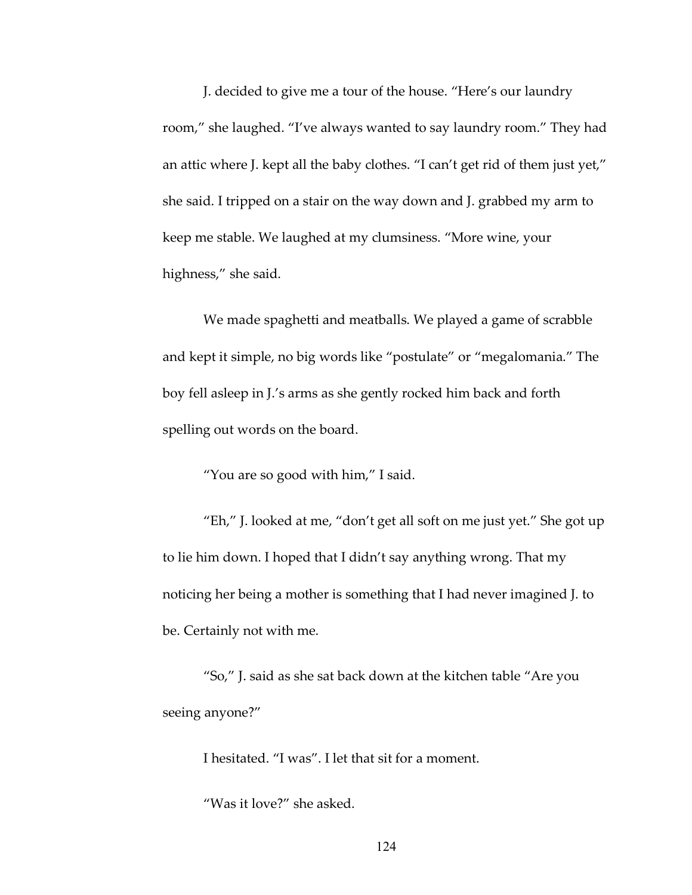J. decided to give me a tour of the house. "Here's our laundry room," she laughed. "I've always wanted to say laundry room." They had an attic where J. kept all the baby clothes. "I can't get rid of them just yet," she said. I tripped on a stair on the way down and J. grabbed my arm to keep me stable. We laughed at my clumsiness. "More wine, your highness," she said.

We made spaghetti and meatballs. We played a game of scrabble and kept it simple, no big words like "postulate" or "megalomania." The boy fell asleep in J.'s arms as she gently rocked him back and forth spelling out words on the board.

"You are so good with him," I said.

"Eh," J. looked at me, "don't get all soft on me just yet." She got up to lie him down. I hoped that I didn't say anything wrong. That my noticing her being a mother is something that I had never imagined J. to be. Certainly not with me.

"So," J. said as she sat back down at the kitchen table "Are you seeing anyone?"

I hesitated. "I was". I let that sit for a moment.

"Was it love?" she asked.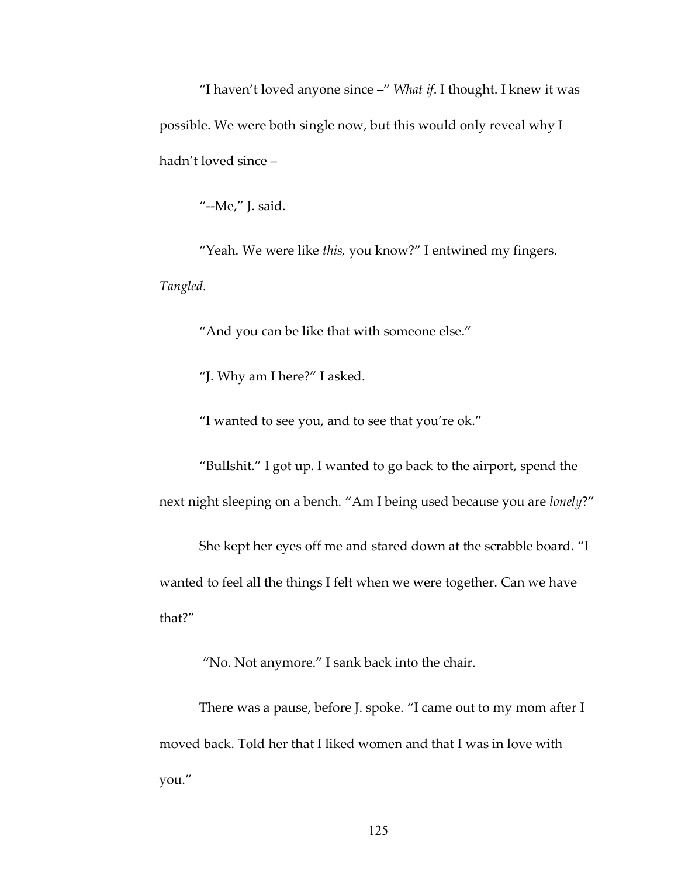"I haven't loved anyone since –" *What if*. I thought. I knew it was possible. We were both single now, but this would only reveal why I hadn't loved since –

"--Me," J. said.

"Yeah. We were like *this,* you know?" I entwined my fingers. *Tangled.*

"And you can be like that with someone else."

"J. Why am I here?" I asked.

"I wanted to see you, and to see that you're ok."

"Bullshit." I got up. I wanted to go back to the airport, spend the next night sleeping on a bench. "Am I being used because you are *lonely*?"

She kept her eyes off me and stared down at the scrabble board. "I wanted to feel all the things I felt when we were together. Can we have that?"

"No. Not anymore." I sank back into the chair.

There was a pause, before J. spoke. "I came out to my mom after I moved back. Told her that I liked women and that I was in love with you."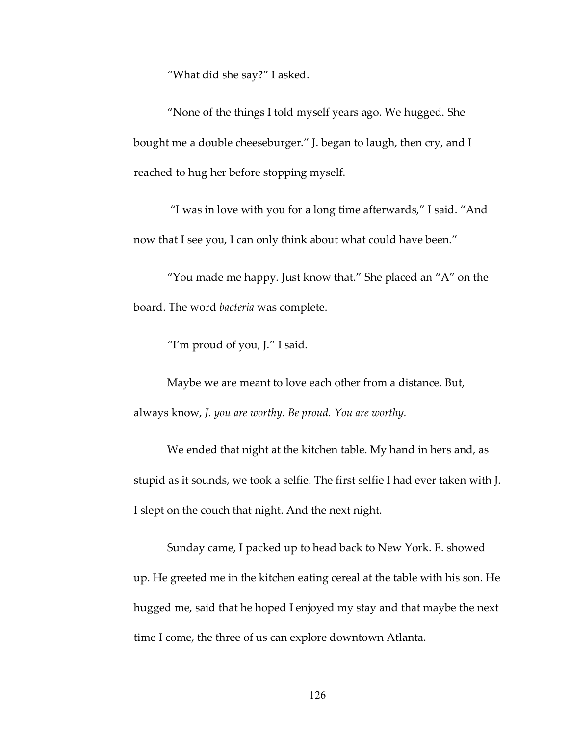"What did she say?" I asked.

"None of the things I told myself years ago. We hugged. She bought me a double cheeseburger." J. began to laugh, then cry, and I reached to hug her before stopping myself.

"I was in love with you for a long time afterwards," I said. "And now that I see you, I can only think about what could have been."

"You made me happy. Just know that." She placed an "A" on the board. The word *bacteria* was complete.

"I'm proud of you, J." I said.

Maybe we are meant to love each other from a distance. But, always know, *J. you are worthy. Be proud. You are worthy.*

We ended that night at the kitchen table. My hand in hers and, as stupid as it sounds, we took a selfie. The first selfie I had ever taken with J. I slept on the couch that night. And the next night.

Sunday came, I packed up to head back to New York. E. showed up. He greeted me in the kitchen eating cereal at the table with his son. He hugged me, said that he hoped I enjoyed my stay and that maybe the next time I come, the three of us can explore downtown Atlanta.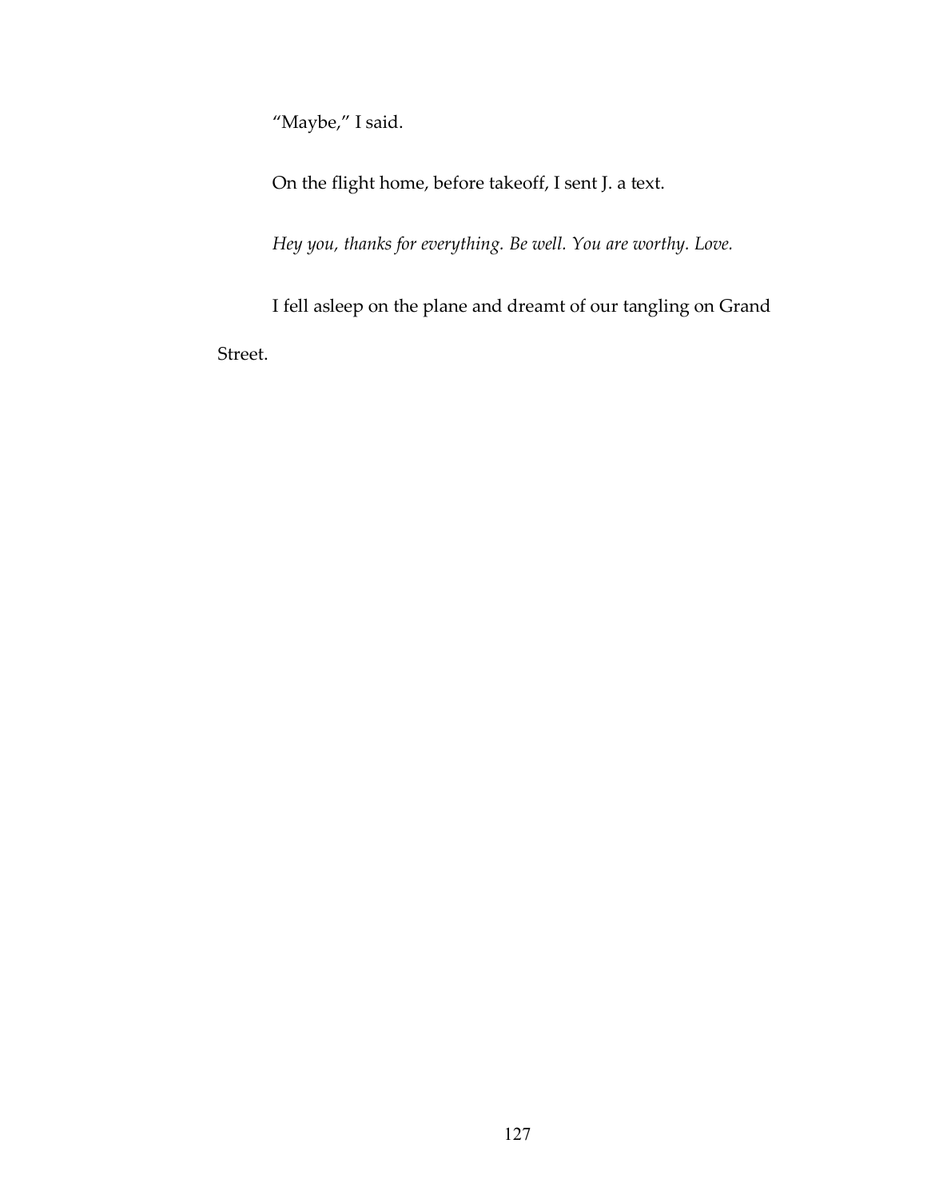"Maybe," I said.

On the flight home, before takeoff, I sent J. a text.

*Hey you, thanks for everything. Be well. You are worthy. Love.*

I fell asleep on the plane and dreamt of our tangling on Grand Street.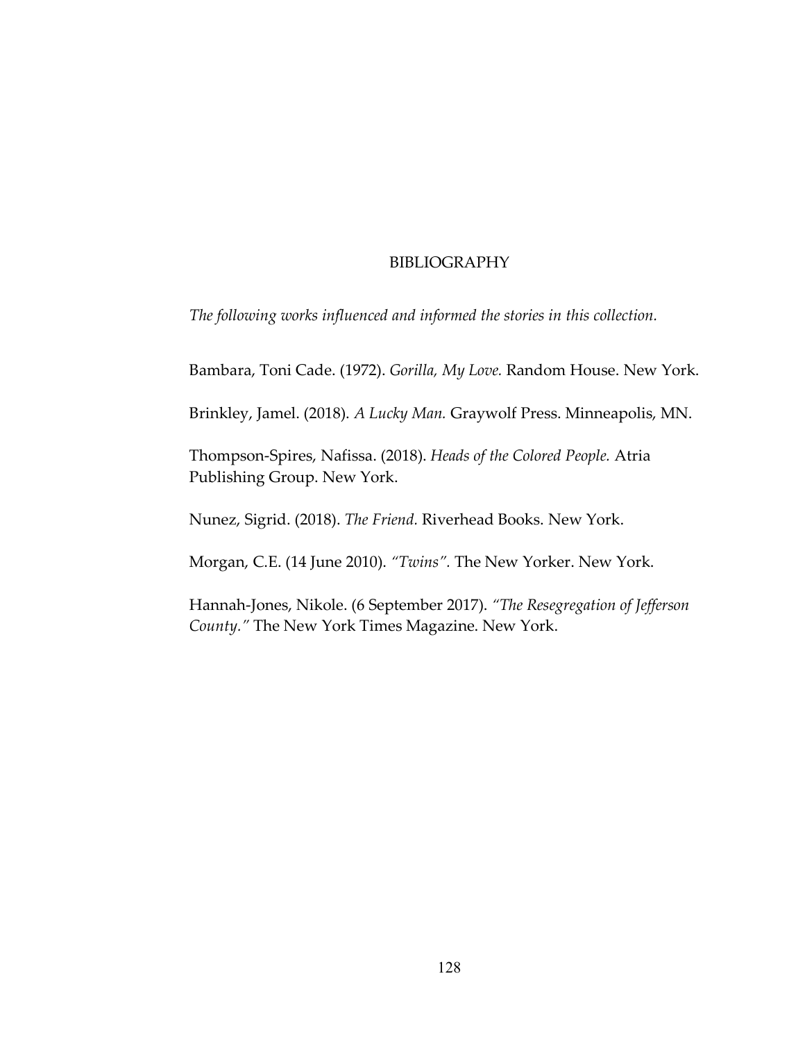# BIBLIOGRAPHY

*The following works influenced and informed the stories in this collection.*

Bambara, Toni Cade. (1972). *Gorilla, My Love.* Random House. New York.

Brinkley, Jamel. (2018). *A Lucky Man.* Graywolf Press. Minneapolis, MN.

Thompson-Spires, Nafissa. (2018). *Heads of the Colored People.* Atria Publishing Group. New York.

Nunez, Sigrid. (2018). *The Friend.* Riverhead Books. New York.

Morgan, C.E. (14 June 2010). *"Twins".* The New Yorker. New York.

Hannah-Jones, Nikole. (6 September 2017). *"The Resegregation of Jefferson County."* The New York Times Magazine. New York.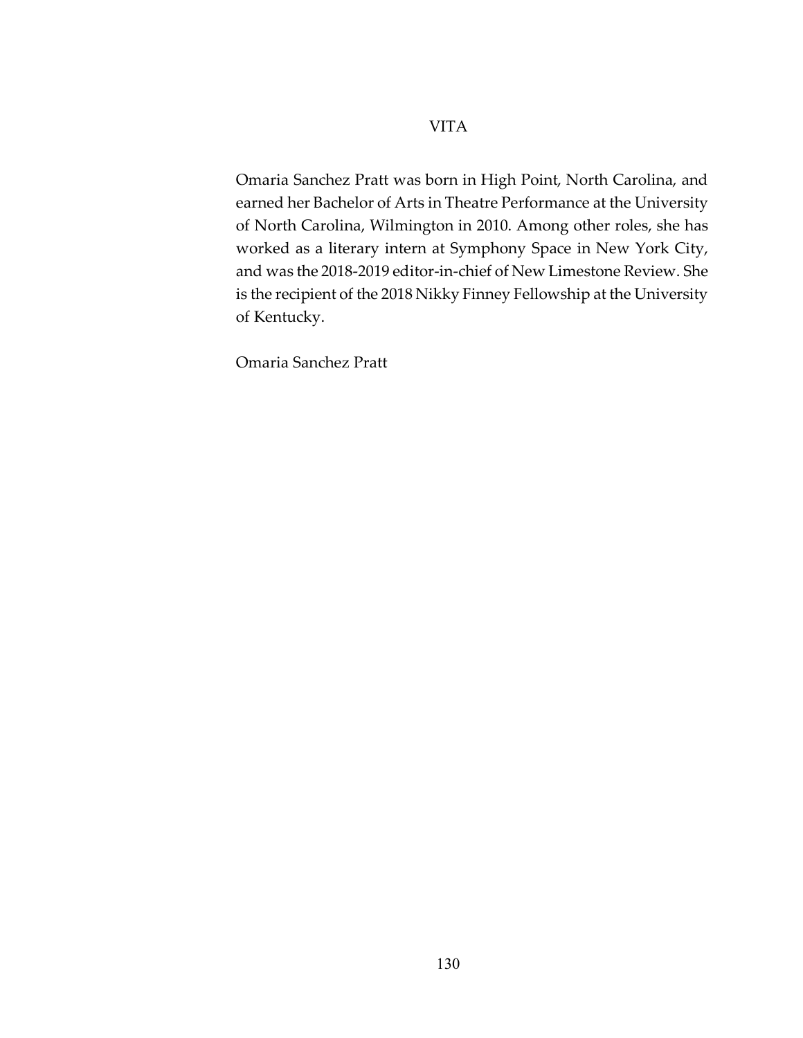# VITA

Omaria Sanchez Pratt was born in High Point, North Carolina, and earned her Bachelor of Arts in Theatre Performance at the University of North Carolina, Wilmington in 2010. Among other roles, she has worked as a literary intern at Symphony Space in New York City, and was the 2018-2019 editor-in-chief of New Limestone Review. She is the recipient of the 2018 Nikky Finney Fellowship at the University of Kentucky.

Omaria Sanchez Pratt